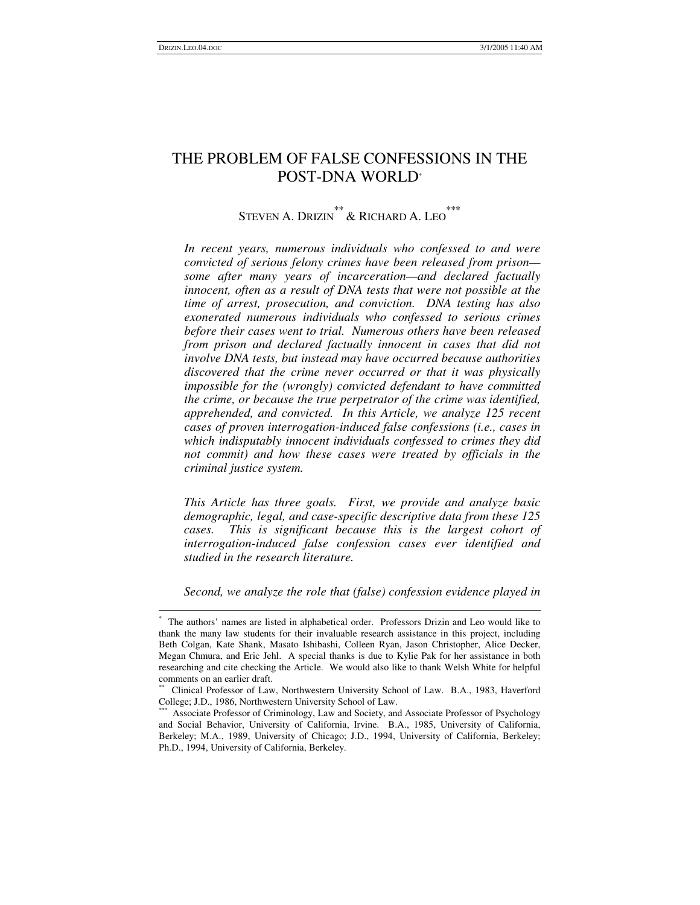# THE PROBLEM OF FALSE CONFESSIONS IN THE POST-DNA WORLD[*]

STEVEN A. DRIZIN[**] & RICHARD A. LEO[***]

*In recent years, numerous individuals who confessed to and were convicted of serious felony crimes have been released from prison—some after many years of incarceration—and declared factually innocent, often as a result of DNA tests that were not possible at the time of arrest, prosecution, and conviction. DNA testing has also exonerated numerous individuals who confessed to serious crimes before their cases went to trial. Numerous others have been released from prison and declared factually innocent in cases that did not involve DNA tests, but instead may have occurred because authorities discovered that the crime never occurred or that it was physically impossible for the (wrongly) convicted defendant to have committed the crime, or because the true perpetrator of the crime was identified, apprehended, and convicted. In this Article, we analyze 125 recent cases of proven interrogation-induced false confessions (i.e., cases in which indisputably innocent individuals confessed to crimes they did not commit) and how these cases were treated by officials in the criminal justice system.*

*This Article has three goals. First, we provide and analyze basic demographic, legal, and case-specific descriptive data from these 125 cases. This is significant because this is the largest cohort of interrogation-induced false confession cases ever identified and studied in the research literature.*

*Second, we analyze the role that (false) confession evidence played in*

---

[*] The authors' names are listed in alphabetical order. Professors Drizin and Leo would like to thank the many law students for their invaluable research assistance in this project, including Beth Colgan, Kate Shank, Masato Ishibashi, Colleen Ryan, Jason Christopher, Alice Decker, Megan Chmura, and Eric Jehl. A special thanks is due to Kylie Pak for her assistance in both researching and cite checking the Article. We would also like to thank Welsh White for helpful comments on an earlier draft.

[**] Clinical Professor of Law, Northwestern University School of Law. B.A., 1983, Haverford College; J.D., 1986, Northwestern University School of Law.

[***] Associate Professor of Criminology, Law and Society, and Associate Professor of Psychology and Social Behavior, University of California, Irvine. B.A., 1985, University of California, Berkeley; M.A., 1989, University of Chicago; J.D., 1994, University of California, Berkeley; Ph.D., 1994, University of California, Berkeley.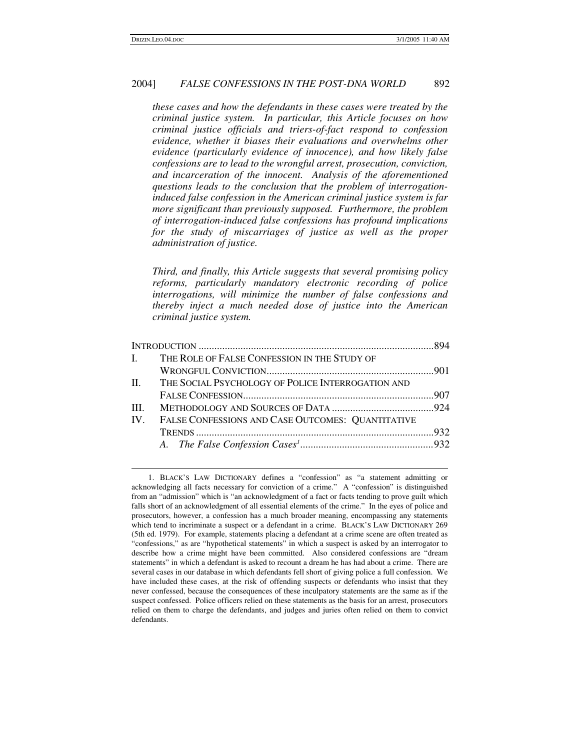*these cases and how the defendants in these cases were treated by the criminal justice system. In particular, this Article focuses on how criminal justice officials and triers-of-fact respond to confession evidence, whether it biases their evaluations and overwhelms other evidence (particularly evidence of innocence), and how likely false confessions are to lead to the wrongful arrest, prosecution, conviction, and incarceration of the innocent. Analysis of the aforementioned questions leads to the conclusion that the problem of interrogation-induced false confession in the American criminal justice system is far more significant than previously supposed. Furthermore, the problem of interrogation-induced false confessions has profound implications for the study of miscarriages of justice as well as the proper administration of justice.*

*Third, and finally, this Article suggests that several promising policy reforms, particularly mandatory electronic recording of police interrogations, will minimize the number of false confessions and thereby inject a much needed dose of justice into the American criminal justice system.*

| | | |
|---|---|---|
| INTRODUCTION | | 894 |
| I. | THE ROLE OF FALSE CONFESSION IN THE STUDY OF WRONGFUL CONVICTION | 901 |
| II. | THE SOCIAL PSYCHOLOGY OF POLICE INTERROGATION AND FALSE CONFESSION | 907 |
| III. | METHODOLOGY AND SOURCES OF DATA | 924 |
| IV. | FALSE CONFESSIONS AND CASE OUTCOMES: QUANTITATIVE TRENDS | 932 |
| | *A. The False Confession Cases*[1] | 932 |

1. BLACK'S LAW DICTIONARY defines a "confession" as "a statement admitting or acknowledging all facts necessary for conviction of a crime." A "confession" is distinguished from an "admission" which is "an acknowledgment of a fact or facts tending to prove guilt which falls short of an acknowledgment of all essential elements of the crime." In the eyes of police and prosecutors, however, a confession has a much broader meaning, encompassing any statements which tend to incriminate a suspect or a defendant in a crime. BLACK'S LAW DICTIONARY 269 (5th ed. 1979). For example, statements placing a defendant at a crime scene are often treated as "confessions," as are "hypothetical statements" in which a suspect is asked by an interrogator to describe how a crime might have been committed. Also considered confessions are "dream statements" in which a defendant is asked to recount a dream he has had about a crime. There are several cases in our database in which defendants fell short of giving police a full confession. We have included these cases, at the risk of offending suspects or defendants who insist that they never confessed, because the consequences of these inculpatory statements are the same as if the suspect confessed. Police officers relied on these statements as the basis for an arrest, prosecutors relied on them to charge the defendants, and judges and juries often relied on them to convict defendants.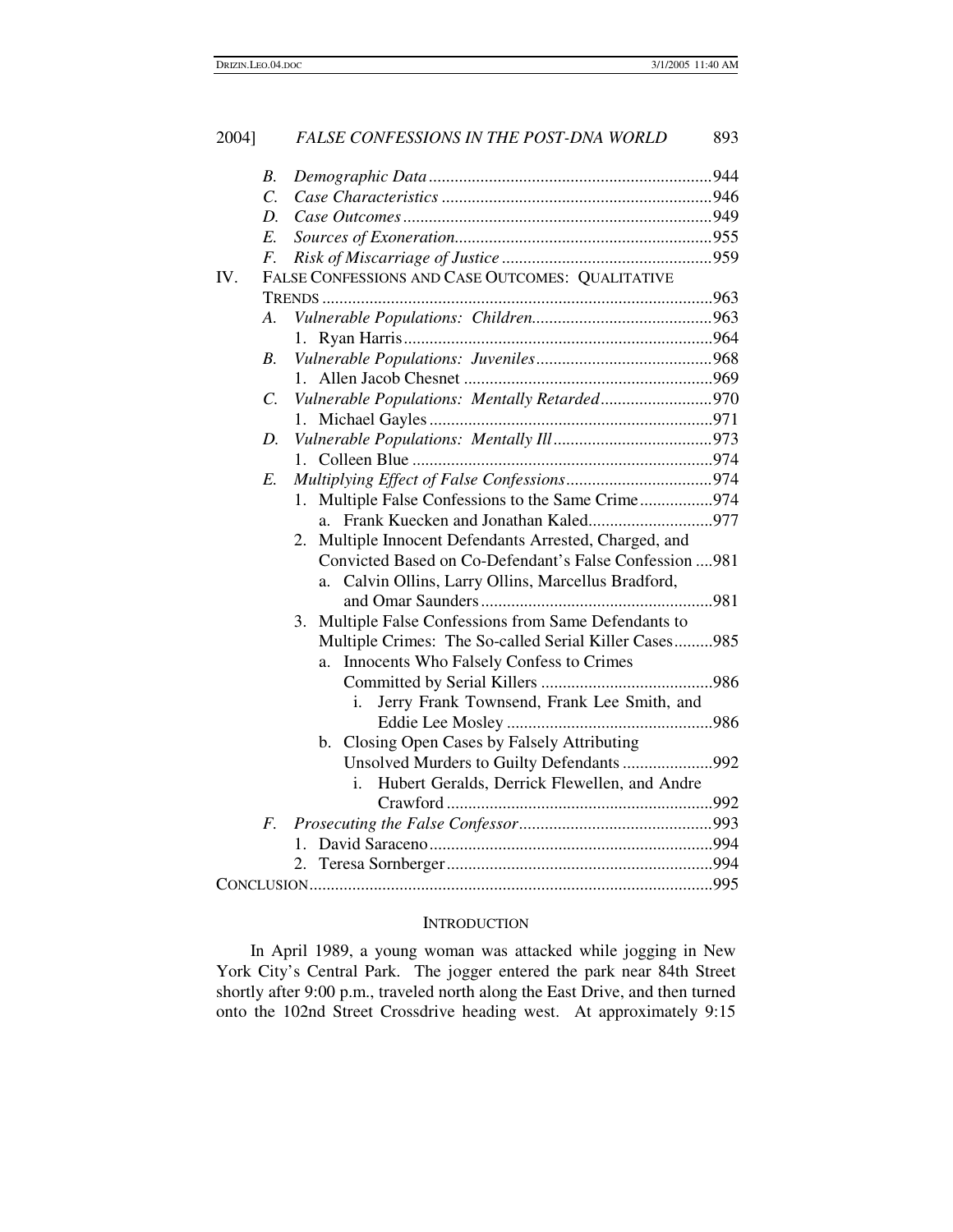- B. *Demographic Data* ....................................................................944
- C. *Case Characteristics* ..................................................................946
- D. *Case Outcomes* ..........................................................................949
- E. *Sources of Exoneration*...............................................................955
- F. *Risk of Miscarriage of Justice* ...................................................959

IV. FALSE CONFESSIONS AND CASE OUTCOMES: QUALITATIVE TRENDS ..........................................................................................963

- A. *Vulnerable Populations: Children*..........................................963
  1. Ryan Harris ........................................................................964
- B. *Vulnerable Populations: Juveniles*..........................................968
  1. Allen Jacob Chesnet ...........................................................969
- C. *Vulnerable Populations: Mentally Retarded*..........................970
  1. Michael Gayles ...................................................................971
- D. *Vulnerable Populations: Mentally Ill*......................................973
  1. Colleen Blue .......................................................................974
- E. *Multiplying Effect of False Confessions*..................................974
  1. Multiple False Confessions to the Same Crime.................974
     a. Frank Kuecken and Jonathan Kaled.............................977
  2. Multiple Innocent Defendants Arrested, Charged, and Convicted Based on Co-Defendant's False Confession ....981
     a. Calvin Ollins, Larry Ollins, Marcellus Bradford, and Omar Saunders......................................................981
  3. Multiple False Confessions from Same Defendants to Multiple Crimes: The So-called Serial Killer Cases.........985
     a. Innocents Who Falsely Confess to Crimes Committed by Serial Killers ........................................986
        i. Jerry Frank Townsend, Frank Lee Smith, and Eddie Lee Mosley ................................................986
     b. Closing Open Cases by Falsely Attributing Unsolved Murders to Guilty Defendants .....................992
        i. Hubert Geralds, Derrick Flewellen, and Andre Crawford .............................................................992
- F. *Prosecuting the False Confessor*............................................993
  1. David Saraceno..................................................................994
  2. Teresa Sornberger.............................................................994

CONCLUSION.............................................................................................995

## INTRODUCTION

In April 1989, a young woman was attacked while jogging in New York City's Central Park. The jogger entered the park near 84th Street shortly after 9:00 p.m., traveled north along the East Drive, and then turned onto the 102nd Street Crossdrive heading west. At approximately 9:15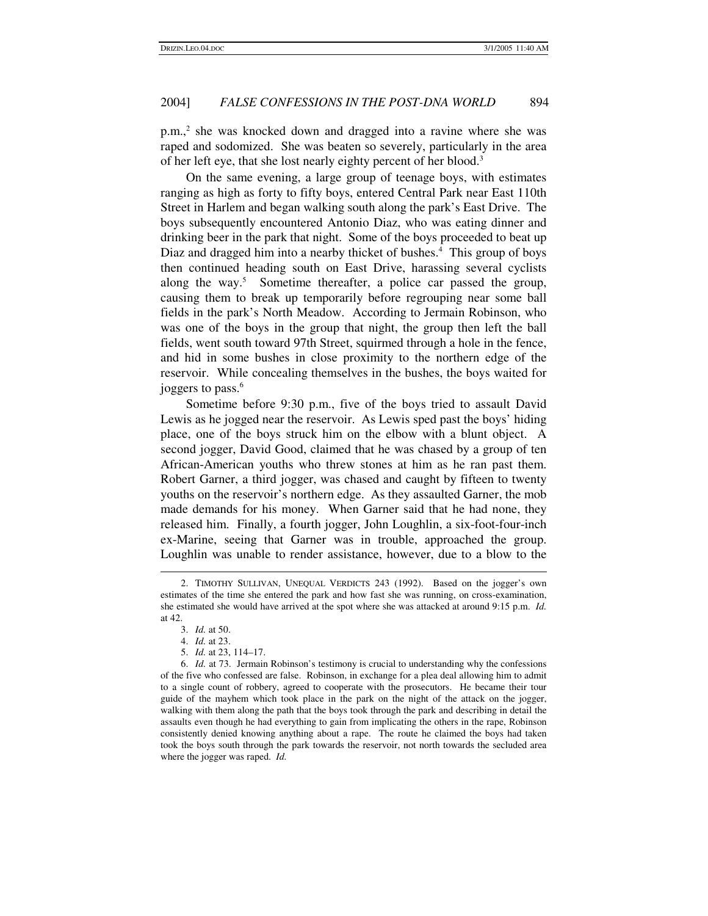p.m.,[2] she was knocked down and dragged into a ravine where she was raped and sodomized. She was beaten so severely, particularly in the area of her left eye, that she lost nearly eighty percent of her blood.[3]

On the same evening, a large group of teenage boys, with estimates ranging as high as forty to fifty boys, entered Central Park near East 110th Street in Harlem and began walking south along the park's East Drive. The boys subsequently encountered Antonio Diaz, who was eating dinner and drinking beer in the park that night. Some of the boys proceeded to beat up Diaz and dragged him into a nearby thicket of bushes.[4] This group of boys then continued heading south on East Drive, harassing several cyclists along the way.[5] Sometime thereafter, a police car passed the group, causing them to break up temporarily before regrouping near some ball fields in the park's North Meadow. According to Jermain Robinson, who was one of the boys in the group that night, the group then left the ball fields, went south toward 97th Street, squirmed through a hole in the fence, and hid in some bushes in close proximity to the northern edge of the reservoir. While concealing themselves in the bushes, the boys waited for joggers to pass.[6]

Sometime before 9:30 p.m., five of the boys tried to assault David Lewis as he jogged near the reservoir. As Lewis sped past the boys' hiding place, one of the boys struck him on the elbow with a blunt object. A second jogger, David Good, claimed that he was chased by a group of ten African-American youths who threw stones at him as he ran past them. Robert Garner, a third jogger, was chased and caught by fifteen to twenty youths on the reservoir's northern edge. As they assaulted Garner, the mob made demands for his money. When Garner said that he had none, they released him. Finally, a fourth jogger, John Loughlin, a six-foot-four-inch ex-Marine, seeing that Garner was in trouble, approached the group. Loughlin was unable to render assistance, however, due to a blow to the

---

2. TIMOTHY SULLIVAN, UNEQUAL VERDICTS 243 (1992). Based on the jogger's own estimates of the time she entered the park and how fast she was running, on cross-examination, she estimated she would have arrived at the spot where she was attacked at around 9:15 p.m. *Id.* at 42.

3. *Id.* at 50.

4. *Id.* at 23.

5. *Id.* at 23, 114–17.

6. *Id.* at 73. Jermain Robinson's testimony is crucial to understanding why the confessions of the five who confessed are false. Robinson, in exchange for a plea deal allowing him to admit to a single count of robbery, agreed to cooperate with the prosecutors. He became their tour guide of the mayhem which took place in the park on the night of the attack on the jogger, walking with them along the path that the boys took through the park and describing in detail the assaults even though he had everything to gain from implicating the others in the rape, Robinson consistently denied knowing anything about a rape. The route he claimed the boys had taken took the boys south through the park towards the reservoir, not north towards the secluded area where the jogger was raped. *Id.*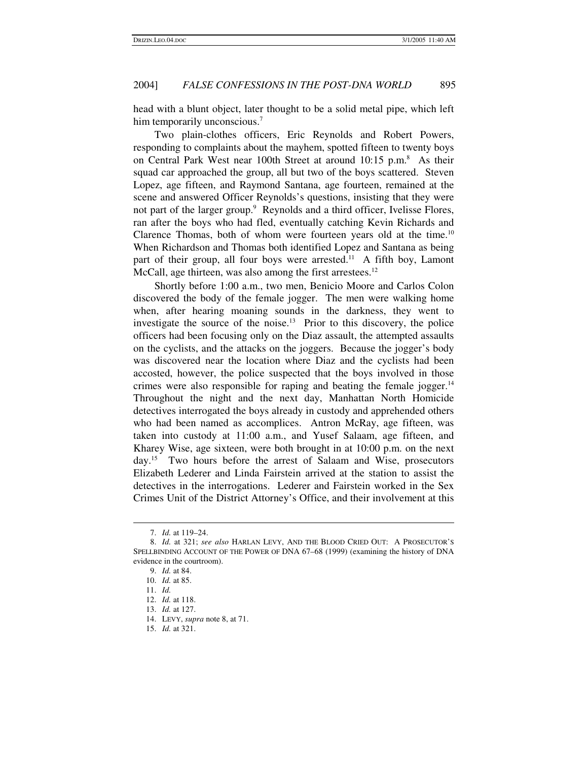head with a blunt object, later thought to be a solid metal pipe, which left him temporarily unconscious.[7]

Two plain-clothes officers, Eric Reynolds and Robert Powers, responding to complaints about the mayhem, spotted fifteen to twenty boys on Central Park West near 100th Street at around 10:15 p.m.[8] As their squad car approached the group, all but two of the boys scattered. Steven Lopez, age fifteen, and Raymond Santana, age fourteen, remained at the scene and answered Officer Reynolds's questions, insisting that they were not part of the larger group.[9] Reynolds and a third officer, Ivelisse Flores, ran after the boys who had fled, eventually catching Kevin Richards and Clarence Thomas, both of whom were fourteen years old at the time.[10] When Richardson and Thomas both identified Lopez and Santana as being part of their group, all four boys were arrested.[11] A fifth boy, Lamont McCall, age thirteen, was also among the first arrestees.[12]

Shortly before 1:00 a.m., two men, Benicio Moore and Carlos Colon discovered the body of the female jogger. The men were walking home when, after hearing moaning sounds in the darkness, they went to investigate the source of the noise.[13] Prior to this discovery, the police officers had been focusing only on the Diaz assault, the attempted assaults on the cyclists, and the attacks on the joggers. Because the jogger's body was discovered near the location where Diaz and the cyclists had been accosted, however, the police suspected that the boys involved in those crimes were also responsible for raping and beating the female jogger.[14] Throughout the night and the next day, Manhattan North Homicide detectives interrogated the boys already in custody and apprehended others who had been named as accomplices. Antron McRay, age fifteen, was taken into custody at 11:00 a.m., and Yusef Salaam, age fifteen, and Kharey Wise, age sixteen, were both brought in at 10:00 p.m. on the next day.[15] Two hours before the arrest of Salaam and Wise, prosecutors Elizabeth Lederer and Linda Fairstein arrived at the station to assist the detectives in the interrogations. Lederer and Fairstein worked in the Sex Crimes Unit of the District Attorney's Office, and their involvement at this

---

7. *Id.* at 119–24.

8. *Id.* at 321; *see also* HARLAN LEVY, AND THE BLOOD CRIED OUT: A PROSECUTOR'S SPELLBINDING ACCOUNT OF THE POWER OF DNA 67–68 (1999) (examining the history of DNA evidence in the courtroom).

9. *Id.* at 84.

10. *Id.* at 85.

11. *Id.*

12. *Id.* at 118.

13. *Id.* at 127.

14. LEVY, *supra* note 8, at 71.

15. *Id.* at 321.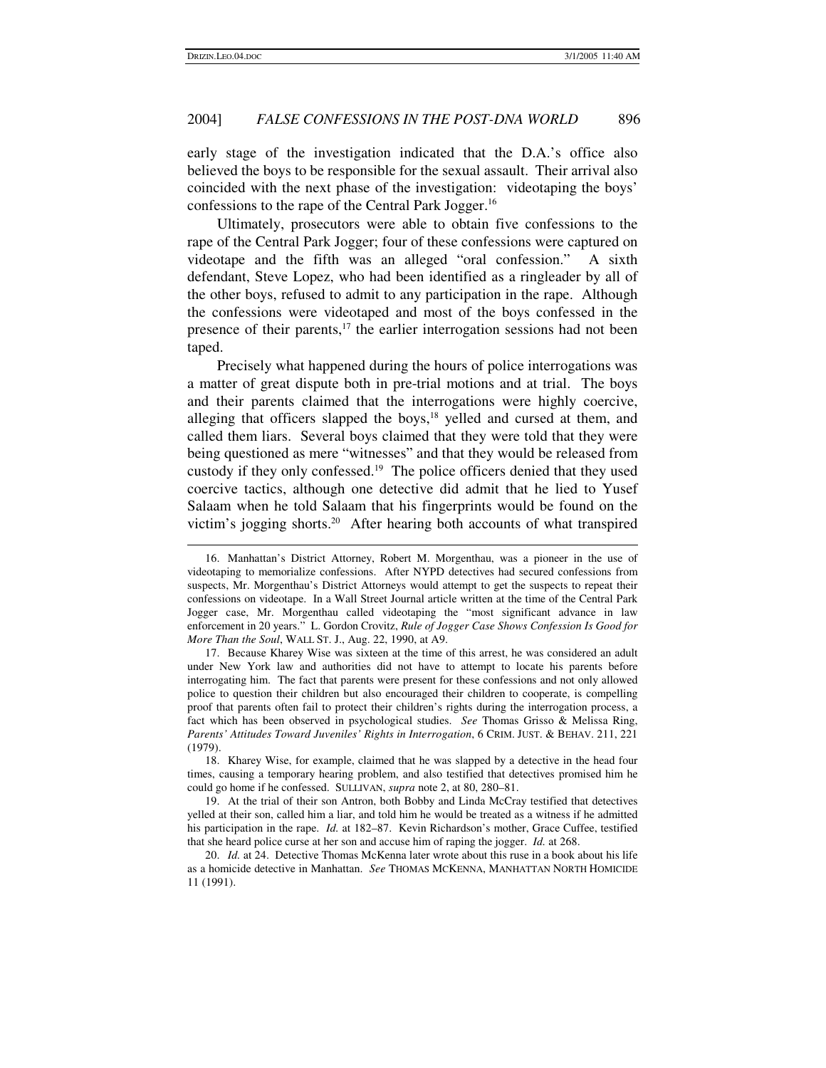early stage of the investigation indicated that the D.A.'s office also believed the boys to be responsible for the sexual assault. Their arrival also coincided with the next phase of the investigation: videotaping the boys' confessions to the rape of the Central Park Jogger.[16]

Ultimately, prosecutors were able to obtain five confessions to the rape of the Central Park Jogger; four of these confessions were captured on videotape and the fifth was an alleged "oral confession." A sixth defendant, Steve Lopez, who had been identified as a ringleader by all of the other boys, refused to admit to any participation in the rape. Although the confessions were videotaped and most of the boys confessed in the presence of their parents,[17] the earlier interrogation sessions had not been taped.

Precisely what happened during the hours of police interrogations was a matter of great dispute both in pre-trial motions and at trial. The boys and their parents claimed that the interrogations were highly coercive, alleging that officers slapped the boys,[18] yelled and cursed at them, and called them liars. Several boys claimed that they were told that they were being questioned as mere "witnesses" and that they would be released from custody if they only confessed.[19] The police officers denied that they used coercive tactics, although one detective did admit that he lied to Yusef Salaam when he told Salaam that his fingerprints would be found on the victim's jogging shorts.[20] After hearing both accounts of what transpired

---

16. Manhattan's District Attorney, Robert M. Morgenthau, was a pioneer in the use of videotaping to memorialize confessions. After NYPD detectives had secured confessions from suspects, Mr. Morgenthau's District Attorneys would attempt to get the suspects to repeat their confessions on videotape. In a Wall Street Journal article written at the time of the Central Park Jogger case, Mr. Morgenthau called videotaping the "most significant advance in law enforcement in 20 years." L. Gordon Crovitz, *Rule of Jogger Case Shows Confession Is Good for More Than the Soul*, WALL ST. J., Aug. 22, 1990, at A9.

17. Because Kharey Wise was sixteen at the time of this arrest, he was considered an adult under New York law and authorities did not have to attempt to locate his parents before interrogating him. The fact that parents were present for these confessions and not only allowed police to question their children but also encouraged their children to cooperate, is compelling proof that parents often fail to protect their children's rights during the interrogation process, a fact which has been observed in psychological studies. *See* Thomas Grisso & Melissa Ring, *Parents' Attitudes Toward Juveniles' Rights in Interrogation*, 6 CRIM. JUST. & BEHAV. 211, 221 (1979).

18. Kharey Wise, for example, claimed that he was slapped by a detective in the head four times, causing a temporary hearing problem, and also testified that detectives promised him he could go home if he confessed. SULLIVAN, *supra* note 2, at 80, 280–81.

19. At the trial of their son Antron, both Bobby and Linda McCray testified that detectives yelled at their son, called him a liar, and told him he would be treated as a witness if he admitted his participation in the rape. *Id.* at 182–87. Kevin Richardson's mother, Grace Cuffee, testified that she heard police curse at her son and accuse him of raping the jogger. *Id.* at 268.

20. *Id.* at 24. Detective Thomas McKenna later wrote about this ruse in a book about his life as a homicide detective in Manhattan. *See* THOMAS MCKENNA, MANHATTAN NORTH HOMICIDE 11 (1991).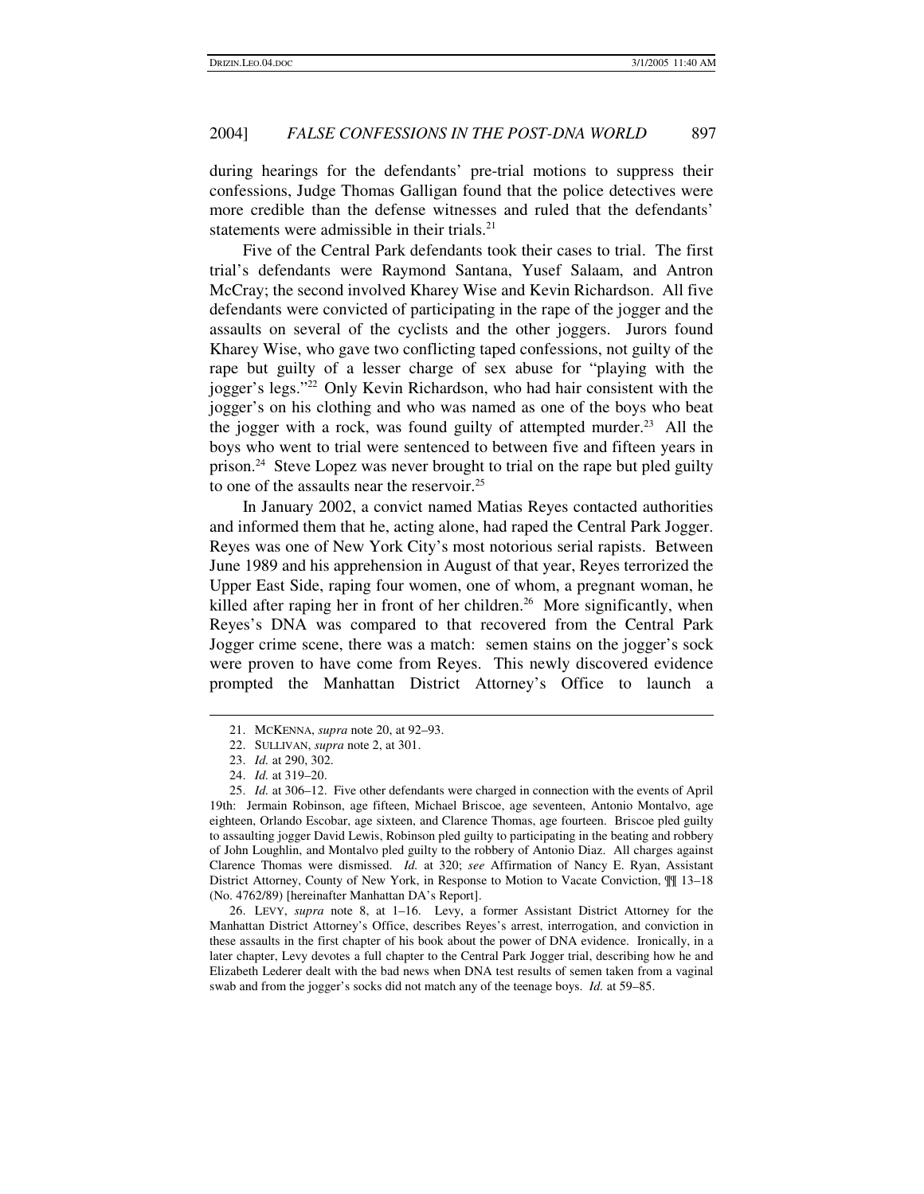during hearings for the defendants' pre-trial motions to suppress their confessions, Judge Thomas Galligan found that the police detectives were more credible than the defense witnesses and ruled that the defendants' statements were admissible in their trials.[21]

Five of the Central Park defendants took their cases to trial. The first trial's defendants were Raymond Santana, Yusef Salaam, and Antron McCray; the second involved Kharey Wise and Kevin Richardson. All five defendants were convicted of participating in the rape of the jogger and the assaults on several of the cyclists and the other joggers. Jurors found Kharey Wise, who gave two conflicting taped confessions, not guilty of the rape but guilty of a lesser charge of sex abuse for "playing with the jogger's legs."[22] Only Kevin Richardson, who had hair consistent with the jogger's on his clothing and who was named as one of the boys who beat the jogger with a rock, was found guilty of attempted murder.[23] All the boys who went to trial were sentenced to between five and fifteen years in prison.[24] Steve Lopez was never brought to trial on the rape but pled guilty to one of the assaults near the reservoir.[25]

In January 2002, a convict named Matias Reyes contacted authorities and informed them that he, acting alone, had raped the Central Park Jogger. Reyes was one of New York City's most notorious serial rapists. Between June 1989 and his apprehension in August of that year, Reyes terrorized the Upper East Side, raping four women, one of whom, a pregnant woman, he killed after raping her in front of her children.[26] More significantly, when Reyes's DNA was compared to that recovered from the Central Park Jogger crime scene, there was a match: semen stains on the jogger's sock were proven to have come from Reyes. This newly discovered evidence prompted the Manhattan District Attorney's Office to launch a

---

21. MCKENNA, *supra* note 20, at 92–93.

22. SULLIVAN, *supra* note 2, at 301.

23. *Id.* at 290, 302.

24. *Id.* at 319–20.

25. *Id.* at 306–12. Five other defendants were charged in connection with the events of April 19th: Jermain Robinson, age fifteen, Michael Briscoe, age seventeen, Antonio Montalvo, age eighteen, Orlando Escobar, age sixteen, and Clarence Thomas, age fourteen. Briscoe pled guilty to assaulting jogger David Lewis, Robinson pled guilty to participating in the beating and robbery of John Loughlin, and Montalvo pled guilty to the robbery of Antonio Diaz. All charges against Clarence Thomas were dismissed. *Id.* at 320; *see* Affirmation of Nancy E. Ryan, Assistant District Attorney, County of New York, in Response to Motion to Vacate Conviction, ¶¶ 13–18 (No. 4762/89) [hereinafter Manhattan DA's Report].

26. LEVY, *supra* note 8, at 1–16. Levy, a former Assistant District Attorney for the Manhattan District Attorney's Office, describes Reyes's arrest, interrogation, and conviction in these assaults in the first chapter of his book about the power of DNA evidence. Ironically, in a later chapter, Levy devotes a full chapter to the Central Park Jogger trial, describing how he and Elizabeth Lederer dealt with the bad news when DNA test results of semen taken from a vaginal swab and from the jogger's socks did not match any of the teenage boys. *Id.* at 59–85.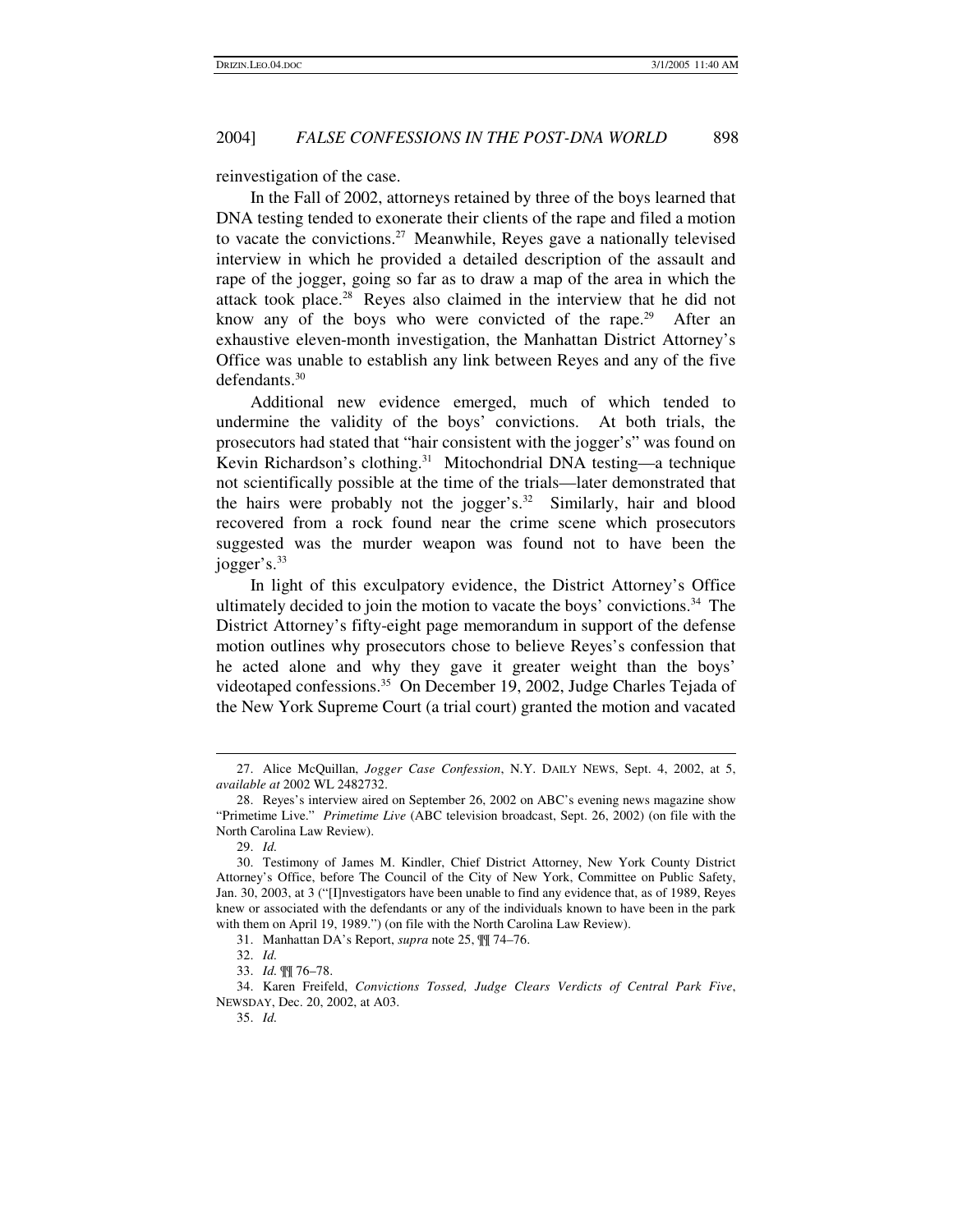reinvestigation of the case.

In the Fall of 2002, attorneys retained by three of the boys learned that DNA testing tended to exonerate their clients of the rape and filed a motion to vacate the convictions.[27] Meanwhile, Reyes gave a nationally televised interview in which he provided a detailed description of the assault and rape of the jogger, going so far as to draw a map of the area in which the attack took place.[28] Reyes also claimed in the interview that he did not know any of the boys who were convicted of the rape.[29] After an exhaustive eleven-month investigation, the Manhattan District Attorney's Office was unable to establish any link between Reyes and any of the five defendants.[30]

Additional new evidence emerged, much of which tended to undermine the validity of the boys' convictions. At both trials, the prosecutors had stated that "hair consistent with the jogger's" was found on Kevin Richardson's clothing.[31] Mitochondrial DNA testing—a technique not scientifically possible at the time of the trials—later demonstrated that the hairs were probably not the jogger's.[32] Similarly, hair and blood recovered from a rock found near the crime scene which prosecutors suggested was the murder weapon was found not to have been the jogger's.[33]

In light of this exculpatory evidence, the District Attorney's Office ultimately decided to join the motion to vacate the boys' convictions.[34] The District Attorney's fifty-eight page memorandum in support of the defense motion outlines why prosecutors chose to believe Reyes's confession that he acted alone and why they gave it greater weight than the boys' videotaped confessions.[35] On December 19, 2002, Judge Charles Tejada of the New York Supreme Court (a trial court) granted the motion and vacated

---

27. Alice McQuillan, *Jogger Case Confession*, N.Y. DAILY NEWS, Sept. 4, 2002, at 5, *available at* 2002 WL 2482732.

28. Reyes's interview aired on September 26, 2002 on ABC's evening news magazine show "Primetime Live." *Primetime Live* (ABC television broadcast, Sept. 26, 2002) (on file with the North Carolina Law Review).

29. *Id.*

30. Testimony of James M. Kindler, Chief District Attorney, New York County District Attorney's Office, before The Council of the City of New York, Committee on Public Safety, Jan. 30, 2003, at 3 ("[I]nvestigators have been unable to find any evidence that, as of 1989, Reyes knew or associated with the defendants or any of the individuals known to have been in the park with them on April 19, 1989.") (on file with the North Carolina Law Review).

31. Manhattan DA's Report, *supra* note 25, ¶¶ 74–76.

32. *Id.*

33. *Id.* ¶¶ 76–78.

34. Karen Freifeld, *Convictions Tossed, Judge Clears Verdicts of Central Park Five*, NEWSDAY, Dec. 20, 2002, at A03.

35. *Id.*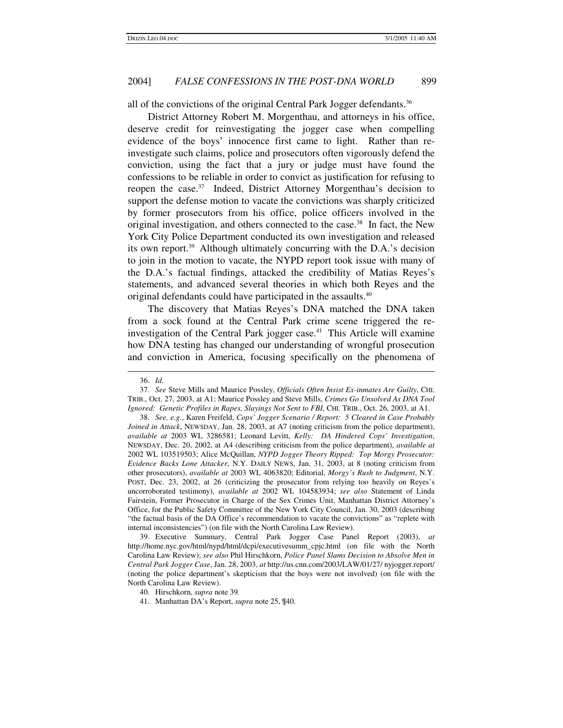all of the convictions of the original Central Park Jogger defendants.[36]

District Attorney Robert M. Morgenthau, and attorneys in his office, deserve credit for reinvestigating the jogger case when compelling evidence of the boys' innocence first came to light. Rather than re-investigate such claims, police and prosecutors often vigorously defend the conviction, using the fact that a jury or judge must have found the confessions to be reliable in order to convict as justification for refusing to reopen the case.[37] Indeed, District Attorney Morgenthau's decision to support the defense motion to vacate the convictions was sharply criticized by former prosecutors from his office, police officers involved in the original investigation, and others connected to the case.[38] In fact, the New York City Police Department conducted its own investigation and released its own report.[39] Although ultimately concurring with the D.A.'s decision to join in the motion to vacate, the NYPD report took issue with many of the D.A.'s factual findings, attacked the credibility of Matias Reyes's statements, and advanced several theories in which both Reyes and the original defendants could have participated in the assaults.[40]

The discovery that Matias Reyes's DNA matched the DNA taken from a sock found at the Central Park crime scene triggered the re-investigation of the Central Park jogger case.[41] This Article will examine how DNA testing has changed our understanding of wrongful prosecution and conviction in America, focusing specifically on the phenomena of

---

36. *Id.*

37. *See* Steve Mills and Maurice Possley, *Officials Often Insist Ex-inmates Are Guilty*, CHI. TRIB., Oct. 27, 2003, at A1; Maurice Possley and Steve Mills, *Crimes Go Unsolved As DNA Tool Ignored: Genetic Profiles in Rapes, Slayings Not Sent to FBI*, CHI. TRIB., Oct. 26, 2003, at A1.

38. *See, e.g.*, Karen Freifeld, *Cops' Jogger Scenario / Report: 5 Cleared in Case Probably Joined in Attack*, NEWSDAY, Jan. 28, 2003, at A7 (noting criticism from the police department), *available at* 2003 WL 3286581; Leonard Levitt, *Kelly: DA Hindered Cops' Investigation*, NEWSDAY, Dec. 20, 2002, at A4 (describing criticism from the police department), *available at* 2002 WL 103519503; Alice McQuillan, *NYPD Jogger Theory Ripped: Top Morgy Prosecutor: Evidence Backs Lone Attacker*, N.Y. DAILY NEWS, Jan. 31, 2003, at 8 (noting criticism from other prosecutors), *available at* 2003 WL 4063820; Editorial, *Morgy's Rush to Judgment*, N.Y. POST, Dec. 23, 2002, at 26 (criticizing the prosecutor from relying too heavily on Reyes's uncorroborated testimony), *available at* 2002 WL 104583934; *see also* Statement of Linda Fairstein, Former Prosecutor in Charge of the Sex Crimes Unit, Manhattan District Attorney's Office, for the Public Safety Committee of the New York City Council, Jan. 30, 2003 (describing "the factual basis of the DA Office's recommendation to vacate the convictions" as "replete with internal inconsistencies") (on file with the North Carolina Law Review).

39. Executive Summary, Central Park Jogger Case Panel Report (2003), *at* http://home.nyc.gov/html/nypd/html/dcpi/executivesumm_cpjc.html (on file with the North Carolina Law Review); *see also* Phil Hirschkorn, *Police Panel Slams Decision to Absolve Men in Central Park Jogger Case*, Jan. 28, 2003, *at* http://us.cnn.com/2003/LAW/01/27/ nyjogger.report/ (noting the police department's skepticism that the boys were not involved) (on file with the North Carolina Law Review).

40. Hirschkorn, *supra* note 39.

41. Manhattan DA's Report, *supra* note 25, ¶40.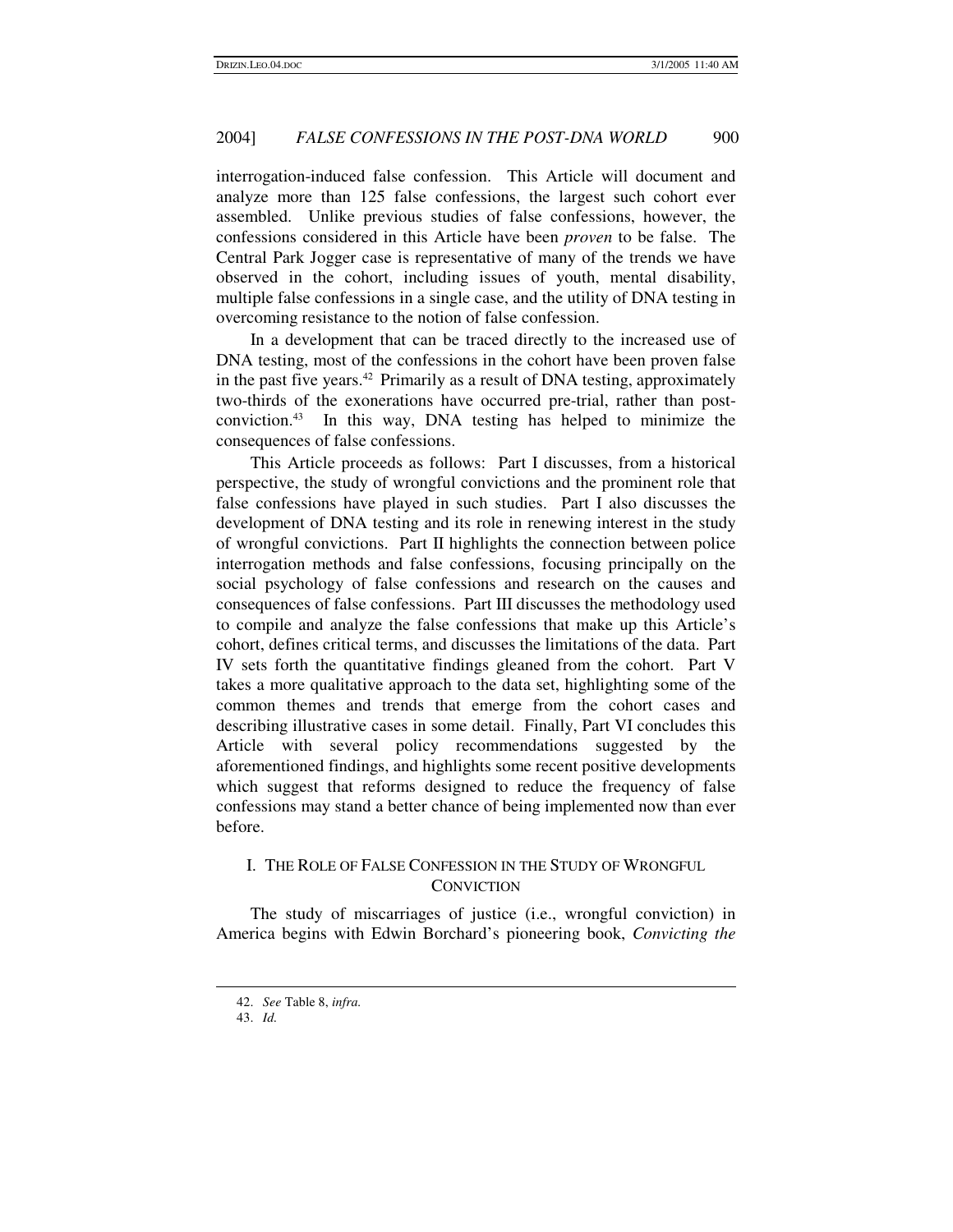interrogation-induced false confession. This Article will document and analyze more than 125 false confessions, the largest such cohort ever assembled. Unlike previous studies of false confessions, however, the confessions considered in this Article have been *proven* to be false. The Central Park Jogger case is representative of many of the trends we have observed in the cohort, including issues of youth, mental disability, multiple false confessions in a single case, and the utility of DNA testing in overcoming resistance to the notion of false confession.

In a development that can be traced directly to the increased use of DNA testing, most of the confessions in the cohort have been proven false in the past five years.[42] Primarily as a result of DNA testing, approximately two-thirds of the exonerations have occurred pre-trial, rather than post-conviction.[43] In this way, DNA testing has helped to minimize the consequences of false confessions.

This Article proceeds as follows: Part I discusses, from a historical perspective, the study of wrongful convictions and the prominent role that false confessions have played in such studies. Part I also discusses the development of DNA testing and its role in renewing interest in the study of wrongful convictions. Part II highlights the connection between police interrogation methods and false confessions, focusing principally on the social psychology of false confessions and research on the causes and consequences of false confessions. Part III discusses the methodology used to compile and analyze the false confessions that make up this Article's cohort, defines critical terms, and discusses the limitations of the data. Part IV sets forth the quantitative findings gleaned from the cohort. Part V takes a more qualitative approach to the data set, highlighting some of the common themes and trends that emerge from the cohort cases and describing illustrative cases in some detail. Finally, Part VI concludes this Article with several policy recommendations suggested by the aforementioned findings, and highlights some recent positive developments which suggest that reforms designed to reduce the frequency of false confessions may stand a better chance of being implemented now than ever before.

## I. THE ROLE OF FALSE CONFESSION IN THE STUDY OF WRONGFUL CONVICTION

The study of miscarriages of justice (i.e., wrongful conviction) in America begins with Edwin Borchard's pioneering book, *Convicting the*

---

42. *See* Table 8, *infra*.

43. *Id.*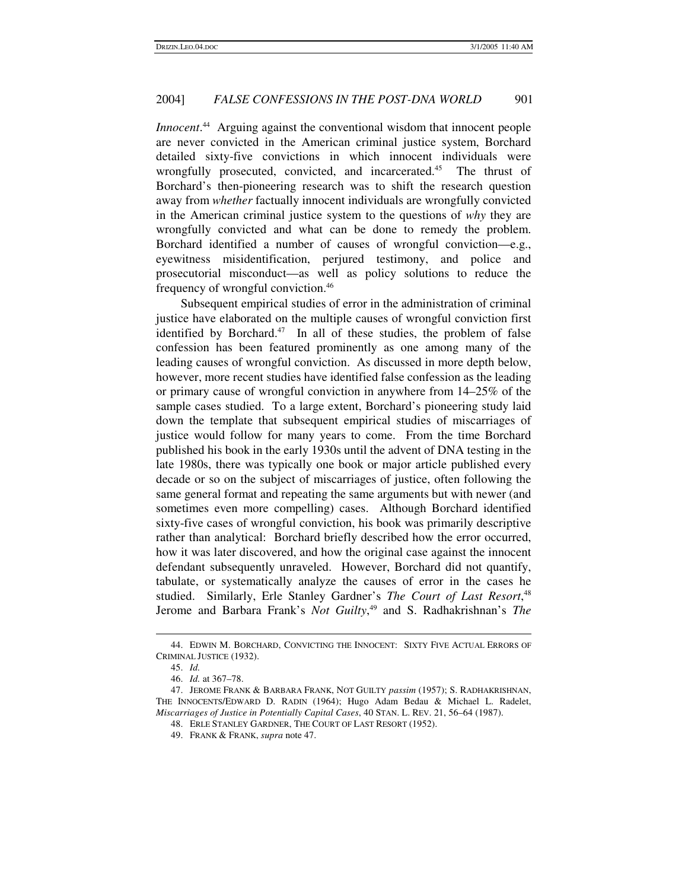*Innocent*.[44] Arguing against the conventional wisdom that innocent people are never convicted in the American criminal justice system, Borchard detailed sixty-five convictions in which innocent individuals were wrongfully prosecuted, convicted, and incarcerated.[45] The thrust of Borchard's then-pioneering research was to shift the research question away from *whether* factually innocent individuals are wrongfully convicted in the American criminal justice system to the questions of *why* they are wrongfully convicted and what can be done to remedy the problem. Borchard identified a number of causes of wrongful conviction—e.g., eyewitness misidentification, perjured testimony, and police and prosecutorial misconduct—as well as policy solutions to reduce the frequency of wrongful conviction.[46]

Subsequent empirical studies of error in the administration of criminal justice have elaborated on the multiple causes of wrongful conviction first identified by Borchard.[47] In all of these studies, the problem of false confession has been featured prominently as one among many of the leading causes of wrongful conviction. As discussed in more depth below, however, more recent studies have identified false confession as the leading or primary cause of wrongful conviction in anywhere from 14–25% of the sample cases studied. To a large extent, Borchard's pioneering study laid down the template that subsequent empirical studies of miscarriages of justice would follow for many years to come. From the time Borchard published his book in the early 1930s until the advent of DNA testing in the late 1980s, there was typically one book or major article published every decade or so on the subject of miscarriages of justice, often following the same general format and repeating the same arguments but with newer (and sometimes even more compelling) cases. Although Borchard identified sixty-five cases of wrongful conviction, his book was primarily descriptive rather than analytical: Borchard briefly described how the error occurred, how it was later discovered, and how the original case against the innocent defendant subsequently unraveled. However, Borchard did not quantify, tabulate, or systematically analyze the causes of error in the cases he studied. Similarly, Erle Stanley Gardner's *The Court of Last Resort*,[48] Jerome and Barbara Frank's *Not Guilty*,[49] and S. Radhakrishnan's *The*

---

44. EDWIN M. BORCHARD, CONVICTING THE INNOCENT: SIXTY FIVE ACTUAL ERRORS OF CRIMINAL JUSTICE (1932).

45. *Id.*

46. *Id.* at 367–78.

47. JEROME FRANK & BARBARA FRANK, NOT GUILTY *passim* (1957); S. RADHAKRISHNAN, THE INNOCENTS/EDWARD D. RADIN (1964); Hugo Adam Bedau & Michael L. Radelet, *Miscarriages of Justice in Potentially Capital Cases*, 40 STAN. L. REV. 21, 56–64 (1987).

48. ERLE STANLEY GARDNER, THE COURT OF LAST RESORT (1952).

49. FRANK & FRANK, *supra* note 47.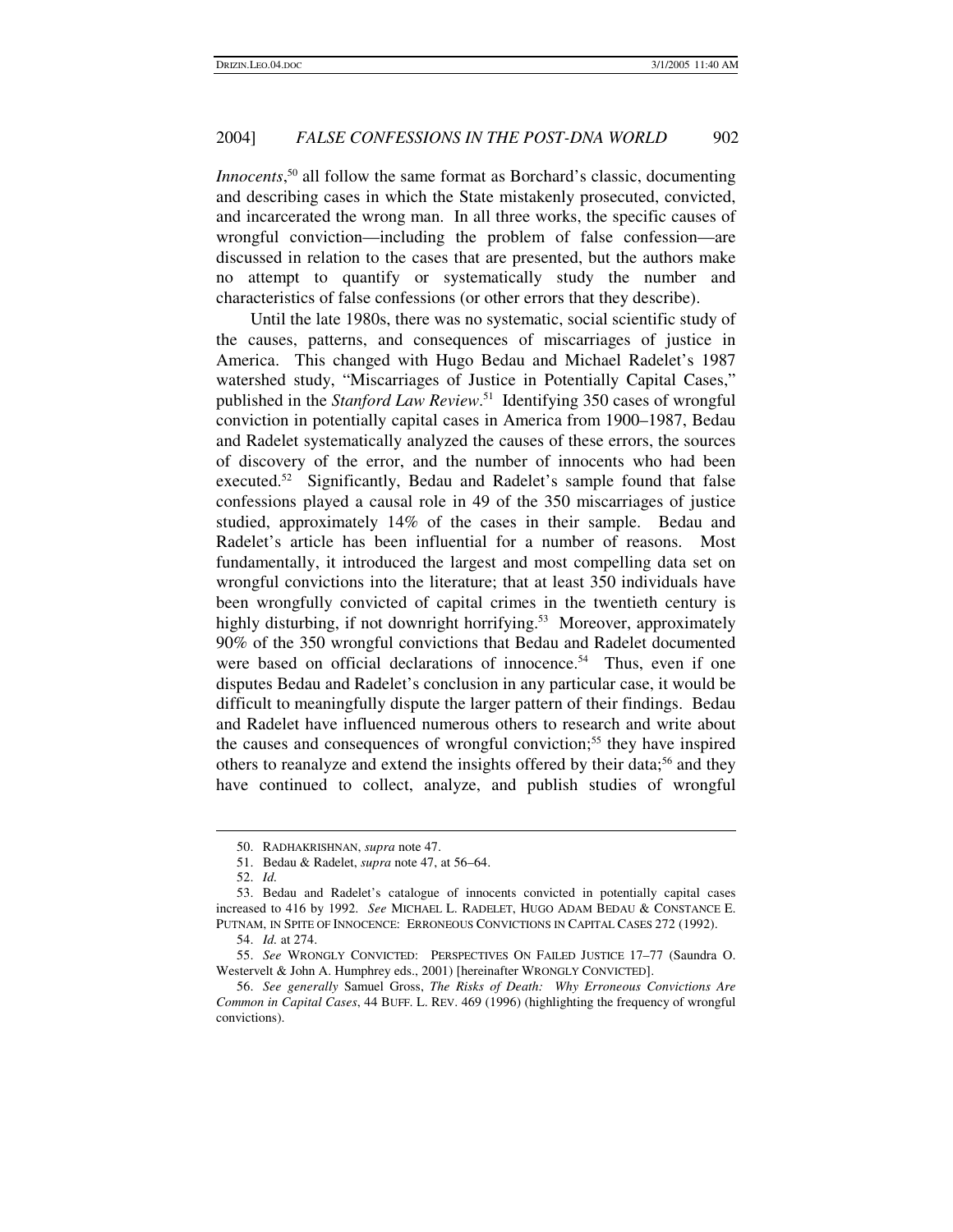*Innocents*,[50] all follow the same format as Borchard's classic, documenting and describing cases in which the State mistakenly prosecuted, convicted, and incarcerated the wrong man. In all three works, the specific causes of wrongful conviction—including the problem of false confession—are discussed in relation to the cases that are presented, but the authors make no attempt to quantify or systematically study the number and characteristics of false confessions (or other errors that they describe).

Until the late 1980s, there was no systematic, social scientific study of the causes, patterns, and consequences of miscarriages of justice in America. This changed with Hugo Bedau and Michael Radelet's 1987 watershed study, "Miscarriages of Justice in Potentially Capital Cases," published in the *Stanford Law Review*.[51] Identifying 350 cases of wrongful conviction in potentially capital cases in America from 1900–1987, Bedau and Radelet systematically analyzed the causes of these errors, the sources of discovery of the error, and the number of innocents who had been executed.[52] Significantly, Bedau and Radelet's sample found that false confessions played a causal role in 49 of the 350 miscarriages of justice studied, approximately 14% of the cases in their sample. Bedau and Radelet's article has been influential for a number of reasons. Most fundamentally, it introduced the largest and most compelling data set on wrongful convictions into the literature; that at least 350 individuals have been wrongfully convicted of capital crimes in the twentieth century is highly disturbing, if not downright horrifying.[53] Moreover, approximately 90% of the 350 wrongful convictions that Bedau and Radelet documented were based on official declarations of innocence.[54] Thus, even if one disputes Bedau and Radelet's conclusion in any particular case, it would be difficult to meaningfully dispute the larger pattern of their findings. Bedau and Radelet have influenced numerous others to research and write about the causes and consequences of wrongful conviction;[55] they have inspired others to reanalyze and extend the insights offered by their data;[56] and they have continued to collect, analyze, and publish studies of wrongful

---

50. RADHAKRISHNAN, *supra* note 47.

51. Bedau & Radelet, *supra* note 47, at 56–64.

52. *Id.*

53. Bedau and Radelet's catalogue of innocents convicted in potentially capital cases increased to 416 by 1992. *See* MICHAEL L. RADELET, HUGO ADAM BEDAU & CONSTANCE E. PUTNAM, IN SPITE OF INNOCENCE: ERRONEOUS CONVICTIONS IN CAPITAL CASES 272 (1992).

54. *Id.* at 274.

55. *See* WRONGLY CONVICTED: PERSPECTIVES ON FAILED JUSTICE 17–77 (Saundra O. Westervelt & John A. Humphrey eds., 2001) [hereinafter WRONGLY CONVICTED].

56. *See generally* Samuel Gross, *The Risks of Death: Why Erroneous Convictions Are Common in Capital Cases*, 44 BUFF. L. REV. 469 (1996) (highlighting the frequency of wrongful convictions).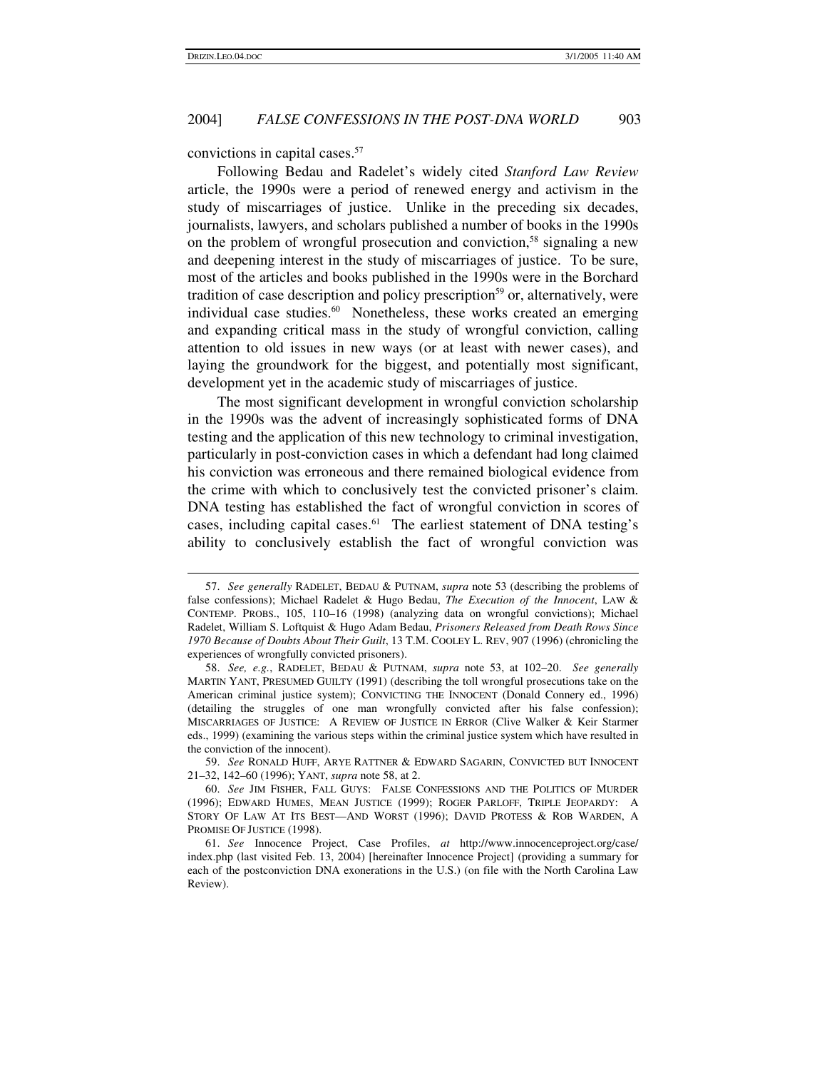convictions in capital cases.[57]

Following Bedau and Radelet's widely cited *Stanford Law Review* article, the 1990s were a period of renewed energy and activism in the study of miscarriages of justice. Unlike in the preceding six decades, journalists, lawyers, and scholars published a number of books in the 1990s on the problem of wrongful prosecution and conviction,[58] signaling a new and deepening interest in the study of miscarriages of justice. To be sure, most of the articles and books published in the 1990s were in the Borchard tradition of case description and policy prescription[59] or, alternatively, were individual case studies.[60] Nonetheless, these works created an emerging and expanding critical mass in the study of wrongful conviction, calling attention to old issues in new ways (or at least with newer cases), and laying the groundwork for the biggest, and potentially most significant, development yet in the academic study of miscarriages of justice.

The most significant development in wrongful conviction scholarship in the 1990s was the advent of increasingly sophisticated forms of DNA testing and the application of this new technology to criminal investigation, particularly in post-conviction cases in which a defendant had long claimed his conviction was erroneous and there remained biological evidence from the crime with which to conclusively test the convicted prisoner's claim. DNA testing has established the fact of wrongful conviction in scores of cases, including capital cases.[61] The earliest statement of DNA testing's ability to conclusively establish the fact of wrongful conviction was

---

57. *See generally* RADELET, BEDAU & PUTNAM, *supra* note 53 (describing the problems of false confessions); Michael Radelet & Hugo Bedau, *The Execution of the Innocent*, LAW & CONTEMP. PROBS., 105, 110–16 (1998) (analyzing data on wrongful convictions); Michael Radelet, William S. Loftquist & Hugo Adam Bedau, *Prisoners Released from Death Rows Since 1970 Because of Doubts About Their Guilt*, 13 T.M. COOLEY L. REV, 907 (1996) (chronicling the experiences of wrongfully convicted prisoners).

58. *See, e.g.*, RADELET, BEDAU & PUTNAM, *supra* note 53, at 102–20. *See generally* MARTIN YANT, PRESUMED GUILTY (1991) (describing the toll wrongful prosecutions take on the American criminal justice system); CONVICTING THE INNOCENT (Donald Connery ed., 1996) (detailing the struggles of one man wrongfully convicted after his false confession); MISCARRIAGES OF JUSTICE: A REVIEW OF JUSTICE IN ERROR (Clive Walker & Keir Starmer eds., 1999) (examining the various steps within the criminal justice system which have resulted in the conviction of the innocent).

59. *See* RONALD HUFF, ARYE RATTNER & EDWARD SAGARIN, CONVICTED BUT INNOCENT 21–32, 142–60 (1996); YANT, *supra* note 58, at 2.

60. *See* JIM FISHER, FALL GUYS: FALSE CONFESSIONS AND THE POLITICS OF MURDER (1996); EDWARD HUMES, MEAN JUSTICE (1999); ROGER PARLOFF, TRIPLE JEOPARDY: A STORY OF LAW AT ITS BEST—AND WORST (1996); DAVID PROTESS & ROB WARDEN, A PROMISE OF JUSTICE (1998).

61. *See* Innocence Project, Case Profiles, *at* http://www.innocenceproject.org/case/index.php (last visited Feb. 13, 2004) [hereinafter Innocence Project] (providing a summary for each of the postconviction DNA exonerations in the U.S.) (on file with the North Carolina Law Review).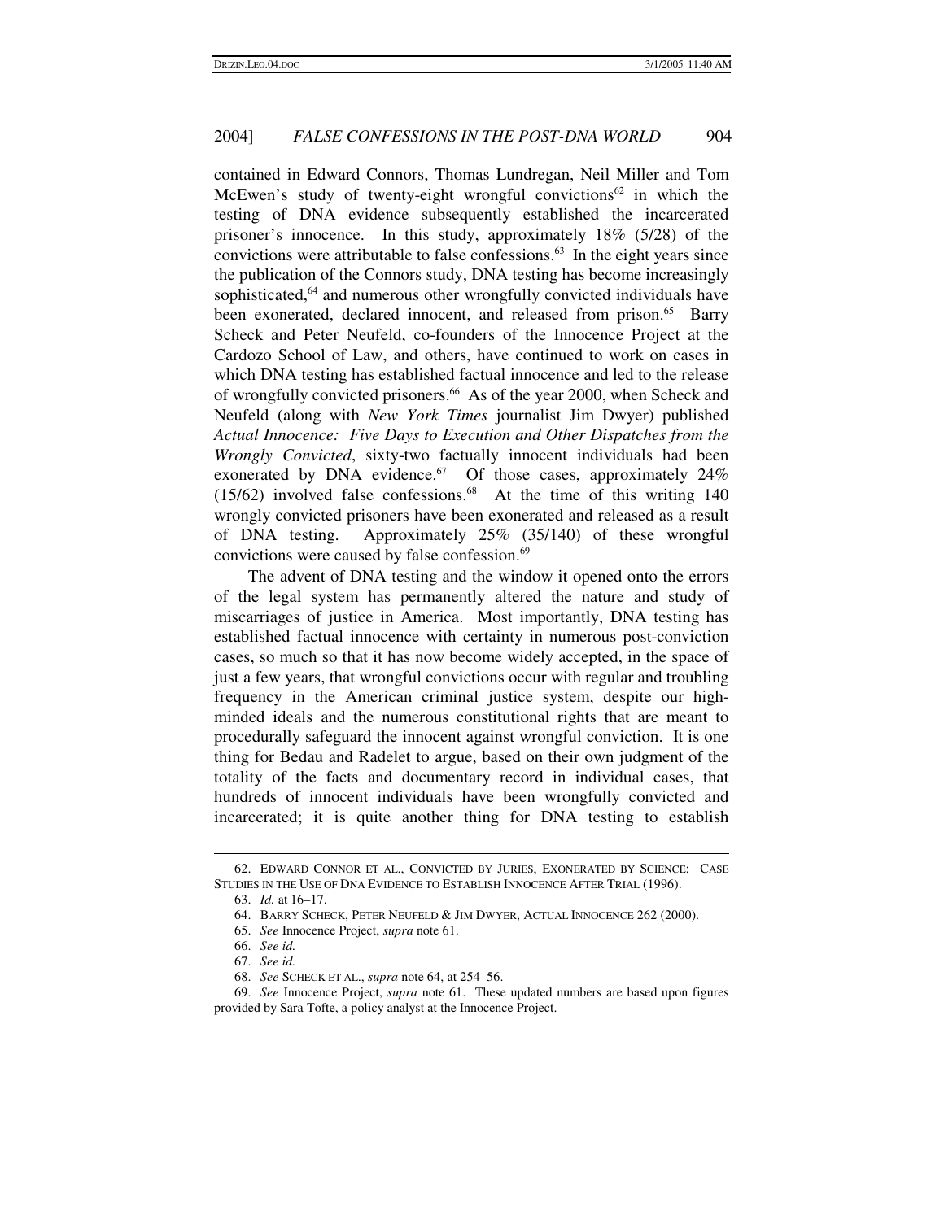contained in Edward Connors, Thomas Lundregan, Neil Miller and Tom McEwen's study of twenty-eight wrongful convictions[62] in which the testing of DNA evidence subsequently established the incarcerated prisoner's innocence. In this study, approximately 18% (5/28) of the convictions were attributable to false confessions.[63] In the eight years since the publication of the Connors study, DNA testing has become increasingly sophisticated,[64] and numerous other wrongfully convicted individuals have been exonerated, declared innocent, and released from prison.[65] Barry Scheck and Peter Neufeld, co-founders of the Innocence Project at the Cardozo School of Law, and others, have continued to work on cases in which DNA testing has established factual innocence and led to the release of wrongfully convicted prisoners.[66] As of the year 2000, when Scheck and Neufeld (along with *New York Times* journalist Jim Dwyer) published *Actual Innocence: Five Days to Execution and Other Dispatches from the Wrongly Convicted*, sixty-two factually innocent individuals had been exonerated by DNA evidence.[67] Of those cases, approximately 24% (15/62) involved false confessions.[68] At the time of this writing 140 wrongly convicted prisoners have been exonerated and released as a result of DNA testing. Approximately 25% (35/140) of these wrongful convictions were caused by false confession.[69]

The advent of DNA testing and the window it opened onto the errors of the legal system has permanently altered the nature and study of miscarriages of justice in America. Most importantly, DNA testing has established factual innocence with certainty in numerous post-conviction cases, so much so that it has now become widely accepted, in the space of just a few years, that wrongful convictions occur with regular and troubling frequency in the American criminal justice system, despite our high-minded ideals and the numerous constitutional rights that are meant to procedurally safeguard the innocent against wrongful conviction. It is one thing for Bedau and Radelet to argue, based on their own judgment of the totality of the facts and documentary record in individual cases, that hundreds of innocent individuals have been wrongfully convicted and incarcerated; it is quite another thing for DNA testing to establish

---

62. EDWARD CONNOR ET AL., CONVICTED BY JURIES, EXONERATED BY SCIENCE: CASE STUDIES IN THE USE OF DNA EVIDENCE TO ESTABLISH INNOCENCE AFTER TRIAL (1996).

63. *Id.* at 16–17.

64. BARRY SCHECK, PETER NEUFELD & JIM DWYER, ACTUAL INNOCENCE 262 (2000).

65. *See* Innocence Project, *supra* note 61.

66. *See id.*

67. *See id.*

68. *See* SCHECK ET AL., *supra* note 64, at 254–56.

69. *See* Innocence Project, *supra* note 61. These updated numbers are based upon figures provided by Sara Tofte, a policy analyst at the Innocence Project.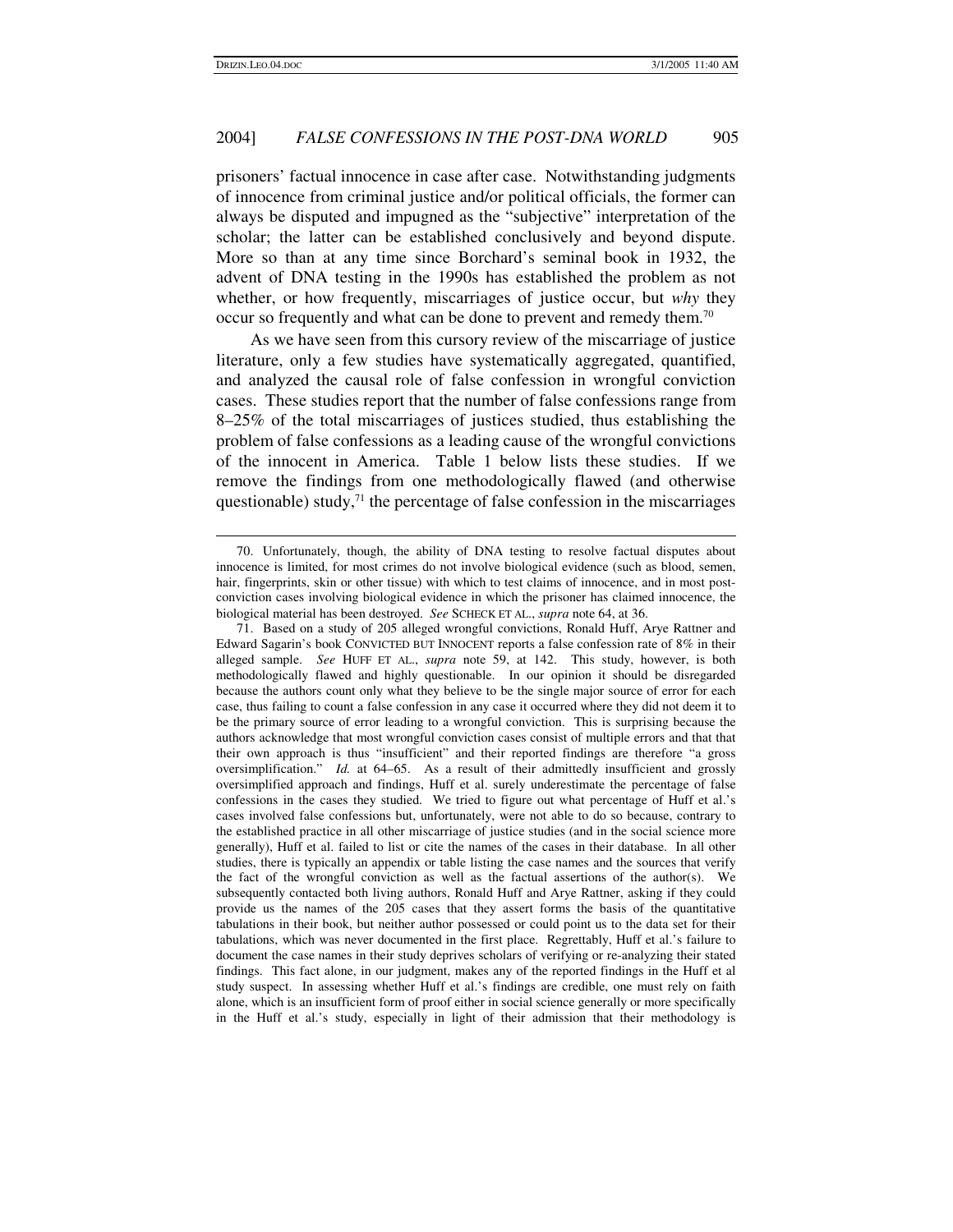prisoners' factual innocence in case after case. Notwithstanding judgments of innocence from criminal justice and/or political officials, the former can always be disputed and impugned as the "subjective" interpretation of the scholar; the latter can be established conclusively and beyond dispute. More so than at any time since Borchard's seminal book in 1932, the advent of DNA testing in the 1990s has established the problem as not whether, or how frequently, miscarriages of justice occur, but *why* they occur so frequently and what can be done to prevent and remedy them.[70]

As we have seen from this cursory review of the miscarriage of justice literature, only a few studies have systematically aggregated, quantified, and analyzed the causal role of false confession in wrongful conviction cases. These studies report that the number of false confessions range from 8–25% of the total miscarriages of justices studied, thus establishing the problem of false confessions as a leading cause of the wrongful convictions of the innocent in America. Table 1 below lists these studies. If we remove the findings from one methodologically flawed (and otherwise questionable) study,[71] the percentage of false confession in the miscarriages

---

70. Unfortunately, though, the ability of DNA testing to resolve factual disputes about innocence is limited, for most crimes do not involve biological evidence (such as blood, semen, hair, fingerprints, skin or other tissue) with which to test claims of innocence, and in most post-conviction cases involving biological evidence in which the prisoner has claimed innocence, the biological material has been destroyed. *See* SCHECK ET AL., *supra* note 64, at 36.

71. Based on a study of 205 alleged wrongful convictions, Ronald Huff, Arye Rattner and Edward Sagarin's book CONVICTED BUT INNOCENT reports a false confession rate of 8% in their alleged sample. *See* HUFF ET AL., *supra* note 59, at 142. This study, however, is both methodologically flawed and highly questionable. In our opinion it should be disregarded because the authors count only what they believe to be the single major source of error for each case, thus failing to count a false confession in any case it occurred where they did not deem it to be the primary source of error leading to a wrongful conviction. This is surprising because the authors acknowledge that most wrongful conviction cases consist of multiple errors and that that their own approach is thus "insufficient" and their reported findings are therefore "a gross oversimplification." *Id.* at 64–65. As a result of their admittedly insufficient and grossly oversimplified approach and findings, Huff et al. surely underestimate the percentage of false confessions in the cases they studied. We tried to figure out what percentage of Huff et al.'s cases involved false confessions but, unfortunately, were not able to do so because, contrary to the established practice in all other miscarriage of justice studies (and in the social science more generally), Huff et al. failed to list or cite the names of the cases in their database. In all other studies, there is typically an appendix or table listing the case names and the sources that verify the fact of the wrongful conviction as well as the factual assertions of the author(s). We subsequently contacted both living authors, Ronald Huff and Arye Rattner, asking if they could provide us the names of the 205 cases that they assert forms the basis of the quantitative tabulations in their book, but neither author possessed or could point us to the data set for their tabulations, which was never documented in the first place. Regrettably, Huff et al.'s failure to document the case names in their study deprives scholars of verifying or re-analyzing their stated findings. This fact alone, in our judgment, makes any of the reported findings in the Huff et al study suspect. In assessing whether Huff et al.'s findings are credible, one must rely on faith alone, which is an insufficient form of proof either in social science generally or more specifically in the Huff et al.'s study, especially in light of their admission that their methodology is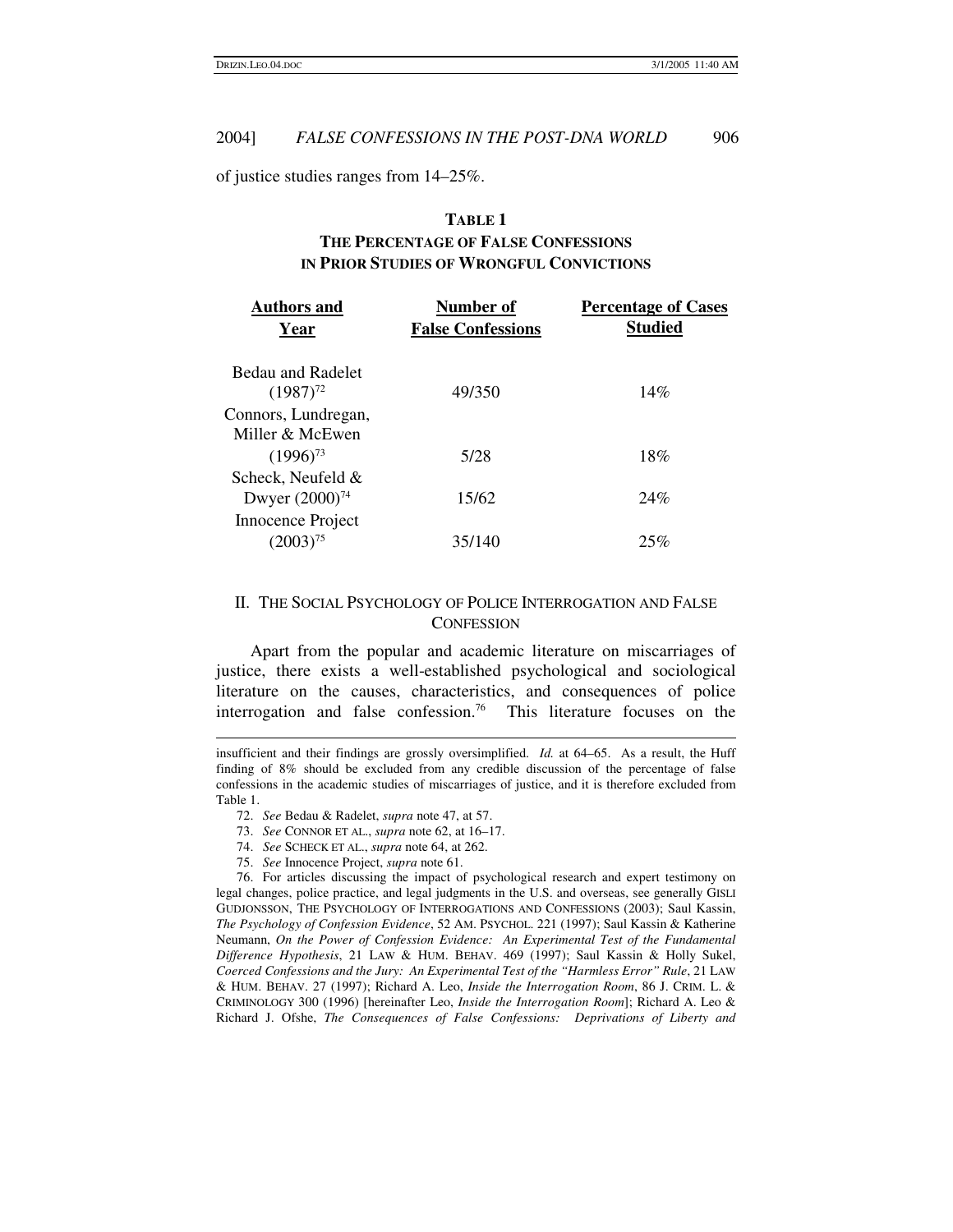of justice studies ranges from 14–25%.

**TABLE 1**
**THE PERCENTAGE OF FALSE CONFESSIONS IN PRIOR STUDIES OF WRONGFUL CONVICTIONS**

| Authors and Year | Number of False Confessions | Percentage of Cases Studied |
|---|---|---|
| Bedau and Radelet (1987)[72] | 49/350 | 14% |
| Connors, Lundregan, Miller & McEwen (1996)[73] | 5/28 | 18% |
| Scheck, Neufeld & Dwyer (2000)[74] | 15/62 | 24% |
| Innocence Project (2003)[75] | 35/140 | 25% |

## II. THE SOCIAL PSYCHOLOGY OF POLICE INTERROGATION AND FALSE CONFESSION

Apart from the popular and academic literature on miscarriages of justice, there exists a well-established psychological and sociological literature on the causes, characteristics, and consequences of police interrogation and false confession.[76] This literature focuses on the

---

insufficient and their findings are grossly oversimplified. *Id.* at 64–65. As a result, the Huff finding of 8% should be excluded from any credible discussion of the percentage of false confessions in the academic studies of miscarriages of justice, and it is therefore excluded from Table 1.

72. *See* Bedau & Radelet, *supra* note 47, at 57.

73. *See* CONNOR ET AL., *supra* note 62, at 16–17.

74. *See* SCHECK ET AL., *supra* note 64, at 262.

75. *See* Innocence Project, *supra* note 61.

76. For articles discussing the impact of psychological research and expert testimony on legal changes, police practice, and legal judgments in the U.S. and overseas, see generally GISLI GUDJONSSON, THE PSYCHOLOGY OF INTERROGATIONS AND CONFESSIONS (2003); Saul Kassin, *The Psychology of Confession Evidence*, 52 AM. PSYCHOL. 221 (1997); Saul Kassin & Katherine Neumann, *On the Power of Confession Evidence: An Experimental Test of the Fundamental Difference Hypothesis*, 21 LAW & HUM. BEHAV. 469 (1997); Saul Kassin & Holly Sukel, *Coerced Confessions and the Jury: An Experimental Test of the "Harmless Error" Rule*, 21 LAW & HUM. BEHAV. 27 (1997); Richard A. Leo, *Inside the Interrogation Room*, 86 J. CRIM. L. & CRIMINOLOGY 300 (1996) [hereinafter Leo, *Inside the Interrogation Room*]; Richard A. Leo & Richard J. Ofshe, *The Consequences of False Confessions: Deprivations of Liberty and*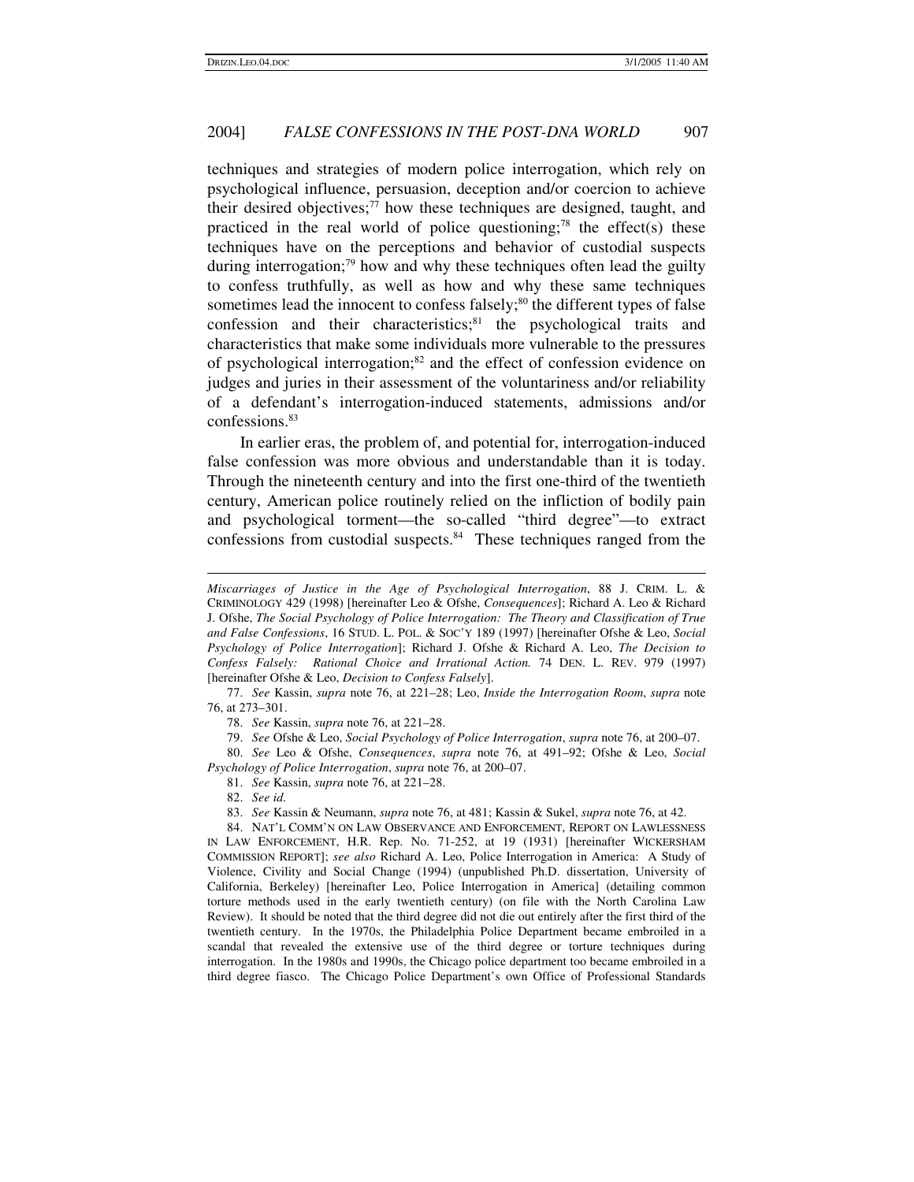techniques and strategies of modern police interrogation, which rely on psychological influence, persuasion, deception and/or coercion to achieve their desired objectives;[77] how these techniques are designed, taught, and practiced in the real world of police questioning;[78] the effect(s) these techniques have on the perceptions and behavior of custodial suspects during interrogation;[79] how and why these techniques often lead the guilty to confess truthfully, as well as how and why these same techniques sometimes lead the innocent to confess falsely;[80] the different types of false confession and their characteristics;[81] the psychological traits and characteristics that make some individuals more vulnerable to the pressures of psychological interrogation;[82] and the effect of confession evidence on judges and juries in their assessment of the voluntariness and/or reliability of a defendant's interrogation-induced statements, admissions and/or confessions.[83]

In earlier eras, the problem of, and potential for, interrogation-induced false confession was more obvious and understandable than it is today. Through the nineteenth century and into the first one-third of the twentieth century, American police routinely relied on the infliction of bodily pain and psychological torment—the so-called "third degree"—to extract confessions from custodial suspects.[84] These techniques ranged from the

---

*Miscarriages of Justice in the Age of Psychological Interrogation*, 88 J. CRIM. L. & CRIMINOLOGY 429 (1998) [hereinafter Leo & Ofshe, *Consequences*]; Richard A. Leo & Richard J. Ofshe, *The Social Psychology of Police Interrogation: The Theory and Classification of True and False Confessions*, 16 STUD. L. POL. & SOC'Y 189 (1997) [hereinafter Ofshe & Leo, *Social Psychology of Police Interrogation*]; Richard J. Ofshe & Richard A. Leo, *The Decision to Confess Falsely: Rational Choice and Irrational Action.* 74 DEN. L. REV. 979 (1997) [hereinafter Ofshe & Leo, *Decision to Confess Falsely*].

77. *See* Kassin, *supra* note 76, at 221–28; Leo, *Inside the Interrogation Room*, *supra* note 76, at 273–301.

78. *See* Kassin, *supra* note 76, at 221–28.

79. *See* Ofshe & Leo, *Social Psychology of Police Interrogation*, *supra* note 76, at 200–07.

80. *See* Leo & Ofshe, *Consequences*, *supra* note 76, at 491–92; Ofshe & Leo, *Social Psychology of Police Interrogation*, *supra* note 76, at 200–07.

81. *See* Kassin, *supra* note 76, at 221–28.

82. *See id.*

83. *See* Kassin & Neumann, *supra* note 76, at 481; Kassin & Sukel, *supra* note 76, at 42.

84. NAT'L COMM'N ON LAW OBSERVANCE AND ENFORCEMENT, REPORT ON LAWLESSNESS IN LAW ENFORCEMENT, H.R. Rep. No. 71-252, at 19 (1931) [hereinafter WICKERSHAM COMMISSION REPORT]; *see also* Richard A. Leo, Police Interrogation in America: A Study of Violence, Civility and Social Change (1994) (unpublished Ph.D. dissertation, University of California, Berkeley) [hereinafter Leo, Police Interrogation in America] (detailing common torture methods used in the early twentieth century) (on file with the North Carolina Law Review). It should be noted that the third degree did not die out entirely after the first third of the twentieth century. In the 1970s, the Philadelphia Police Department became embroiled in a scandal that revealed the extensive use of the third degree or torture techniques during interrogation. In the 1980s and 1990s, the Chicago police department too became embroiled in a third degree fiasco. The Chicago Police Department's own Office of Professional Standards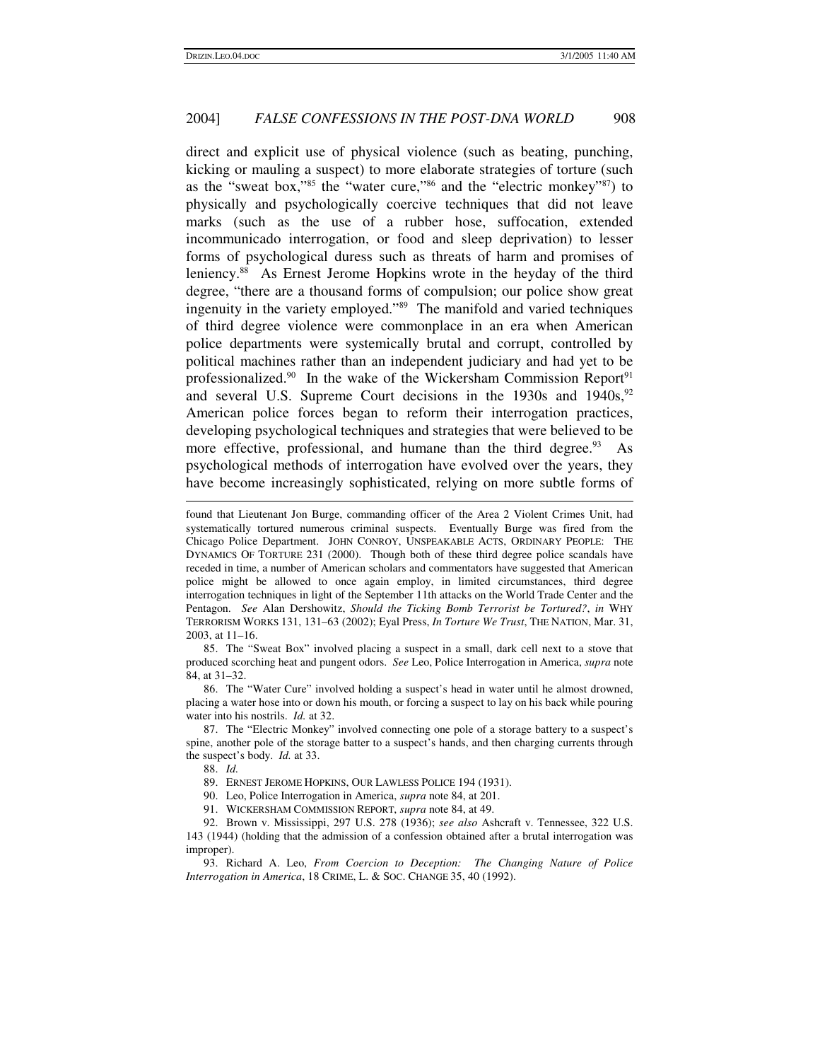direct and explicit use of physical violence (such as beating, punching, kicking or mauling a suspect) to more elaborate strategies of torture (such as the "sweat box,"[85] the "water cure,"[86] and the "electric monkey"[87]) to physically and psychologically coercive techniques that did not leave marks (such as the use of a rubber hose, suffocation, extended incommunicado interrogation, or food and sleep deprivation) to lesser forms of psychological duress such as threats of harm and promises of leniency.[88] As Ernest Jerome Hopkins wrote in the heyday of the third degree, "there are a thousand forms of compulsion; our police show great ingenuity in the variety employed."[89] The manifold and varied techniques of third degree violence were commonplace in an era when American police departments were systemically brutal and corrupt, controlled by political machines rather than an independent judiciary and had yet to be professionalized.[90] In the wake of the Wickersham Commission Report[91] and several U.S. Supreme Court decisions in the 1930s and 1940s,[92] American police forces began to reform their interrogation practices, developing psychological techniques and strategies that were believed to be more effective, professional, and humane than the third degree.[93] As psychological methods of interrogation have evolved over the years, they have become increasingly sophisticated, relying on more subtle forms of

---

found that Lieutenant Jon Burge, commanding officer of the Area 2 Violent Crimes Unit, had systematically tortured numerous criminal suspects. Eventually Burge was fired from the Chicago Police Department. JOHN CONROY, UNSPEAKABLE ACTS, ORDINARY PEOPLE: THE DYNAMICS OF TORTURE 231 (2000). Though both of these third degree police scandals have receded in time, a number of American scholars and commentators have suggested that American police might be allowed to once again employ, in limited circumstances, third degree interrogation techniques in light of the September 11th attacks on the World Trade Center and the Pentagon. *See* Alan Dershowitz, *Should the Ticking Bomb Terrorist be Tortured?*, *in* WHY TERRORISM WORKS 131, 131–63 (2002); Eyal Press, *In Torture We Trust*, THE NATION, Mar. 31, 2003, at 11–16.

85. The "Sweat Box" involved placing a suspect in a small, dark cell next to a stove that produced scorching heat and pungent odors. *See* Leo, Police Interrogation in America, *supra* note 84, at 31–32.

86. The "Water Cure" involved holding a suspect's head in water until he almost drowned, placing a water hose into or down his mouth, or forcing a suspect to lay on his back while pouring water into his nostrils. *Id.* at 32.

87. The "Electric Monkey" involved connecting one pole of a storage battery to a suspect's spine, another pole of the storage batter to a suspect's hands, and then charging currents through the suspect's body. *Id.* at 33.

88. *Id.*

89. ERNEST JEROME HOPKINS, OUR LAWLESS POLICE 194 (1931).

90. Leo, Police Interrogation in America, *supra* note 84, at 201.

91. WICKERSHAM COMMISSION REPORT, *supra* note 84, at 49.

92. Brown v. Mississippi, 297 U.S. 278 (1936); *see also* Ashcraft v. Tennessee, 322 U.S. 143 (1944) (holding that the admission of a confession obtained after a brutal interrogation was improper).

93. Richard A. Leo, *From Coercion to Deception: The Changing Nature of Police Interrogation in America*, 18 CRIME, L. & SOC. CHANGE 35, 40 (1992).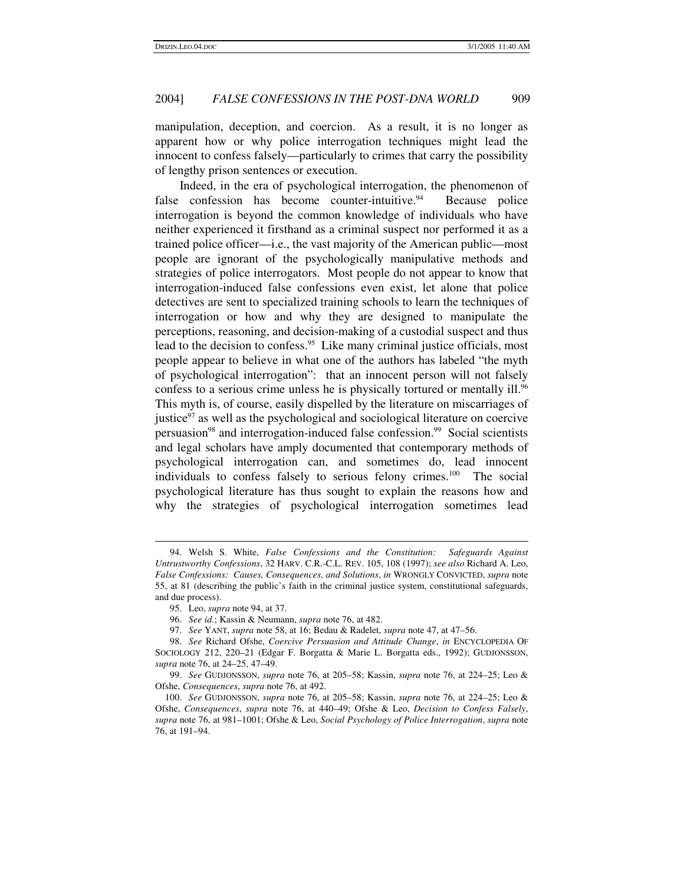manipulation, deception, and coercion. As a result, it is no longer as apparent how or why police interrogation techniques might lead the innocent to confess falsely—particularly to crimes that carry the possibility of lengthy prison sentences or execution.

Indeed, in the era of psychological interrogation, the phenomenon of false confession has become counter-intuitive.[94] Because police interrogation is beyond the common knowledge of individuals who have neither experienced it firsthand as a criminal suspect nor performed it as a trained police officer—i.e., the vast majority of the American public—most people are ignorant of the psychologically manipulative methods and strategies of police interrogators. Most people do not appear to know that interrogation-induced false confessions even exist, let alone that police detectives are sent to specialized training schools to learn the techniques of interrogation or how and why they are designed to manipulate the perceptions, reasoning, and decision-making of a custodial suspect and thus lead to the decision to confess.[95] Like many criminal justice officials, most people appear to believe in what one of the authors has labeled "the myth of psychological interrogation": that an innocent person will not falsely confess to a serious crime unless he is physically tortured or mentally ill.[96] This myth is, of course, easily dispelled by the literature on miscarriages of justice[97] as well as the psychological and sociological literature on coercive persuasion[98] and interrogation-induced false confession.[99] Social scientists and legal scholars have amply documented that contemporary methods of psychological interrogation can, and sometimes do, lead innocent individuals to confess falsely to serious felony crimes.[100] The social psychological literature has thus sought to explain the reasons how and why the strategies of psychological interrogation sometimes lead

---

94. Welsh S. White, *False Confessions and the Constitution: Safeguards Against Untrustworthy Confessions*, 32 HARV. C.R.-C.L. REV. 105, 108 (1997); *see also* Richard A. Leo, *False Confessions: Causes, Consequences, and Solutions*, *in* WRONGLY CONVICTED, *supra* note 55, at 81 (describing the public's faith in the criminal justice system, constitutional safeguards, and due process).

95. Leo, *supra* note 94, at 37.

96. *See id.*; Kassin & Neumann, *supra* note 76, at 482.

97. *See* YANT, *supra* note 58, at 16; Bedau & Radelet, *supra* note 47, at 47–56.

98. *See* Richard Ofshe, *Coercive Persuasion and Attitude Change*, *in* ENCYCLOPEDIA OF SOCIOLOGY 212, 220–21 (Edgar F. Borgatta & Marie L. Borgatta eds., 1992); GUDJONSSON, *supra* note 76, at 24–25, 47–49.

99. *See* GUDJONSSON, *supra* note 76, at 205–58; Kassin, *supra* note 76, at 224–25; Leo & Ofshe, *Consequences*, *supra* note 76, at 492.

100. *See* GUDJONSSON, *supra* note 76, at 205–58; Kassin, *supra* note 76, at 224–25; Leo & Ofshe, *Consequences*, *supra* note 76, at 440–49; Ofshe & Leo, *Decision to Confess Falsely*, *supra* note 76, at 981–1001; Ofshe & Leo, *Social Psychology of Police Interrogation*, *supra* note 76, at 191–94.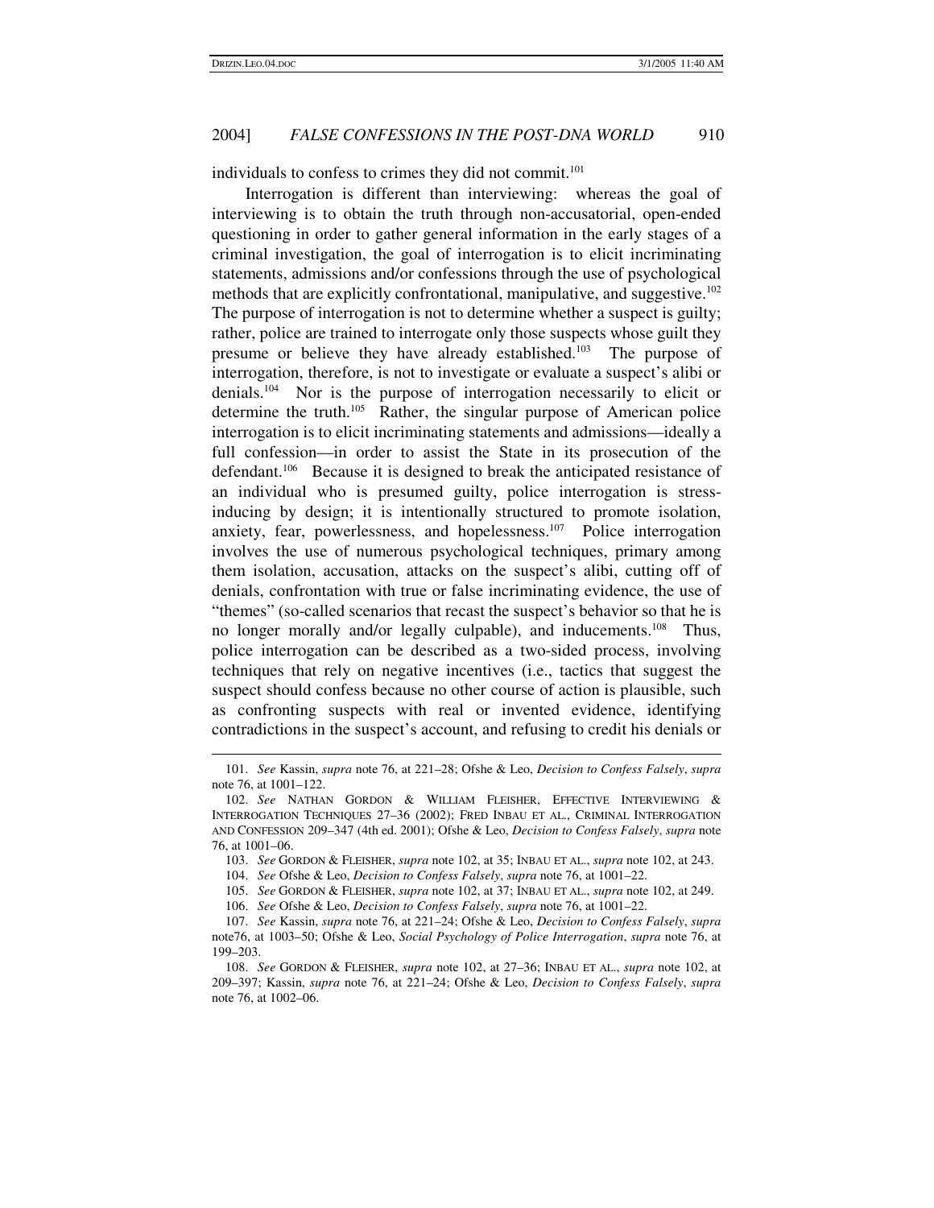individuals to confess to crimes they did not commit.[101]

Interrogation is different than interviewing: whereas the goal of interviewing is to obtain the truth through non-accusatorial, open-ended questioning in order to gather general information in the early stages of a criminal investigation, the goal of interrogation is to elicit incriminating statements, admissions and/or confessions through the use of psychological methods that are explicitly confrontational, manipulative, and suggestive.[102] The purpose of interrogation is not to determine whether a suspect is guilty; rather, police are trained to interrogate only those suspects whose guilt they presume or believe they have already established.[103] The purpose of interrogation, therefore, is not to investigate or evaluate a suspect's alibi or denials.[104] Nor is the purpose of interrogation necessarily to elicit or determine the truth.[105] Rather, the singular purpose of American police interrogation is to elicit incriminating statements and admissions—ideally a full confession—in order to assist the State in its prosecution of the defendant.[106] Because it is designed to break the anticipated resistance of an individual who is presumed guilty, police interrogation is stress-inducing by design; it is intentionally structured to promote isolation, anxiety, fear, powerlessness, and hopelessness.[107] Police interrogation involves the use of numerous psychological techniques, primary among them isolation, accusation, attacks on the suspect's alibi, cutting off of denials, confrontation with true or false incriminating evidence, the use of "themes" (so-called scenarios that recast the suspect's behavior so that he is no longer morally and/or legally culpable), and inducements.[108] Thus, police interrogation can be described as a two-sided process, involving techniques that rely on negative incentives (i.e., tactics that suggest the suspect should confess because no other course of action is plausible, such as confronting suspects with real or invented evidence, identifying contradictions in the suspect's account, and refusing to credit his denials or

---

101. *See* Kassin, *supra* note 76, at 221–28; Ofshe & Leo, *Decision to Confess Falsely*, *supra* note 76, at 1001–122.

102. *See* NATHAN GORDON & WILLIAM FLEISHER, EFFECTIVE INTERVIEWING & INTERROGATION TECHNIQUES 27–36 (2002); FRED INBAU ET AL., CRIMINAL INTERROGATION AND CONFESSION 209–347 (4th ed. 2001); Ofshe & Leo, *Decision to Confess Falsely*, *supra* note 76, at 1001–06.

103. *See* GORDON & FLEISHER, *supra* note 102, at 35; INBAU ET AL., *supra* note 102, at 243.

104. *See* Ofshe & Leo, *Decision to Confess Falsely*, *supra* note 76, at 1001–22.

105. *See* GORDON & FLEISHER, *supra* note 102, at 37; INBAU ET AL., *supra* note 102, at 249.

106. *See* Ofshe & Leo, *Decision to Confess Falsely*, *supra* note 76, at 1001–22.

107. *See* Kassin, *supra* note 76, at 221–24; Ofshe & Leo, *Decision to Confess Falsely*, *supra* note76, at 1003–50; Ofshe & Leo, *Social Psychology of Police Interrogation*, *supra* note 76, at 199–203.

108. *See* GORDON & FLEISHER, *supra* note 102, at 27–36; INBAU ET AL., *supra* note 102, at 209–397; Kassin, *supra* note 76, at 221–24; Ofshe & Leo, *Decision to Confess Falsely*, *supra* note 76, at 1002–06.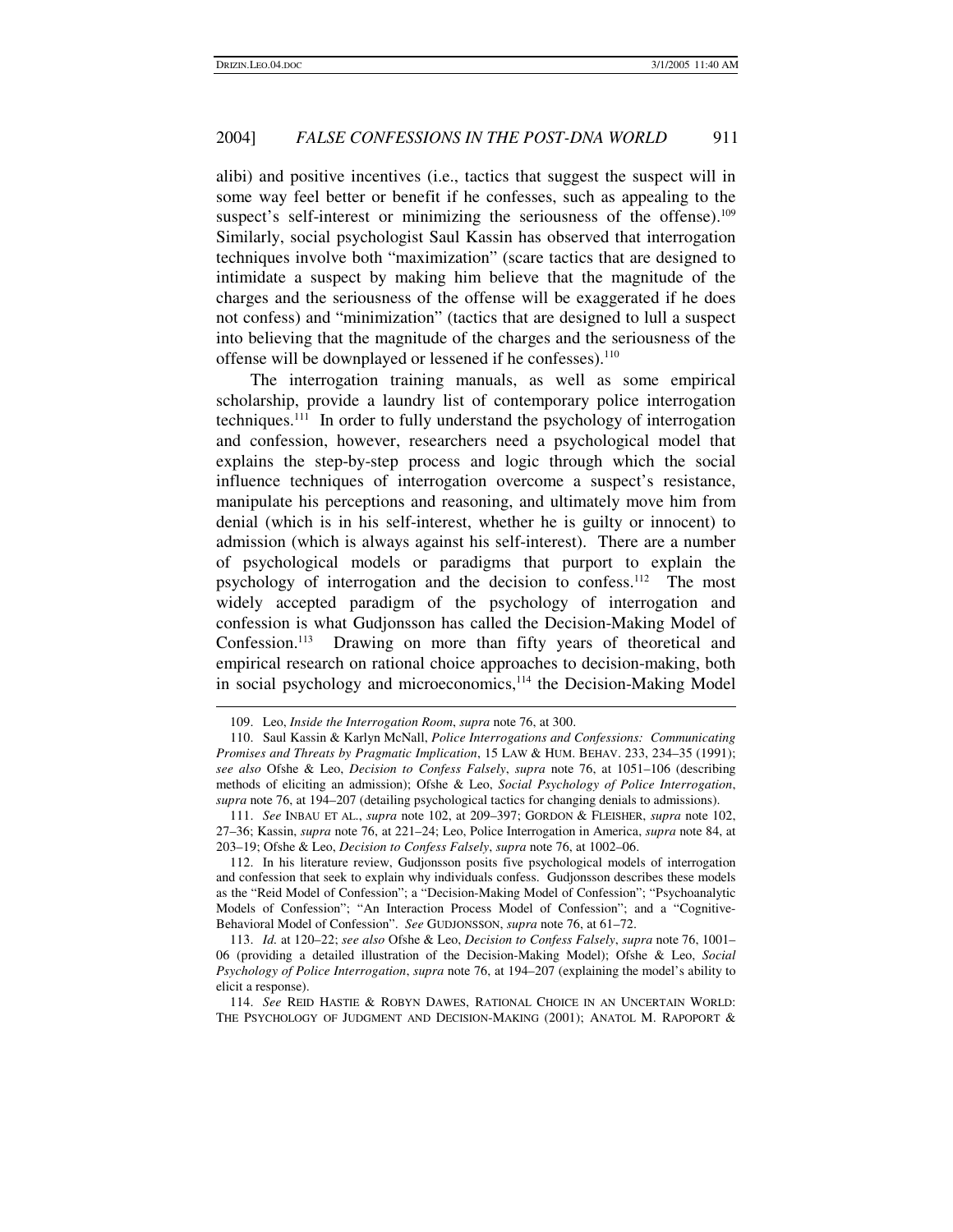alibi) and positive incentives (i.e., tactics that suggest the suspect will in some way feel better or benefit if he confesses, such as appealing to the suspect's self-interest or minimizing the seriousness of the offense).[109] Similarly, social psychologist Saul Kassin has observed that interrogation techniques involve both "maximization" (scare tactics that are designed to intimidate a suspect by making him believe that the magnitude of the charges and the seriousness of the offense will be exaggerated if he does not confess) and "minimization" (tactics that are designed to lull a suspect into believing that the magnitude of the charges and the seriousness of the offense will be downplayed or lessened if he confesses).[110]

The interrogation training manuals, as well as some empirical scholarship, provide a laundry list of contemporary police interrogation techniques.[111] In order to fully understand the psychology of interrogation and confession, however, researchers need a psychological model that explains the step-by-step process and logic through which the social influence techniques of interrogation overcome a suspect's resistance, manipulate his perceptions and reasoning, and ultimately move him from denial (which is in his self-interest, whether he is guilty or innocent) to admission (which is always against his self-interest). There are a number of psychological models or paradigms that purport to explain the psychology of interrogation and the decision to confess.[112] The most widely accepted paradigm of the psychology of interrogation and confession is what Gudjonsson has called the Decision-Making Model of Confession.[113] Drawing on more than fifty years of theoretical and empirical research on rational choice approaches to decision-making, both in social psychology and microeconomics,[114] the Decision-Making Model

---

109. Leo, *Inside the Interrogation Room*, *supra* note 76, at 300.

110. Saul Kassin & Karlyn McNall, *Police Interrogations and Confessions: Communicating Promises and Threats by Pragmatic Implication*, 15 LAW & HUM. BEHAV. 233, 234–35 (1991); *see also* Ofshe & Leo, *Decision to Confess Falsely*, *supra* note 76, at 1051–106 (describing methods of eliciting an admission); Ofshe & Leo, *Social Psychology of Police Interrogation*, *supra* note 76, at 194–207 (detailing psychological tactics for changing denials to admissions).

111. *See* INBAU ET AL., *supra* note 102, at 209–397; GORDON & FLEISHER, *supra* note 102, 27–36; Kassin, *supra* note 76, at 221–24; Leo, Police Interrogation in America, *supra* note 84, at 203–19; Ofshe & Leo, *Decision to Confess Falsely*, *supra* note 76, at 1002–06.

112. In his literature review, Gudjonsson posits five psychological models of interrogation and confession that seek to explain why individuals confess. Gudjonsson describes these models as the "Reid Model of Confession"; a "Decision-Making Model of Confession"; "Psychoanalytic Models of Confession"; "An Interaction Process Model of Confession"; and a "Cognitive-Behavioral Model of Confession". *See* GUDJONSSON, *supra* note 76, at 61–72.

113. *Id.* at 120–22; *see also* Ofshe & Leo, *Decision to Confess Falsely*, *supra* note 76, 1001–06 (providing a detailed illustration of the Decision-Making Model); Ofshe & Leo, *Social Psychology of Police Interrogation*, *supra* note 76, at 194–207 (explaining the model's ability to elicit a response).

114. *See* REID HASTIE & ROBYN DAWES, RATIONAL CHOICE IN AN UNCERTAIN WORLD: THE PSYCHOLOGY OF JUDGMENT AND DECISION-MAKING (2001); ANATOL M. RAPOPORT &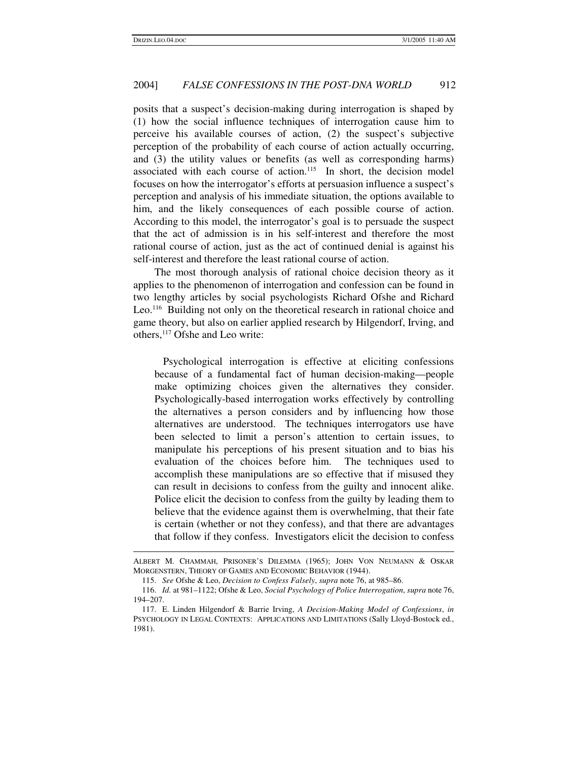posits that a suspect's decision-making during interrogation is shaped by (1) how the social influence techniques of interrogation cause him to perceive his available courses of action, (2) the suspect's subjective perception of the probability of each course of action actually occurring, and (3) the utility values or benefits (as well as corresponding harms) associated with each course of action.[115] In short, the decision model focuses on how the interrogator's efforts at persuasion influence a suspect's perception and analysis of his immediate situation, the options available to him, and the likely consequences of each possible course of action. According to this model, the interrogator's goal is to persuade the suspect that the act of admission is in his self-interest and therefore the most rational course of action, just as the act of continued denial is against his self-interest and therefore the least rational course of action.

The most thorough analysis of rational choice decision theory as it applies to the phenomenon of interrogation and confession can be found in two lengthy articles by social psychologists Richard Ofshe and Richard Leo.[116] Building not only on the theoretical research in rational choice and game theory, but also on earlier applied research by Hilgendorf, Irving, and others,[117] Ofshe and Leo write:

> Psychological interrogation is effective at eliciting confessions because of a fundamental fact of human decision-making—people make optimizing choices given the alternatives they consider. Psychologically-based interrogation works effectively by controlling the alternatives a person considers and by influencing how those alternatives are understood. The techniques interrogators use have been selected to limit a person's attention to certain issues, to manipulate his perceptions of his present situation and to bias his evaluation of the choices before him. The techniques used to accomplish these manipulations are so effective that if misused they can result in decisions to confess from the guilty and innocent alike. Police elicit the decision to confess from the guilty by leading them to believe that the evidence against them is overwhelming, that their fate is certain (whether or not they confess), and that there are advantages that follow if they confess. Investigators elicit the decision to confess

---

ALBERT M. CHAMMAH, PRISONER'S DILEMMA (1965); JOHN VON NEUMANN & OSKAR MORGENSTERN, THEORY OF GAMES AND ECONOMIC BEHAVIOR (1944).

115. *See* Ofshe & Leo, *Decision to Confess Falsely*, *supra* note 76, at 985–86.

116. *Id.* at 981–1122; Ofshe & Leo, *Social Psychology of Police Interrogation*, *supra* note 76, 194–207.

117. E. Linden Hilgendorf & Barrie Irving, *A Decision-Making Model of Confessions*, *in* PSYCHOLOGY IN LEGAL CONTEXTS: APPLICATIONS AND LIMITATIONS (Sally Lloyd-Bostock ed., 1981).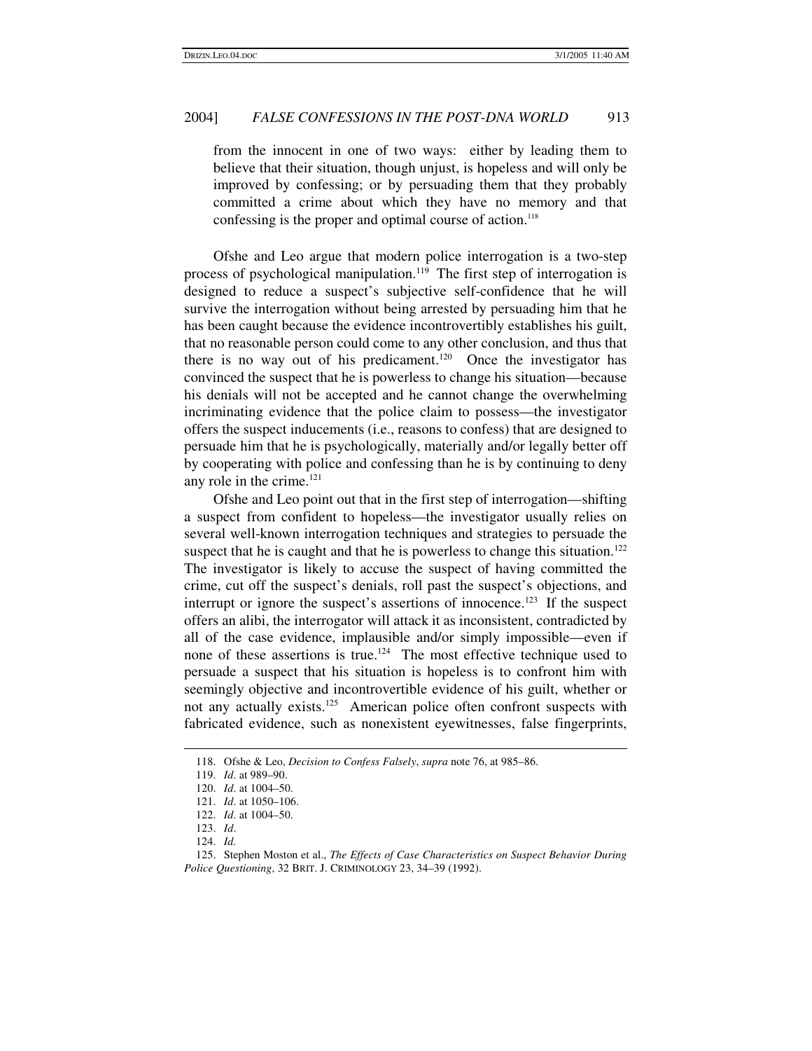from the innocent in one of two ways: either by leading them to believe that their situation, though unjust, is hopeless and will only be improved by confessing; or by persuading them that they probably committed a crime about which they have no memory and that confessing is the proper and optimal course of action.[118]

Ofshe and Leo argue that modern police interrogation is a two-step process of psychological manipulation.[119] The first step of interrogation is designed to reduce a suspect's subjective self-confidence that he will survive the interrogation without being arrested by persuading him that he has been caught because the evidence incontrovertibly establishes his guilt, that no reasonable person could come to any other conclusion, and thus that there is no way out of his predicament.[120] Once the investigator has convinced the suspect that he is powerless to change his situation—because his denials will not be accepted and he cannot change the overwhelming incriminating evidence that the police claim to possess—the investigator offers the suspect inducements (i.e., reasons to confess) that are designed to persuade him that he is psychologically, materially and/or legally better off by cooperating with police and confessing than he is by continuing to deny any role in the crime.[121]

Ofshe and Leo point out that in the first step of interrogation—shifting a suspect from confident to hopeless—the investigator usually relies on several well-known interrogation techniques and strategies to persuade the suspect that he is caught and that he is powerless to change this situation.[122] The investigator is likely to accuse the suspect of having committed the crime, cut off the suspect's denials, roll past the suspect's objections, and interrupt or ignore the suspect's assertions of innocence.[123] If the suspect offers an alibi, the interrogator will attack it as inconsistent, contradicted by all of the case evidence, implausible and/or simply impossible—even if none of these assertions is true.[124] The most effective technique used to persuade a suspect that his situation is hopeless is to confront him with seemingly objective and incontrovertible evidence of his guilt, whether or not any actually exists.[125] American police often confront suspects with fabricated evidence, such as nonexistent eyewitnesses, false fingerprints,

---

118. Ofshe & Leo, *Decision to Confess Falsely*, *supra* note 76, at 985–86.

119. *Id*. at 989–90.

120. *Id*. at 1004–50.

121. *Id*. at 1050–106.

122. *Id*. at 1004–50.

123. *Id*.

124. *Id.*

125. Stephen Moston et al., *The Effects of Case Characteristics on Suspect Behavior During Police Questioning*, 32 BRIT. J. CRIMINOLOGY 23, 34–39 (1992).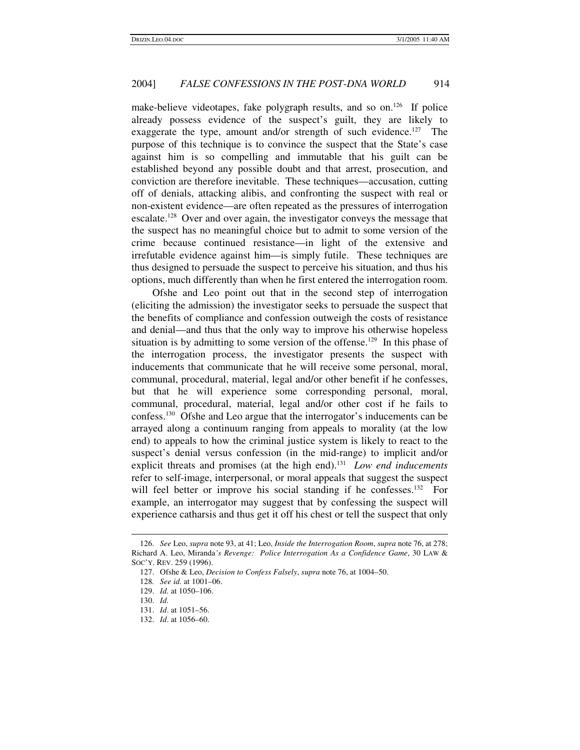make-believe videotapes, fake polygraph results, and so on.[126] If police already possess evidence of the suspect's guilt, they are likely to exaggerate the type, amount and/or strength of such evidence.[127] The purpose of this technique is to convince the suspect that the State's case against him is so compelling and immutable that his guilt can be established beyond any possible doubt and that arrest, prosecution, and conviction are therefore inevitable. These techniques—accusation, cutting off of denials, attacking alibis, and confronting the suspect with real or non-existent evidence—are often repeated as the pressures of interrogation escalate.[128] Over and over again, the investigator conveys the message that the suspect has no meaningful choice but to admit to some version of the crime because continued resistance—in light of the extensive and irrefutable evidence against him—is simply futile. These techniques are thus designed to persuade the suspect to perceive his situation, and thus his options, much differently than when he first entered the interrogation room.

Ofshe and Leo point out that in the second step of interrogation (eliciting the admission) the investigator seeks to persuade the suspect that the benefits of compliance and confession outweigh the costs of resistance and denial—and thus that the only way to improve his otherwise hopeless situation is by admitting to some version of the offense.[129] In this phase of the interrogation process, the investigator presents the suspect with inducements that communicate that he will receive some personal, moral, communal, procedural, material, legal and/or other benefit if he confesses, but that he will experience some corresponding personal, moral, communal, procedural, material, legal and/or other cost if he fails to confess.[130] Ofshe and Leo argue that the interrogator's inducements can be arrayed along a continuum ranging from appeals to morality (at the low end) to appeals to how the criminal justice system is likely to react to the suspect's denial versus confession (in the mid-range) to implicit and/or explicit threats and promises (at the high end).[131] *Low end inducements* refer to self-image, interpersonal, or moral appeals that suggest the suspect will feel better or improve his social standing if he confesses.[132] For example, an interrogator may suggest that by confessing the suspect will experience catharsis and thus get it off his chest or tell the suspect that only

---

126. *See* Leo, *supra* note 93, at 41; Leo, *Inside the Interrogation Room*, *supra* note 76, at 278; Richard A. Leo, Miranda*'s Revenge: Police Interrogation As a Confidence Game*, 30 LAW & SOC'Y. REV. 259 (1996).

127. Ofshe & Leo, *Decision to Confess Falsely*, *supra* note 76, at 1004–50.

128. *See id.* at 1001–06.

129. *Id.* at 1050–106.

130. *Id.*

131. *Id*. at 1051–56.

132. *Id*. at 1056–60.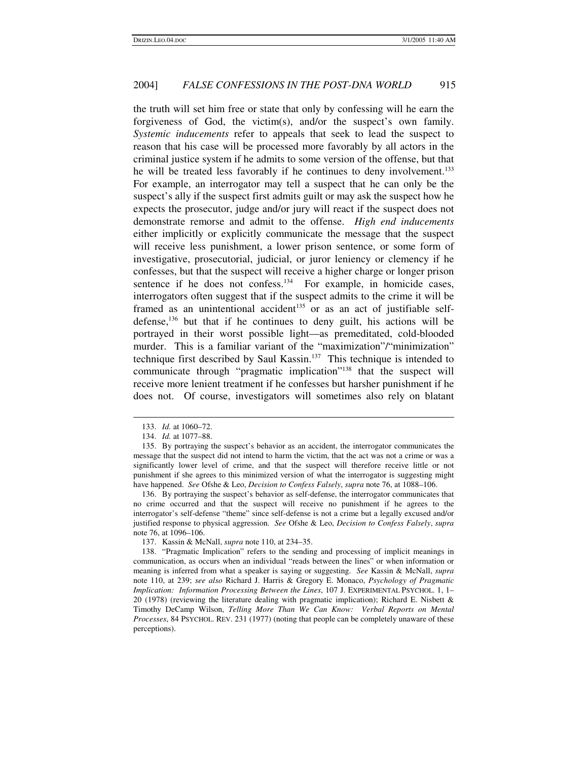the truth will set him free or state that only by confessing will he earn the forgiveness of God, the victim(s), and/or the suspect's own family. *Systemic inducements* refer to appeals that seek to lead the suspect to reason that his case will be processed more favorably by all actors in the criminal justice system if he admits to some version of the offense, but that he will be treated less favorably if he continues to deny involvement.[133] For example, an interrogator may tell a suspect that he can only be the suspect's ally if the suspect first admits guilt or may ask the suspect how he expects the prosecutor, judge and/or jury will react if the suspect does not demonstrate remorse and admit to the offense. *High end inducements* either implicitly or explicitly communicate the message that the suspect will receive less punishment, a lower prison sentence, or some form of investigative, prosecutorial, judicial, or juror leniency or clemency if he confesses, but that the suspect will receive a higher charge or longer prison sentence if he does not confess.[134] For example, in homicide cases, interrogators often suggest that if the suspect admits to the crime it will be framed as an unintentional accident[135] or as an act of justifiable self-defense,[136] but that if he continues to deny guilt, his actions will be portrayed in their worst possible light—as premeditated, cold-blooded murder. This is a familiar variant of the "maximization"/"minimization" technique first described by Saul Kassin.[137] This technique is intended to communicate through "pragmatic implication"[138] that the suspect will receive more lenient treatment if he confesses but harsher punishment if he does not. Of course, investigators will sometimes also rely on blatant

---

133. *Id.* at 1060–72.

134. *Id.* at 1077–88.

135. By portraying the suspect's behavior as an accident, the interrogator communicates the message that the suspect did not intend to harm the victim, that the act was not a crime or was a significantly lower level of crime, and that the suspect will therefore receive little or not punishment if she agrees to this minimized version of what the interrogator is suggesting might have happened. *See* Ofshe & Leo, *Decision to Confess Falsely*, *supra* note 76, at 1088–106.

136. By portraying the suspect's behavior as self-defense, the interrogator communicates that no crime occurred and that the suspect will receive no punishment if he agrees to the interrogator's self-defense "theme" since self-defense is not a crime but a legally excused and/or justified response to physical aggression. *See* Ofshe & Leo, *Decision to Confess Falsely*, *supra* note 76, at 1096–106.

137. Kassin & McNall, *supra* note 110, at 234–35.

138. "Pragmatic Implication" refers to the sending and processing of implicit meanings in communication, as occurs when an individual "reads between the lines" or when information or meaning is inferred from what a speaker is saying or suggesting. *See* Kassin & McNall, *supra* note 110, at 239; *see also* Richard J. Harris & Gregory E. Monaco, *Psychology of Pragmatic Implication: Information Processing Between the Lines*, 107 J. EXPERIMENTAL PSYCHOL. 1, 1–20 (1978) (reviewing the literature dealing with pragmatic implication); Richard E. Nisbett & Timothy DeCamp Wilson, *Telling More Than We Can Know: Verbal Reports on Mental Processes*, 84 PSYCHOL. REV. 231 (1977) (noting that people can be completely unaware of these perceptions).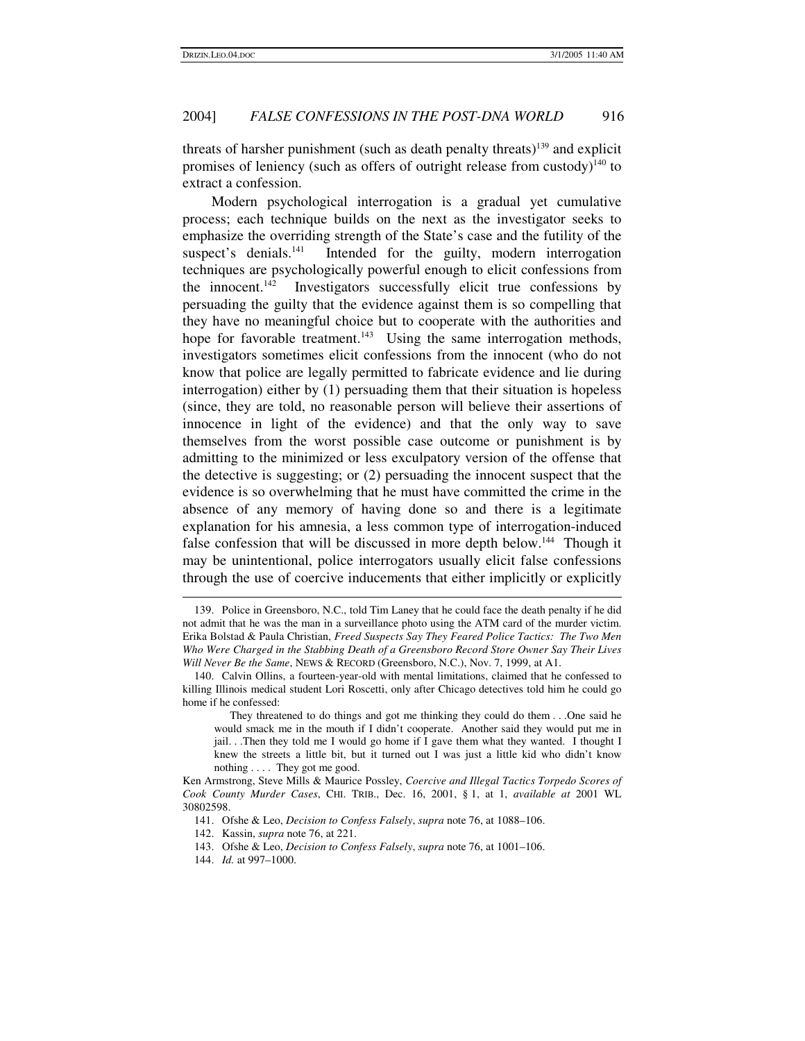threats of harsher punishment (such as death penalty threats)[139] and explicit promises of leniency (such as offers of outright release from custody)[140] to extract a confession.

Modern psychological interrogation is a gradual yet cumulative process; each technique builds on the next as the investigator seeks to emphasize the overriding strength of the State's case and the futility of the suspect's denials.[141] Intended for the guilty, modern interrogation techniques are psychologically powerful enough to elicit confessions from the innocent.[142] Investigators successfully elicit true confessions by persuading the guilty that the evidence against them is so compelling that they have no meaningful choice but to cooperate with the authorities and hope for favorable treatment.[143] Using the same interrogation methods, investigators sometimes elicit confessions from the innocent (who do not know that police are legally permitted to fabricate evidence and lie during interrogation) either by (1) persuading them that their situation is hopeless (since, they are told, no reasonable person will believe their assertions of innocence in light of the evidence) and that the only way to save themselves from the worst possible case outcome or punishment is by admitting to the minimized or less exculpatory version of the offense that the detective is suggesting; or (2) persuading the innocent suspect that the evidence is so overwhelming that he must have committed the crime in the absence of any memory of having done so and there is a legitimate explanation for his amnesia, a less common type of interrogation-induced false confession that will be discussed in more depth below.[144] Though it may be unintentional, police interrogators usually elicit false confessions through the use of coercive inducements that either implicitly or explicitly

---

139. Police in Greensboro, N.C., told Tim Laney that he could face the death penalty if he did not admit that he was the man in a surveillance photo using the ATM card of the murder victim. Erika Bolstad & Paula Christian, *Freed Suspects Say They Feared Police Tactics: The Two Men Who Were Charged in the Stabbing Death of a Greensboro Record Store Owner Say Their Lives Will Never Be the Same*, NEWS & RECORD (Greensboro, N.C.), Nov. 7, 1999, at A1.

140. Calvin Ollins, a fourteen-year-old with mental limitations, claimed that he confessed to killing Illinois medical student Lori Roscetti, only after Chicago detectives told him he could go home if he confessed:

> They threatened to do things and got me thinking they could do them . . .One said he would smack me in the mouth if I didn't cooperate. Another said they would put me in jail. . .Then they told me I would go home if I gave them what they wanted. I thought I knew the streets a little bit, but it turned out I was just a little kid who didn't know nothing . . . . They got me good.

Ken Armstrong, Steve Mills & Maurice Possley, *Coercive and Illegal Tactics Torpedo Scores of Cook County Murder Cases*, CHI. TRIB., Dec. 16, 2001, § 1, at 1, *available at* 2001 WL 30802598.

141. Ofshe & Leo, *Decision to Confess Falsely*, *supra* note 76, at 1088–106.

142. Kassin, *supra* note 76, at 221.

143. Ofshe & Leo, *Decision to Confess Falsely*, *supra* note 76, at 1001–106.

144. *Id.* at 997–1000.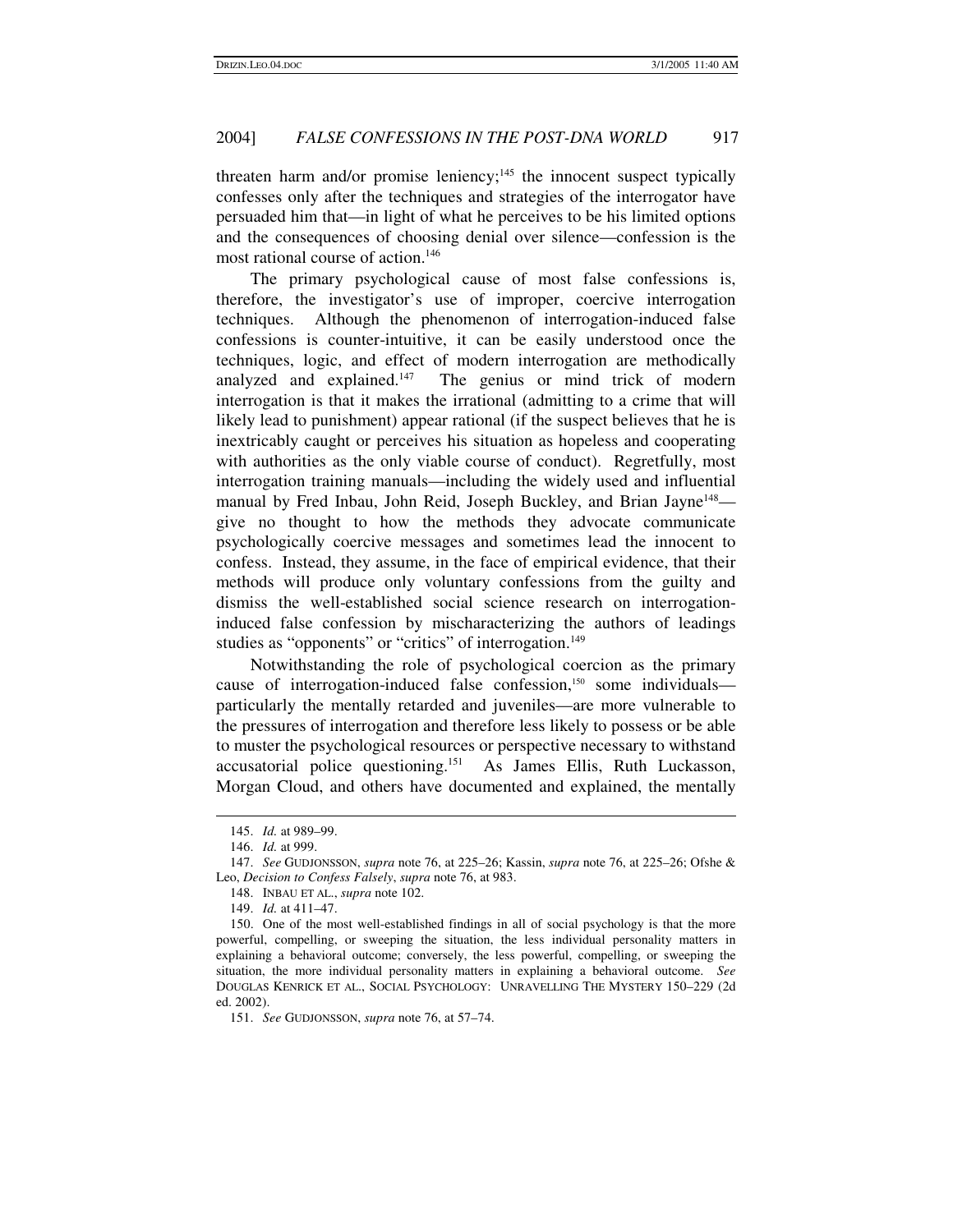threaten harm and/or promise leniency;[145] the innocent suspect typically confesses only after the techniques and strategies of the interrogator have persuaded him that—in light of what he perceives to be his limited options and the consequences of choosing denial over silence—confession is the most rational course of action.[146]

The primary psychological cause of most false confessions is, therefore, the investigator's use of improper, coercive interrogation techniques. Although the phenomenon of interrogation-induced false confessions is counter-intuitive, it can be easily understood once the techniques, logic, and effect of modern interrogation are methodically analyzed and explained.[147] The genius or mind trick of modern interrogation is that it makes the irrational (admitting to a crime that will likely lead to punishment) appear rational (if the suspect believes that he is inextricably caught or perceives his situation as hopeless and cooperating with authorities as the only viable course of conduct). Regretfully, most interrogation training manuals—including the widely used and influential manual by Fred Inbau, John Reid, Joseph Buckley, and Brian Jayne[148]—give no thought to how the methods they advocate communicate psychologically coercive messages and sometimes lead the innocent to confess. Instead, they assume, in the face of empirical evidence, that their methods will produce only voluntary confessions from the guilty and dismiss the well-established social science research on interrogation-induced false confession by mischaracterizing the authors of leadings studies as "opponents" or "critics" of interrogation.[149]

Notwithstanding the role of psychological coercion as the primary cause of interrogation-induced false confession,[150] some individuals—particularly the mentally retarded and juveniles—are more vulnerable to the pressures of interrogation and therefore less likely to possess or be able to muster the psychological resources or perspective necessary to withstand accusatorial police questioning.[151] As James Ellis, Ruth Luckasson, Morgan Cloud, and others have documented and explained, the mentally

---

145. *Id.* at 989–99.

146. *Id.* at 999.

147. *See* GUDJONSSON, *supra* note 76, at 225–26; Kassin, *supra* note 76, at 225–26; Ofshe & Leo, *Decision to Confess Falsely*, *supra* note 76, at 983.

148. INBAU ET AL., *supra* note 102.

149. *Id.* at 411–47.

150. One of the most well-established findings in all of social psychology is that the more powerful, compelling, or sweeping the situation, the less individual personality matters in explaining a behavioral outcome; conversely, the less powerful, compelling, or sweeping the situation, the more individual personality matters in explaining a behavioral outcome. *See* DOUGLAS KENRICK ET AL., SOCIAL PSYCHOLOGY: UNRAVELLING THE MYSTERY 150–229 (2d ed. 2002).

151. *See* GUDJONSSON, *supra* note 76, at 57–74.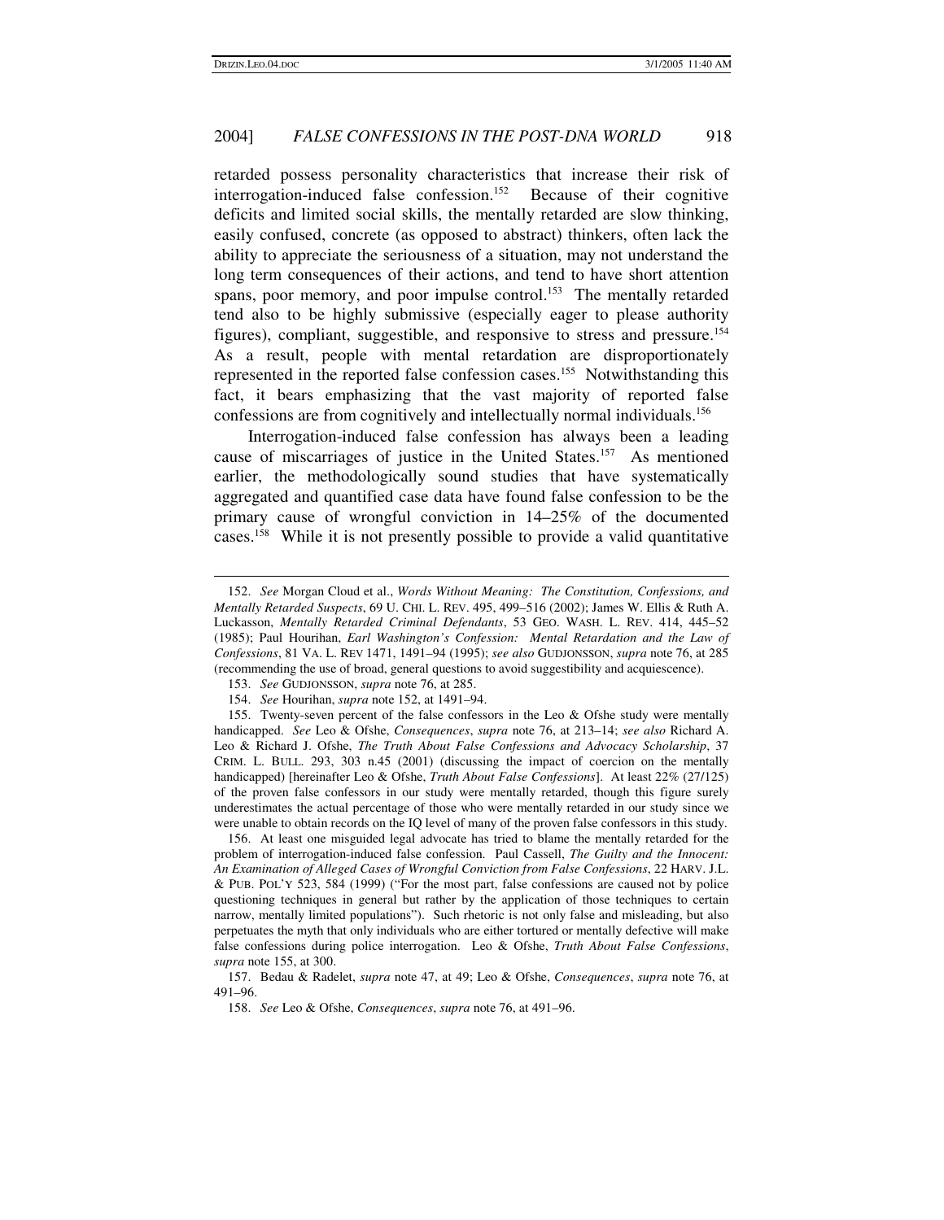retarded possess personality characteristics that increase their risk of interrogation-induced false confession.[152] Because of their cognitive deficits and limited social skills, the mentally retarded are slow thinking, easily confused, concrete (as opposed to abstract) thinkers, often lack the ability to appreciate the seriousness of a situation, may not understand the long term consequences of their actions, and tend to have short attention spans, poor memory, and poor impulse control.[153] The mentally retarded tend also to be highly submissive (especially eager to please authority figures), compliant, suggestible, and responsive to stress and pressure.[154] As a result, people with mental retardation are disproportionately represented in the reported false confession cases.[155] Notwithstanding this fact, it bears emphasizing that the vast majority of reported false confessions are from cognitively and intellectually normal individuals.[156]

Interrogation-induced false confession has always been a leading cause of miscarriages of justice in the United States.[157] As mentioned earlier, the methodologically sound studies that have systematically aggregated and quantified case data have found false confession to be the primary cause of wrongful conviction in 14–25% of the documented cases.[158] While it is not presently possible to provide a valid quantitative

---

152. *See* Morgan Cloud et al., *Words Without Meaning: The Constitution, Confessions, and Mentally Retarded Suspects*, 69 U. CHI. L. REV. 495, 499–516 (2002); James W. Ellis & Ruth A. Luckasson, *Mentally Retarded Criminal Defendants*, 53 GEO. WASH. L. REV. 414, 445–52 (1985); Paul Hourihan, *Earl Washington's Confession: Mental Retardation and the Law of Confessions*, 81 VA. L. REV 1471, 1491–94 (1995); *see also* GUDJONSSON, *supra* note 76, at 285 (recommending the use of broad, general questions to avoid suggestibility and acquiescence).

153. *See* GUDJONSSON, *supra* note 76, at 285.

154. *See* Hourihan, *supra* note 152, at 1491–94.

155. Twenty-seven percent of the false confessors in the Leo & Ofshe study were mentally handicapped. *See* Leo & Ofshe, *Consequences*, *supra* note 76, at 213–14; *see also* Richard A. Leo & Richard J. Ofshe, *The Truth About False Confessions and Advocacy Scholarship*, 37 CRIM. L. BULL. 293, 303 n.45 (2001) (discussing the impact of coercion on the mentally handicapped) [hereinafter Leo & Ofshe, *Truth About False Confessions*]. At least 22% (27/125) of the proven false confessors in our study were mentally retarded, though this figure surely underestimates the actual percentage of those who were mentally retarded in our study since we were unable to obtain records on the IQ level of many of the proven false confessors in this study.

156. At least one misguided legal advocate has tried to blame the mentally retarded for the problem of interrogation-induced false confession. Paul Cassell, *The Guilty and the Innocent: An Examination of Alleged Cases of Wrongful Conviction from False Confessions*, 22 HARV. J.L. & PUB. POL'Y 523, 584 (1999) ("For the most part, false confessions are caused not by police questioning techniques in general but rather by the application of those techniques to certain narrow, mentally limited populations"). Such rhetoric is not only false and misleading, but also perpetuates the myth that only individuals who are either tortured or mentally defective will make false confessions during police interrogation. Leo & Ofshe, *Truth About False Confessions*, *supra* note 155, at 300.

157. Bedau & Radelet, *supra* note 47, at 49; Leo & Ofshe, *Consequences*, *supra* note 76, at 491–96.

158. *See* Leo & Ofshe, *Consequences*, *supra* note 76, at 491–96.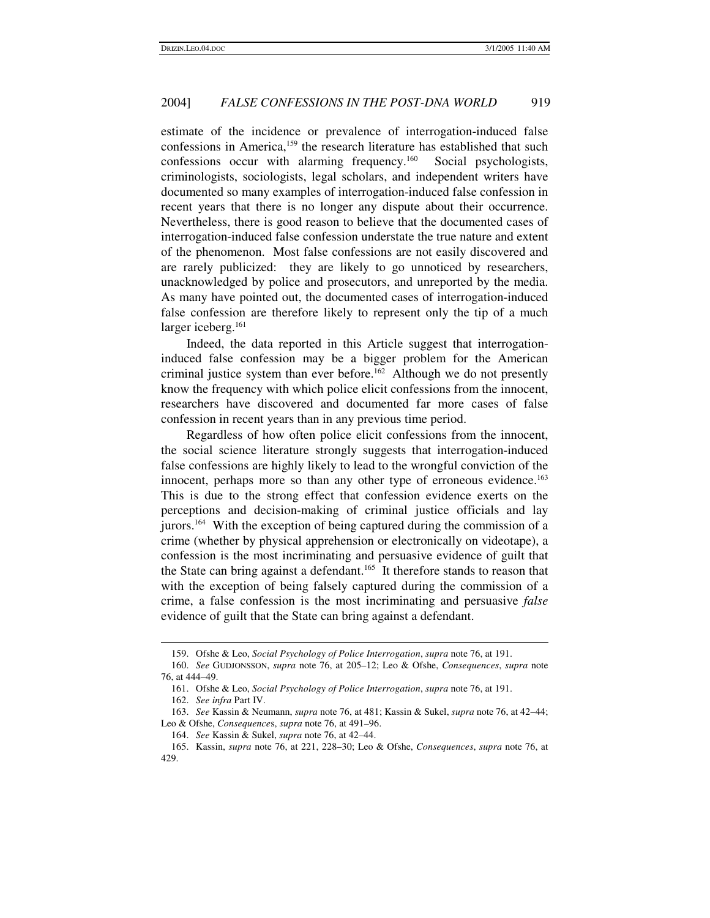estimate of the incidence or prevalence of interrogation-induced false confessions in America,[159] the research literature has established that such confessions occur with alarming frequency.[160] Social psychologists, criminologists, sociologists, legal scholars, and independent writers have documented so many examples of interrogation-induced false confession in recent years that there is no longer any dispute about their occurrence. Nevertheless, there is good reason to believe that the documented cases of interrogation-induced false confession understate the true nature and extent of the phenomenon. Most false confessions are not easily discovered and are rarely publicized: they are likely to go unnoticed by researchers, unacknowledged by police and prosecutors, and unreported by the media. As many have pointed out, the documented cases of interrogation-induced false confession are therefore likely to represent only the tip of a much larger iceberg.[161]

Indeed, the data reported in this Article suggest that interrogation-induced false confession may be a bigger problem for the American criminal justice system than ever before.[162] Although we do not presently know the frequency with which police elicit confessions from the innocent, researchers have discovered and documented far more cases of false confession in recent years than in any previous time period.

Regardless of how often police elicit confessions from the innocent, the social science literature strongly suggests that interrogation-induced false confessions are highly likely to lead to the wrongful conviction of the innocent, perhaps more so than any other type of erroneous evidence.[163] This is due to the strong effect that confession evidence exerts on the perceptions and decision-making of criminal justice officials and lay jurors.[164] With the exception of being captured during the commission of a crime (whether by physical apprehension or electronically on videotape), a confession is the most incriminating and persuasive evidence of guilt that the State can bring against a defendant.[165] It therefore stands to reason that with the exception of being falsely captured during the commission of a crime, a false confession is the most incriminating and persuasive *false* evidence of guilt that the State can bring against a defendant.

---

159. Ofshe & Leo, *Social Psychology of Police Interrogation*, *supra* note 76, at 191.

160. *See* GUDJONSSON, *supra* note 76, at 205–12; Leo & Ofshe, *Consequences*, *supra* note 76, at 444–49.

161. Ofshe & Leo, *Social Psychology of Police Interrogation*, *supra* note 76, at 191.

162. *See infra* Part IV.

163. *See* Kassin & Neumann, *supra* note 76, at 481; Kassin & Sukel, *supra* note 76, at 42–44; Leo & Ofshe, *Consequences*, *supra* note 76, at 491–96.

164. *See* Kassin & Sukel, *supra* note 76, at 42–44.

165. Kassin, *supra* note 76, at 221, 228–30; Leo & Ofshe, *Consequences*, *supra* note 76, at 429.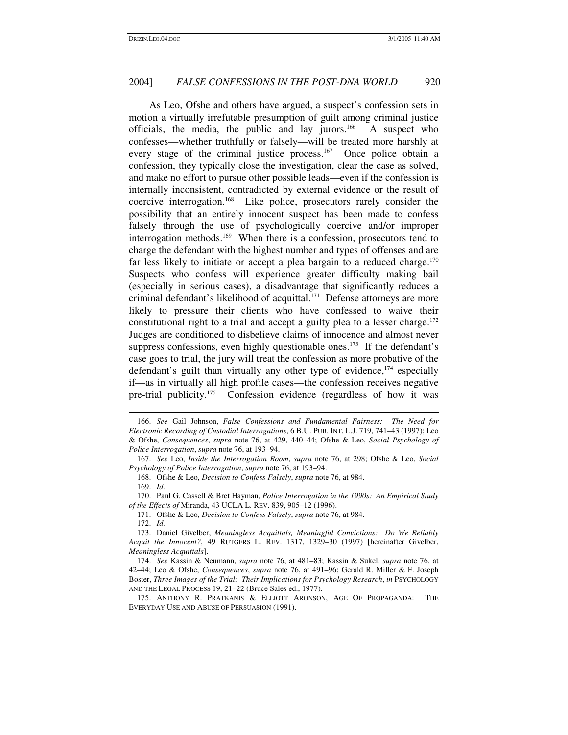As Leo, Ofshe and others have argued, a suspect's confession sets in motion a virtually irrefutable presumption of guilt among criminal justice officials, the media, the public and lay jurors.[166] A suspect who confesses—whether truthfully or falsely—will be treated more harshly at every stage of the criminal justice process.[167] Once police obtain a confession, they typically close the investigation, clear the case as solved, and make no effort to pursue other possible leads—even if the confession is internally inconsistent, contradicted by external evidence or the result of coercive interrogation.[168] Like police, prosecutors rarely consider the possibility that an entirely innocent suspect has been made to confess falsely through the use of psychologically coercive and/or improper interrogation methods.[169] When there is a confession, prosecutors tend to charge the defendant with the highest number and types of offenses and are far less likely to initiate or accept a plea bargain to a reduced charge.[170] Suspects who confess will experience greater difficulty making bail (especially in serious cases), a disadvantage that significantly reduces a criminal defendant's likelihood of acquittal.[171] Defense attorneys are more likely to pressure their clients who have confessed to waive their constitutional right to a trial and accept a guilty plea to a lesser charge.[172] Judges are conditioned to disbelieve claims of innocence and almost never suppress confessions, even highly questionable ones.[173] If the defendant's case goes to trial, the jury will treat the confession as more probative of the defendant's guilt than virtually any other type of evidence,[174] especially if—as in virtually all high profile cases—the confession receives negative pre-trial publicity.[175] Confession evidence (regardless of how it was

---

166. *See* Gail Johnson, *False Confessions and Fundamental Fairness: The Need for Electronic Recording of Custodial Interrogations*, 6 B.U. PUB. INT. L.J. 719, 741–43 (1997); Leo & Ofshe, *Consequences*, *supra* note 76, at 429, 440–44; Ofshe & Leo, *Social Psychology of Police Interrogation*, *supra* note 76, at 193–94.

167. *See* Leo, *Inside the Interrogation Room*, *supra* note 76, at 298; Ofshe & Leo, *Social Psychology of Police Interrogation*, *supra* note 76, at 193–94.

168. Ofshe & Leo, *Decision to Confess Falsely*, *supra* note 76, at 984.

169. *Id.*

170. Paul G. Cassell & Bret Hayman, *Police Interrogation in the 1990s: An Empirical Study of the Effects of* Miranda, 43 UCLA L. REV. 839, 905–12 (1996).

171. Ofshe & Leo, *Decision to Confess Falsely*, *supra* note 76, at 984.

172. *Id.*

173. Daniel Givelber, *Meaningless Acquittals, Meaningful Convictions: Do We Reliably Acquit the Innocent?*, 49 RUTGERS L. REV. 1317, 1329–30 (1997) [hereinafter Givelber, *Meaningless Acquittals*].

174. *See* Kassin & Neumann, *supra* note 76, at 481–83; Kassin & Sukel, *supra* note 76, at 42–44; Leo & Ofshe, *Consequences*, *supra* note 76, at 491–96; Gerald R. Miller & F. Joseph Boster, *Three Images of the Trial: Their Implications for Psychology Research*, *in* PSYCHOLOGY AND THE LEGAL PROCESS 19, 21–22 (Bruce Sales ed., 1977).

175. ANTHONY R. PRATKANIS & ELLIOTT ARONSON, AGE OF PROPAGANDA: THE EVERYDAY USE AND ABUSE OF PERSUASION (1991).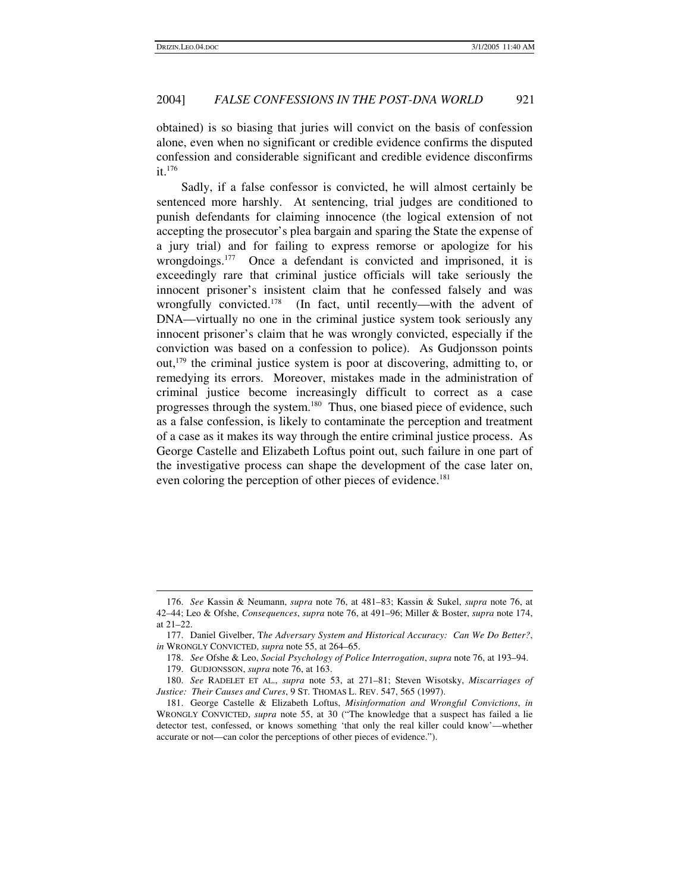obtained) is so biasing that juries will convict on the basis of confession alone, even when no significant or credible evidence confirms the disputed confession and considerable significant and credible evidence disconfirms it.[176]

Sadly, if a false confessor is convicted, he will almost certainly be sentenced more harshly. At sentencing, trial judges are conditioned to punish defendants for claiming innocence (the logical extension of not accepting the prosecutor's plea bargain and sparing the State the expense of a jury trial) and for failing to express remorse or apologize for his wrongdoings.[177] Once a defendant is convicted and imprisoned, it is exceedingly rare that criminal justice officials will take seriously the innocent prisoner's insistent claim that he confessed falsely and was wrongfully convicted.[178] (In fact, until recently—with the advent of DNA—virtually no one in the criminal justice system took seriously any innocent prisoner's claim that he was wrongly convicted, especially if the conviction was based on a confession to police). As Gudjonsson points out,[179] the criminal justice system is poor at discovering, admitting to, or remedying its errors. Moreover, mistakes made in the administration of criminal justice become increasingly difficult to correct as a case progresses through the system.[180] Thus, one biased piece of evidence, such as a false confession, is likely to contaminate the perception and treatment of a case as it makes its way through the entire criminal justice process. As George Castelle and Elizabeth Loftus point out, such failure in one part of the investigative process can shape the development of the case later on, even coloring the perception of other pieces of evidence.[181]

---

176. *See* Kassin & Neumann, *supra* note 76, at 481–83; Kassin & Sukel, *supra* note 76, at 42–44; Leo & Ofshe, *Consequences*, *supra* note 76, at 491–96; Miller & Boster, *supra* note 174, at 21–22.

177. Daniel Givelber, T*he Adversary System and Historical Accuracy: Can We Do Better?*, *in* WRONGLY CONVICTED, *supra* note 55, at 264–65.

178. *See* Ofshe & Leo, *Social Psychology of Police Interrogation*, *supra* note 76, at 193–94.

179. GUDJONSSON, *supra* note 76, at 163.

180. *See* RADELET ET AL., *supra* note 53, at 271–81; Steven Wisotsky, *Miscarriages of Justice: Their Causes and Cures*, 9 ST. THOMAS L. REV. 547, 565 (1997).

181. George Castelle & Elizabeth Loftus, *Misinformation and Wrongful Convictions*, *in* WRONGLY CONVICTED, *supra* note 55, at 30 ("The knowledge that a suspect has failed a lie detector test, confessed, or knows something 'that only the real killer could know'—whether accurate or not—can color the perceptions of other pieces of evidence.").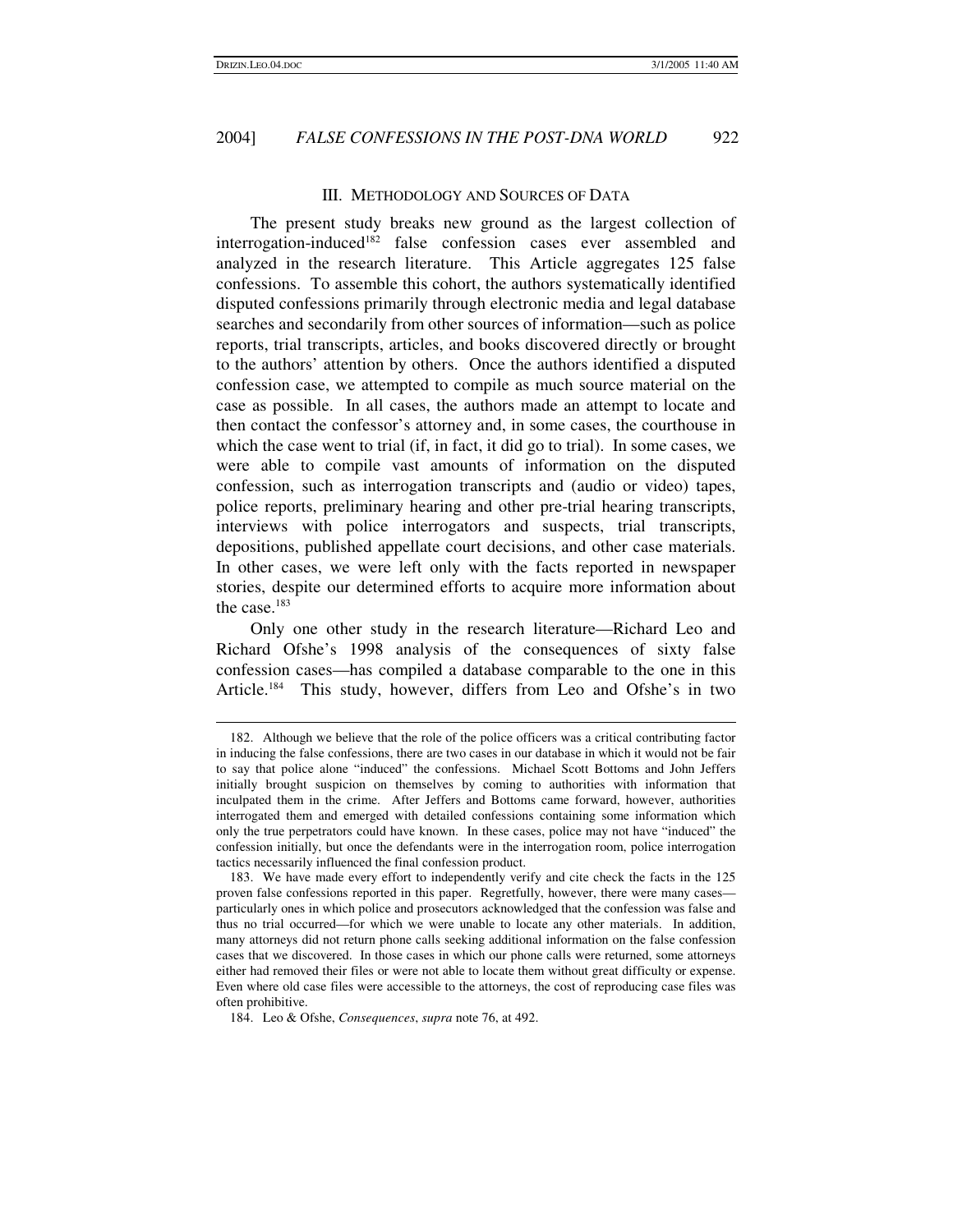## III. METHODOLOGY AND SOURCES OF DATA

The present study breaks new ground as the largest collection of interrogation-induced[182] false confession cases ever assembled and analyzed in the research literature. This Article aggregates 125 false confessions. To assemble this cohort, the authors systematically identified disputed confessions primarily through electronic media and legal database searches and secondarily from other sources of information—such as police reports, trial transcripts, articles, and books discovered directly or brought to the authors' attention by others. Once the authors identified a disputed confession case, we attempted to compile as much source material on the case as possible. In all cases, the authors made an attempt to locate and then contact the confessor's attorney and, in some cases, the courthouse in which the case went to trial (if, in fact, it did go to trial). In some cases, we were able to compile vast amounts of information on the disputed confession, such as interrogation transcripts and (audio or video) tapes, police reports, preliminary hearing and other pre-trial hearing transcripts, interviews with police interrogators and suspects, trial transcripts, depositions, published appellate court decisions, and other case materials. In other cases, we were left only with the facts reported in newspaper stories, despite our determined efforts to acquire more information about the case.[183]

Only one other study in the research literature—Richard Leo and Richard Ofshe's 1998 analysis of the consequences of sixty false confession cases—has compiled a database comparable to the one in this Article.[184] This study, however, differs from Leo and Ofshe's in two

---

182. Although we believe that the role of the police officers was a critical contributing factor in inducing the false confessions, there are two cases in our database in which it would not be fair to say that police alone "induced" the confessions. Michael Scott Bottoms and John Jeffers initially brought suspicion on themselves by coming to authorities with information that inculpated them in the crime. After Jeffers and Bottoms came forward, however, authorities interrogated them and emerged with detailed confessions containing some information which only the true perpetrators could have known. In these cases, police may not have "induced" the confession initially, but once the defendants were in the interrogation room, police interrogation tactics necessarily influenced the final confession product.

183. We have made every effort to independently verify and cite check the facts in the 125 proven false confessions reported in this paper. Regretfully, however, there were many cases—particularly ones in which police and prosecutors acknowledged that the confession was false and thus no trial occurred—for which we were unable to locate any other materials. In addition, many attorneys did not return phone calls seeking additional information on the false confession cases that we discovered. In those cases in which our phone calls were returned, some attorneys either had removed their files or were not able to locate them without great difficulty or expense. Even where old case files were accessible to the attorneys, the cost of reproducing case files was often prohibitive.

184. Leo & Ofshe, *Consequences*, *supra* note 76, at 492.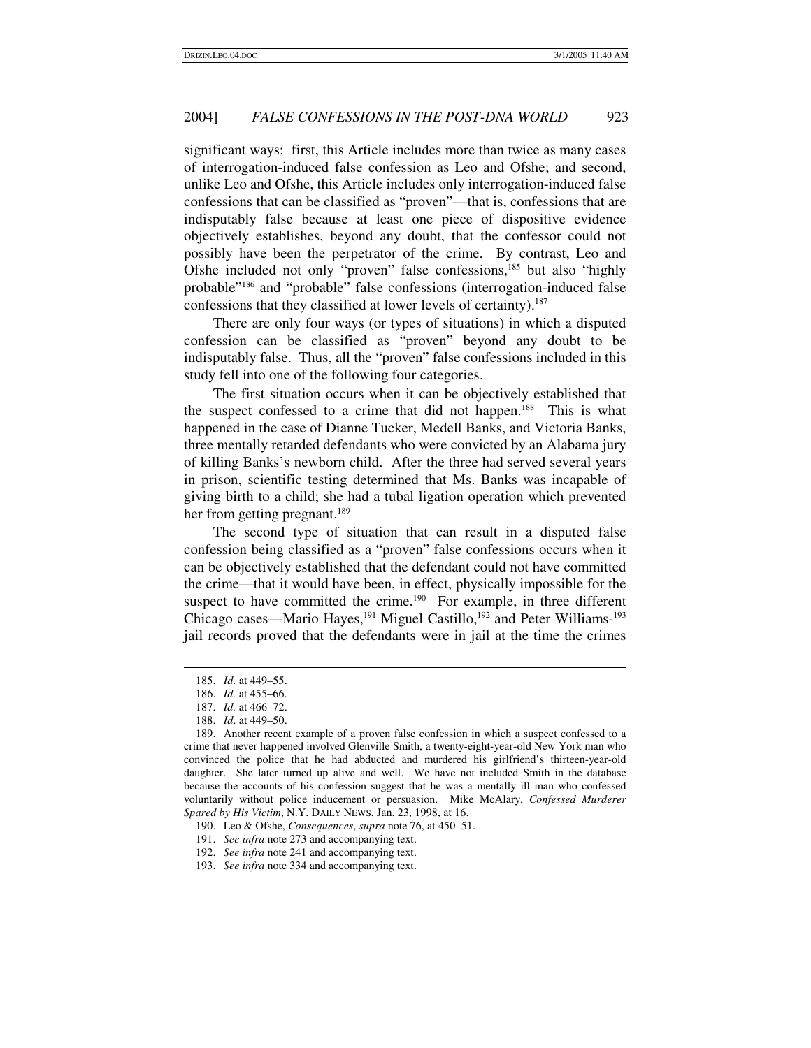significant ways: first, this Article includes more than twice as many cases of interrogation-induced false confession as Leo and Ofshe; and second, unlike Leo and Ofshe, this Article includes only interrogation-induced false confessions that can be classified as "proven"—that is, confessions that are indisputably false because at least one piece of dispositive evidence objectively establishes, beyond any doubt, that the confessor could not possibly have been the perpetrator of the crime. By contrast, Leo and Ofshe included not only "proven" false confessions,[185] but also "highly probable"[186] and "probable" false confessions (interrogation-induced false confessions that they classified at lower levels of certainty).[187]

There are only four ways (or types of situations) in which a disputed confession can be classified as "proven" beyond any doubt to be indisputably false. Thus, all the "proven" false confessions included in this study fell into one of the following four categories.

The first situation occurs when it can be objectively established that the suspect confessed to a crime that did not happen.[188] This is what happened in the case of Dianne Tucker, Medell Banks, and Victoria Banks, three mentally retarded defendants who were convicted by an Alabama jury of killing Banks's newborn child. After the three had served several years in prison, scientific testing determined that Ms. Banks was incapable of giving birth to a child; she had a tubal ligation operation which prevented her from getting pregnant.[189]

The second type of situation that can result in a disputed false confession being classified as a "proven" false confessions occurs when it can be objectively established that the defendant could not have committed the crime—that it would have been, in effect, physically impossible for the suspect to have committed the crime.[190] For example, in three different Chicago cases—Mario Hayes,[191] Miguel Castillo,[192] and Peter Williams-[193] jail records proved that the defendants were in jail at the time the crimes

---

185. *Id.* at 449–55.

186. *Id.* at 455–66.

187. *Id.* at 466–72.

188. *Id*. at 449–50.

189. Another recent example of a proven false confession in which a suspect confessed to a crime that never happened involved Glenville Smith, a twenty-eight-year-old New York man who convinced the police that he had abducted and murdered his girlfriend's thirteen-year-old daughter. She later turned up alive and well. We have not included Smith in the database because the accounts of his confession suggest that he was a mentally ill man who confessed voluntarily without police inducement or persuasion. Mike McAlary, *Confessed Murderer Spared by His Victim*, N.Y. DAILY NEWS, Jan. 23, 1998, at 16.

190. Leo & Ofshe, *Consequences*, *supra* note 76, at 450–51.

191. *See infra* note 273 and accompanying text.

192. *See infra* note 241 and accompanying text.

193. *See infra* note 334 and accompanying text.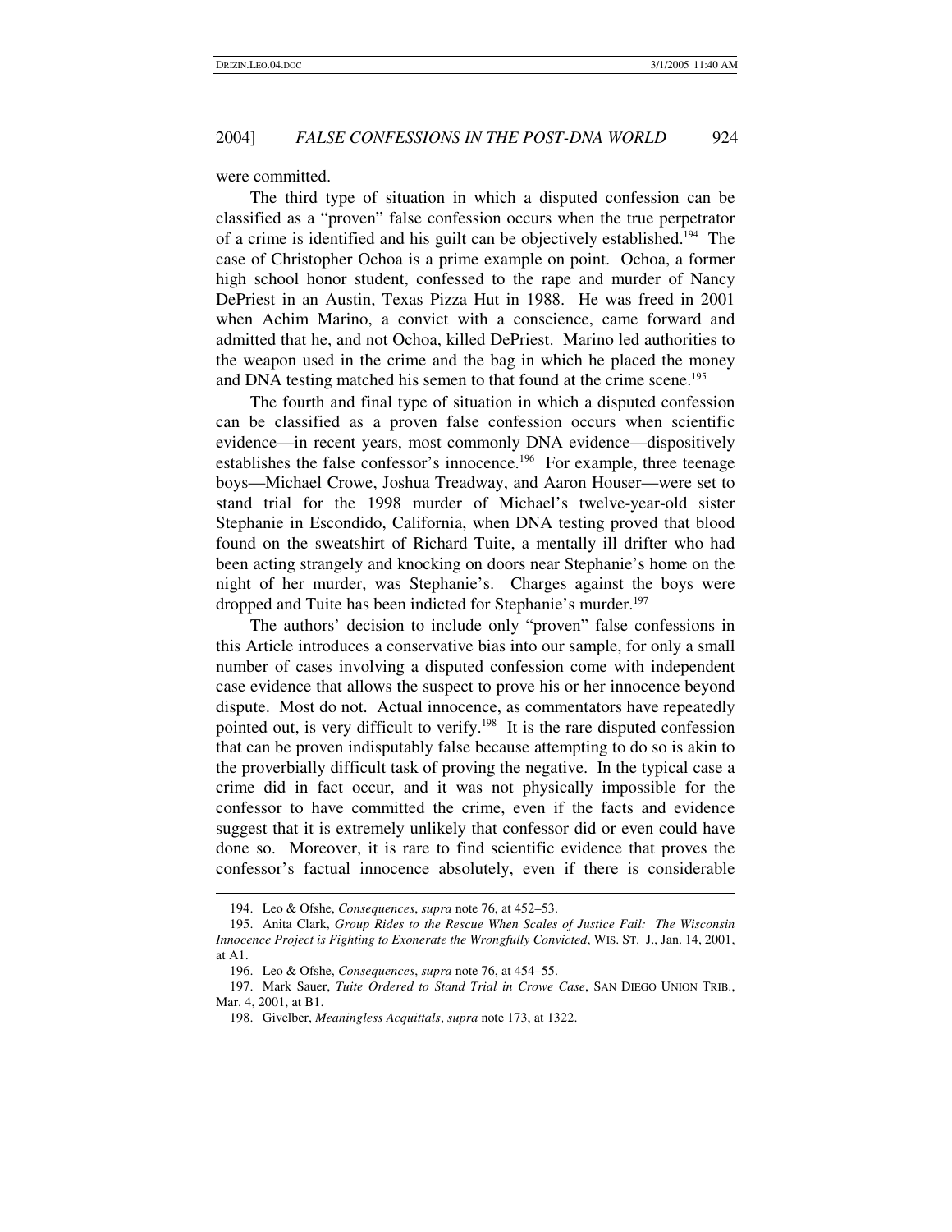were committed.

The third type of situation in which a disputed confession can be classified as a "proven" false confession occurs when the true perpetrator of a crime is identified and his guilt can be objectively established.[194] The case of Christopher Ochoa is a prime example on point. Ochoa, a former high school honor student, confessed to the rape and murder of Nancy DePriest in an Austin, Texas Pizza Hut in 1988. He was freed in 2001 when Achim Marino, a convict with a conscience, came forward and admitted that he, and not Ochoa, killed DePriest. Marino led authorities to the weapon used in the crime and the bag in which he placed the money and DNA testing matched his semen to that found at the crime scene.[195]

The fourth and final type of situation in which a disputed confession can be classified as a proven false confession occurs when scientific evidence—in recent years, most commonly DNA evidence—dispositively establishes the false confessor's innocence.[196] For example, three teenage boys—Michael Crowe, Joshua Treadway, and Aaron Houser—were set to stand trial for the 1998 murder of Michael's twelve-year-old sister Stephanie in Escondido, California, when DNA testing proved that blood found on the sweatshirt of Richard Tuite, a mentally ill drifter who had been acting strangely and knocking on doors near Stephanie's home on the night of her murder, was Stephanie's. Charges against the boys were dropped and Tuite has been indicted for Stephanie's murder.[197]

The authors' decision to include only "proven" false confessions in this Article introduces a conservative bias into our sample, for only a small number of cases involving a disputed confession come with independent case evidence that allows the suspect to prove his or her innocence beyond dispute. Most do not. Actual innocence, as commentators have repeatedly pointed out, is very difficult to verify.[198] It is the rare disputed confession that can be proven indisputably false because attempting to do so is akin to the proverbially difficult task of proving the negative. In the typical case a crime did in fact occur, and it was not physically impossible for the confessor to have committed the crime, even if the facts and evidence suggest that it is extremely unlikely that confessor did or even could have done so. Moreover, it is rare to find scientific evidence that proves the confessor's factual innocence absolutely, even if there is considerable

---

194. Leo & Ofshe, *Consequences*, *supra* note 76, at 452–53.

195. Anita Clark, *Group Rides to the Rescue When Scales of Justice Fail: The Wisconsin Innocence Project is Fighting to Exonerate the Wrongfully Convicted*, WIS. ST. J., Jan. 14, 2001, at A1.

196. Leo & Ofshe, *Consequences*, *supra* note 76, at 454–55.

197. Mark Sauer, *Tuite Ordered to Stand Trial in Crowe Case*, SAN DIEGO UNION TRIB., Mar. 4, 2001, at B1.

198. Givelber, *Meaningless Acquittals*, *supra* note 173, at 1322.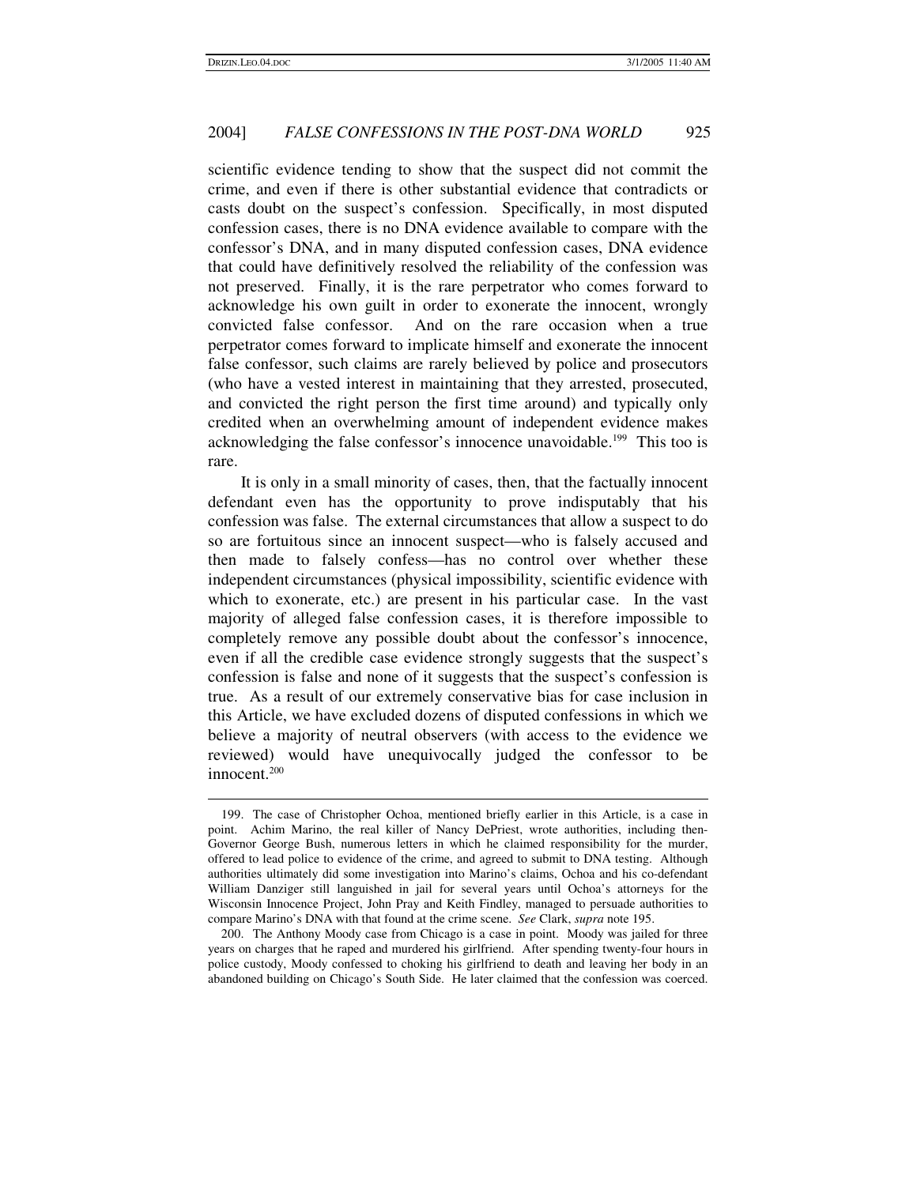scientific evidence tending to show that the suspect did not commit the crime, and even if there is other substantial evidence that contradicts or casts doubt on the suspect's confession. Specifically, in most disputed confession cases, there is no DNA evidence available to compare with the confessor's DNA, and in many disputed confession cases, DNA evidence that could have definitively resolved the reliability of the confession was not preserved. Finally, it is the rare perpetrator who comes forward to acknowledge his own guilt in order to exonerate the innocent, wrongly convicted false confessor. And on the rare occasion when a true perpetrator comes forward to implicate himself and exonerate the innocent false confessor, such claims are rarely believed by police and prosecutors (who have a vested interest in maintaining that they arrested, prosecuted, and convicted the right person the first time around) and typically only credited when an overwhelming amount of independent evidence makes acknowledging the false confessor's innocence unavoidable.[199] This too is rare.

It is only in a small minority of cases, then, that the factually innocent defendant even has the opportunity to prove indisputably that his confession was false. The external circumstances that allow a suspect to do so are fortuitous since an innocent suspect—who is falsely accused and then made to falsely confess—has no control over whether these independent circumstances (physical impossibility, scientific evidence with which to exonerate, etc.) are present in his particular case. In the vast majority of alleged false confession cases, it is therefore impossible to completely remove any possible doubt about the confessor's innocence, even if all the credible case evidence strongly suggests that the suspect's confession is false and none of it suggests that the suspect's confession is true. As a result of our extremely conservative bias for case inclusion in this Article, we have excluded dozens of disputed confessions in which we believe a majority of neutral observers (with access to the evidence we reviewed) would have unequivocally judged the confessor to be innocent.[200]

---

199. The case of Christopher Ochoa, mentioned briefly earlier in this Article, is a case in point. Achim Marino, the real killer of Nancy DePriest, wrote authorities, including then-Governor George Bush, numerous letters in which he claimed responsibility for the murder, offered to lead police to evidence of the crime, and agreed to submit to DNA testing. Although authorities ultimately did some investigation into Marino's claims, Ochoa and his co-defendant William Danziger still languished in jail for several years until Ochoa's attorneys for the Wisconsin Innocence Project, John Pray and Keith Findley, managed to persuade authorities to compare Marino's DNA with that found at the crime scene. *See* Clark, *supra* note 195.

200. The Anthony Moody case from Chicago is a case in point. Moody was jailed for three years on charges that he raped and murdered his girlfriend. After spending twenty-four hours in police custody, Moody confessed to choking his girlfriend to death and leaving her body in an abandoned building on Chicago's South Side. He later claimed that the confession was coerced.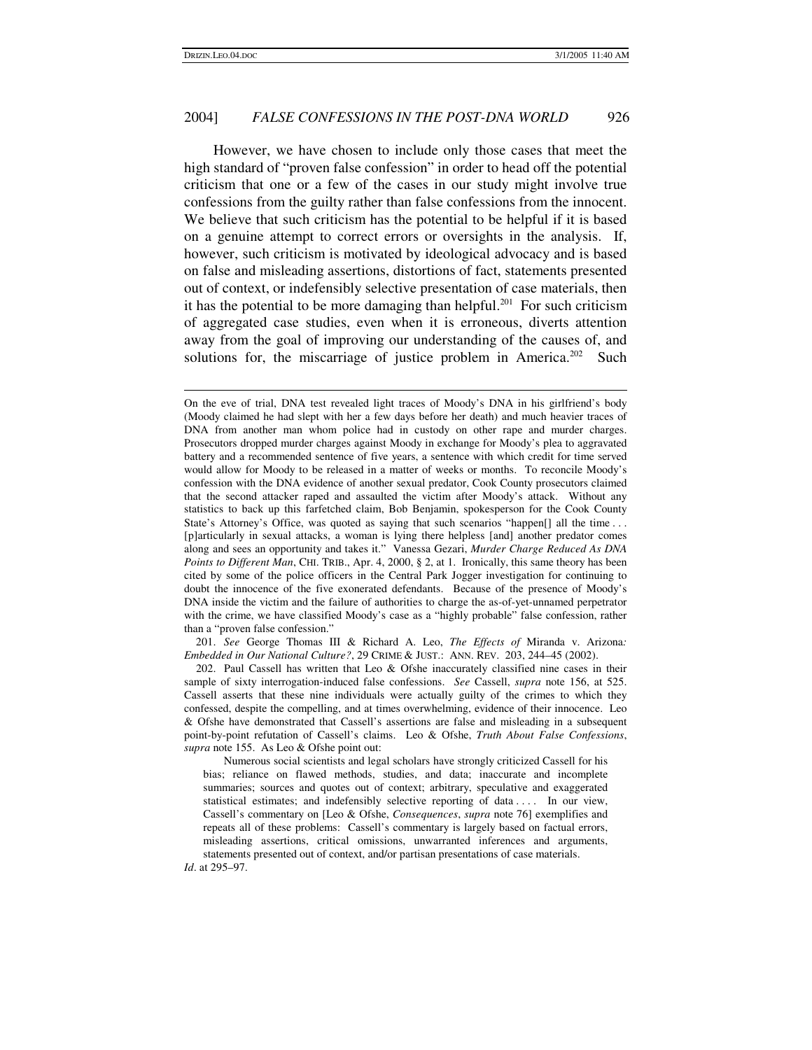However, we have chosen to include only those cases that meet the high standard of "proven false confession" in order to head off the potential criticism that one or a few of the cases in our study might involve true confessions from the guilty rather than false confessions from the innocent. We believe that such criticism has the potential to be helpful if it is based on a genuine attempt to correct errors or oversights in the analysis. If, however, such criticism is motivated by ideological advocacy and is based on false and misleading assertions, distortions of fact, statements presented out of context, or indefensibly selective presentation of case materials, then it has the potential to be more damaging than helpful.[201] For such criticism of aggregated case studies, even when it is erroneous, diverts attention away from the goal of improving our understanding of the causes of, and solutions for, the miscarriage of justice problem in America.[202] Such

---

On the eve of trial, DNA test revealed light traces of Moody's DNA in his girlfriend's body (Moody claimed he had slept with her a few days before her death) and much heavier traces of DNA from another man whom police had in custody on other rape and murder charges. Prosecutors dropped murder charges against Moody in exchange for Moody's plea to aggravated battery and a recommended sentence of five years, a sentence with which credit for time served would allow for Moody to be released in a matter of weeks or months. To reconcile Moody's confession with the DNA evidence of another sexual predator, Cook County prosecutors claimed that the second attacker raped and assaulted the victim after Moody's attack. Without any statistics to back up this farfetched claim, Bob Benjamin, spokesperson for the Cook County State's Attorney's Office, was quoted as saying that such scenarios "happen[] all the time . . . [p]articularly in sexual attacks, a woman is lying there helpless [and] another predator comes along and sees an opportunity and takes it." Vanessa Gezari, *Murder Charge Reduced As DNA Points to Different Man*, CHI. TRIB., Apr. 4, 2000, § 2, at 1. Ironically, this same theory has been cited by some of the police officers in the Central Park Jogger investigation for continuing to doubt the innocence of the five exonerated defendants. Because of the presence of Moody's DNA inside the victim and the failure of authorities to charge the as-of-yet-unnamed perpetrator with the crime, we have classified Moody's case as a "highly probable" false confession, rather than a "proven false confession."

201. *See* George Thomas III & Richard A. Leo, *The Effects of* Miranda v. Arizona*: Embedded in Our National Culture?*, 29 CRIME & JUST.: ANN. REV. 203, 244–45 (2002).

202. Paul Cassell has written that Leo & Ofshe inaccurately classified nine cases in their sample of sixty interrogation-induced false confessions. *See* Cassell, *supra* note 156, at 525. Cassell asserts that these nine individuals were actually guilty of the crimes to which they confessed, despite the compelling, and at times overwhelming, evidence of their innocence. Leo & Ofshe have demonstrated that Cassell's assertions are false and misleading in a subsequent point-by-point refutation of Cassell's claims. Leo & Ofshe, *Truth About False Confessions*, *supra* note 155. As Leo & Ofshe point out:

> Numerous social scientists and legal scholars have strongly criticized Cassell for his bias; reliance on flawed methods, studies, and data; inaccurate and incomplete summaries; sources and quotes out of context; arbitrary, speculative and exaggerated statistical estimates; and indefensibly selective reporting of data . . . . In our view, Cassell's commentary on [Leo & Ofshe, *Consequences*, *supra* note 76] exemplifies and repeats all of these problems: Cassell's commentary is largely based on factual errors, misleading assertions, critical omissions, unwarranted inferences and arguments, statements presented out of context, and/or partisan presentations of case materials.

*Id*. at 295–97.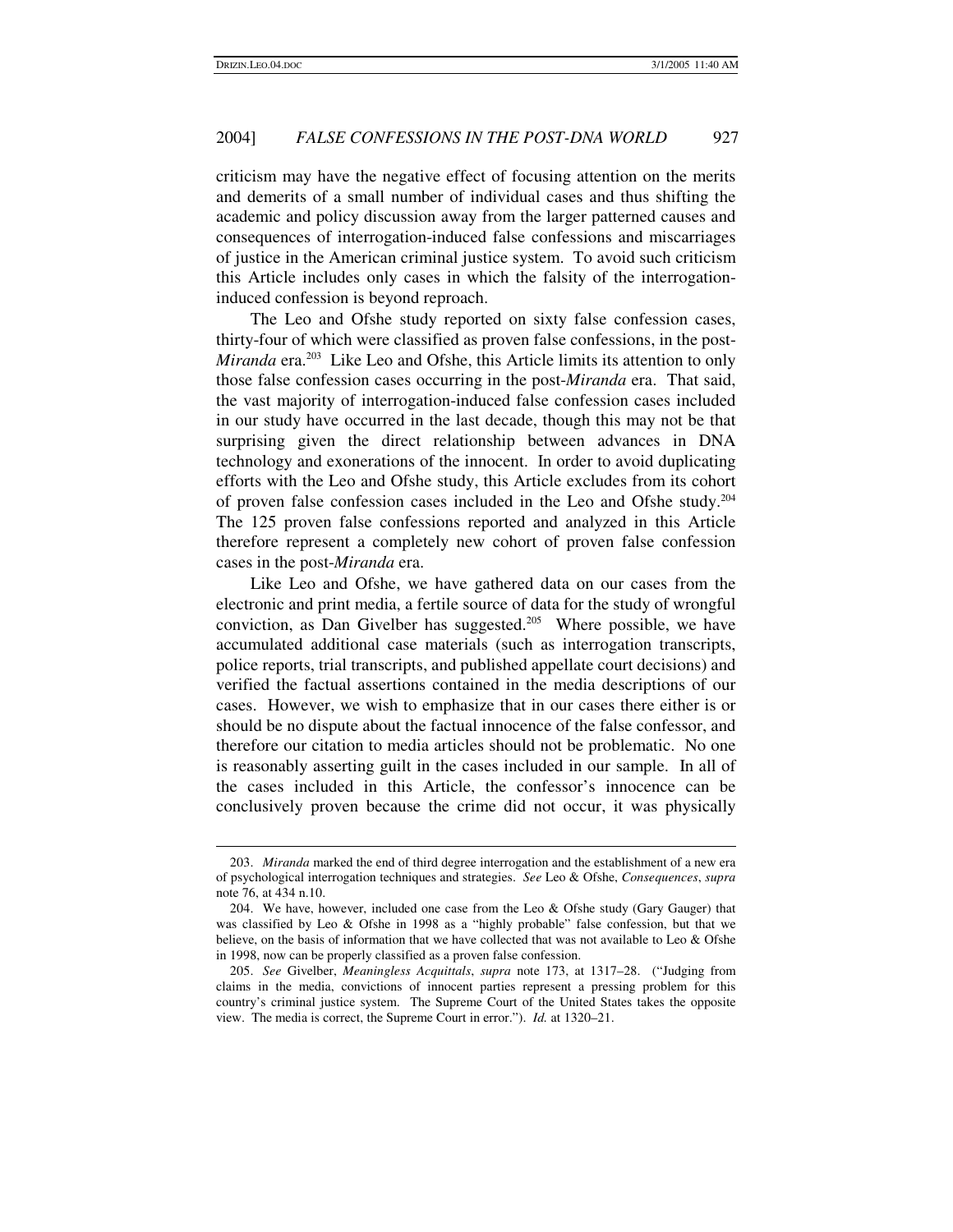criticism may have the negative effect of focusing attention on the merits and demerits of a small number of individual cases and thus shifting the academic and policy discussion away from the larger patterned causes and consequences of interrogation-induced false confessions and miscarriages of justice in the American criminal justice system. To avoid such criticism this Article includes only cases in which the falsity of the interrogation-induced confession is beyond reproach.

The Leo and Ofshe study reported on sixty false confession cases, thirty-four of which were classified as proven false confessions, in the post-*Miranda* era.[203] Like Leo and Ofshe, this Article limits its attention to only those false confession cases occurring in the post-*Miranda* era. That said, the vast majority of interrogation-induced false confession cases included in our study have occurred in the last decade, though this may not be that surprising given the direct relationship between advances in DNA technology and exonerations of the innocent. In order to avoid duplicating efforts with the Leo and Ofshe study, this Article excludes from its cohort of proven false confession cases included in the Leo and Ofshe study.[204] The 125 proven false confessions reported and analyzed in this Article therefore represent a completely new cohort of proven false confession cases in the post-*Miranda* era.

Like Leo and Ofshe, we have gathered data on our cases from the electronic and print media, a fertile source of data for the study of wrongful conviction, as Dan Givelber has suggested.[205] Where possible, we have accumulated additional case materials (such as interrogation transcripts, police reports, trial transcripts, and published appellate court decisions) and verified the factual assertions contained in the media descriptions of our cases. However, we wish to emphasize that in our cases there either is or should be no dispute about the factual innocence of the false confessor, and therefore our citation to media articles should not be problematic. No one is reasonably asserting guilt in the cases included in our sample. In all of the cases included in this Article, the confessor's innocence can be conclusively proven because the crime did not occur, it was physically

---

203. *Miranda* marked the end of third degree interrogation and the establishment of a new era of psychological interrogation techniques and strategies. *See* Leo & Ofshe, *Consequences*, *supra* note 76, at 434 n.10.

204. We have, however, included one case from the Leo & Ofshe study (Gary Gauger) that was classified by Leo & Ofshe in 1998 as a "highly probable" false confession, but that we believe, on the basis of information that we have collected that was not available to Leo & Ofshe in 1998, now can be properly classified as a proven false confession.

205. *See* Givelber, *Meaningless Acquittals*, *supra* note 173, at 1317–28. ("Judging from claims in the media, convictions of innocent parties represent a pressing problem for this country's criminal justice system. The Supreme Court of the United States takes the opposite view. The media is correct, the Supreme Court in error."). *Id.* at 1320–21.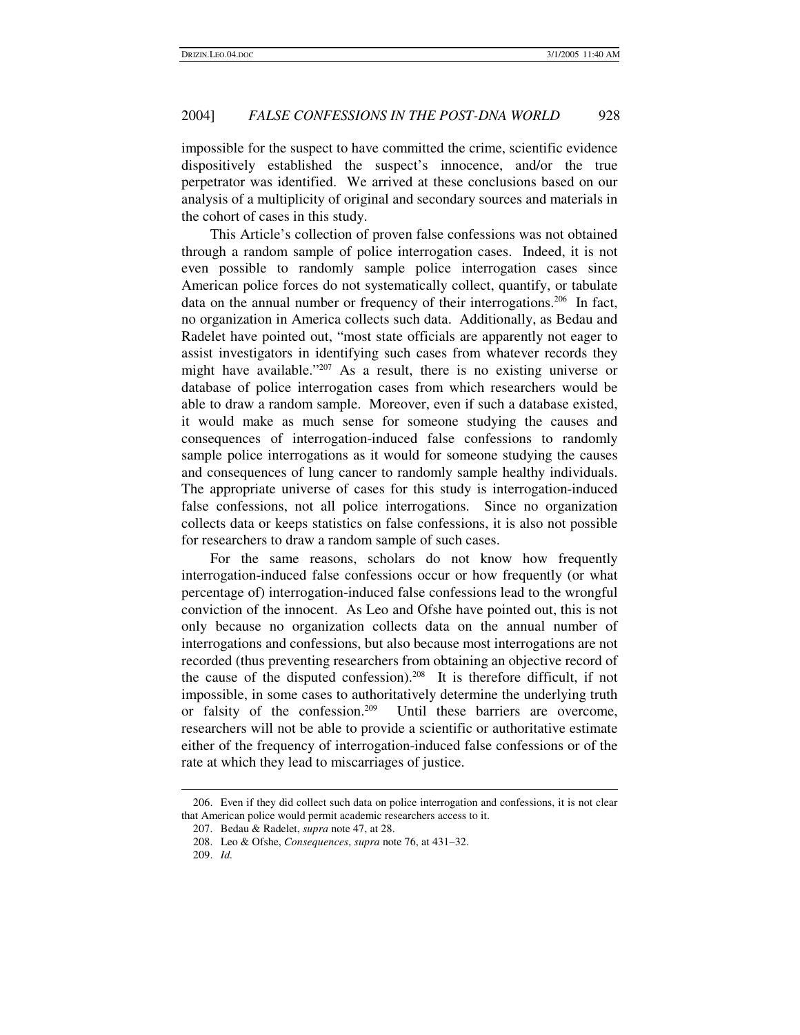impossible for the suspect to have committed the crime, scientific evidence dispositively established the suspect's innocence, and/or the true perpetrator was identified. We arrived at these conclusions based on our analysis of a multiplicity of original and secondary sources and materials in the cohort of cases in this study.

This Article's collection of proven false confessions was not obtained through a random sample of police interrogation cases. Indeed, it is not even possible to randomly sample police interrogation cases since American police forces do not systematically collect, quantify, or tabulate data on the annual number or frequency of their interrogations.[206] In fact, no organization in America collects such data. Additionally, as Bedau and Radelet have pointed out, "most state officials are apparently not eager to assist investigators in identifying such cases from whatever records they might have available."[207] As a result, there is no existing universe or database of police interrogation cases from which researchers would be able to draw a random sample. Moreover, even if such a database existed, it would make as much sense for someone studying the causes and consequences of interrogation-induced false confessions to randomly sample police interrogations as it would for someone studying the causes and consequences of lung cancer to randomly sample healthy individuals. The appropriate universe of cases for this study is interrogation-induced false confessions, not all police interrogations. Since no organization collects data or keeps statistics on false confessions, it is also not possible for researchers to draw a random sample of such cases.

For the same reasons, scholars do not know how frequently interrogation-induced false confessions occur or how frequently (or what percentage of) interrogation-induced false confessions lead to the wrongful conviction of the innocent. As Leo and Ofshe have pointed out, this is not only because no organization collects data on the annual number of interrogations and confessions, but also because most interrogations are not recorded (thus preventing researchers from obtaining an objective record of the cause of the disputed confession).[208] It is therefore difficult, if not impossible, in some cases to authoritatively determine the underlying truth or falsity of the confession.[209] Until these barriers are overcome, researchers will not be able to provide a scientific or authoritative estimate either of the frequency of interrogation-induced false confessions or of the rate at which they lead to miscarriages of justice.

---

206. Even if they did collect such data on police interrogation and confessions, it is not clear that American police would permit academic researchers access to it.

207. Bedau & Radelet, *supra* note 47, at 28.

208. Leo & Ofshe, *Consequences*, *supra* note 76, at 431–32.

209. *Id.*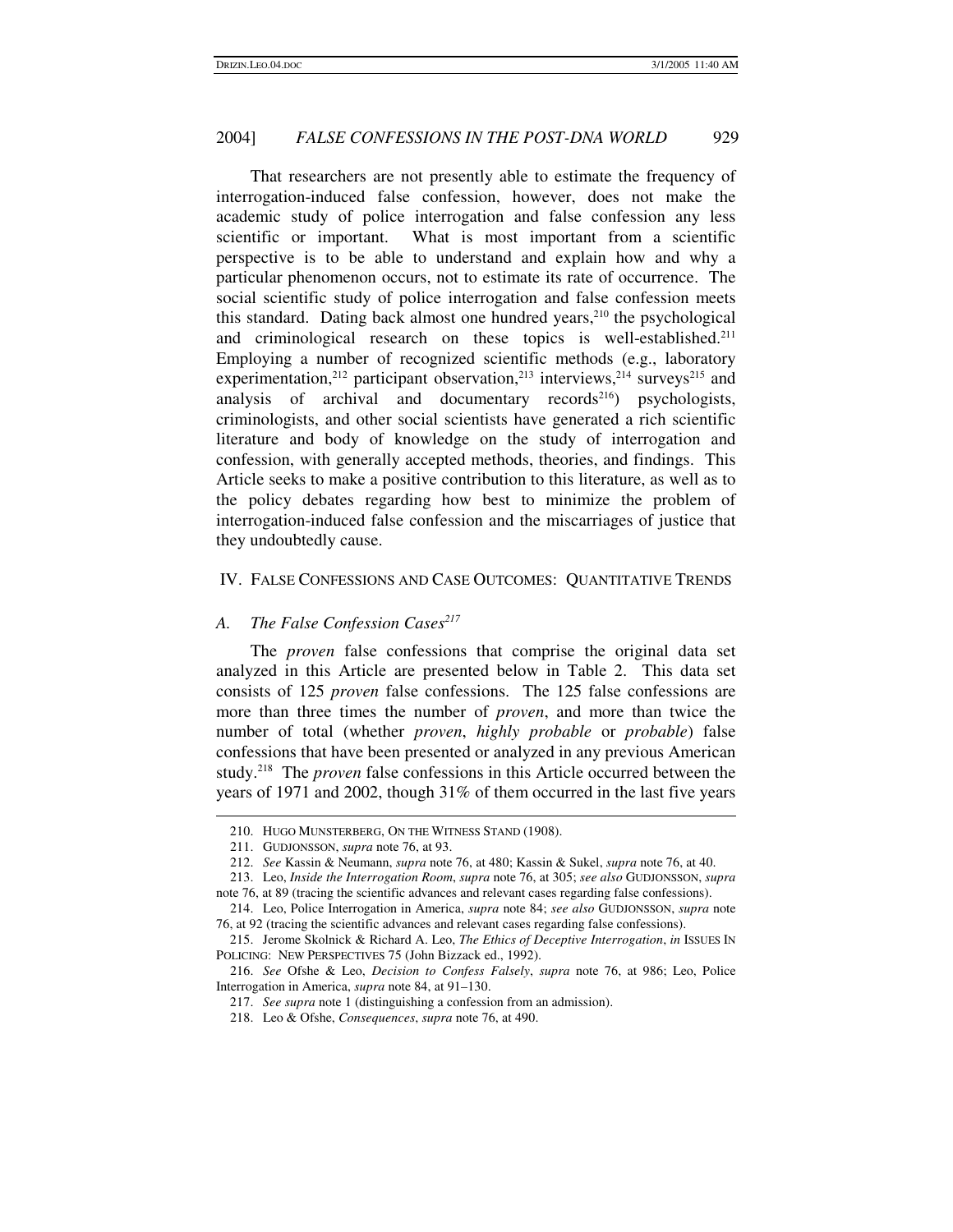That researchers are not presently able to estimate the frequency of interrogation-induced false confession, however, does not make the academic study of police interrogation and false confession any less scientific or important. What is most important from a scientific perspective is to be able to understand and explain how and why a particular phenomenon occurs, not to estimate its rate of occurrence. The social scientific study of police interrogation and false confession meets this standard. Dating back almost one hundred years,[210] the psychological and criminological research on these topics is well-established.[211] Employing a number of recognized scientific methods (e.g., laboratory experimentation,[212] participant observation,[213] interviews,[214] surveys[215] and analysis of archival and documentary records[216]) psychologists, criminologists, and other social scientists have generated a rich scientific literature and body of knowledge on the study of interrogation and confession, with generally accepted methods, theories, and findings. This Article seeks to make a positive contribution to this literature, as well as to the policy debates regarding how best to minimize the problem of interrogation-induced false confession and the miscarriages of justice that they undoubtedly cause.

## IV. FALSE CONFESSIONS AND CASE OUTCOMES: QUANTITATIVE TRENDS

### A. *The False Confession Cases*[217]

The *proven* false confessions that comprise the original data set analyzed in this Article are presented below in Table 2. This data set consists of 125 *proven* false confessions. The 125 false confessions are more than three times the number of *proven*, and more than twice the number of total (whether *proven*, *highly probable* or *probable*) false confessions that have been presented or analyzed in any previous American study.[218] The *proven* false confessions in this Article occurred between the years of 1971 and 2002, though 31% of them occurred in the last five years

---

210. HUGO MUNSTERBERG, ON THE WITNESS STAND (1908).

211. GUDJONSSON, *supra* note 76, at 93.

212. *See* Kassin & Neumann, *supra* note 76, at 480; Kassin & Sukel, *supra* note 76, at 40.

213. Leo, *Inside the Interrogation Room*, *supra* note 76, at 305; *see also* GUDJONSSON, *supra* note 76, at 89 (tracing the scientific advances and relevant cases regarding false confessions).

214. Leo, Police Interrogation in America, *supra* note 84; *see also* GUDJONSSON, *supra* note 76, at 92 (tracing the scientific advances and relevant cases regarding false confessions).

215. Jerome Skolnick & Richard A. Leo, *The Ethics of Deceptive Interrogation*, *in* ISSUES IN POLICING: NEW PERSPECTIVES 75 (John Bizzack ed., 1992).

216. *See* Ofshe & Leo, *Decision to Confess Falsely*, *supra* note 76, at 986; Leo, Police Interrogation in America, *supra* note 84, at 91–130.

217. *See supra* note 1 (distinguishing a confession from an admission).

218. Leo & Ofshe, *Consequences*, *supra* note 76, at 490.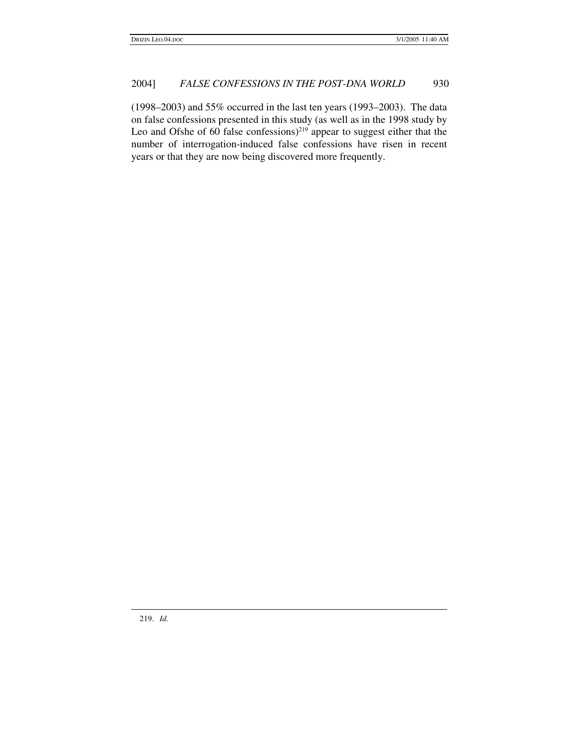(1998–2003) and 55% occurred in the last ten years (1993–2003). The data on false confessions presented in this study (as well as in the 1998 study by Leo and Ofshe of 60 false confessions)[219] appear to suggest either that the number of interrogation-induced false confessions have risen in recent years or that they are now being discovered more frequently.

---

219. *Id.*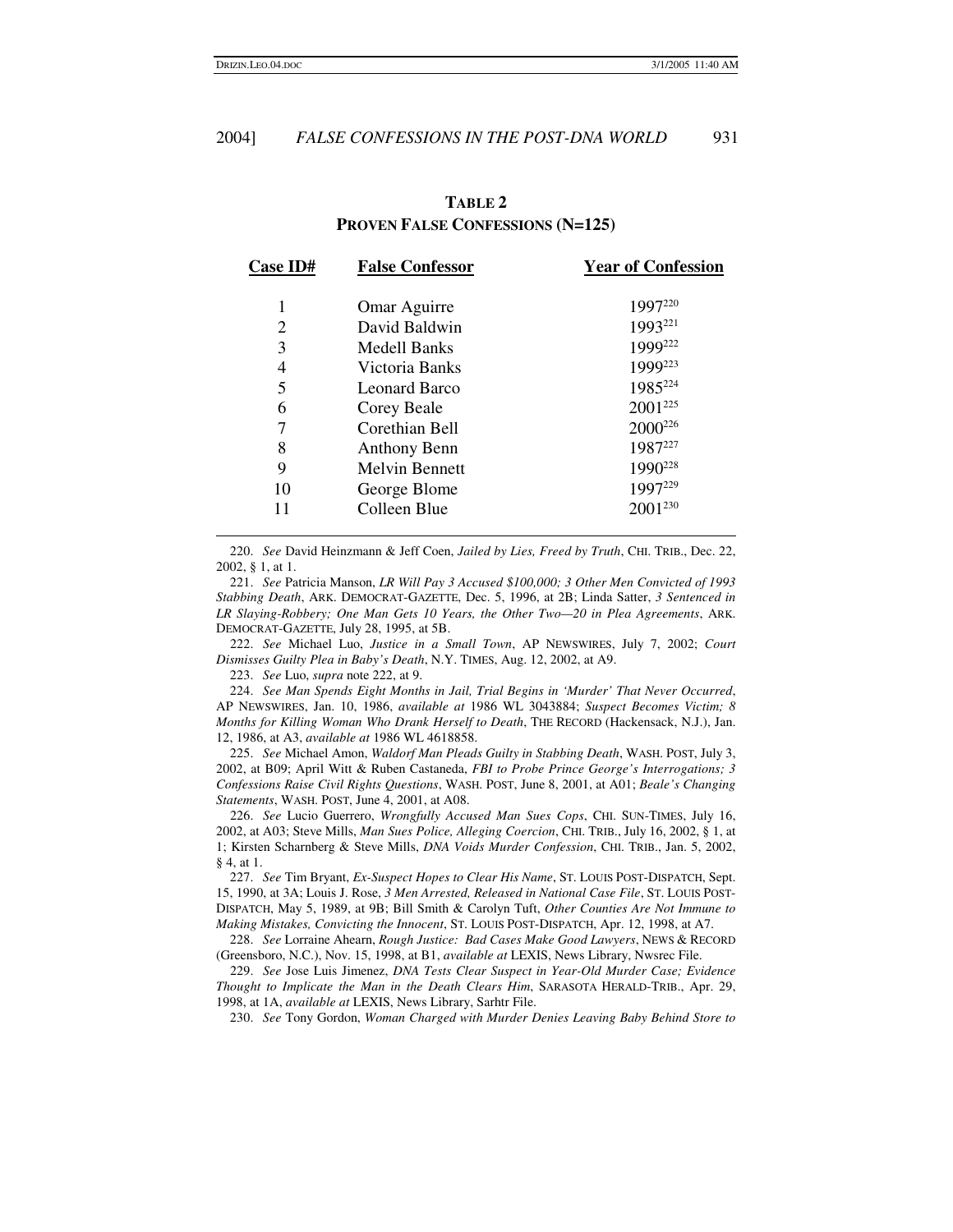**TABLE 2**
**PROVEN FALSE CONFESSIONS (N=125)**

| Case ID# | False Confessor | Year of Confession |
|---|---|---|
| 1 | Omar Aguirre | 1997[220] |
| 2 | David Baldwin | 1993[221] |
| 3 | Medell Banks | 1999[222] |
| 4 | Victoria Banks | 1999[223] |
| 5 | Leonard Barco | 1985[224] |
| 6 | Corey Beale | 2001[225] |
| 7 | Corethian Bell | 2000[226] |
| 8 | Anthony Benn | 1987[227] |
| 9 | Melvin Bennett | 1990[228] |
| 10 | George Blome | 1997[229] |
| 11 | Colleen Blue | 2001[230] |

---

220. *See* David Heinzmann & Jeff Coen, *Jailed by Lies, Freed by Truth*, CHI. TRIB., Dec. 22, 2002, § 1, at 1.

221. *See* Patricia Manson, *LR Will Pay 3 Accused $100,000; 3 Other Men Convicted of 1993 Stabbing Death*, ARK. DEMOCRAT-GAZETTE, Dec. 5, 1996, at 2B; Linda Satter, *3 Sentenced in LR Slaying-Robbery; One Man Gets 10 Years, the Other Two—20 in Plea Agreements*, ARK. DEMOCRAT-GAZETTE, July 28, 1995, at 5B.

222. *See* Michael Luo, *Justice in a Small Town*, AP NEWSWIRES, July 7, 2002; *Court Dismisses Guilty Plea in Baby's Death*, N.Y. TIMES, Aug. 12, 2002, at A9.

223. *See* Luo, *supra* note 222, at 9.

224. *See Man Spends Eight Months in Jail, Trial Begins in 'Murder' That Never Occurred*, AP NEWSWIRES, Jan. 10, 1986, *available at* 1986 WL 3043884; *Suspect Becomes Victim; 8 Months for Killing Woman Who Drank Herself to Death*, THE RECORD (Hackensack, N.J.), Jan. 12, 1986, at A3, *available at* 1986 WL 4618858.

225. *See* Michael Amon, *Waldorf Man Pleads Guilty in Stabbing Death*, WASH. POST, July 3, 2002, at B09; April Witt & Ruben Castaneda, *FBI to Probe Prince George's Interrogations; 3 Confessions Raise Civil Rights Questions*, WASH. POST, June 8, 2001, at A01; *Beale's Changing Statements*, WASH. POST, June 4, 2001, at A08.

226. *See* Lucio Guerrero, *Wrongfully Accused Man Sues Cops*, CHI. SUN-TIMES, July 16, 2002, at A03; Steve Mills, *Man Sues Police, Alleging Coercion*, CHI. TRIB., July 16, 2002, § 1, at 1; Kirsten Scharnberg & Steve Mills, *DNA Voids Murder Confession*, CHI. TRIB., Jan. 5, 2002, § 4, at 1.

227. *See* Tim Bryant, *Ex-Suspect Hopes to Clear His Name*, ST. LOUIS POST-DISPATCH, Sept. 15, 1990, at 3A; Louis J. Rose, *3 Men Arrested, Released in National Case File*, ST. LOUIS POST-DISPATCH, May 5, 1989, at 9B; Bill Smith & Carolyn Tuft, *Other Counties Are Not Immune to Making Mistakes, Convicting the Innocent*, ST. LOUIS POST-DISPATCH, Apr. 12, 1998, at A7.

228. *See* Lorraine Ahearn, *Rough Justice: Bad Cases Make Good Lawyers*, NEWS & RECORD (Greensboro, N.C.), Nov. 15, 1998, at B1, *available at* LEXIS, News Library, Nwsrec File.

229. *See* Jose Luis Jimenez, *DNA Tests Clear Suspect in Year-Old Murder Case; Evidence Thought to Implicate the Man in the Death Clears Him*, SARASOTA HERALD-TRIB., Apr. 29, 1998, at 1A, *available at* LEXIS, News Library, Sarhtr File.

230. *See* Tony Gordon, *Woman Charged with Murder Denies Leaving Baby Behind Store to*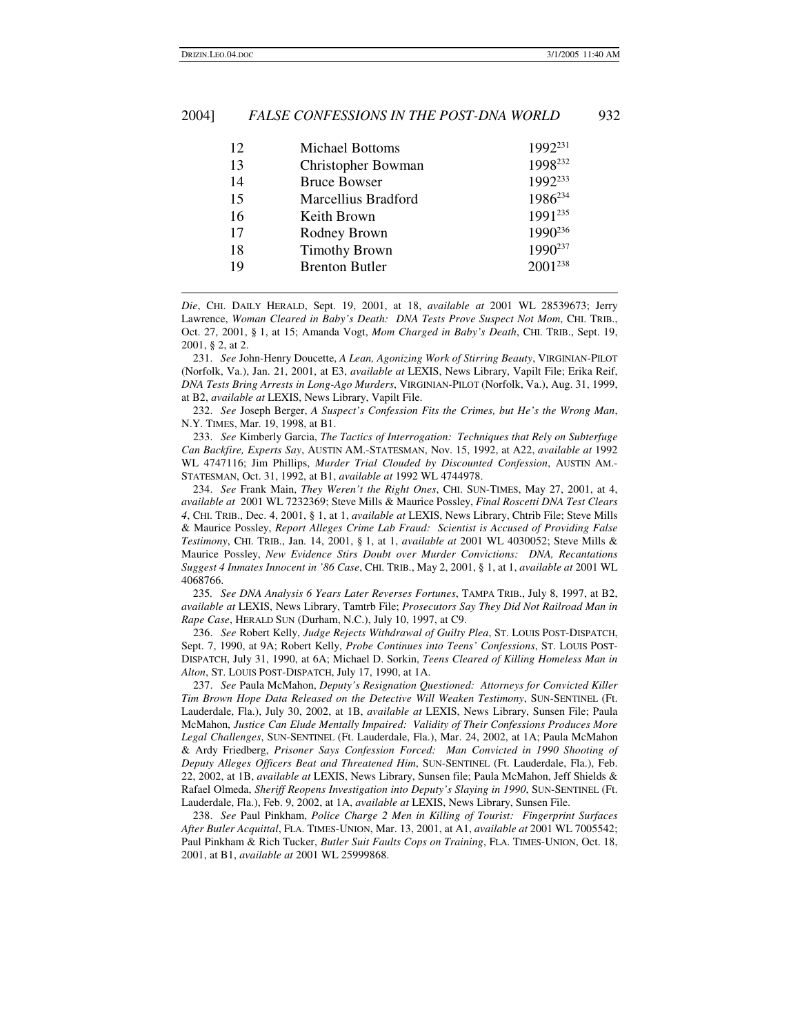| | | |
|---|---|---|
| 12 | Michael Bottoms | 1992[231] |
| 13 | Christopher Bowman | 1998[232] |
| 14 | Bruce Bowser | 1992[233] |
| 15 | Marcellius Bradford | 1986[234] |
| 16 | Keith Brown | 1991[235] |
| 17 | Rodney Brown | 1990[236] |
| 18 | Timothy Brown | 1990[237] |
| 19 | Brenton Butler | 2001[238] |

---

*Die*, CHI. DAILY HERALD, Sept. 19, 2001, at 18, *available at* 2001 WL 28539673; Jerry Lawrence, *Woman Cleared in Baby's Death: DNA Tests Prove Suspect Not Mom*, CHI. TRIB., Oct. 27, 2001, § 1, at 15; Amanda Vogt, *Mom Charged in Baby's Death*, CHI. TRIB., Sept. 19, 2001, § 2, at 2.

231. *See* John-Henry Doucette, *A Lean, Agonizing Work of Stirring Beauty*, VIRGINIAN-PILOT (Norfolk, Va.), Jan. 21, 2001, at E3, *available at* LEXIS, News Library, Vapilt File; Erika Reif, *DNA Tests Bring Arrests in Long-Ago Murders*, VIRGINIAN-PILOT (Norfolk, Va.), Aug. 31, 1999, at B2, *available at* LEXIS, News Library, Vapilt File.

232. *See* Joseph Berger, *A Suspect's Confession Fits the Crimes, but He's the Wrong Man*, N.Y. TIMES, Mar. 19, 1998, at B1.

233. *See* Kimberly Garcia, *The Tactics of Interrogation: Techniques that Rely on Subterfuge Can Backfire, Experts Say*, AUSTIN AM.-STATESMAN, Nov. 15, 1992, at A22, *available at* 1992 WL 4747116; Jim Phillips, *Murder Trial Clouded by Discounted Confession*, AUSTIN AM.-STATESMAN, Oct. 31, 1992, at B1, *available at* 1992 WL 4744978.

234. *See* Frank Main, *They Weren't the Right Ones*, CHI. SUN-TIMES, May 27, 2001, at 4, *available at* 2001 WL 7232369; Steve Mills & Maurice Possley, *Final Roscetti DNA Test Clears 4*, CHI. TRIB., Dec. 4, 2001, § 1, at 1, *available at* LEXIS, News Library, Chtrib File; Steve Mills & Maurice Possley, *Report Alleges Crime Lab Fraud: Scientist is Accused of Providing False Testimony*, CHI. TRIB., Jan. 14, 2001, § 1, at 1, *available at* 2001 WL 4030052; Steve Mills & Maurice Possley, *New Evidence Stirs Doubt over Murder Convictions: DNA, Recantations Suggest 4 Inmates Innocent in '86 Case*, CHI. TRIB., May 2, 2001, § 1, at 1, *available at* 2001 WL 4068766.

235. *See DNA Analysis 6 Years Later Reverses Fortunes*, TAMPA TRIB., July 8, 1997, at B2, *available at* LEXIS, News Library, Tamtrb File; *Prosecutors Say They Did Not Railroad Man in Rape Case*, HERALD SUN (Durham, N.C.), July 10, 1997, at C9.

236. *See* Robert Kelly, *Judge Rejects Withdrawal of Guilty Plea*, ST. LOUIS POST-DISPATCH, Sept. 7, 1990, at 9A; Robert Kelly, *Probe Continues into Teens' Confessions*, ST. LOUIS POST-DISPATCH, July 31, 1990, at 6A; Michael D. Sorkin, *Teens Cleared of Killing Homeless Man in Alton*, ST. LOUIS POST-DISPATCH, July 17, 1990, at 1A.

237. *See* Paula McMahon, *Deputy's Resignation Questioned: Attorneys for Convicted Killer Tim Brown Hope Data Released on the Detective Will Weaken Testimony*, SUN-SENTINEL (Ft. Lauderdale, Fla.), July 30, 2002, at 1B, *available at* LEXIS, News Library, Sunsen File; Paula McMahon, *Justice Can Elude Mentally Impaired: Validity of Their Confessions Produces More Legal Challenges*, SUN-SENTINEL (Ft. Lauderdale, Fla.), Mar. 24, 2002, at 1A; Paula McMahon & Ardy Friedberg, *Prisoner Says Confession Forced: Man Convicted in 1990 Shooting of Deputy Alleges Officers Beat and Threatened Him*, SUN-SENTINEL (Ft. Lauderdale, Fla.), Feb. 22, 2002, at 1B, *available at* LEXIS, News Library, Sunsen file; Paula McMahon, Jeff Shields & Rafael Olmeda, *Sheriff Reopens Investigation into Deputy's Slaying in 1990*, SUN-SENTINEL (Ft. Lauderdale, Fla.), Feb. 9, 2002, at 1A, *available at* LEXIS, News Library, Sunsen File.

238. *See* Paul Pinkham, *Police Charge 2 Men in Killing of Tourist: Fingerprint Surfaces After Butler Acquittal*, FLA. TIMES-UNION, Mar. 13, 2001, at A1, *available at* 2001 WL 7005542; Paul Pinkham & Rich Tucker, *Butler Suit Faults Cops on Training*, FLA. TIMES-UNION, Oct. 18, 2001, at B1, *available at* 2001 WL 25999868.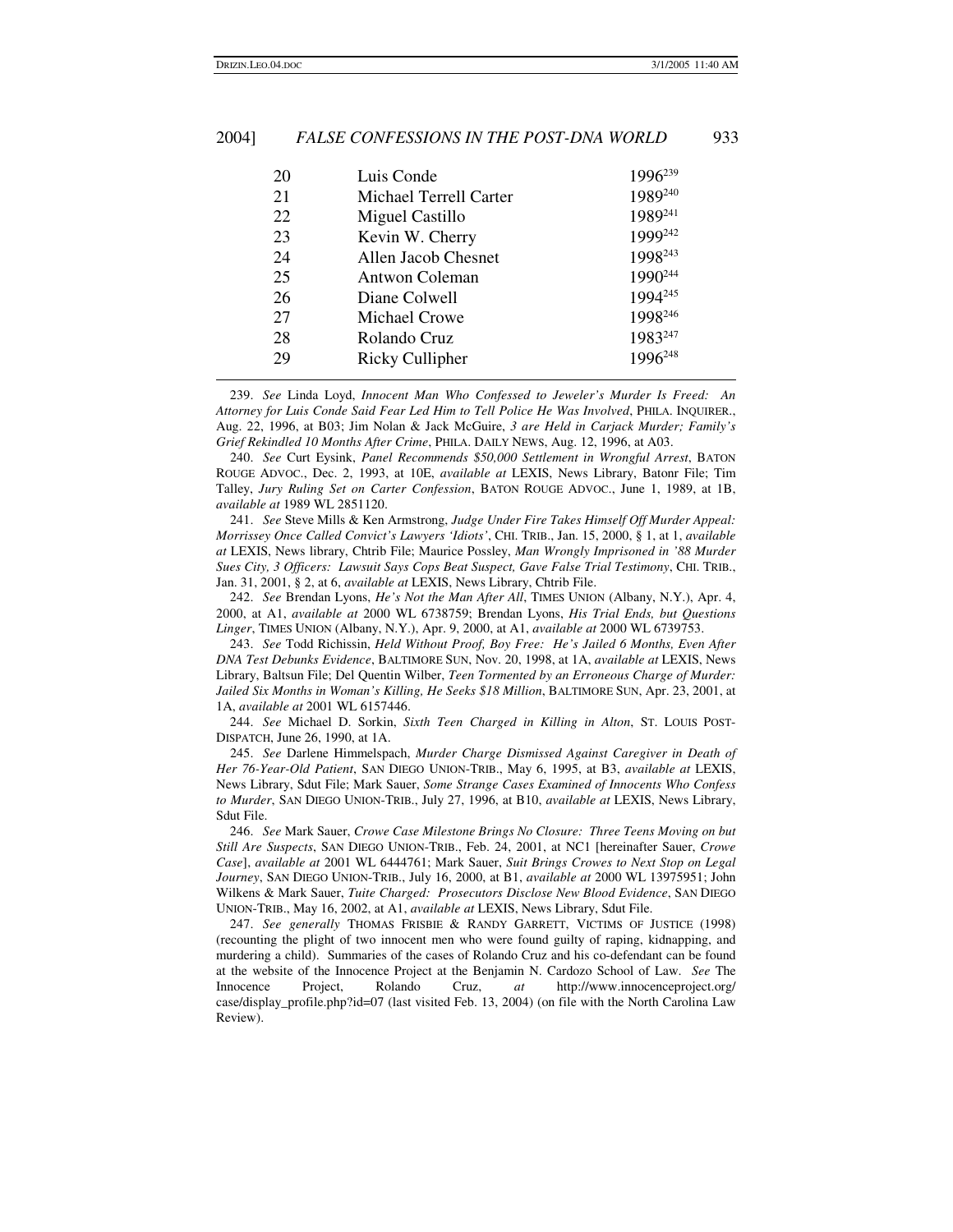| | | |
|---|---|---|
| 20 | Luis Conde | 1996[239] |
| 21 | Michael Terrell Carter | 1989[240] |
| 22 | Miguel Castillo | 1989[241] |
| 23 | Kevin W. Cherry | 1999[242] |
| 24 | Allen Jacob Chesnet | 1998[243] |
| 25 | Antwon Coleman | 1990[244] |
| 26 | Diane Colwell | 1994[245] |
| 27 | Michael Crowe | 1998[246] |
| 28 | Rolando Cruz | 1983[247] |
| 29 | Ricky Cullipher | 1996[248] |

---

239. *See* Linda Loyd, *Innocent Man Who Confessed to Jeweler's Murder Is Freed: An Attorney for Luis Conde Said Fear Led Him to Tell Police He Was Involved*, PHILA. INQUIRER., Aug. 22, 1996, at B03; Jim Nolan & Jack McGuire, *3 are Held in Carjack Murder; Family's Grief Rekindled 10 Months After Crime*, PHILA. DAILY NEWS, Aug. 12, 1996, at A03.

240. *See* Curt Eysink, *Panel Recommends $50,000 Settlement in Wrongful Arrest*, BATON ROUGE ADVOC., Dec. 2, 1993, at 10E, *available at* LEXIS, News Library, Batonr File; Tim Talley, *Jury Ruling Set on Carter Confession*, BATON ROUGE ADVOC., June 1, 1989, at 1B, *available at* 1989 WL 2851120.

241. *See* Steve Mills & Ken Armstrong, *Judge Under Fire Takes Himself Off Murder Appeal: Morrissey Once Called Convict's Lawyers 'Idiots'*, CHI. TRIB., Jan. 15, 2000, § 1, at 1, *available at* LEXIS, News library, Chtrib File; Maurice Possley, *Man Wrongly Imprisoned in '88 Murder Sues City, 3 Officers: Lawsuit Says Cops Beat Suspect, Gave False Trial Testimony*, CHI. TRIB., Jan. 31, 2001, § 2, at 6, *available at* LEXIS, News Library, Chtrib File.

242. *See* Brendan Lyons, *He's Not the Man After All*, TIMES UNION (Albany, N.Y.), Apr. 4, 2000, at A1, *available at* 2000 WL 6738759; Brendan Lyons, *His Trial Ends, but Questions Linger*, TIMES UNION (Albany, N.Y.), Apr. 9, 2000, at A1, *available at* 2000 WL 6739753.

243. *See* Todd Richissin, *Held Without Proof, Boy Free: He's Jailed 6 Months, Even After DNA Test Debunks Evidence*, BALTIMORE SUN, Nov. 20, 1998, at 1A, *available at* LEXIS, News Library, Baltsun File; Del Quentin Wilber, *Teen Tormented by an Erroneous Charge of Murder: Jailed Six Months in Woman's Killing, He Seeks $18 Million*, BALTIMORE SUN, Apr. 23, 2001, at 1A, *available at* 2001 WL 6157446.

244. *See* Michael D. Sorkin, *Sixth Teen Charged in Killing in Alton*, ST. LOUIS POST-DISPATCH, June 26, 1990, at 1A.

245. *See* Darlene Himmelspach, *Murder Charge Dismissed Against Caregiver in Death of Her 76-Year-Old Patient*, SAN DIEGO UNION-TRIB., May 6, 1995, at B3, *available at* LEXIS, News Library, Sdut File; Mark Sauer, *Some Strange Cases Examined of Innocents Who Confess to Murder*, SAN DIEGO UNION-TRIB., July 27, 1996, at B10, *available at* LEXIS, News Library, Sdut File.

246. *See* Mark Sauer, *Crowe Case Milestone Brings No Closure: Three Teens Moving on but Still Are Suspects*, SAN DIEGO UNION-TRIB., Feb. 24, 2001, at NC1 [hereinafter Sauer, *Crowe Case*], *available at* 2001 WL 6444761; Mark Sauer, *Suit Brings Crowes to Next Stop on Legal Journey*, SAN DIEGO UNION-TRIB., July 16, 2000, at B1, *available at* 2000 WL 13975951; John Wilkens & Mark Sauer, *Tuite Charged: Prosecutors Disclose New Blood Evidence*, SAN DIEGO UNION-TRIB., May 16, 2002, at A1, *available at* LEXIS, News Library, Sdut File.

247. *See generally* THOMAS FRISBIE & RANDY GARRETT, VICTIMS OF JUSTICE (1998) (recounting the plight of two innocent men who were found guilty of raping, kidnapping, and murdering a child). Summaries of the cases of Rolando Cruz and his co-defendant can be found at the website of the Innocence Project at the Benjamin N. Cardozo School of Law. *See* The Innocence Project, Rolando Cruz, *at* http://www.innocenceproject.org/case/display_profile.php?id=07 (last visited Feb. 13, 2004) (on file with the North Carolina Law Review).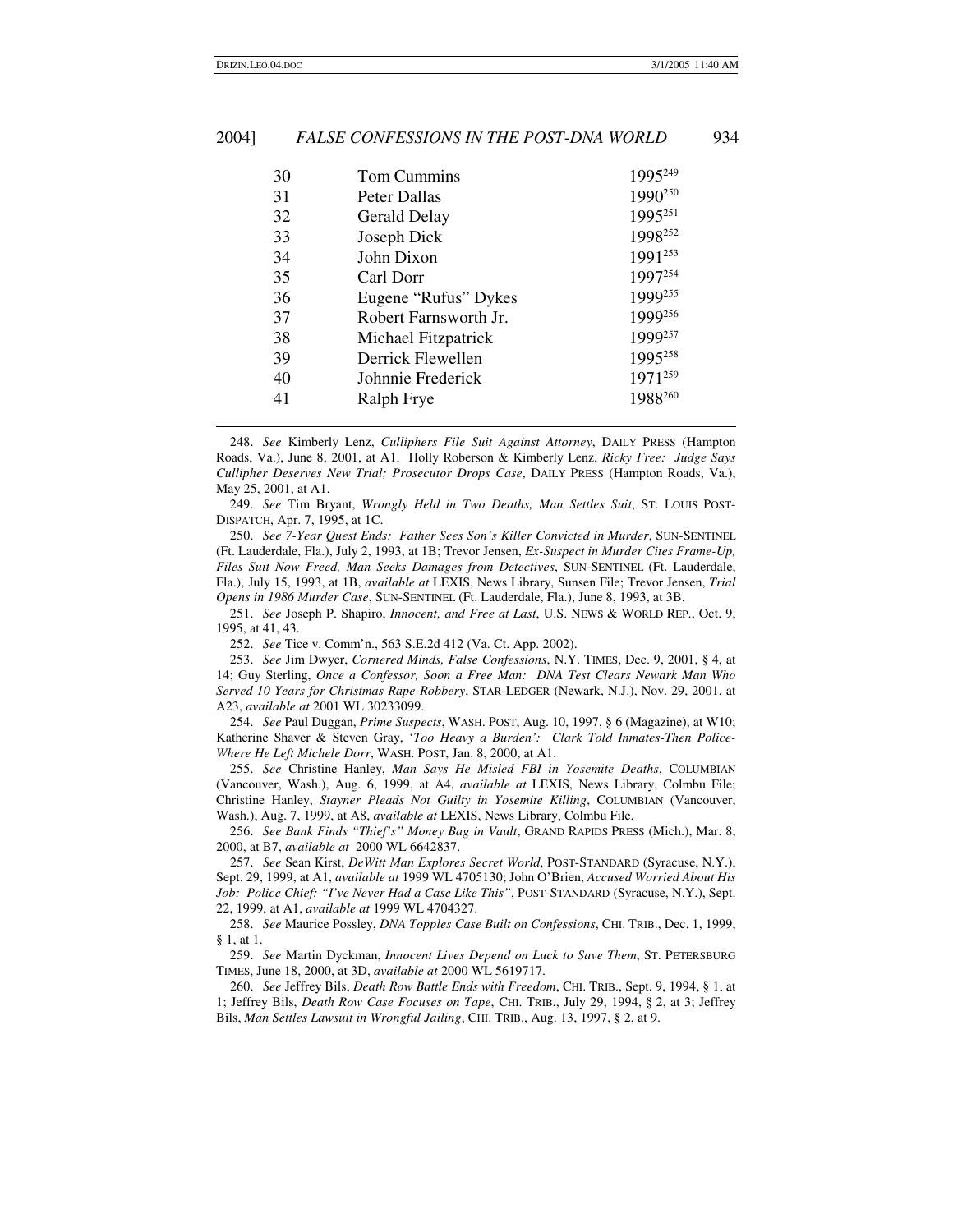| | | |
|---|---|---|
| 30 | Tom Cummins | 1995[249] |
| 31 | Peter Dallas | 1990[250] |
| 32 | Gerald Delay | 1995[251] |
| 33 | Joseph Dick | 1998[252] |
| 34 | John Dixon | 1991[253] |
| 35 | Carl Dorr | 1997[254] |
| 36 | Eugene "Rufus" Dykes | 1999[255] |
| 37 | Robert Farnsworth Jr. | 1999[256] |
| 38 | Michael Fitzpatrick | 1999[257] |
| 39 | Derrick Flewellen | 1995[258] |
| 40 | Johnnie Frederick | 1971[259] |
| 41 | Ralph Frye | 1988[260] |

---

248. *See* Kimberly Lenz, *Culliphers File Suit Against Attorney*, DAILY PRESS (Hampton Roads, Va.), June 8, 2001, at A1. Holly Roberson & Kimberly Lenz, *Ricky Free: Judge Says Cullipher Deserves New Trial; Prosecutor Drops Case*, DAILY PRESS (Hampton Roads, Va.), May 25, 2001, at A1.

249. *See* Tim Bryant, *Wrongly Held in Two Deaths, Man Settles Suit*, ST. LOUIS POST-DISPATCH, Apr. 7, 1995, at 1C.

250. *See 7-Year Quest Ends: Father Sees Son's Killer Convicted in Murder*, SUN-SENTINEL (Ft. Lauderdale, Fla.), July 2, 1993, at 1B; Trevor Jensen, *Ex-Suspect in Murder Cites Frame-Up, Files Suit Now Freed, Man Seeks Damages from Detectives*, SUN-SENTINEL (Ft. Lauderdale, Fla.), July 15, 1993, at 1B, *available at* LEXIS, News Library, Sunsen File; Trevor Jensen, *Trial Opens in 1986 Murder Case*, SUN-SENTINEL (Ft. Lauderdale, Fla.), June 8, 1993, at 3B.

251. *See* Joseph P. Shapiro, *Innocent, and Free at Last*, U.S. NEWS & WORLD REP., Oct. 9, 1995, at 41, 43.

252. *See* Tice v. Comm'n., 563 S.E.2d 412 (Va. Ct. App. 2002).

253. *See* Jim Dwyer, *Cornered Minds, False Confessions*, N.Y. TIMES, Dec. 9, 2001, § 4, at 14; Guy Sterling, *Once a Confessor, Soon a Free Man: DNA Test Clears Newark Man Who Served 10 Years for Christmas Rape-Robbery*, STAR-LEDGER (Newark, N.J.), Nov. 29, 2001, at A23, *available at* 2001 WL 30233099.

254. *See* Paul Duggan, *Prime Suspects*, WASH. POST, Aug. 10, 1997, § 6 (Magazine), at W10; Katherine Shaver & Steven Gray, *'Too Heavy a Burden': Clark Told Inmates-Then Police-Where He Left Michele Dorr*, WASH. POST, Jan. 8, 2000, at A1.

255. *See* Christine Hanley, *Man Says He Misled FBI in Yosemite Deaths*, COLUMBIAN (Vancouver, Wash.), Aug. 6, 1999, at A4, *available at* LEXIS, News Library, Colmbu File; Christine Hanley, *Stayner Pleads Not Guilty in Yosemite Killing*, COLUMBIAN (Vancouver, Wash.), Aug. 7, 1999, at A8, *available at* LEXIS, News Library, Colmbu File.

256. *See Bank Finds "Thief's" Money Bag in Vault*, GRAND RAPIDS PRESS (Mich.), Mar. 8, 2000, at B7, *available at* 2000 WL 6642837.

257. *See* Sean Kirst, *DeWitt Man Explores Secret World*, POST-STANDARD (Syracuse, N.Y.), Sept. 29, 1999, at A1, *available at* 1999 WL 4705130; John O'Brien, *Accused Worried About His Job: Police Chief: "I've Never Had a Case Like This"*, POST-STANDARD (Syracuse, N.Y.), Sept. 22, 1999, at A1, *available at* 1999 WL 4704327.

258. *See* Maurice Possley, *DNA Topples Case Built on Confessions*, CHI. TRIB., Dec. 1, 1999, § 1, at 1.

259. *See* Martin Dyckman, *Innocent Lives Depend on Luck to Save Them*, ST. PETERSBURG TIMES, June 18, 2000, at 3D, *available at* 2000 WL 5619717.

260. *See* Jeffrey Bils, *Death Row Battle Ends with Freedom*, CHI. TRIB., Sept. 9, 1994, § 1, at 1; Jeffrey Bils, *Death Row Case Focuses on Tape*, CHI. TRIB., July 29, 1994, § 2, at 3; Jeffrey Bils, *Man Settles Lawsuit in Wrongful Jailing*, CHI. TRIB., Aug. 13, 1997, § 2, at 9.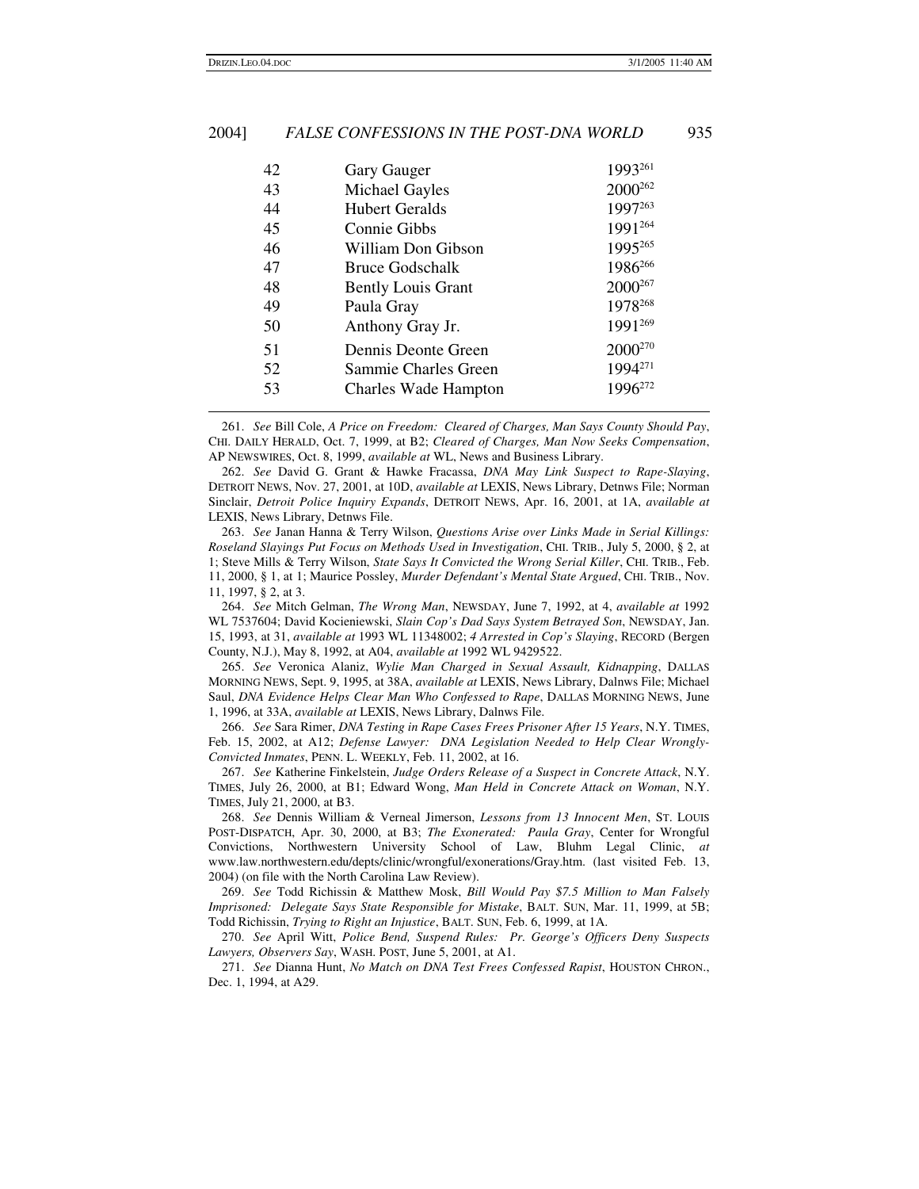| | | |
|---|---|---|
| 42 | Gary Gauger | 1993[261] |
| 43 | Michael Gayles | 2000[262] |
| 44 | Hubert Geralds | 1997[263] |
| 45 | Connie Gibbs | 1991[264] |
| 46 | William Don Gibson | 1995[265] |
| 47 | Bruce Godschalk | 1986[266] |
| 48 | Bently Louis Grant | 2000[267] |
| 49 | Paula Gray | 1978[268] |
| 50 | Anthony Gray Jr. | 1991[269] |
| 51 | Dennis Deonte Green | 2000[270] |
| 52 | Sammie Charles Green | 1994[271] |
| 53 | Charles Wade Hampton | 1996[272] |

261. *See* Bill Cole, *A Price on Freedom: Cleared of Charges, Man Says County Should Pay*, CHI. DAILY HERALD, Oct. 7, 1999, at B2; *Cleared of Charges, Man Now Seeks Compensation*, AP NEWSWIRES, Oct. 8, 1999, *available at* WL, News and Business Library.

262. *See* David G. Grant & Hawke Fracassa, *DNA May Link Suspect to Rape-Slaying*, DETROIT NEWS, Nov. 27, 2001, at 10D, *available at* LEXIS, News Library, Detnws File; Norman Sinclair, *Detroit Police Inquiry Expands*, DETROIT NEWS, Apr. 16, 2001, at 1A, *available at* LEXIS, News Library, Detnws File.

263. *See* Janan Hanna & Terry Wilson, *Questions Arise over Links Made in Serial Killings: Roseland Slayings Put Focus on Methods Used in Investigation*, CHI. TRIB., July 5, 2000, § 2, at 1; Steve Mills & Terry Wilson, *State Says It Convicted the Wrong Serial Killer*, CHI. TRIB., Feb. 11, 2000, § 1, at 1; Maurice Possley, *Murder Defendant's Mental State Argued*, CHI. TRIB., Nov. 11, 1997, § 2, at 3.

264. *See* Mitch Gelman, *The Wrong Man*, NEWSDAY, June 7, 1992, at 4, *available at* 1992 WL 7537604; David Kocieniewski, *Slain Cop's Dad Says System Betrayed Son*, NEWSDAY, Jan. 15, 1993, at 31, *available at* 1993 WL 11348002; *4 Arrested in Cop's Slaying*, RECORD (Bergen County, N.J.), May 8, 1992, at A04, *available at* 1992 WL 9429522.

265. *See* Veronica Alaniz, *Wylie Man Charged in Sexual Assault, Kidnapping*, DALLAS MORNING NEWS, Sept. 9, 1995, at 38A, *available at* LEXIS, News Library, Dalnws File; Michael Saul, *DNA Evidence Helps Clear Man Who Confessed to Rape*, DALLAS MORNING NEWS, June 1, 1996, at 33A, *available at* LEXIS, News Library, Dalnws File.

266. *See* Sara Rimer, *DNA Testing in Rape Cases Frees Prisoner After 15 Years*, N.Y. TIMES, Feb. 15, 2002, at A12; *Defense Lawyer: DNA Legislation Needed to Help Clear Wrongly-Convicted Inmates*, PENN. L. WEEKLY, Feb. 11, 2002, at 16.

267. *See* Katherine Finkelstein, *Judge Orders Release of a Suspect in Concrete Attack*, N.Y. TIMES, July 26, 2000, at B1; Edward Wong, *Man Held in Concrete Attack on Woman*, N.Y. TIMES, July 21, 2000, at B3.

268. *See* Dennis William & Verneal Jimerson, *Lessons from 13 Innocent Men*, ST. LOUIS POST-DISPATCH, Apr. 30, 2000, at B3; *The Exonerated: Paula Gray*, Center for Wrongful Convictions, Northwestern University School of Law, Bluhm Legal Clinic, *at* www.law.northwestern.edu/depts/clinic/wrongful/exonerations/Gray.htm. (last visited Feb. 13, 2004) (on file with the North Carolina Law Review).

269. *See* Todd Richissin & Matthew Mosk, *Bill Would Pay $7.5 Million to Man Falsely Imprisoned: Delegate Says State Responsible for Mistake*, BALT. SUN, Mar. 11, 1999, at 5B; Todd Richissin, *Trying to Right an Injustice*, BALT. SUN, Feb. 6, 1999, at 1A.

270. *See* April Witt, *Police Bend, Suspend Rules: Pr. George's Officers Deny Suspects Lawyers, Observers Say*, WASH. POST, June 5, 2001, at A1.

271. *See* Dianna Hunt, *No Match on DNA Test Frees Confessed Rapist*, HOUSTON CHRON., Dec. 1, 1994, at A29.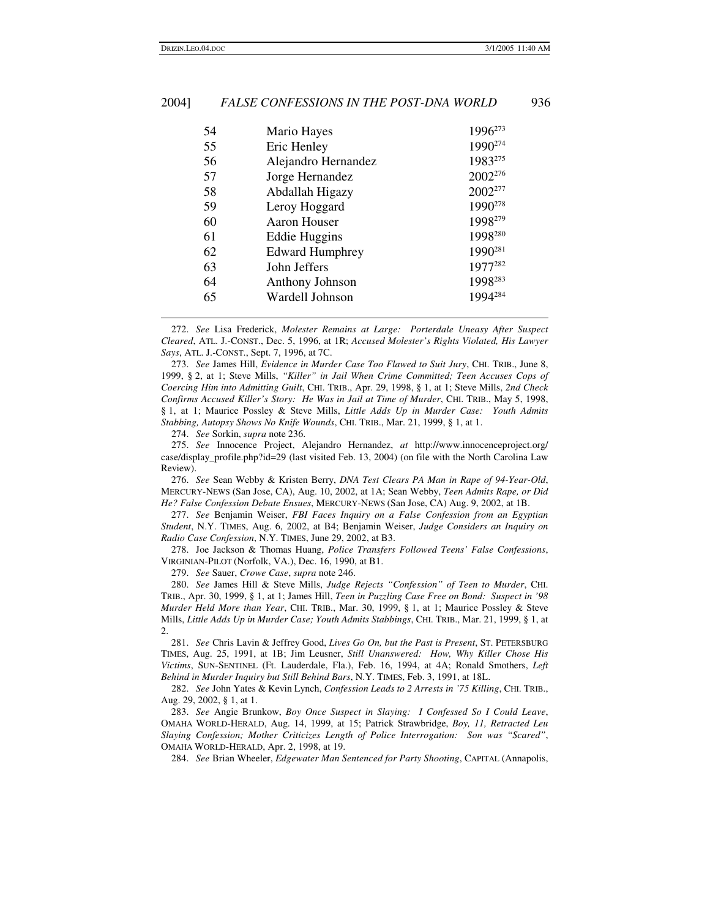| | | |
|---|---|---|
| 54 | Mario Hayes | 1996[273] |
| 55 | Eric Henley | 1990[274] |
| 56 | Alejandro Hernandez | 1983[275] |
| 57 | Jorge Hernandez | 2002[276] |
| 58 | Abdallah Higazy | 2002[277] |
| 59 | Leroy Hoggard | 1990[278] |
| 60 | Aaron Houser | 1998[279] |
| 61 | Eddie Huggins | 1998[280] |
| 62 | Edward Humphrey | 1990[281] |
| 63 | John Jeffers | 1977[282] |
| 64 | Anthony Johnson | 1998[283] |
| 65 | Wardell Johnson | 1994[284] |

---

272. *See* Lisa Frederick, *Molester Remains at Large: Porterdale Uneasy After Suspect Cleared*, ATL. J.-CONST., Dec. 5, 1996, at 1R; *Accused Molester's Rights Violated, His Lawyer Says*, ATL. J.-CONST., Sept. 7, 1996, at 7C.

273. *See* James Hill, *Evidence in Murder Case Too Flawed to Suit Jury*, CHI. TRIB., June 8, 1999, § 2, at 1; Steve Mills, *"Killer" in Jail When Crime Committed; Teen Accuses Cops of Coercing Him into Admitting Guilt*, CHI. TRIB., Apr. 29, 1998, § 1, at 1; Steve Mills, *2nd Check Confirms Accused Killer's Story: He Was in Jail at Time of Murder*, CHI. TRIB., May 5, 1998, § 1, at 1; Maurice Possley & Steve Mills, *Little Adds Up in Murder Case: Youth Admits Stabbing, Autopsy Shows No Knife Wounds*, CHI. TRIB., Mar. 21, 1999, § 1, at 1.

274. *See* Sorkin, *supra* note 236.

275. *See* Innocence Project, Alejandro Hernandez, *at* http://www.innocenceproject.org/case/display_profile.php?id=29 (last visited Feb. 13, 2004) (on file with the North Carolina Law Review).

276. *See* Sean Webby & Kristen Berry, *DNA Test Clears PA Man in Rape of 94-Year-Old*, MERCURY-NEWS (San Jose, CA), Aug. 10, 2002, at 1A; Sean Webby, *Teen Admits Rape, or Did He? False Confession Debate Ensues*, MERCURY-NEWS (San Jose, CA) Aug. 9, 2002, at 1B.

277. *See* Benjamin Weiser, *FBI Faces Inquiry on a False Confession from an Egyptian Student*, N.Y. TIMES, Aug. 6, 2002, at B4; Benjamin Weiser, *Judge Considers an Inquiry on Radio Case Confession*, N.Y. TIMES, June 29, 2002, at B3.

278. Joe Jackson & Thomas Huang, *Police Transfers Followed Teens' False Confessions*, VIRGINIAN-PILOT (Norfolk, VA.), Dec. 16, 1990, at B1.

279. *See* Sauer, *Crowe Case*, *supra* note 246.

280. *See* James Hill & Steve Mills, *Judge Rejects "Confession" of Teen to Murder*, CHI. TRIB., Apr. 30, 1999, § 1, at 1; James Hill, *Teen in Puzzling Case Free on Bond: Suspect in '98 Murder Held More than Year*, CHI. TRIB., Mar. 30, 1999, § 1, at 1; Maurice Possley & Steve Mills, *Little Adds Up in Murder Case; Youth Admits Stabbings*, CHI. TRIB., Mar. 21, 1999, § 1, at 2.

281. *See* Chris Lavin & Jeffrey Good, *Lives Go On, but the Past is Present*, ST. PETERSBURG TIMES, Aug. 25, 1991, at 1B; Jim Leusner, *Still Unanswered: How, Why Killer Chose His Victims*, SUN-SENTINEL (Ft. Lauderdale, Fla.), Feb. 16, 1994, at 4A; Ronald Smothers, *Left Behind in Murder Inquiry but Still Behind Bars*, N.Y. TIMES, Feb. 3, 1991, at 18L.

282. *See* John Yates & Kevin Lynch, *Confession Leads to 2 Arrests in '75 Killing*, CHI. TRIB., Aug. 29, 2002, § 1, at 1.

283. *See* Angie Brunkow, *Boy Once Suspect in Slaying: I Confessed So I Could Leave*, OMAHA WORLD-HERALD, Aug. 14, 1999, at 15; Patrick Strawbridge, *Boy, 11, Retracted Leu Slaying Confession; Mother Criticizes Length of Police Interrogation: Son was "Scared"*, OMAHA WORLD-HERALD, Apr. 2, 1998, at 19.

284. *See* Brian Wheeler, *Edgewater Man Sentenced for Party Shooting*, CAPITAL (Annapolis,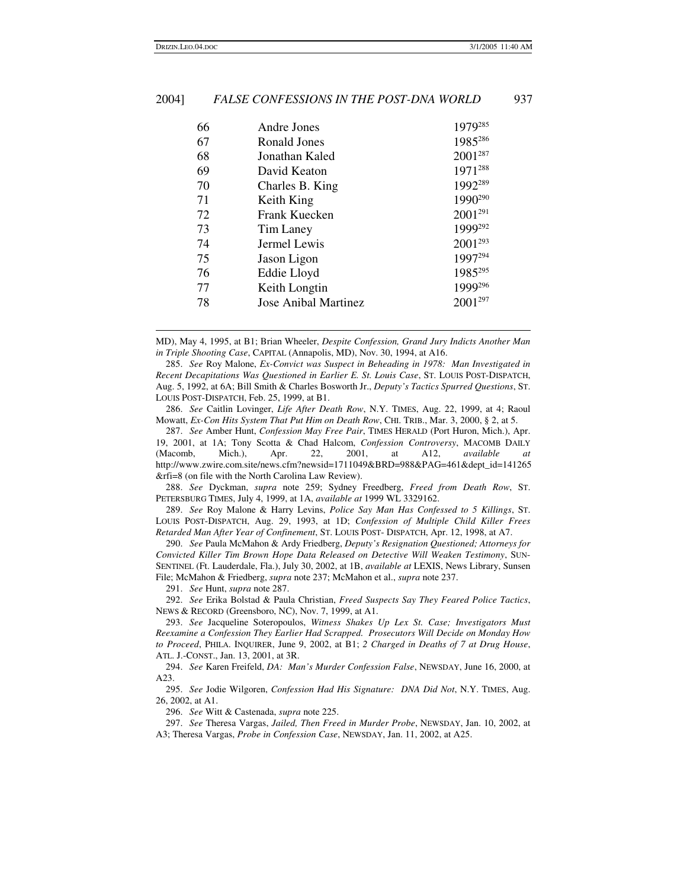| | | |
|---|---|---|
| 66 | Andre Jones | 1979[285] |
| 67 | Ronald Jones | 1985[286] |
| 68 | Jonathan Kaled | 2001[287] |
| 69 | David Keaton | 1971[288] |
| 70 | Charles B. King | 1992[289] |
| 71 | Keith King | 1990[290] |
| 72 | Frank Kuecken | 2001[291] |
| 73 | Tim Laney | 1999[292] |
| 74 | Jermel Lewis | 2001[293] |
| 75 | Jason Ligon | 1997[294] |
| 76 | Eddie Lloyd | 1985[295] |
| 77 | Keith Longtin | 1999[296] |
| 78 | Jose Anibal Martinez | 2001[297] |

---

MD), May 4, 1995, at B1; Brian Wheeler, *Despite Confession, Grand Jury Indicts Another Man in Triple Shooting Case*, CAPITAL (Annapolis, MD), Nov. 30, 1994, at A16.

285. *See* Roy Malone, *Ex-Convict was Suspect in Beheading in 1978: Man Investigated in Recent Decapitations Was Questioned in Earlier E. St. Louis Case*, ST. LOUIS POST-DISPATCH, Aug. 5, 1992, at 6A; Bill Smith & Charles Bosworth Jr., *Deputy's Tactics Spurred Questions*, ST. LOUIS POST-DISPATCH, Feb. 25, 1999, at B1.

286. *See* Caitlin Lovinger, *Life After Death Row*, N.Y. TIMES, Aug. 22, 1999, at 4; Raoul Mowatt, *Ex-Con Hits System That Put Him on Death Row*, CHI. TRIB., Mar. 3, 2000, § 2, at 5.

287. *See* Amber Hunt, *Confession May Free Pair*, TIMES HERALD (Port Huron, Mich.), Apr. 19, 2001, at 1A; Tony Scotta & Chad Halcom, *Confession Controversy*, MACOMB DAILY (Macomb, Mich.), Apr. 22, 2001, at A12, *available at* http://www.zwire.com.site/news.cfm?newsid=1711049&BRD=988&PAG=461&dept_id=141265&rfi=8 (on file with the North Carolina Law Review).

288. *See* Dyckman, *supra* note 259; Sydney Freedberg, *Freed from Death Row*, ST. PETERSBURG TIMES, July 4, 1999, at 1A, *available at* 1999 WL 3329162.

289. *See* Roy Malone & Harry Levins, *Police Say Man Has Confessed to 5 Killings*, ST. LOUIS POST-DISPATCH, Aug. 29, 1993, at 1D; *Confession of Multiple Child Killer Frees Retarded Man After Year of Confinement*, ST. LOUIS POST- DISPATCH, Apr. 12, 1998, at A7.

290. *See* Paula McMahon & Ardy Friedberg, *Deputy's Resignation Questioned; Attorneys for Convicted Killer Tim Brown Hope Data Released on Detective Will Weaken Testimony*, SUN-SENTINEL (Ft. Lauderdale, Fla.), July 30, 2002, at 1B, *available at* LEXIS, News Library, Sunsen File; McMahon & Friedberg, *supra* note 237; McMahon et al., *supra* note 237.

291. *See* Hunt, *supra* note 287.

292. *See* Erika Bolstad & Paula Christian, *Freed Suspects Say They Feared Police Tactics*, NEWS & RECORD (Greensboro, NC), Nov. 7, 1999, at A1.

293. *See* Jacqueline Soteropoulos, *Witness Shakes Up Lex St. Case; Investigators Must Reexamine a Confession They Earlier Had Scrapped. Prosecutors Will Decide on Monday How to Proceed*, PHILA. INQUIRER, June 9, 2002, at B1; *2 Charged in Deaths of 7 at Drug House*, ATL. J.-CONST., Jan. 13, 2001, at 3R.

294. *See* Karen Freifeld, *DA: Man's Murder Confession False*, NEWSDAY, June 16, 2000, at A23.

295. *See* Jodie Wilgoren, *Confession Had His Signature: DNA Did Not*, N.Y. TIMES, Aug. 26, 2002, at A1.

296. *See* Witt & Castenada, *supra* note 225.

297. *See* Theresa Vargas, *Jailed, Then Freed in Murder Probe*, NEWSDAY, Jan. 10, 2002, at A3; Theresa Vargas, *Probe in Confession Case*, NEWSDAY, Jan. 11, 2002, at A25.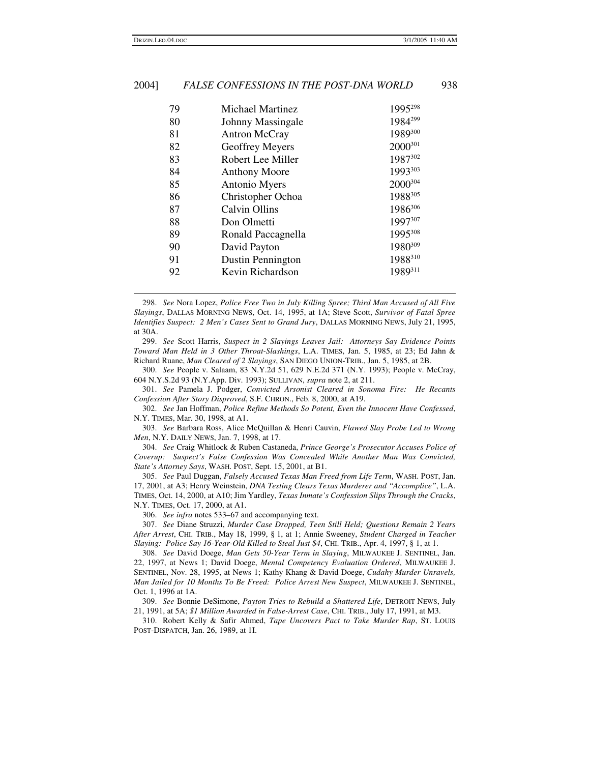| | | |
|---|---|---|
| 79 | Michael Martinez | 1995[298] |
| 80 | Johnny Massingale | 1984[299] |
| 81 | Antron McCray | 1989[300] |
| 82 | Geoffrey Meyers | 2000[301] |
| 83 | Robert Lee Miller | 1987[302] |
| 84 | Anthony Moore | 1993[303] |
| 85 | Antonio Myers | 2000[304] |
| 86 | Christopher Ochoa | 1988[305] |
| 87 | Calvin Ollins | 1986[306] |
| 88 | Don Olmetti | 1997[307] |
| 89 | Ronald Paccagnella | 1995[308] |
| 90 | David Payton | 1980[309] |
| 91 | Dustin Pennington | 1988[310] |
| 92 | Kevin Richardson | 1989[311] |

298. *See* Nora Lopez, *Police Free Two in July Killing Spree; Third Man Accused of All Five Slayings*, DALLAS MORNING NEWS, Oct. 14, 1995, at 1A; Steve Scott, *Survivor of Fatal Spree Identifies Suspect: 2 Men's Cases Sent to Grand Jury*, DALLAS MORNING NEWS, July 21, 1995, at 30A.

299. *See* Scott Harris, *Suspect in 2 Slayings Leaves Jail: Attorneys Say Evidence Points Toward Man Held in 3 Other Throat-Slashings*, L.A. TIMES, Jan. 5, 1985, at 23; Ed Jahn & Richard Ruane, *Man Cleared of 2 Slayings*, SAN DIEGO UNION-TRIB., Jan. 5, 1985, at 2B.

300. *See* People v. Salaam, 83 N.Y.2d 51, 629 N.E.2d 371 (N.Y. 1993); People v. McCray, 604 N.Y.S.2d 93 (N.Y.App. Div. 1993); SULLIVAN, *supra* note 2, at 211.

301. *See* Pamela J. Podger, *Convicted Arsonist Cleared in Sonoma Fire: He Recants Confession After Story Disproved*, S.F. CHRON., Feb. 8, 2000, at A19.

302. *See* Jan Hoffman, *Police Refine Methods So Potent, Even the Innocent Have Confessed*, N.Y. TIMES, Mar. 30, 1998, at A1.

303. *See* Barbara Ross, Alice McQuillan & Henri Cauvin, *Flawed Slay Probe Led to Wrong Men*, N.Y. DAILY NEWS, Jan. 7, 1998, at 17.

304. *See* Craig Whitlock & Ruben Castaneda, *Prince George's Prosecutor Accuses Police of Coverup: Suspect's False Confession Was Concealed While Another Man Was Convicted, State's Attorney Says*, WASH. POST, Sept. 15, 2001, at B1.

305. *See* Paul Duggan, *Falsely Accused Texas Man Freed from Life Term*, WASH. POST, Jan. 17, 2001, at A3; Henry Weinstein, *DNA Testing Clears Texas Murderer and "Accomplice"*, L.A. TIMES, Oct. 14, 2000, at A10; Jim Yardley, *Texas Inmate's Confession Slips Through the Cracks*, N.Y. TIMES, Oct. 17, 2000, at A1.

306. *See infra* notes 533–67 and accompanying text.

307. *See* Diane Struzzi, *Murder Case Dropped, Teen Still Held; Questions Remain 2 Years After Arrest*, CHI. TRIB., May 18, 1999, § 1, at 1; Annie Sweeney, *Student Charged in Teacher Slaying: Police Say 16-Year-Old Killed to Steal Just $4*, CHI. TRIB., Apr. 4, 1997, § 1, at 1.

308. *See* David Doege, *Man Gets 50-Year Term in Slaying*, MILWAUKEE J. SENTINEL, Jan. 22, 1997, at News 1; David Doege, *Mental Competency Evaluation Ordered*, MILWAUKEE J. SENTINEL, Nov. 28, 1995, at News 1; Kathy Khang & David Doege, *Cudahy Murder Unravels, Man Jailed for 10 Months To Be Freed: Police Arrest New Suspect*, MILWAUKEE J. SENTINEL, Oct. 1, 1996 at 1A.

309. *See* Bonnie DeSimone, *Payton Tries to Rebuild a Shattered Life*, DETROIT NEWS, July 21, 1991, at 5A; *$1 Million Awarded in False-Arrest Case*, CHI. TRIB., July 17, 1991, at M3.

310. Robert Kelly & Safir Ahmed, *Tape Uncovers Pact to Take Murder Rap*, ST. LOUIS POST-DISPATCH, Jan. 26, 1989, at 1I.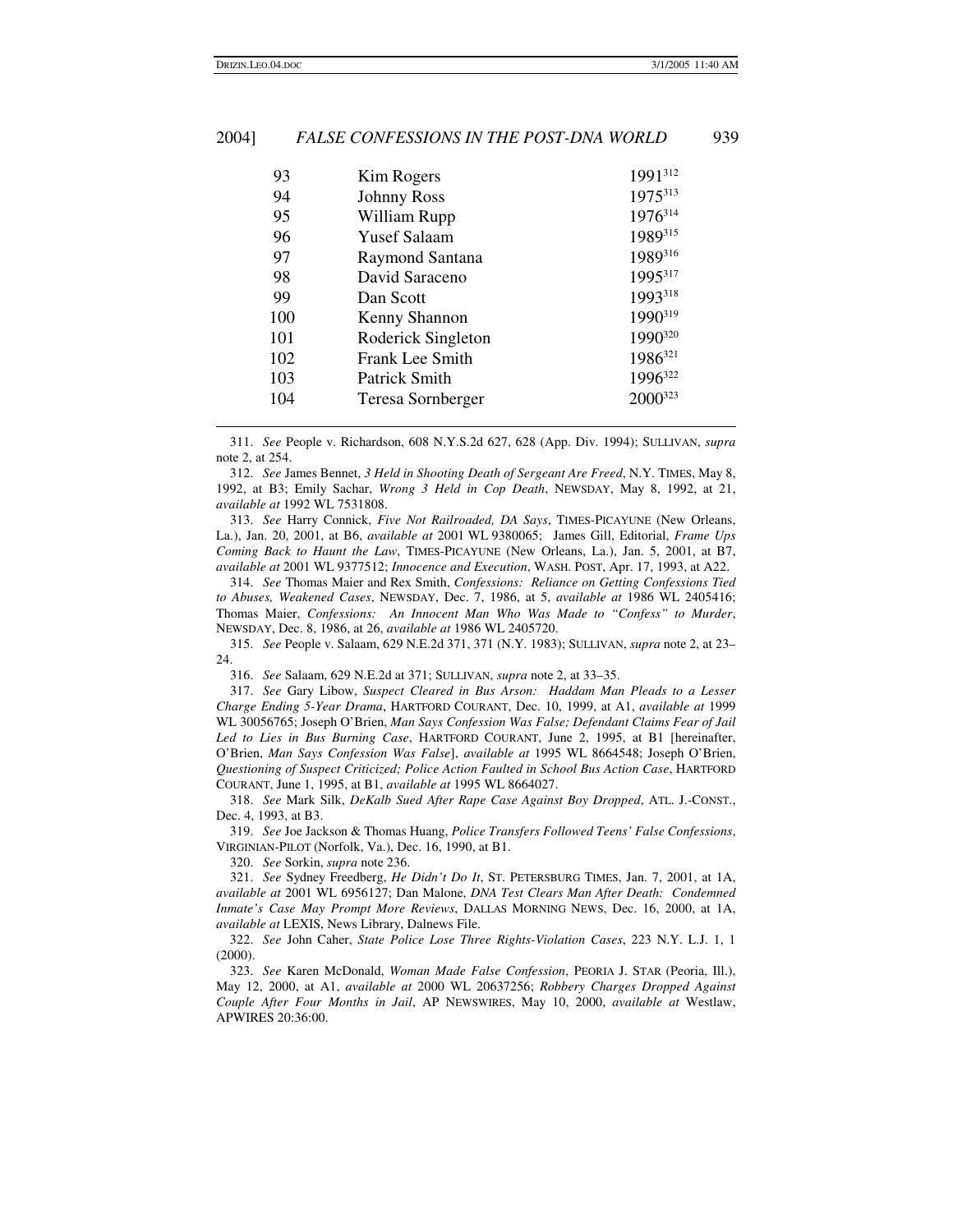| | | |
|---|---|---|
| 93 | Kim Rogers | 1991[312] |
| 94 | Johnny Ross | 1975[313] |
| 95 | William Rupp | 1976[314] |
| 96 | Yusef Salaam | 1989[315] |
| 97 | Raymond Santana | 1989[316] |
| 98 | David Saraceno | 1995[317] |
| 99 | Dan Scott | 1993[318] |
| 100 | Kenny Shannon | 1990[319] |
| 101 | Roderick Singleton | 1990[320] |
| 102 | Frank Lee Smith | 1986[321] |
| 103 | Patrick Smith | 1996[322] |
| 104 | Teresa Sornberger | 2000[323] |

---

311. *See* People v. Richardson, 608 N.Y.S.2d 627, 628 (App. Div. 1994); SULLIVAN, *supra* note 2, at 254.

312. *See* James Bennet, *3 Held in Shooting Death of Sergeant Are Freed*, N.Y. TIMES, May 8, 1992, at B3; Emily Sachar, *Wrong 3 Held in Cop Death*, NEWSDAY, May 8, 1992, at 21, *available at* 1992 WL 7531808.

313. *See* Harry Connick, *Five Not Railroaded, DA Says*, TIMES-PICAYUNE (New Orleans, La.), Jan. 20, 2001, at B6, *available at* 2001 WL 9380065; James Gill, Editorial, *Frame Ups Coming Back to Haunt the Law*, TIMES-PICAYUNE (New Orleans, La.), Jan. 5, 2001, at B7, *available at* 2001 WL 9377512; *Innocence and Execution*, WASH. POST, Apr. 17, 1993, at A22.

314. *See* Thomas Maier and Rex Smith, *Confessions: Reliance on Getting Confessions Tied to Abuses, Weakened Cases*, NEWSDAY, Dec. 7, 1986, at 5, *available at* 1986 WL 2405416; Thomas Maier, *Confessions: An Innocent Man Who Was Made to "Confess" to Murder*, NEWSDAY, Dec. 8, 1986, at 26, *available at* 1986 WL 2405720.

315. *See* People v. Salaam, 629 N.E.2d 371, 371 (N.Y. 1983); SULLIVAN, *supra* note 2, at 23–24.

316. *See* Salaam, 629 N.E.2d at 371; SULLIVAN, *supra* note 2, at 33–35.

317. *See* Gary Libow, *Suspect Cleared in Bus Arson: Haddam Man Pleads to a Lesser Charge Ending 5-Year Drama*, HARTFORD COURANT, Dec. 10, 1999, at A1, *available at* 1999 WL 30056765; Joseph O'Brien, *Man Says Confession Was False; Defendant Claims Fear of Jail Led to Lies in Bus Burning Case*, HARTFORD COURANT, June 2, 1995, at B1 [hereinafter, O'Brien, *Man Says Confession Was False*], *available at* 1995 WL 8664548; Joseph O'Brien, *Questioning of Suspect Criticized; Police Action Faulted in School Bus Action Case*, HARTFORD COURANT, June 1, 1995, at B1, *available at* 1995 WL 8664027.

318. *See* Mark Silk, *DeKalb Sued After Rape Case Against Boy Dropped*, ATL. J.-CONST., Dec. 4, 1993, at B3.

319. *See* Joe Jackson & Thomas Huang, *Police Transfers Followed Teens' False Confessions*, VIRGINIAN-PILOT (Norfolk, Va.), Dec. 16, 1990, at B1.

320. *See* Sorkin, *supra* note 236.

321. *See* Sydney Freedberg, *He Didn't Do It*, ST. PETERSBURG TIMES, Jan. 7, 2001, at 1A, *available at* 2001 WL 6956127; Dan Malone, *DNA Test Clears Man After Death: Condemned Inmate's Case May Prompt More Reviews*, DALLAS MORNING NEWS, Dec. 16, 2000, at 1A, *available at* LEXIS, News Library, Dalnews File.

322. *See* John Caher, *State Police Lose Three Rights-Violation Cases*, 223 N.Y. L.J. 1, 1 (2000).

323. *See* Karen McDonald, *Woman Made False Confession*, PEORIA J. STAR (Peoria, Ill.), May 12, 2000, at A1, *available at* 2000 WL 20637256; *Robbery Charges Dropped Against Couple After Four Months in Jail*, AP NEWSWIRES, May 10, 2000, *available at* Westlaw, APWIRES 20:36:00.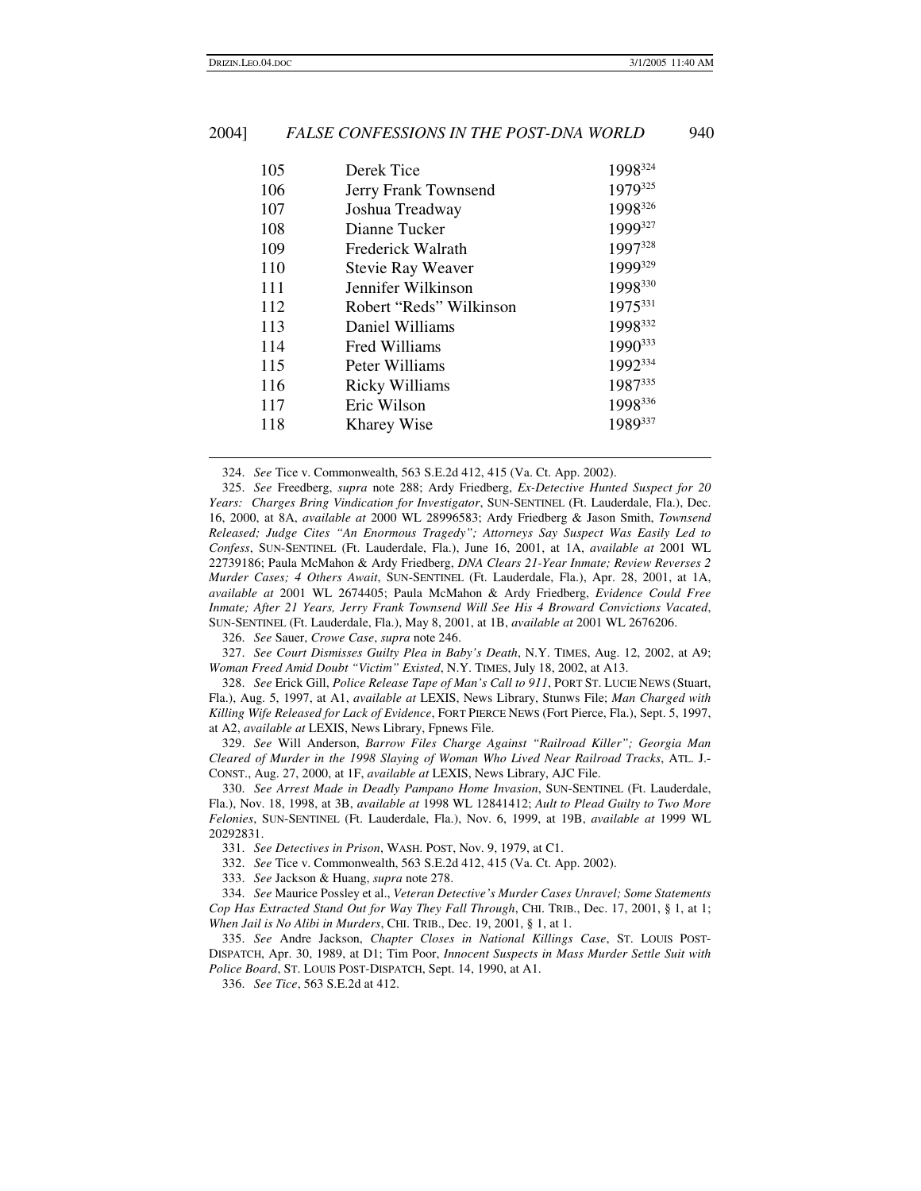| | | |
|---|---|---|
| 105 | Derek Tice | 1998[324] |
| 106 | Jerry Frank Townsend | 1979[325] |
| 107 | Joshua Treadway | 1998[326] |
| 108 | Dianne Tucker | 1999[327] |
| 109 | Frederick Walrath | 1997[328] |
| 110 | Stevie Ray Weaver | 1999[329] |
| 111 | Jennifer Wilkinson | 1998[330] |
| 112 | Robert "Reds" Wilkinson | 1975[331] |
| 113 | Daniel Williams | 1998[332] |
| 114 | Fred Williams | 1990[333] |
| 115 | Peter Williams | 1992[334] |
| 116 | Ricky Williams | 1987[335] |
| 117 | Eric Wilson | 1998[336] |
| 118 | Kharey Wise | 1989[337] |

324. *See* Tice v. Commonwealth, 563 S.E.2d 412, 415 (Va. Ct. App. 2002).

325. *See* Freedberg, *supra* note 288; Ardy Friedberg, *Ex-Detective Hunted Suspect for 20 Years: Charges Bring Vindication for Investigator*, SUN-SENTINEL (Ft. Lauderdale, Fla.), Dec. 16, 2000, at 8A, *available at* 2000 WL 28996583; Ardy Friedberg & Jason Smith, *Townsend Released; Judge Cites "An Enormous Tragedy"; Attorneys Say Suspect Was Easily Led to Confess*, SUN-SENTINEL (Ft. Lauderdale, Fla.), June 16, 2001, at 1A, *available at* 2001 WL 22739186; Paula McMahon & Ardy Friedberg, *DNA Clears 21-Year Inmate; Review Reverses 2 Murder Cases; 4 Others Await*, SUN-SENTINEL (Ft. Lauderdale, Fla.), Apr. 28, 2001, at 1A, *available at* 2001 WL 2674405; Paula McMahon & Ardy Friedberg, *Evidence Could Free Inmate; After 21 Years, Jerry Frank Townsend Will See His 4 Broward Convictions Vacated*, SUN-SENTINEL (Ft. Lauderdale, Fla.), May 8, 2001, at 1B, *available at* 2001 WL 2676206.

326. *See* Sauer, *Crowe Case*, *supra* note 246.

327. *See Court Dismisses Guilty Plea in Baby's Death*, N.Y. TIMES, Aug. 12, 2002, at A9; *Woman Freed Amid Doubt "Victim" Existed*, N.Y. TIMES, July 18, 2002, at A13.

328. *See* Erick Gill, *Police Release Tape of Man's Call to 911*, PORT ST. LUCIE NEWS (Stuart, Fla.), Aug. 5, 1997, at A1, *available at* LEXIS, News Library, Stunws File; *Man Charged with Killing Wife Released for Lack of Evidence*, FORT PIERCE NEWS (Fort Pierce, Fla.), Sept. 5, 1997, at A2, *available at* LEXIS, News Library, Fpnews File.

329. *See* Will Anderson, *Barrow Files Charge Against "Railroad Killer"; Georgia Man Cleared of Murder in the 1998 Slaying of Woman Who Lived Near Railroad Tracks*, ATL. J.-CONST., Aug. 27, 2000, at 1F, *available at* LEXIS, News Library, AJC File.

330. *See Arrest Made in Deadly Pampano Home Invasion*, SUN-SENTINEL (Ft. Lauderdale, Fla.), Nov. 18, 1998, at 3B, *available at* 1998 WL 12841412; *Ault to Plead Guilty to Two More Felonies*, SUN-SENTINEL (Ft. Lauderdale, Fla.), Nov. 6, 1999, at 19B, *available at* 1999 WL 20292831.

331. *See Detectives in Prison*, WASH. POST, Nov. 9, 1979, at C1.

332. *See* Tice v. Commonwealth, 563 S.E.2d 412, 415 (Va. Ct. App. 2002).

333. *See* Jackson & Huang, *supra* note 278.

334. *See* Maurice Possley et al., *Veteran Detective's Murder Cases Unravel; Some Statements Cop Has Extracted Stand Out for Way They Fall Through*, CHI. TRIB., Dec. 17, 2001, § 1, at 1; *When Jail is No Alibi in Murders*, CHI. TRIB., Dec. 19, 2001, § 1, at 1.

335. *See* Andre Jackson, *Chapter Closes in National Killings Case*, ST. LOUIS POST-DISPATCH, Apr. 30, 1989, at D1; Tim Poor, *Innocent Suspects in Mass Murder Settle Suit with Police Board*, ST. LOUIS POST-DISPATCH, Sept. 14, 1990, at A1.

336. *See Tice*, 563 S.E.2d at 412.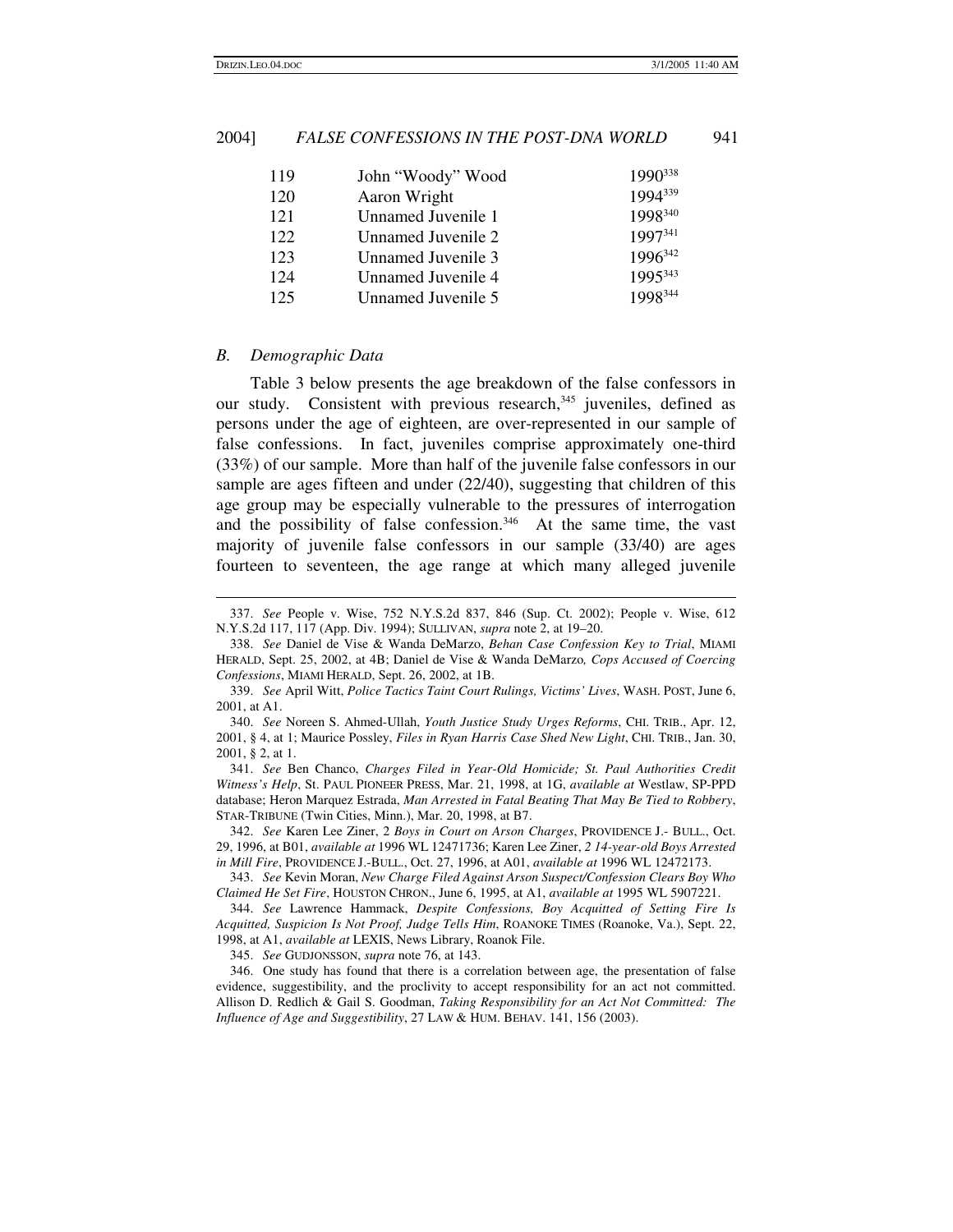| | | |
|---|---|---|
| 119 | John "Woody" Wood | 1990[338] |
| 120 | Aaron Wright | 1994[339] |
| 121 | Unnamed Juvenile 1 | 1998[340] |
| 122 | Unnamed Juvenile 2 | 1997[341] |
| 123 | Unnamed Juvenile 3 | 1996[342] |
| 124 | Unnamed Juvenile 4 | 1995[343] |
| 125 | Unnamed Juvenile 5 | 1998[344] |

### *B. Demographic Data*

Table 3 below presents the age breakdown of the false confessors in our study. Consistent with previous research,[345] juveniles, defined as persons under the age of eighteen, are over-represented in our sample of false confessions. In fact, juveniles comprise approximately one-third (33%) of our sample. More than half of the juvenile false confessors in our sample are ages fifteen and under (22/40), suggesting that children of this age group may be especially vulnerable to the pressures of interrogation and the possibility of false confession.[346] At the same time, the vast majority of juvenile false confessors in our sample (33/40) are ages fourteen to seventeen, the age range at which many alleged juvenile

---

337. *See* People v. Wise, 752 N.Y.S.2d 837, 846 (Sup. Ct. 2002); People v. Wise, 612 N.Y.S.2d 117, 117 (App. Div. 1994); SULLIVAN, *supra* note 2, at 19–20.

338. *See* Daniel de Vise & Wanda DeMarzo, *Behan Case Confession Key to Trial*, MIAMI HERALD, Sept. 25, 2002, at 4B; Daniel de Vise & Wanda DeMarzo*, Cops Accused of Coercing Confessions*, MIAMI HERALD, Sept. 26, 2002, at 1B.

339. *See* April Witt, *Police Tactics Taint Court Rulings, Victims' Lives*, WASH. POST, June 6, 2001, at A1.

340. *See* Noreen S. Ahmed-Ullah, *Youth Justice Study Urges Reforms*, CHI. TRIB., Apr. 12, 2001, § 4, at 1; Maurice Possley, *Files in Ryan Harris Case Shed New Light*, CHI. TRIB., Jan. 30, 2001, § 2, at 1.

341. *See* Ben Chanco, *Charges Filed in Year-Old Homicide; St. Paul Authorities Credit Witness's Help*, St. PAUL PIONEER PRESS, Mar. 21, 1998, at 1G, *available at* Westlaw, SP-PPD database; Heron Marquez Estrada, *Man Arrested in Fatal Beating That May Be Tied to Robbery*, STAR-TRIBUNE (Twin Cities, Minn.), Mar. 20, 1998, at B7.

342. *See* Karen Lee Ziner, 2 *Boys in Court on Arson Charges*, PROVIDENCE J.- BULL., Oct. 29, 1996, at B01, *available at* 1996 WL 12471736; Karen Lee Ziner, *2 14-year-old Boys Arrested in Mill Fire*, PROVIDENCE J.-BULL., Oct. 27, 1996, at A01, *available at* 1996 WL 12472173.

343. *See* Kevin Moran, *New Charge Filed Against Arson Suspect/Confession Clears Boy Who Claimed He Set Fire*, HOUSTON CHRON., June 6, 1995, at A1, *available at* 1995 WL 5907221.

344. *See* Lawrence Hammack, *Despite Confessions, Boy Acquitted of Setting Fire Is Acquitted, Suspicion Is Not Proof, Judge Tells Him*, ROANOKE TIMES (Roanoke, Va.), Sept. 22, 1998, at A1, *available at* LEXIS, News Library, Roanok File.

345. *See* GUDJONSSON, *supra* note 76, at 143.

346. One study has found that there is a correlation between age, the presentation of false evidence, suggestibility, and the proclivity to accept responsibility for an act not committed. Allison D. Redlich & Gail S. Goodman, *Taking Responsibility for an Act Not Committed: The Influence of Age and Suggestibility*, 27 LAW & HUM. BEHAV. 141, 156 (2003).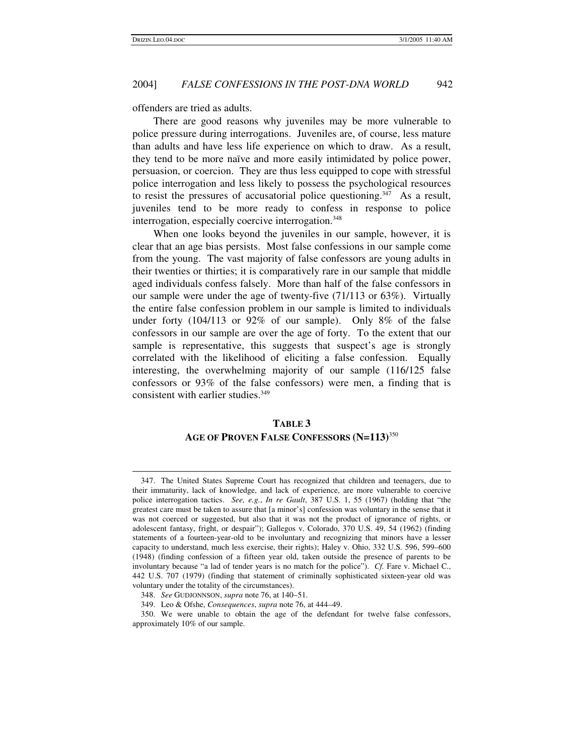offenders are tried as adults.

There are good reasons why juveniles may be more vulnerable to police pressure during interrogations. Juveniles are, of course, less mature than adults and have less life experience on which to draw. As a result, they tend to be more naïve and more easily intimidated by police power, persuasion, or coercion. They are thus less equipped to cope with stressful police interrogation and less likely to possess the psychological resources to resist the pressures of accusatorial police questioning.[347] As a result, juveniles tend to be more ready to confess in response to police interrogation, especially coercive interrogation.[348]

When one looks beyond the juveniles in our sample, however, it is clear that an age bias persists. Most false confessions in our sample come from the young. The vast majority of false confessors are young adults in their twenties or thirties; it is comparatively rare in our sample that middle aged individuals confess falsely. More than half of the false confessors in our sample were under the age of twenty-five (71/113 or 63%). Virtually the entire false confession problem in our sample is limited to individuals under forty (104/113 or 92% of our sample). Only 8% of the false confessors in our sample are over the age of forty. To the extent that our sample is representative, this suggests that suspect's age is strongly correlated with the likelihood of eliciting a false confession. Equally interesting, the overwhelming majority of our sample (116/125 false confessors or 93% of the false confessors) were men, a finding that is consistent with earlier studies.[349]

**TABLE 3**
**AGE OF PROVEN FALSE CONFESSORS (N=113)**[350]

---

347. The United States Supreme Court has recognized that children and teenagers, due to their immaturity, lack of knowledge, and lack of experience, are more vulnerable to coercive police interrogation tactics. *See, e.g.*, *In re Gault*, 387 U.S. 1, 55 (1967) (holding that "the greatest care must be taken to assure that [a minor's] confession was voluntary in the sense that it was not coerced or suggested, but also that it was not the product of ignorance of rights, or adolescent fantasy, fright, or despair"); Gallegos v. Colorado, 370 U.S. 49, 54 (1962) (finding statements of a fourteen-year-old to be involuntary and recognizing that minors have a lesser capacity to understand, much less exercise, their rights); Haley v. Ohio, 332 U.S. 596, 599–600 (1948) (finding confession of a fifteen year old, taken outside the presence of parents to be involuntary because "a lad of tender years is no match for the police"). *Cf.* Fare v. Michael C., 442 U.S. 707 (1979) (finding that statement of criminally sophisticated sixteen-year old was voluntary under the totality of the circumstances).

348. *See* GUDJONNSON, *supra* note 76, at 140–51.

349. Leo & Ofshe, *Consequences*, *supra* note 76, at 444–49.

350. We were unable to obtain the age of the defendant for twelve false confessors, approximately 10% of our sample.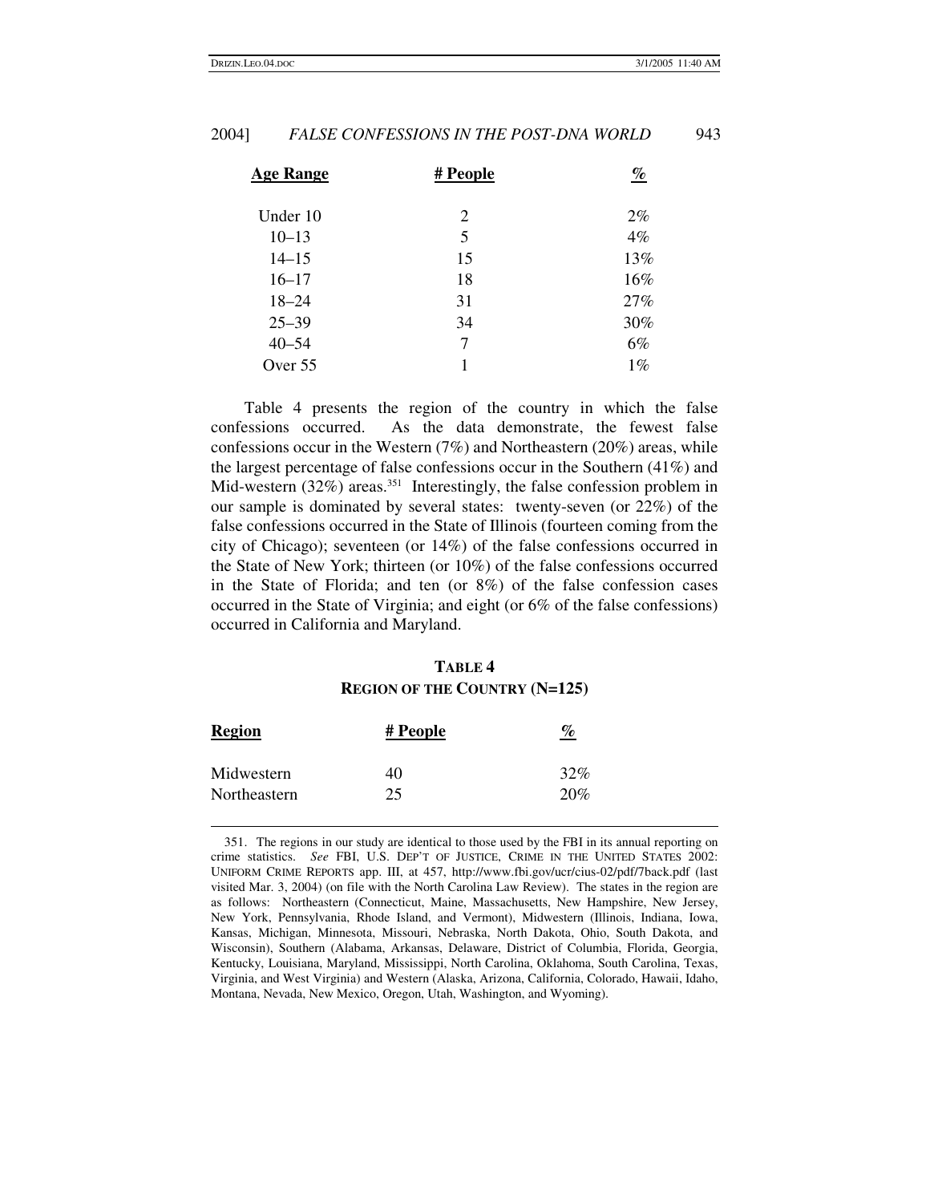| Age Range | # People | % |
| --- | --- | --- |
| Under 10 | 2 | 2% |
| 10–13 | 5 | 4% |
| 14–15 | 15 | 13% |
| 16–17 | 18 | 16% |
| 18–24 | 31 | 27% |
| 25–39 | 34 | 30% |
| 40–54 | 7 | 6% |
| Over 55 | 1 | 1% |

Table 4 presents the region of the country in which the false confessions occurred. As the data demonstrate, the fewest false confessions occur in the Western (7%) and Northeastern (20%) areas, while the largest percentage of false confessions occur in the Southern (41%) and Mid-western (32%) areas.[351] Interestingly, the false confession problem in our sample is dominated by several states: twenty-seven (or 22%) of the false confessions occurred in the State of Illinois (fourteen coming from the city of Chicago); seventeen (or 14%) of the false confessions occurred in the State of New York; thirteen (or 10%) of the false confessions occurred in the State of Florida; and ten (or 8%) of the false confession cases occurred in the State of Virginia; and eight (or 6% of the false confessions) occurred in California and Maryland.

**TABLE 4**
**REGION OF THE COUNTRY (N=125)**

| Region | # People | % |
| --- | --- | --- |
| Midwestern | 40 | 32% |
| Northeastern | 25 | 20% |

351. The regions in our study are identical to those used by the FBI in its annual reporting on crime statistics. *See* FBI, U.S. DEP'T OF JUSTICE, CRIME IN THE UNITED STATES 2002: UNIFORM CRIME REPORTS app. III, at 457, http://www.fbi.gov/ucr/cius-02/pdf/7back.pdf (last visited Mar. 3, 2004) (on file with the North Carolina Law Review). The states in the region are as follows: Northeastern (Connecticut, Maine, Massachusetts, New Hampshire, New Jersey, New York, Pennsylvania, Rhode Island, and Vermont), Midwestern (Illinois, Indiana, Iowa, Kansas, Michigan, Minnesota, Missouri, Nebraska, North Dakota, Ohio, South Dakota, and Wisconsin), Southern (Alabama, Arkansas, Delaware, District of Columbia, Florida, Georgia, Kentucky, Louisiana, Maryland, Mississippi, North Carolina, Oklahoma, South Carolina, Texas, Virginia, and West Virginia) and Western (Alaska, Arizona, California, Colorado, Hawaii, Idaho, Montana, Nevada, New Mexico, Oregon, Utah, Washington, and Wyoming).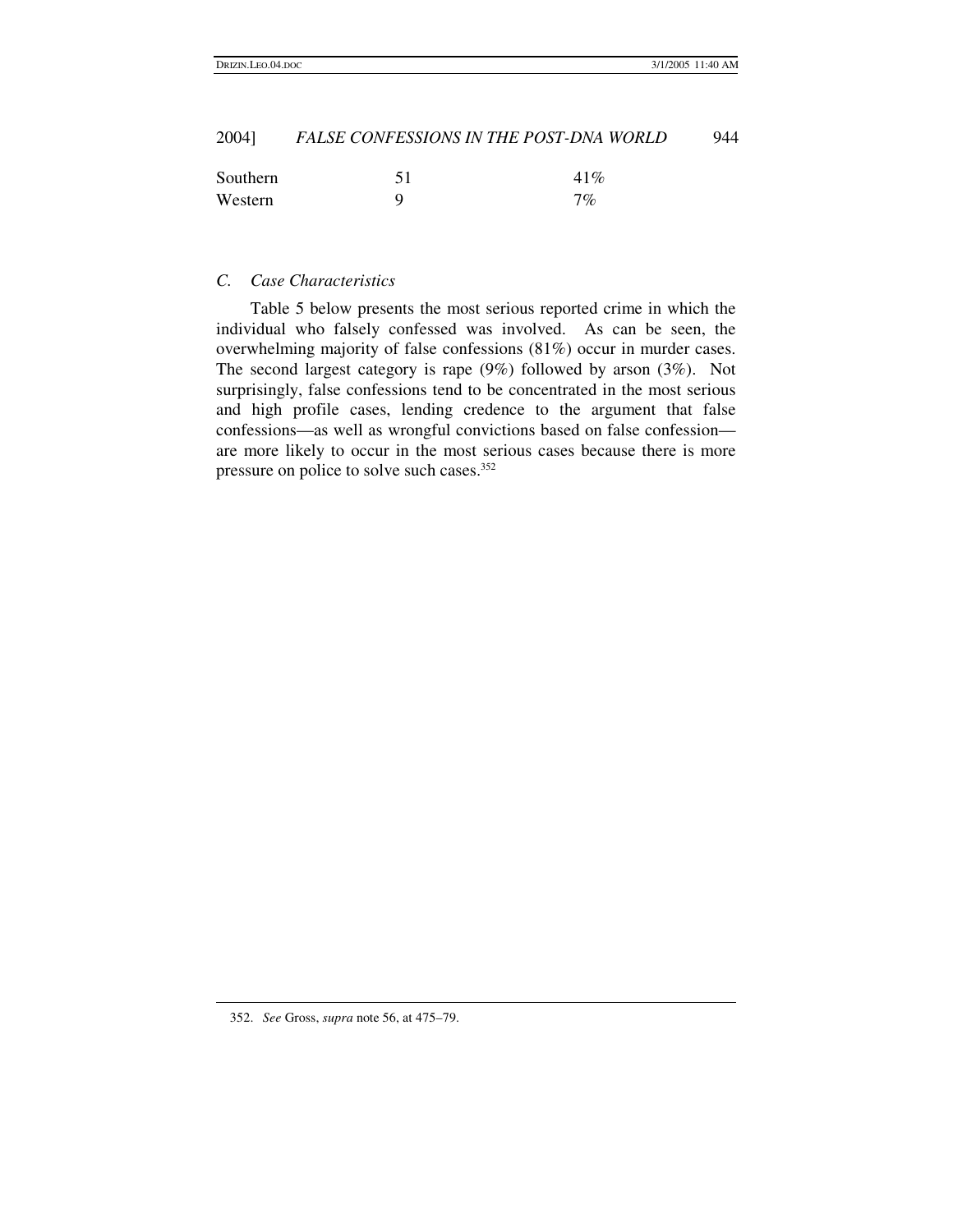| | | |
|---|---|---|
| Southern | 51 | 41% |
| Western | 9 | 7% |

### *C. Case Characteristics*

Table 5 below presents the most serious reported crime in which the individual who falsely confessed was involved. As can be seen, the overwhelming majority of false confessions (81%) occur in murder cases. The second largest category is rape (9%) followed by arson (3%). Not surprisingly, false confessions tend to be concentrated in the most serious and high profile cases, lending credence to the argument that false confessions—as well as wrongful convictions based on false confession—are more likely to occur in the most serious cases because there is more pressure on police to solve such cases.[352]

352. *See* Gross, *supra* note 56, at 475–79.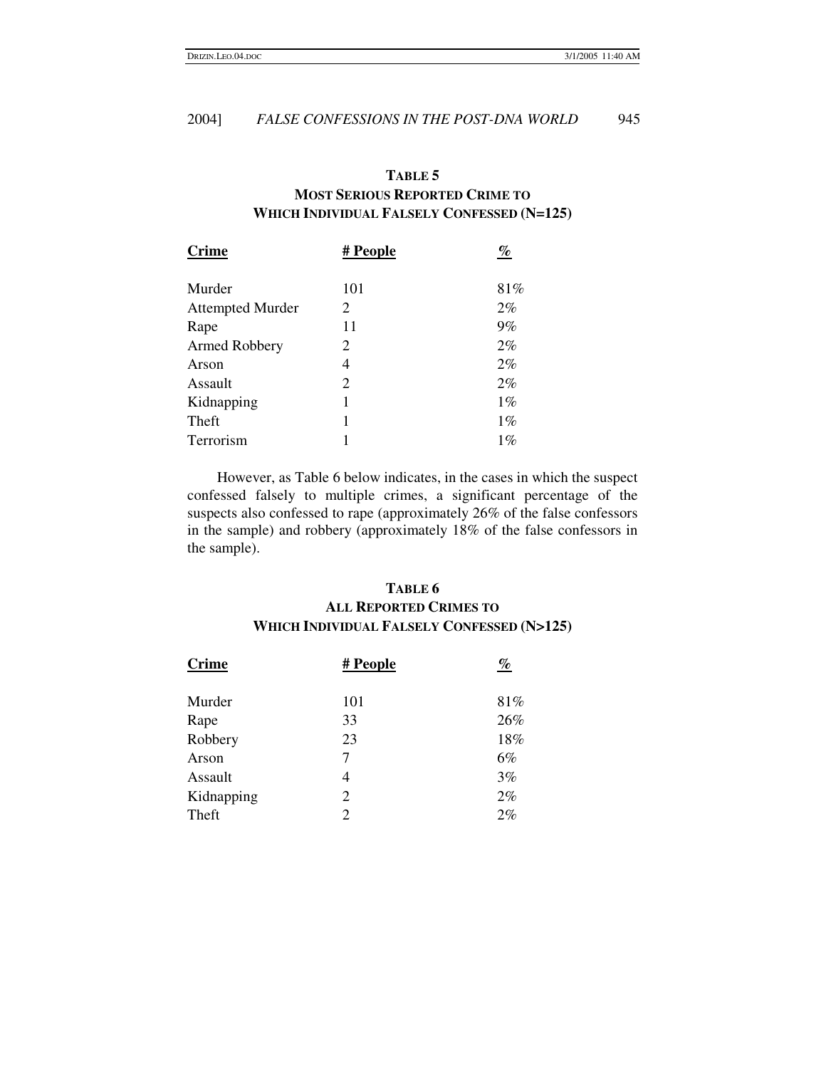**TABLE 5**
**MOST SERIOUS REPORTED CRIME TO WHICH INDIVIDUAL FALSELY CONFESSED (N=125)**

| Crime | # People | % |
|---|---|---|
| Murder | 101 | 81% |
| Attempted Murder | 2 | 2% |
| Rape | 11 | 9% |
| Armed Robbery | 2 | 2% |
| Arson | 4 | 2% |
| Assault | 2 | 2% |
| Kidnapping | 1 | 1% |
| Theft | 1 | 1% |
| Terrorism | 1 | 1% |

However, as Table 6 below indicates, in the cases in which the suspect confessed falsely to multiple crimes, a significant percentage of the suspects also confessed to rape (approximately 26% of the false confessors in the sample) and robbery (approximately 18% of the false confessors in the sample).

**TABLE 6**
**ALL REPORTED CRIMES TO WHICH INDIVIDUAL FALSELY CONFESSED (N>125)**

| Crime | # People | % |
|---|---|---|
| Murder | 101 | 81% |
| Rape | 33 | 26% |
| Robbery | 23 | 18% |
| Arson | 7 | 6% |
| Assault | 4 | 3% |
| Kidnapping | 2 | 2% |
| Theft | 2 | 2% |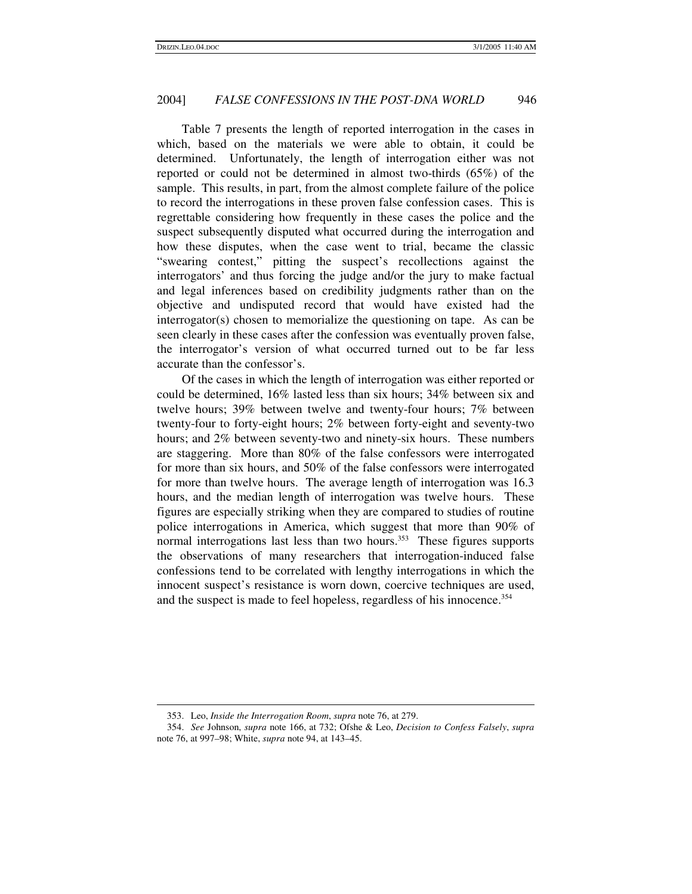Table 7 presents the length of reported interrogation in the cases in which, based on the materials we were able to obtain, it could be determined. Unfortunately, the length of interrogation either was not reported or could not be determined in almost two-thirds (65%) of the sample. This results, in part, from the almost complete failure of the police to record the interrogations in these proven false confession cases. This is regrettable considering how frequently in these cases the police and the suspect subsequently disputed what occurred during the interrogation and how these disputes, when the case went to trial, became the classic "swearing contest," pitting the suspect's recollections against the interrogators' and thus forcing the judge and/or the jury to make factual and legal inferences based on credibility judgments rather than on the objective and undisputed record that would have existed had the interrogator(s) chosen to memorialize the questioning on tape. As can be seen clearly in these cases after the confession was eventually proven false, the interrogator's version of what occurred turned out to be far less accurate than the confessor's.

Of the cases in which the length of interrogation was either reported or could be determined, 16% lasted less than six hours; 34% between six and twelve hours; 39% between twelve and twenty-four hours; 7% between twenty-four to forty-eight hours; 2% between forty-eight and seventy-two hours; and 2% between seventy-two and ninety-six hours. These numbers are staggering. More than 80% of the false confessors were interrogated for more than six hours, and 50% of the false confessors were interrogated for more than twelve hours. The average length of interrogation was 16.3 hours, and the median length of interrogation was twelve hours. These figures are especially striking when they are compared to studies of routine police interrogations in America, which suggest that more than 90% of normal interrogations last less than two hours.[353] These figures supports the observations of many researchers that interrogation-induced false confessions tend to be correlated with lengthy interrogations in which the innocent suspect's resistance is worn down, coercive techniques are used, and the suspect is made to feel hopeless, regardless of his innocence.[354]

353. Leo, *Inside the Interrogation Room*, *supra* note 76, at 279.

354. *See* Johnson, *supra* note 166, at 732; Ofshe & Leo, *Decision to Confess Falsely*, *supra* note 76, at 997–98; White, *supra* note 94, at 143–45.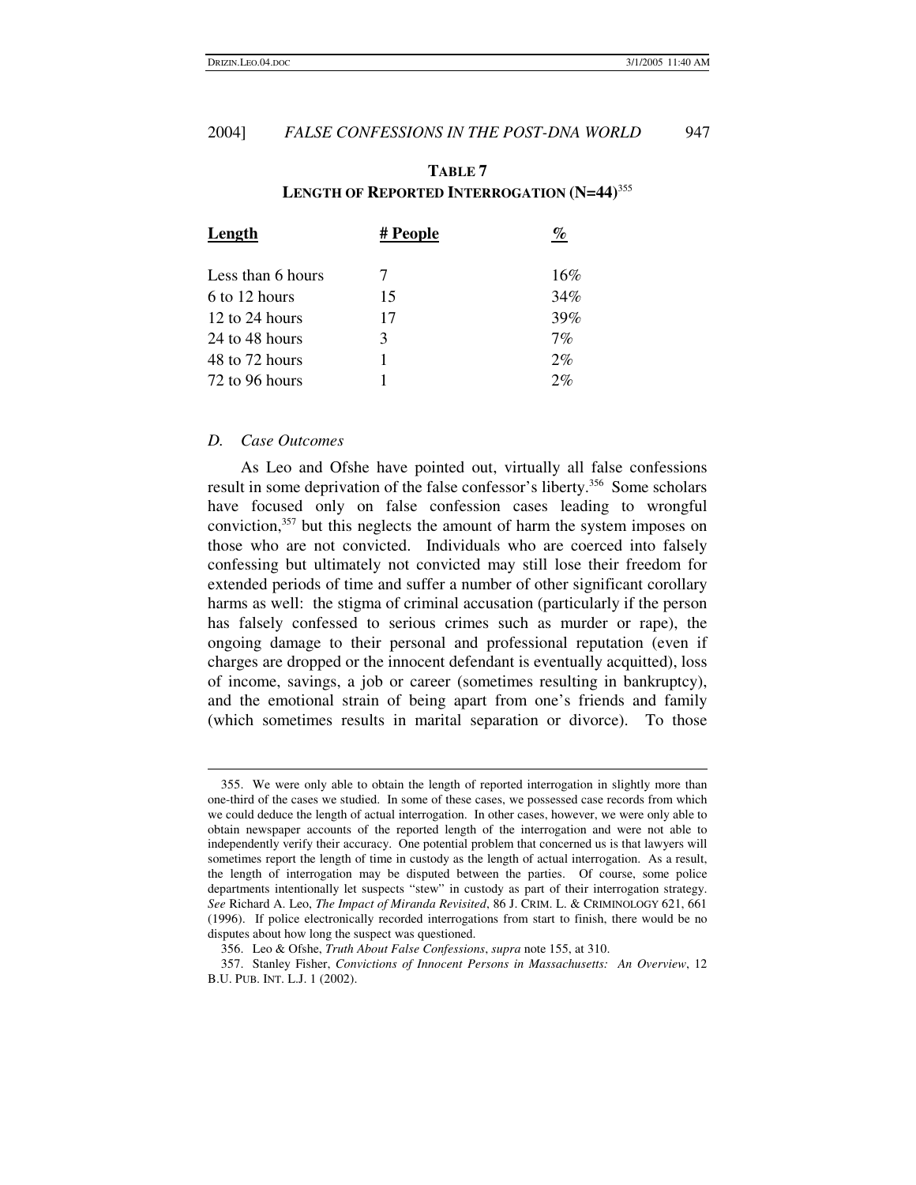**TABLE 7**
**LENGTH OF REPORTED INTERROGATION (N=44)**[355]

| Length | # People | % |
|---|---|---|
| Less than 6 hours | 7 | 16% |
| 6 to 12 hours | 15 | 34% |
| 12 to 24 hours | 17 | 39% |
| 24 to 48 hours | 3 | 7% |
| 48 to 72 hours | 1 | 2% |
| 72 to 96 hours | 1 | 2% |

### *D. Case Outcomes*

As Leo and Ofshe have pointed out, virtually all false confessions result in some deprivation of the false confessor's liberty.[356] Some scholars have focused only on false confession cases leading to wrongful conviction,[357] but this neglects the amount of harm the system imposes on those who are not convicted. Individuals who are coerced into falsely confessing but ultimately not convicted may still lose their freedom for extended periods of time and suffer a number of other significant corollary harms as well: the stigma of criminal accusation (particularly if the person has falsely confessed to serious crimes such as murder or rape), the ongoing damage to their personal and professional reputation (even if charges are dropped or the innocent defendant is eventually acquitted), loss of income, savings, a job or career (sometimes resulting in bankruptcy), and the emotional strain of being apart from one's friends and family (which sometimes results in marital separation or divorce). To those

---

355. We were only able to obtain the length of reported interrogation in slightly more than one-third of the cases we studied. In some of these cases, we possessed case records from which we could deduce the length of actual interrogation. In other cases, however, we were only able to obtain newspaper accounts of the reported length of the interrogation and were not able to independently verify their accuracy. One potential problem that concerned us is that lawyers will sometimes report the length of time in custody as the length of actual interrogation. As a result, the length of interrogation may be disputed between the parties. Of course, some police departments intentionally let suspects "stew" in custody as part of their interrogation strategy. *See* Richard A. Leo, *The Impact of Miranda Revisited*, 86 J. CRIM. L. & CRIMINOLOGY 621, 661 (1996). If police electronically recorded interrogations from start to finish, there would be no disputes about how long the suspect was questioned.

356. Leo & Ofshe, *Truth About False Confessions*, *supra* note 155, at 310.

357. Stanley Fisher, *Convictions of Innocent Persons in Massachusetts: An Overview*, 12 B.U. PUB. INT. L.J. 1 (2002).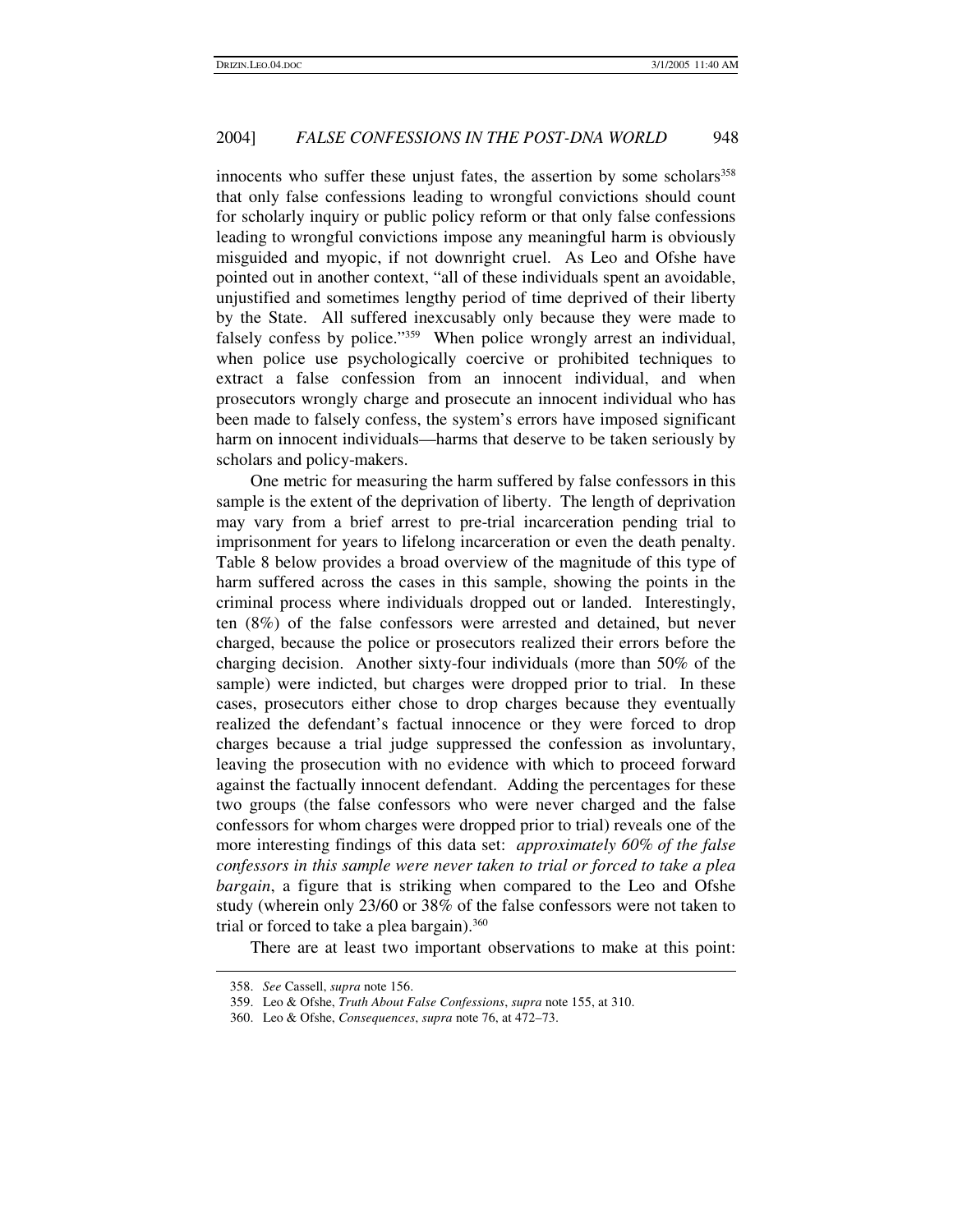innocents who suffer these unjust fates, the assertion by some scholars[358] that only false confessions leading to wrongful convictions should count for scholarly inquiry or public policy reform or that only false confessions leading to wrongful convictions impose any meaningful harm is obviously misguided and myopic, if not downright cruel. As Leo and Ofshe have pointed out in another context, "all of these individuals spent an avoidable, unjustified and sometimes lengthy period of time deprived of their liberty by the State. All suffered inexcusably only because they were made to falsely confess by police."[359] When police wrongly arrest an individual, when police use psychologically coercive or prohibited techniques to extract a false confession from an innocent individual, and when prosecutors wrongly charge and prosecute an innocent individual who has been made to falsely confess, the system's errors have imposed significant harm on innocent individuals—harms that deserve to be taken seriously by scholars and policy-makers.

One metric for measuring the harm suffered by false confessors in this sample is the extent of the deprivation of liberty. The length of deprivation may vary from a brief arrest to pre-trial incarceration pending trial to imprisonment for years to lifelong incarceration or even the death penalty. Table 8 below provides a broad overview of the magnitude of this type of harm suffered across the cases in this sample, showing the points in the criminal process where individuals dropped out or landed. Interestingly, ten (8%) of the false confessors were arrested and detained, but never charged, because the police or prosecutors realized their errors before the charging decision. Another sixty-four individuals (more than 50% of the sample) were indicted, but charges were dropped prior to trial. In these cases, prosecutors either chose to drop charges because they eventually realized the defendant's factual innocence or they were forced to drop charges because a trial judge suppressed the confession as involuntary, leaving the prosecution with no evidence with which to proceed forward against the factually innocent defendant. Adding the percentages for these two groups (the false confessors who were never charged and the false confessors for whom charges were dropped prior to trial) reveals one of the more interesting findings of this data set: *approximately 60% of the false confessors in this sample were never taken to trial or forced to take a plea bargain*, a figure that is striking when compared to the Leo and Ofshe study (wherein only 23/60 or 38% of the false confessors were not taken to trial or forced to take a plea bargain).[360]

There are at least two important observations to make at this point:

---

358. *See* Cassell, *supra* note 156.

359. Leo & Ofshe, *Truth About False Confessions*, *supra* note 155, at 310.

360. Leo & Ofshe, *Consequences*, *supra* note 76, at 472–73.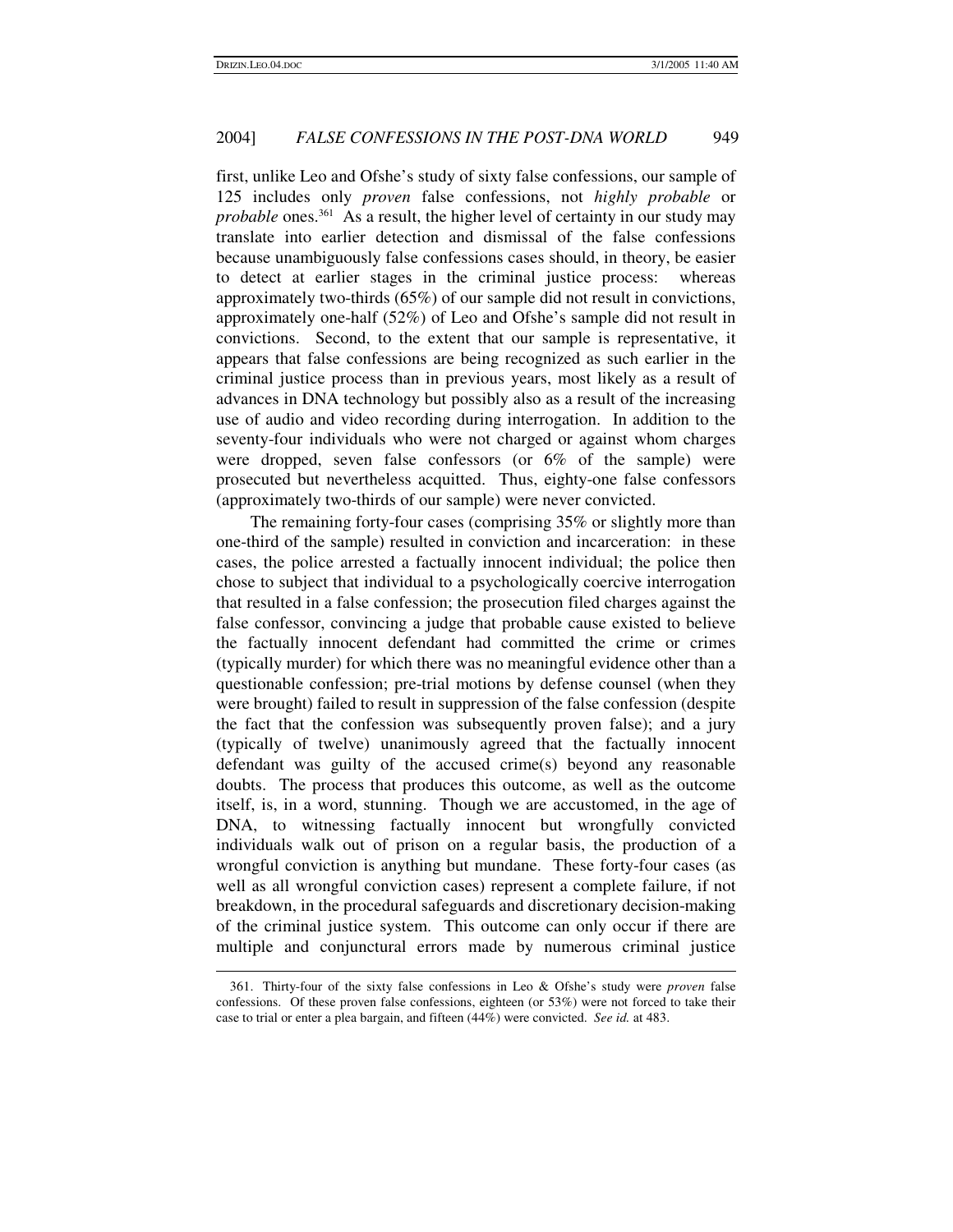first, unlike Leo and Ofshe's study of sixty false confessions, our sample of 125 includes only *proven* false confessions, not *highly probable* or *probable* ones.[361] As a result, the higher level of certainty in our study may translate into earlier detection and dismissal of the false confessions because unambiguously false confessions cases should, in theory, be easier to detect at earlier stages in the criminal justice process: whereas approximately two-thirds (65%) of our sample did not result in convictions, approximately one-half (52%) of Leo and Ofshe's sample did not result in convictions. Second, to the extent that our sample is representative, it appears that false confessions are being recognized as such earlier in the criminal justice process than in previous years, most likely as a result of advances in DNA technology but possibly also as a result of the increasing use of audio and video recording during interrogation. In addition to the seventy-four individuals who were not charged or against whom charges were dropped, seven false confessors (or 6% of the sample) were prosecuted but nevertheless acquitted. Thus, eighty-one false confessors (approximately two-thirds of our sample) were never convicted.

The remaining forty-four cases (comprising 35% or slightly more than one-third of the sample) resulted in conviction and incarceration: in these cases, the police arrested a factually innocent individual; the police then chose to subject that individual to a psychologically coercive interrogation that resulted in a false confession; the prosecution filed charges against the false confessor, convincing a judge that probable cause existed to believe the factually innocent defendant had committed the crime or crimes (typically murder) for which there was no meaningful evidence other than a questionable confession; pre-trial motions by defense counsel (when they were brought) failed to result in suppression of the false confession (despite the fact that the confession was subsequently proven false); and a jury (typically of twelve) unanimously agreed that the factually innocent defendant was guilty of the accused crime(s) beyond any reasonable doubts. The process that produces this outcome, as well as the outcome itself, is, in a word, stunning. Though we are accustomed, in the age of DNA, to witnessing factually innocent but wrongfully convicted individuals walk out of prison on a regular basis, the production of a wrongful conviction is anything but mundane. These forty-four cases (as well as all wrongful conviction cases) represent a complete failure, if not breakdown, in the procedural safeguards and discretionary decision-making of the criminal justice system. This outcome can only occur if there are multiple and conjunctural errors made by numerous criminal justice

361. Thirty-four of the sixty false confessions in Leo & Ofshe's study were *proven* false confessions. Of these proven false confessions, eighteen (or 53%) were not forced to take their case to trial or enter a plea bargain, and fifteen (44%) were convicted. *See id.* at 483.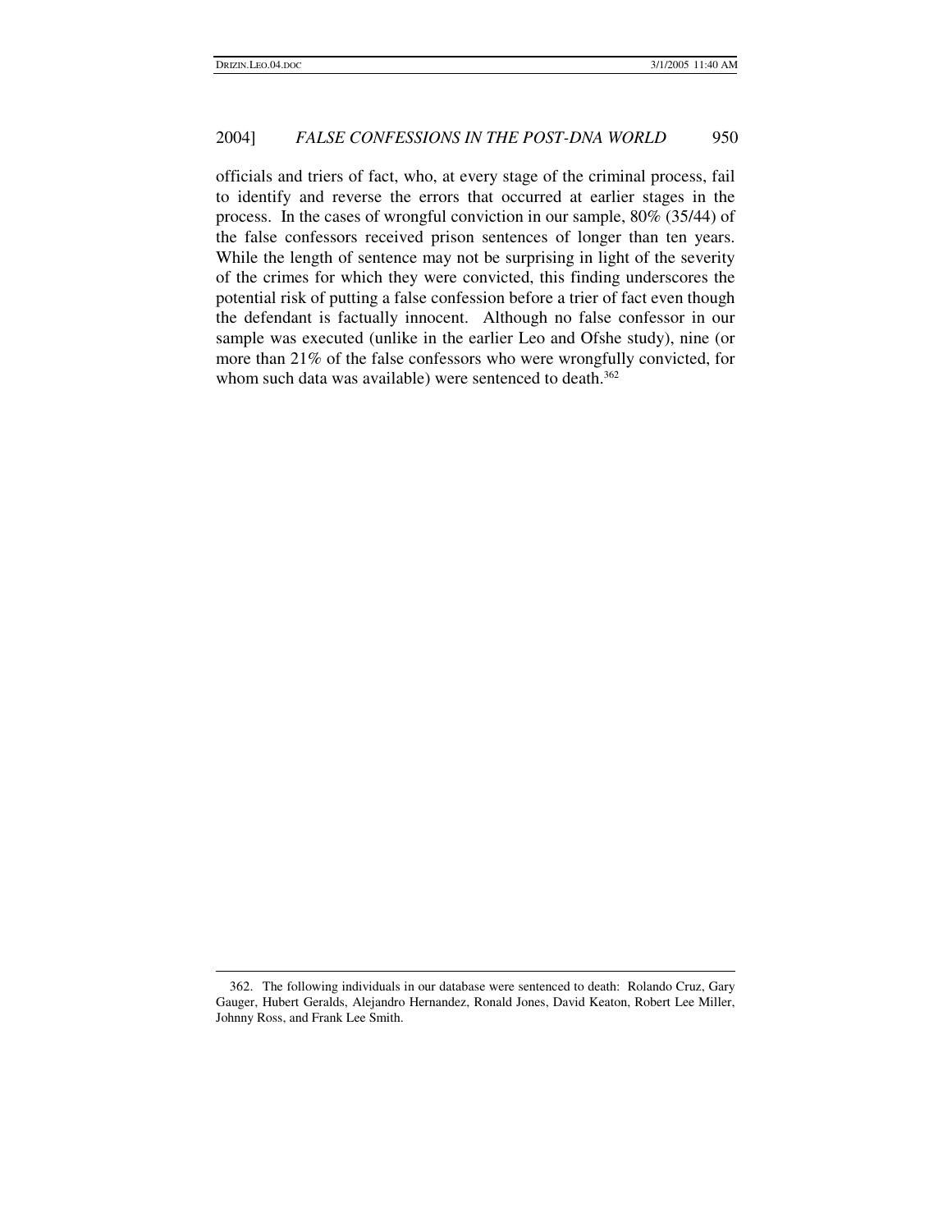officials and triers of fact, who, at every stage of the criminal process, fail to identify and reverse the errors that occurred at earlier stages in the process. In the cases of wrongful conviction in our sample, 80% (35/44) of the false confessors received prison sentences of longer than ten years. While the length of sentence may not be surprising in light of the severity of the crimes for which they were convicted, this finding underscores the potential risk of putting a false confession before a trier of fact even though the defendant is factually innocent. Although no false confessor in our sample was executed (unlike in the earlier Leo and Ofshe study), nine (or more than 21% of the false confessors who were wrongfully convicted, for whom such data was available) were sentenced to death.[362]

---

362. The following individuals in our database were sentenced to death: Rolando Cruz, Gary Gauger, Hubert Geralds, Alejandro Hernandez, Ronald Jones, David Keaton, Robert Lee Miller, Johnny Ross, and Frank Lee Smith.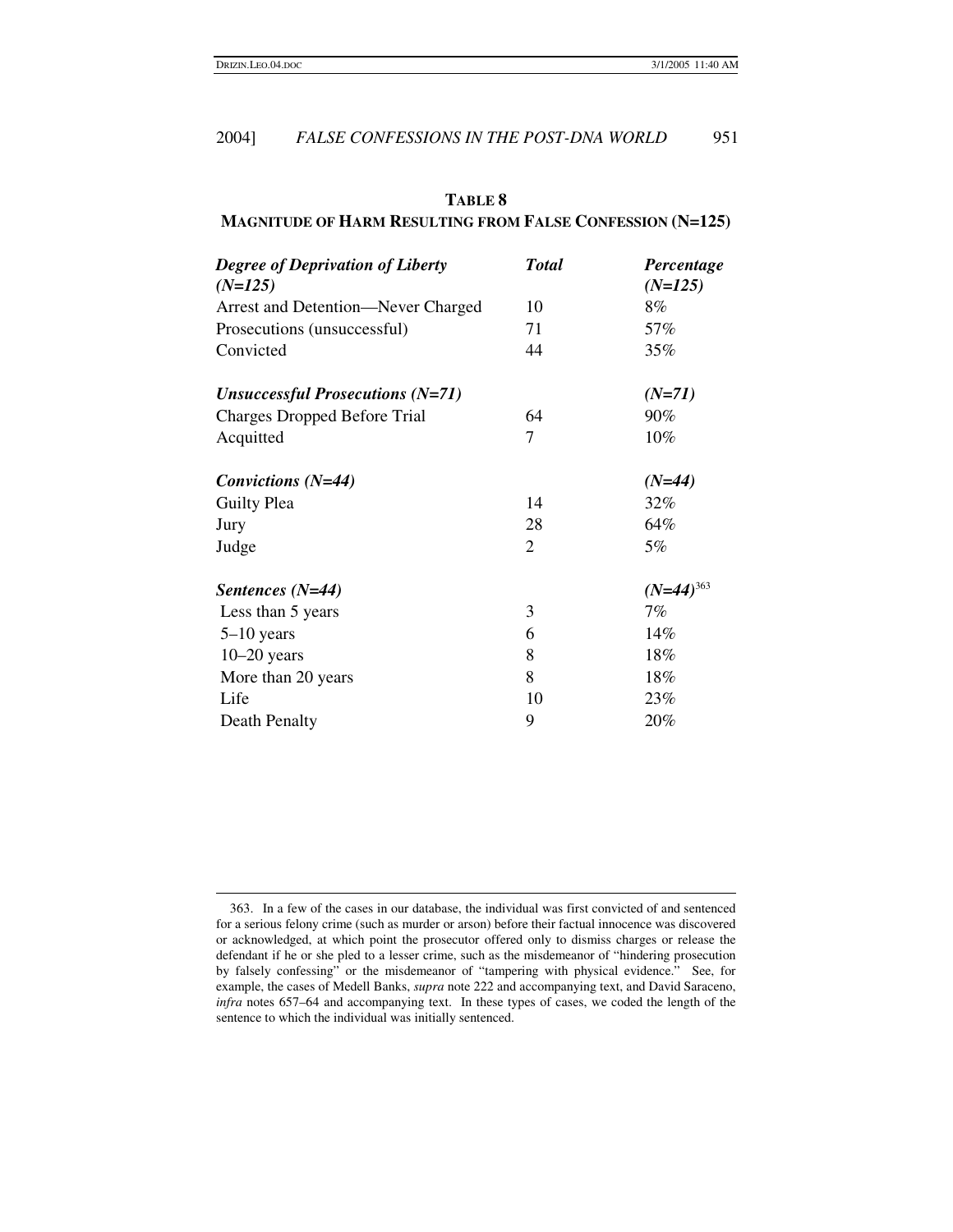**TABLE 8**

**MAGNITUDE OF HARM RESULTING FROM FALSE CONFESSION (N=125)**

| | | |
|---|---|---|
| ***Degree of Deprivation of Liberty (N=125)*** | ***Total*** | ***Percentage (N=125)*** |
| Arrest and Detention—Never Charged | 10 | 8% |
| Prosecutions (unsuccessful) | 71 | 57% |
| Convicted | 44 | 35% |
| ***Unsuccessful Prosecutions (N=71)*** | | ***(N=71)*** |
| Charges Dropped Before Trial | 64 | 90% |
| Acquitted | 7 | 10% |
| ***Convictions (N=44)*** | | ***(N=44)*** |
| Guilty Plea | 14 | 32% |
| Jury | 28 | 64% |
| Judge | 2 | 5% |
| ***Sentences (N=44)*** | | ***(N=44)***[363] |
| Less than 5 years | 3 | 7% |
| 5–10 years | 6 | 14% |
| 10–20 years | 8 | 18% |
| More than 20 years | 8 | 18% |
| Life | 10 | 23% |
| Death Penalty | 9 | 20% |

363. In a few of the cases in our database, the individual was first convicted of and sentenced for a serious felony crime (such as murder or arson) before their factual innocence was discovered or acknowledged, at which point the prosecutor offered only to dismiss charges or release the defendant if he or she pled to a lesser crime, such as the misdemeanor of "hindering prosecution by falsely confessing" or the misdemeanor of "tampering with physical evidence." See, for example, the cases of Medell Banks, *supra* note 222 and accompanying text, and David Saraceno, *infra* notes 657–64 and accompanying text. In these types of cases, we coded the length of the sentence to which the individual was initially sentenced.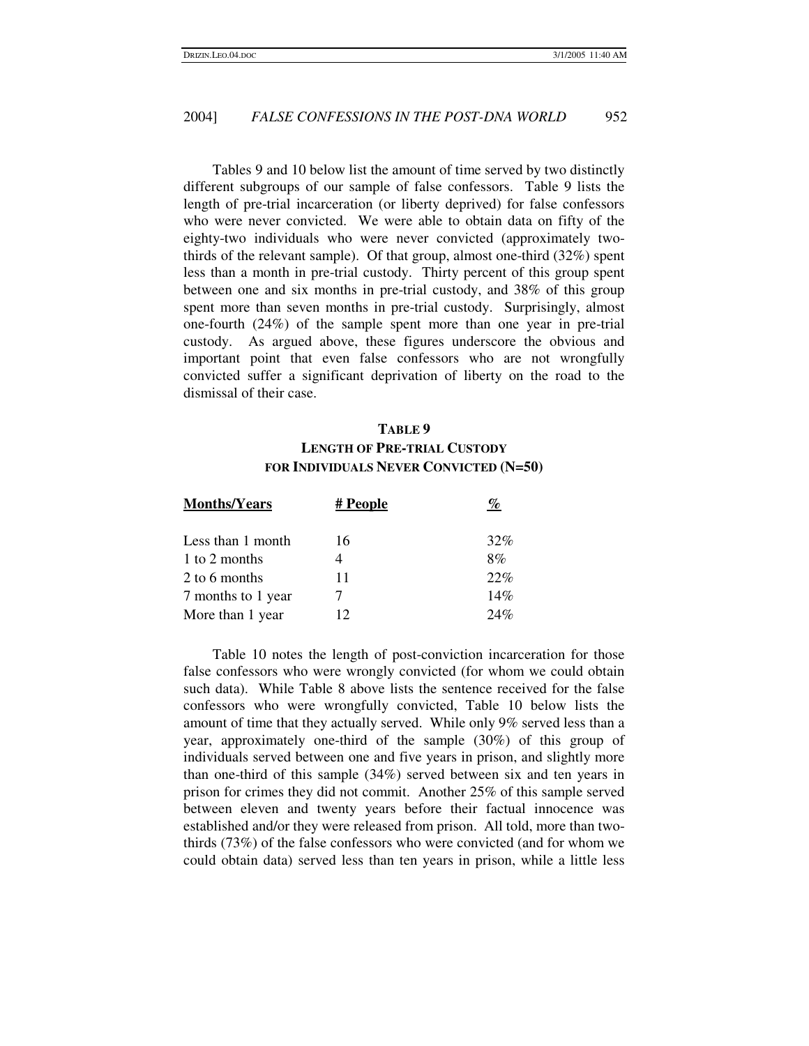Tables 9 and 10 below list the amount of time served by two distinctly different subgroups of our sample of false confessors. Table 9 lists the length of pre-trial incarceration (or liberty deprived) for false confessors who were never convicted. We were able to obtain data on fifty of the eighty-two individuals who were never convicted (approximately two-thirds of the relevant sample). Of that group, almost one-third (32%) spent less than a month in pre-trial custody. Thirty percent of this group spent between one and six months in pre-trial custody, and 38% of this group spent more than seven months in pre-trial custody. Surprisingly, almost one-fourth (24%) of the sample spent more than one year in pre-trial custody. As argued above, these figures underscore the obvious and important point that even false confessors who are not wrongfully convicted suffer a significant deprivation of liberty on the road to the dismissal of their case.

**TABLE 9**
**LENGTH OF PRE-TRIAL CUSTODY FOR INDIVIDUALS NEVER CONVICTED (N=50)**

| Months/Years | # People | % |
|---|---|---|
| Less than 1 month | 16 | 32% |
| 1 to 2 months | 4 | 8% |
| 2 to 6 months | 11 | 22% |
| 7 months to 1 year | 7 | 14% |
| More than 1 year | 12 | 24% |

Table 10 notes the length of post-conviction incarceration for those false confessors who were wrongly convicted (for whom we could obtain such data). While Table 8 above lists the sentence received for the false confessors who were wrongfully convicted, Table 10 below lists the amount of time that they actually served. While only 9% served less than a year, approximately one-third of the sample (30%) of this group of individuals served between one and five years in prison, and slightly more than one-third of this sample (34%) served between six and ten years in prison for crimes they did not commit. Another 25% of this sample served between eleven and twenty years before their factual innocence was established and/or they were released from prison. All told, more than two-thirds (73%) of the false confessors who were convicted (and for whom we could obtain data) served less than ten years in prison, while a little less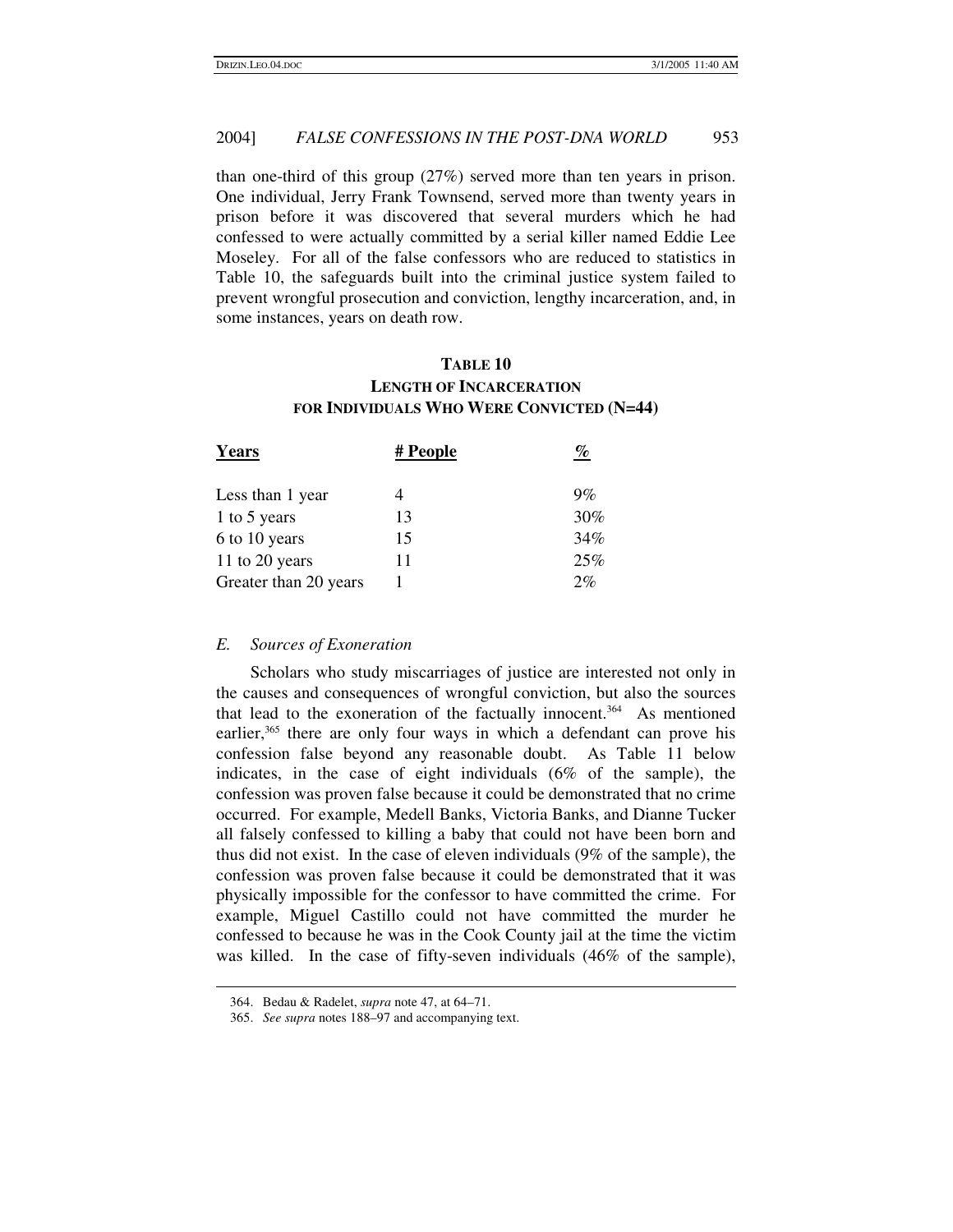than one-third of this group (27%) served more than ten years in prison. One individual, Jerry Frank Townsend, served more than twenty years in prison before it was discovered that several murders which he had confessed to were actually committed by a serial killer named Eddie Lee Moseley. For all of the false confessors who are reduced to statistics in Table 10, the safeguards built into the criminal justice system failed to prevent wrongful prosecution and conviction, lengthy incarceration, and, in some instances, years on death row.

**TABLE 10**
**LENGTH OF INCARCERATION FOR INDIVIDUALS WHO WERE CONVICTED (N=44)**

| Years | # People | % |
|---|---|---|
| Less than 1 year | 4 | 9% |
| 1 to 5 years | 13 | 30% |
| 6 to 10 years | 15 | 34% |
| 11 to 20 years | 11 | 25% |
| Greater than 20 years | 1 | 2% |

### *E. Sources of Exoneration*

Scholars who study miscarriages of justice are interested not only in the causes and consequences of wrongful conviction, but also the sources that lead to the exoneration of the factually innocent.[364] As mentioned earlier,[365] there are only four ways in which a defendant can prove his confession false beyond any reasonable doubt. As Table 11 below indicates, in the case of eight individuals (6% of the sample), the confession was proven false because it could be demonstrated that no crime occurred. For example, Medell Banks, Victoria Banks, and Dianne Tucker all falsely confessed to killing a baby that could not have been born and thus did not exist. In the case of eleven individuals (9% of the sample), the confession was proven false because it could be demonstrated that it was physically impossible for the confessor to have committed the crime. For example, Miguel Castillo could not have committed the murder he confessed to because he was in the Cook County jail at the time the victim was killed. In the case of fifty-seven individuals (46% of the sample),

---

364. Bedau & Radelet, *supra* note 47, at 64–71.

365. *See supra* notes 188–97 and accompanying text.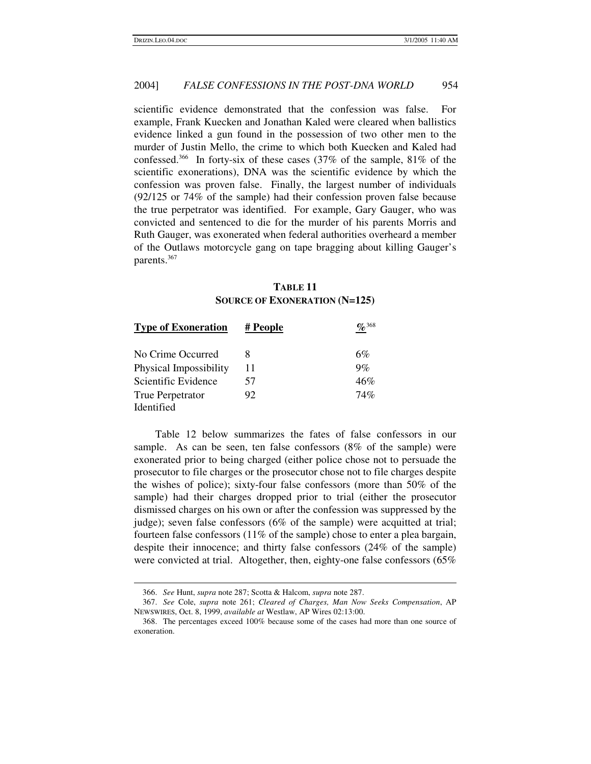scientific evidence demonstrated that the confession was false. For example, Frank Kuecken and Jonathan Kaled were cleared when ballistics evidence linked a gun found in the possession of two other men to the murder of Justin Mello, the crime to which both Kuecken and Kaled had confessed.[366] In forty-six of these cases (37% of the sample, 81% of the scientific exonerations), DNA was the scientific evidence by which the confession was proven false. Finally, the largest number of individuals (92/125 or 74% of the sample) had their confession proven false because the true perpetrator was identified. For example, Gary Gauger, who was convicted and sentenced to die for the murder of his parents Morris and Ruth Gauger, was exonerated when federal authorities overheard a member of the Outlaws motorcycle gang on tape bragging about killing Gauger's parents.[367]

**TABLE 11**
**SOURCE OF EXONERATION (N=125)**

| Type of Exoneration | # People | %[368] |
|---|---|---|
| No Crime Occurred | 8 | 6% |
| Physical Impossibility | 11 | 9% |
| Scientific Evidence | 57 | 46% |
| True Perpetrator Identified | 92 | 74% |

Table 12 below summarizes the fates of false confessors in our sample. As can be seen, ten false confessors (8% of the sample) were exonerated prior to being charged (either police chose not to persuade the prosecutor to file charges or the prosecutor chose not to file charges despite the wishes of police); sixty-four false confessors (more than 50% of the sample) had their charges dropped prior to trial (either the prosecutor dismissed charges on his own or after the confession was suppressed by the judge); seven false confessors (6% of the sample) were acquitted at trial; fourteen false confessors (11% of the sample) chose to enter a plea bargain, despite their innocence; and thirty false confessors (24% of the sample) were convicted at trial. Altogether, then, eighty-one false confessors (65%

366. *See* Hunt, *supra* note 287; Scotta & Halcom, *supra* note 287.

367. *See* Cole, *supra* note 261; *Cleared of Charges, Man Now Seeks Compensation*, AP NEWSWIRES, Oct. 8, 1999, *available at* Westlaw, AP Wires 02:13:00.

368. The percentages exceed 100% because some of the cases had more than one source of exoneration.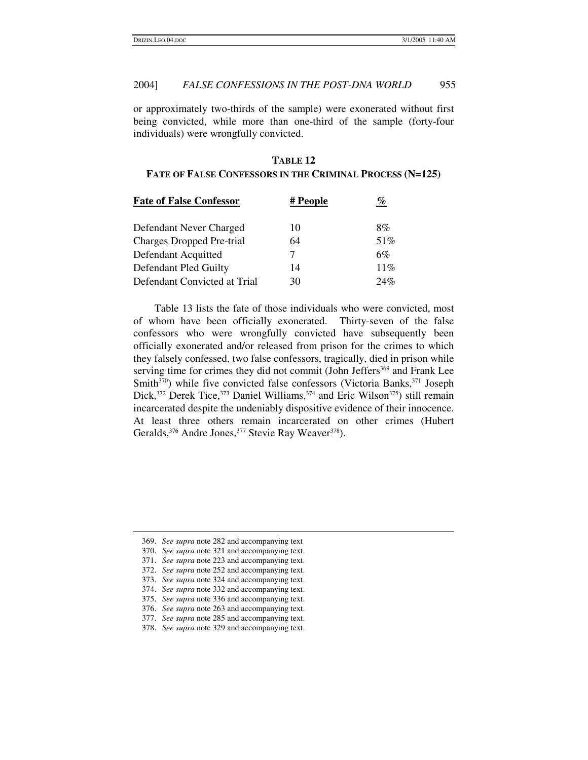or approximately two-thirds of the sample) were exonerated without first being convicted, while more than one-third of the sample (forty-four individuals) were wrongfully convicted.

**TABLE 12**
**FATE OF FALSE CONFESSORS IN THE CRIMINAL PROCESS (N=125)**

| Fate of False Confessor | # People | % |
|---|---|---|
| Defendant Never Charged | 10 | 8% |
| Charges Dropped Pre-trial | 64 | 51% |
| Defendant Acquitted | 7 | 6% |
| Defendant Pled Guilty | 14 | 11% |
| Defendant Convicted at Trial | 30 | 24% |

Table 13 lists the fate of those individuals who were convicted, most of whom have been officially exonerated. Thirty-seven of the false confessors who were wrongfully convicted have subsequently been officially exonerated and/or released from prison for the crimes to which they falsely confessed, two false confessors, tragically, died in prison while serving time for crimes they did not commit (John Jeffers[369] and Frank Lee Smith[370]) while five convicted false confessors (Victoria Banks,[371] Joseph Dick,[372] Derek Tice,[373] Daniel Williams,[374] and Eric Wilson[375]) still remain incarcerated despite the undeniably dispositive evidence of their innocence. At least three others remain incarcerated on other crimes (Hubert Geralds,[376] Andre Jones,[377] Stevie Ray Weaver[378]).

---

369. *See supra* note 282 and accompanying text
370. *See supra* note 321 and accompanying text.
371. *See supra* note 223 and accompanying text.
372. *See supra* note 252 and accompanying text.
373. *See supra* note 324 and accompanying text.
374. *See supra* note 332 and accompanying text.
375. *See supra* note 336 and accompanying text.
376. *See supra* note 263 and accompanying text.
377. *See supra* note 285 and accompanying text.
378. *See supra* note 329 and accompanying text.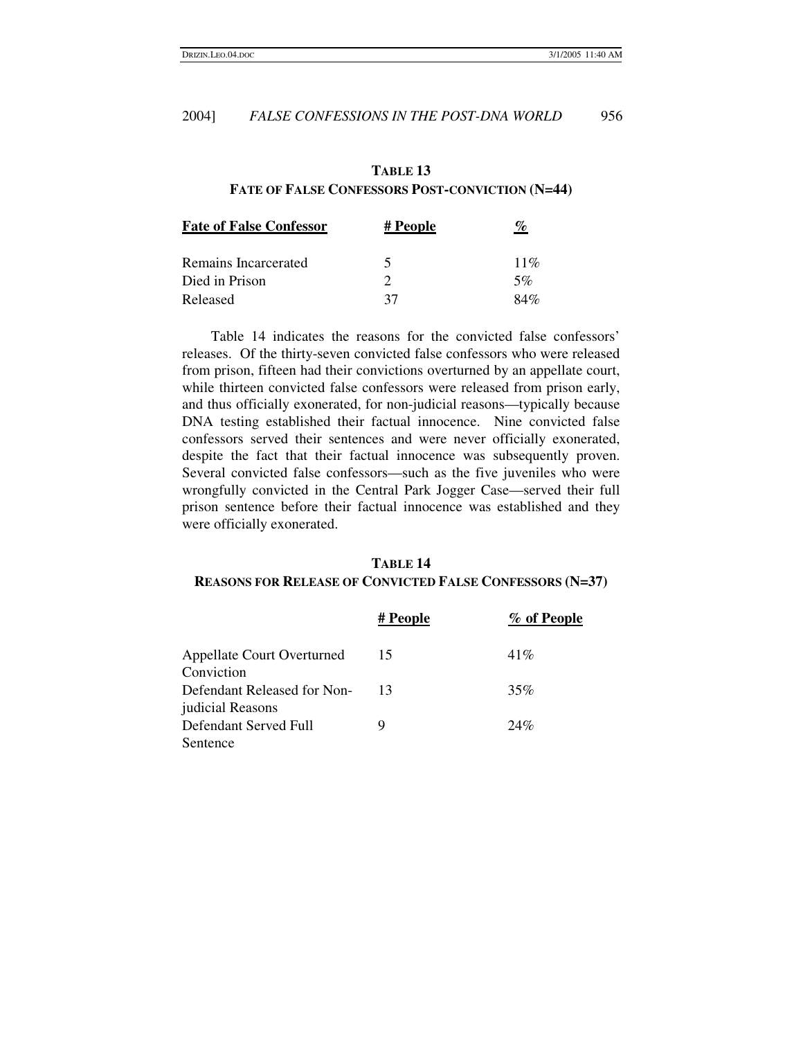**TABLE 13**
**FATE OF FALSE CONFESSORS POST-CONVICTION (N=44)**

| Fate of False Confessor | # People | % |
|---|---|---|
| Remains Incarcerated | 5 | 11% |
| Died in Prison | 2 | 5% |
| Released | 37 | 84% |

Table 14 indicates the reasons for the convicted false confessors' releases. Of the thirty-seven convicted false confessors who were released from prison, fifteen had their convictions overturned by an appellate court, while thirteen convicted false confessors were released from prison early, and thus officially exonerated, for non-judicial reasons—typically because DNA testing established their factual innocence. Nine convicted false confessors served their sentences and were never officially exonerated, despite the fact that their factual innocence was subsequently proven. Several convicted false confessors—such as the five juveniles who were wrongfully convicted in the Central Park Jogger Case—served their full prison sentence before their factual innocence was established and they were officially exonerated.

**TABLE 14**
**REASONS FOR RELEASE OF CONVICTED FALSE CONFESSORS (N=37)**

| | # People | % of People |
|---|---|---|
| Appellate Court Overturned Conviction | 15 | 41% |
| Defendant Released for Non-judicial Reasons | 13 | 35% |
| Defendant Served Full Sentence | 9 | 24% |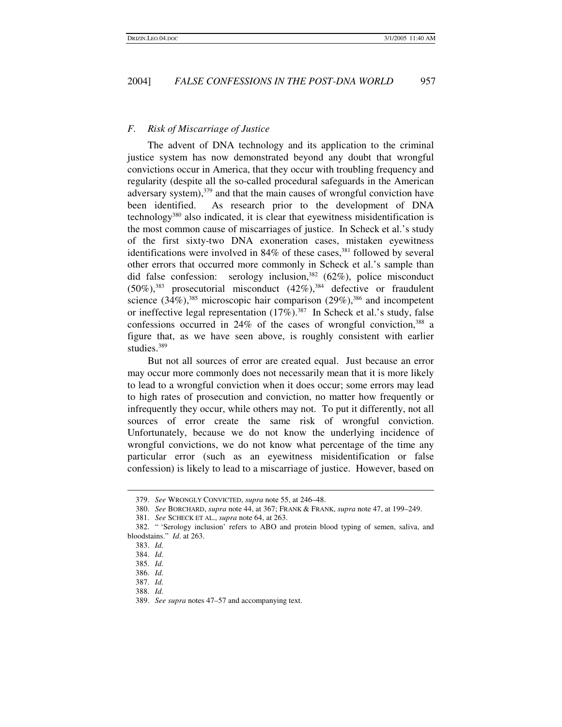### *F. Risk of Miscarriage of Justice*

The advent of DNA technology and its application to the criminal justice system has now demonstrated beyond any doubt that wrongful convictions occur in America, that they occur with troubling frequency and regularity (despite all the so-called procedural safeguards in the American adversary system),[379] and that the main causes of wrongful conviction have been identified. As research prior to the development of DNA technology[380] also indicated, it is clear that eyewitness misidentification is the most common cause of miscarriages of justice. In Scheck et al.'s study of the first sixty-two DNA exoneration cases, mistaken eyewitness identifications were involved in 84% of these cases,[381] followed by several other errors that occurred more commonly in Scheck et al.'s sample than did false confession: serology inclusion,[382] (62%), police misconduct (50%),[383] prosecutorial misconduct (42%),[384] defective or fraudulent science (34%),[385] microscopic hair comparison (29%),[386] and incompetent or ineffective legal representation (17%).[387] In Scheck et al.'s study, false confessions occurred in 24% of the cases of wrongful conviction,[388] a figure that, as we have seen above, is roughly consistent with earlier studies.[389]

But not all sources of error are created equal. Just because an error may occur more commonly does not necessarily mean that it is more likely to lead to a wrongful conviction when it does occur; some errors may lead to high rates of prosecution and conviction, no matter how frequently or infrequently they occur, while others may not. To put it differently, not all sources of error create the same risk of wrongful conviction. Unfortunately, because we do not know the underlying incidence of wrongful convictions, we do not know what percentage of the time any particular error (such as an eyewitness misidentification or false confession) is likely to lead to a miscarriage of justice. However, based on

---

379. *See* WRONGLY CONVICTED, *supra* note 55, at 246–48.

380. *See* BORCHARD, *supra* note 44, at 367; FRANK & FRANK, *supra* note 47, at 199–249.

381. *See* SCHECK ET AL., *supra* note 64, at 263.

382. " 'Serology inclusion' refers to ABO and protein blood typing of semen, saliva, and bloodstains." *Id*. at 263.

383. *Id.*

384. *Id.*

385. *Id.*

386. *Id.*

387. *Id.*

388. *Id.*

389. *See supra* notes 47–57 and accompanying text.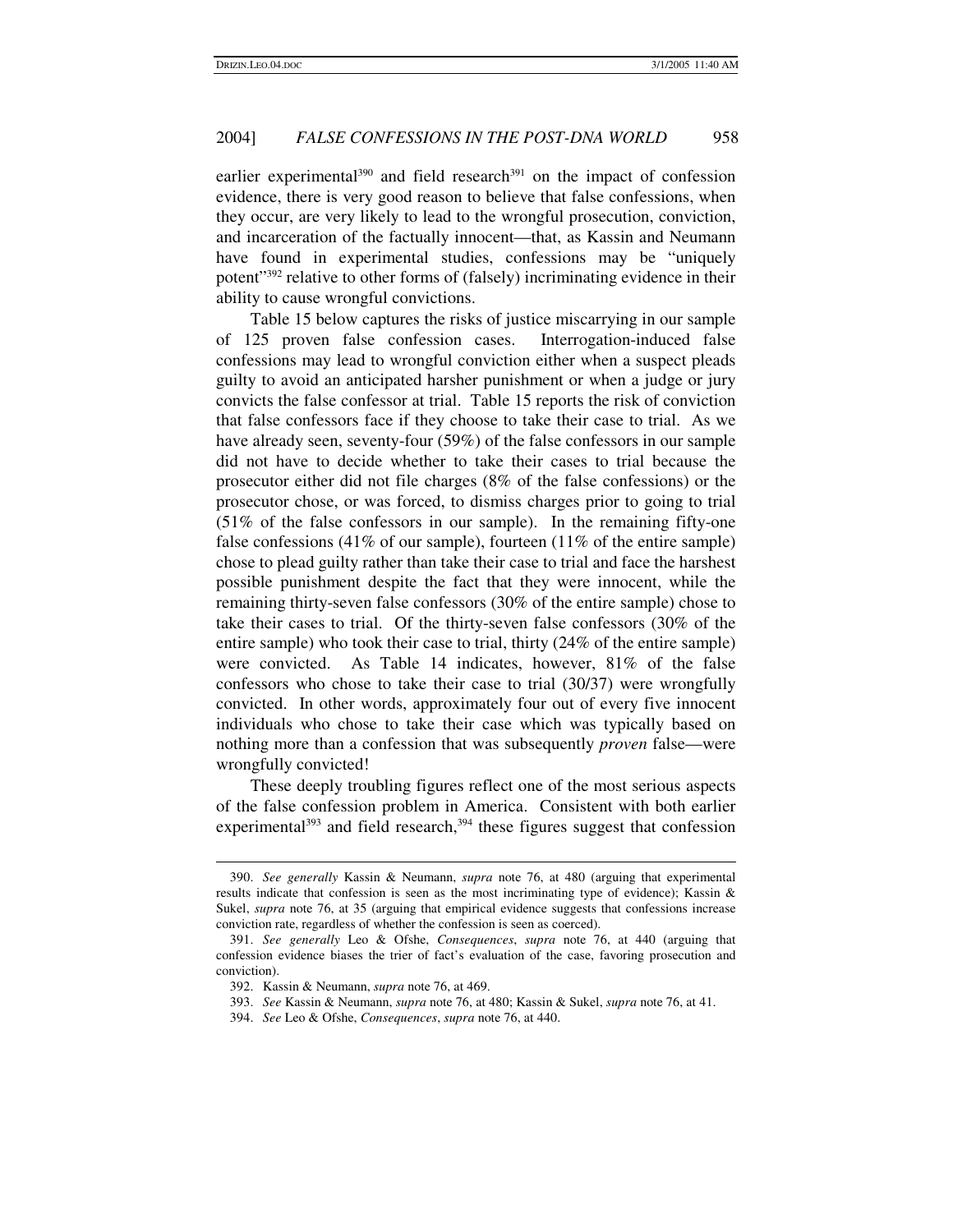earlier experimental[390] and field research[391] on the impact of confession evidence, there is very good reason to believe that false confessions, when they occur, are very likely to lead to the wrongful prosecution, conviction, and incarceration of the factually innocent—that, as Kassin and Neumann have found in experimental studies, confessions may be "uniquely potent"[392] relative to other forms of (falsely) incriminating evidence in their ability to cause wrongful convictions.

Table 15 below captures the risks of justice miscarrying in our sample of 125 proven false confession cases. Interrogation-induced false confessions may lead to wrongful conviction either when a suspect pleads guilty to avoid an anticipated harsher punishment or when a judge or jury convicts the false confessor at trial. Table 15 reports the risk of conviction that false confessors face if they choose to take their case to trial. As we have already seen, seventy-four (59%) of the false confessors in our sample did not have to decide whether to take their cases to trial because the prosecutor either did not file charges (8% of the false confessions) or the prosecutor chose, or was forced, to dismiss charges prior to going to trial (51% of the false confessors in our sample). In the remaining fifty-one false confessions (41% of our sample), fourteen (11% of the entire sample) chose to plead guilty rather than take their case to trial and face the harshest possible punishment despite the fact that they were innocent, while the remaining thirty-seven false confessors (30% of the entire sample) chose to take their cases to trial. Of the thirty-seven false confessors (30% of the entire sample) who took their case to trial, thirty (24% of the entire sample) were convicted. As Table 14 indicates, however, 81% of the false confessors who chose to take their case to trial (30/37) were wrongfully convicted. In other words, approximately four out of every five innocent individuals who chose to take their case which was typically based on nothing more than a confession that was subsequently *proven* false—were wrongfully convicted!

These deeply troubling figures reflect one of the most serious aspects of the false confession problem in America. Consistent with both earlier experimental[393] and field research,[394] these figures suggest that confession

---

390. *See generally* Kassin & Neumann, *supra* note 76, at 480 (arguing that experimental results indicate that confession is seen as the most incriminating type of evidence); Kassin & Sukel, *supra* note 76, at 35 (arguing that empirical evidence suggests that confessions increase conviction rate, regardless of whether the confession is seen as coerced).

391. *See generally* Leo & Ofshe, *Consequences*, *supra* note 76, at 440 (arguing that confession evidence biases the trier of fact's evaluation of the case, favoring prosecution and conviction).

392. Kassin & Neumann, *supra* note 76, at 469.

393. *See* Kassin & Neumann, *supra* note 76, at 480; Kassin & Sukel, *supra* note 76, at 41.

394. *See* Leo & Ofshe, *Consequences*, *supra* note 76, at 440.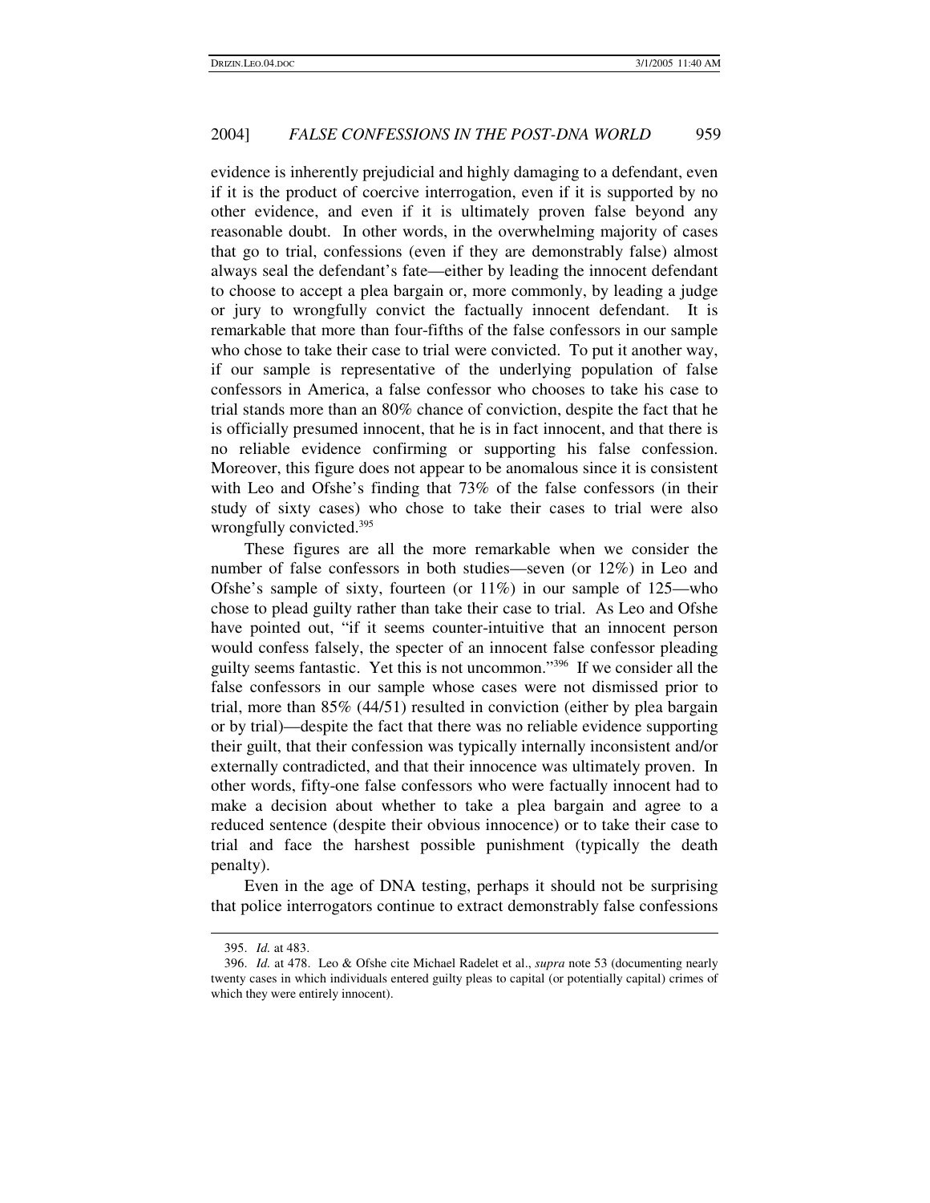evidence is inherently prejudicial and highly damaging to a defendant, even if it is the product of coercive interrogation, even if it is supported by no other evidence, and even if it is ultimately proven false beyond any reasonable doubt. In other words, in the overwhelming majority of cases that go to trial, confessions (even if they are demonstrably false) almost always seal the defendant's fate—either by leading the innocent defendant to choose to accept a plea bargain or, more commonly, by leading a judge or jury to wrongfully convict the factually innocent defendant. It is remarkable that more than four-fifths of the false confessors in our sample who chose to take their case to trial were convicted. To put it another way, if our sample is representative of the underlying population of false confessors in America, a false confessor who chooses to take his case to trial stands more than an 80% chance of conviction, despite the fact that he is officially presumed innocent, that he is in fact innocent, and that there is no reliable evidence confirming or supporting his false confession. Moreover, this figure does not appear to be anomalous since it is consistent with Leo and Ofshe's finding that 73% of the false confessors (in their study of sixty cases) who chose to take their cases to trial were also wrongfully convicted.[395]

These figures are all the more remarkable when we consider the number of false confessors in both studies—seven (or 12%) in Leo and Ofshe's sample of sixty, fourteen (or 11%) in our sample of 125—who chose to plead guilty rather than take their case to trial. As Leo and Ofshe have pointed out, "if it seems counter-intuitive that an innocent person would confess falsely, the specter of an innocent false confessor pleading guilty seems fantastic. Yet this is not uncommon."[396] If we consider all the false confessors in our sample whose cases were not dismissed prior to trial, more than 85% (44/51) resulted in conviction (either by plea bargain or by trial)—despite the fact that there was no reliable evidence supporting their guilt, that their confession was typically internally inconsistent and/or externally contradicted, and that their innocence was ultimately proven. In other words, fifty-one false confessors who were factually innocent had to make a decision about whether to take a plea bargain and agree to a reduced sentence (despite their obvious innocence) or to take their case to trial and face the harshest possible punishment (typically the death penalty).

Even in the age of DNA testing, perhaps it should not be surprising that police interrogators continue to extract demonstrably false confessions

---

395. *Id.* at 483.

396. *Id.* at 478. Leo & Ofshe cite Michael Radelet et al., *supra* note 53 (documenting nearly twenty cases in which individuals entered guilty pleas to capital (or potentially capital) crimes of which they were entirely innocent).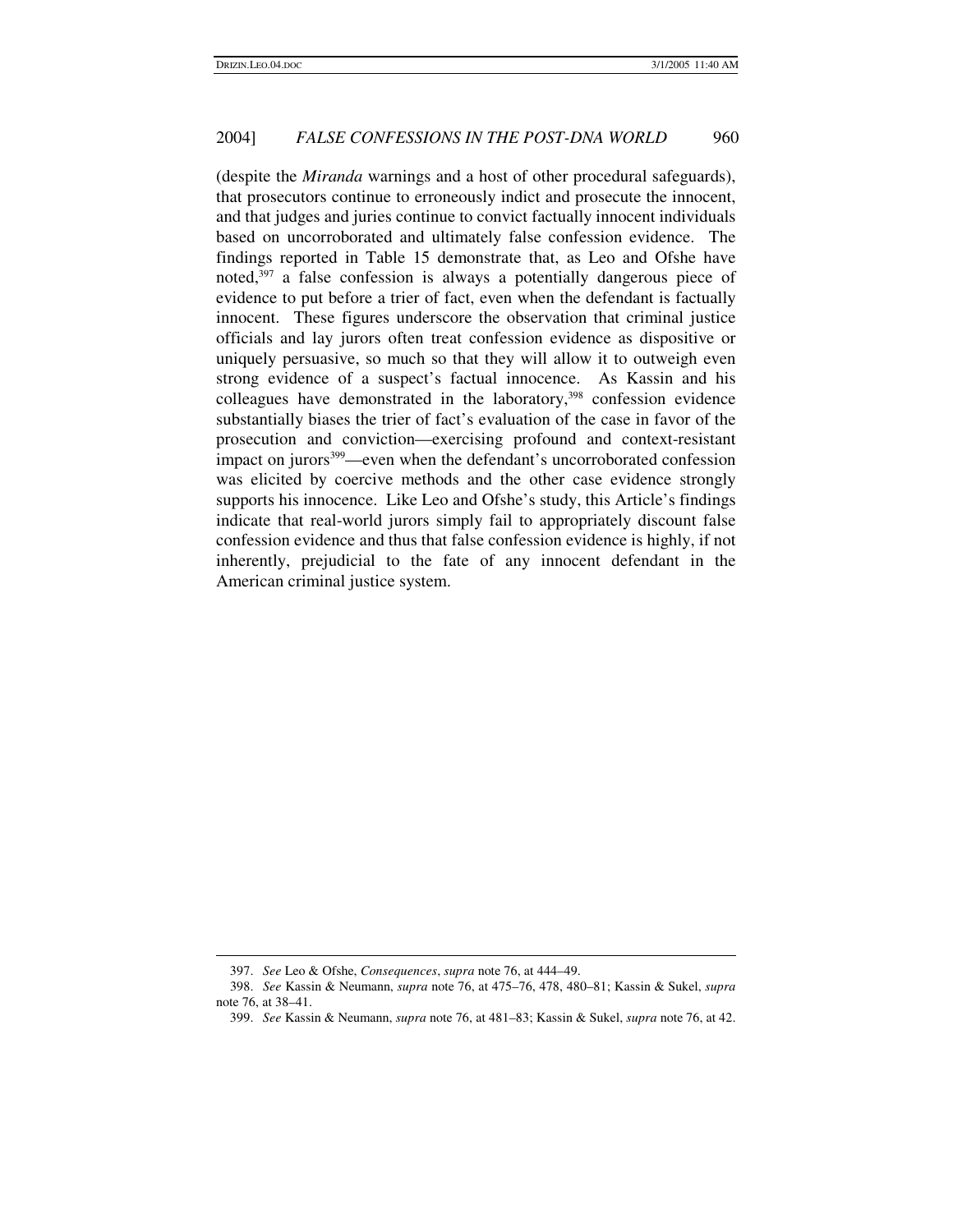(despite the *Miranda* warnings and a host of other procedural safeguards), that prosecutors continue to erroneously indict and prosecute the innocent, and that judges and juries continue to convict factually innocent individuals based on uncorroborated and ultimately false confession evidence. The findings reported in Table 15 demonstrate that, as Leo and Ofshe have noted,[397] a false confession is always a potentially dangerous piece of evidence to put before a trier of fact, even when the defendant is factually innocent. These figures underscore the observation that criminal justice officials and lay jurors often treat confession evidence as dispositive or uniquely persuasive, so much so that they will allow it to outweigh even strong evidence of a suspect's factual innocence. As Kassin and his colleagues have demonstrated in the laboratory,[398] confession evidence substantially biases the trier of fact's evaluation of the case in favor of the prosecution and conviction—exercising profound and context-resistant impact on jurors[399]—even when the defendant's uncorroborated confession was elicited by coercive methods and the other case evidence strongly supports his innocence. Like Leo and Ofshe's study, this Article's findings indicate that real-world jurors simply fail to appropriately discount false confession evidence and thus that false confession evidence is highly, if not inherently, prejudicial to the fate of any innocent defendant in the American criminal justice system.

---

397. *See* Leo & Ofshe, *Consequences*, *supra* note 76, at 444–49.

398. *See* Kassin & Neumann, *supra* note 76, at 475–76, 478, 480–81; Kassin & Sukel, *supra* note 76, at 38–41.

399. *See* Kassin & Neumann, *supra* note 76, at 481–83; Kassin & Sukel, *supra* note 76, at 42.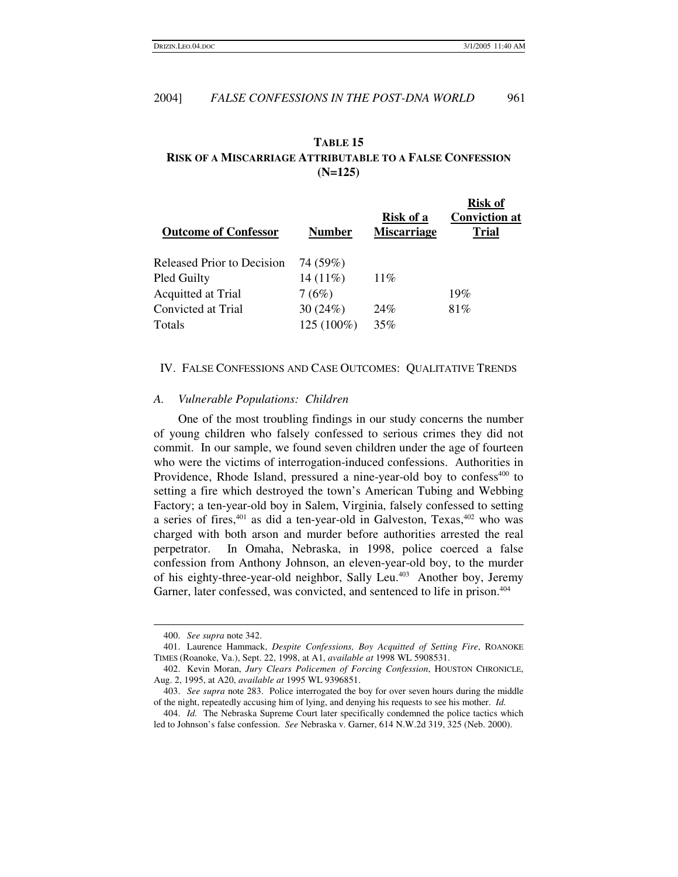**TABLE 15**
**RISK OF A MISCARRIAGE ATTRIBUTABLE TO A FALSE CONFESSION (N=125)**

| Outcome of Confessor | Number | Risk of a Miscarriage | Risk of Conviction at Trial |
|---|---|---|---|
| Released Prior to Decision | 74 (59%) | | |
| Pled Guilty | 14 (11%) | 11% | |
| Acquitted at Trial | 7 (6%) | | 19% |
| Convicted at Trial | 30 (24%) | 24% | 81% |
| Totals | 125 (100%) | 35% | |

## IV. FALSE CONFESSIONS AND CASE OUTCOMES: QUALITATIVE TRENDS

### A. *Vulnerable Populations: Children*

One of the most troubling findings in our study concerns the number of young children who falsely confessed to serious crimes they did not commit. In our sample, we found seven children under the age of fourteen who were the victims of interrogation-induced confessions. Authorities in Providence, Rhode Island, pressured a nine-year-old boy to confess[400] to setting a fire which destroyed the town's American Tubing and Webbing Factory; a ten-year-old boy in Salem, Virginia, falsely confessed to setting a series of fires,[401] as did a ten-year-old in Galveston, Texas,[402] who was charged with both arson and murder before authorities arrested the real perpetrator. In Omaha, Nebraska, in 1998, police coerced a false confession from Anthony Johnson, an eleven-year-old boy, to the murder of his eighty-three-year-old neighbor, Sally Leu.[403] Another boy, Jeremy Garner, later confessed, was convicted, and sentenced to life in prison.[404]

---

400. *See supra* note 342.

401. Laurence Hammack, *Despite Confessions, Boy Acquitted of Setting Fire*, ROANOKE TIMES (Roanoke, Va.), Sept. 22, 1998, at A1, *available at* 1998 WL 5908531.

402. Kevin Moran, *Jury Clears Policemen of Forcing Confession*, HOUSTON CHRONICLE, Aug. 2, 1995, at A20, *available at* 1995 WL 9396851.

403. *See supra* note 283. Police interrogated the boy for over seven hours during the middle of the night, repeatedly accusing him of lying, and denying his requests to see his mother. *Id.*

404. *Id.* The Nebraska Supreme Court later specifically condemned the police tactics which led to Johnson's false confession. *See* Nebraska v. Garner, 614 N.W.2d 319, 325 (Neb. 2000).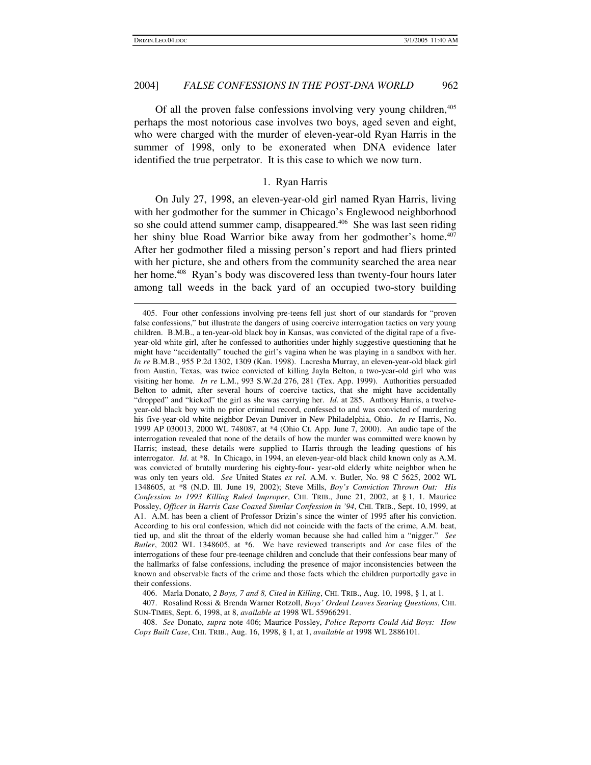Of all the proven false confessions involving very young children,[405] perhaps the most notorious case involves two boys, aged seven and eight, who were charged with the murder of eleven-year-old Ryan Harris in the summer of 1998, only to be exonerated when DNA evidence later identified the true perpetrator. It is this case to which we now turn.

### 1. Ryan Harris

On July 27, 1998, an eleven-year-old girl named Ryan Harris, living with her godmother for the summer in Chicago's Englewood neighborhood so she could attend summer camp, disappeared.[406] She was last seen riding her shiny blue Road Warrior bike away from her godmother's home.[407] After her godmother filed a missing person's report and had fliers printed with her picture, she and others from the community searched the area near her home.[408] Ryan's body was discovered less than twenty-four hours later among tall weeds in the back yard of an occupied two-story building

---

405. Four other confessions involving pre-teens fell just short of our standards for "proven false confessions," but illustrate the dangers of using coercive interrogation tactics on very young children. B.M.B., a ten-year-old black boy in Kansas, was convicted of the digital rape of a five-year-old white girl, after he confessed to authorities under highly suggestive questioning that he might have "accidentally" touched the girl's vagina when he was playing in a sandbox with her. *In re* B.M.B., 955 P.2d 1302, 1309 (Kan. 1998). Lacresha Murray, an eleven-year-old black girl from Austin, Texas, was twice convicted of killing Jayla Belton, a two-year-old girl who was visiting her home. *In re* L.M., 993 S.W.2d 276, 281 (Tex. App. 1999). Authorities persuaded Belton to admit, after several hours of coercive tactics, that she might have accidentally "dropped" and "kicked" the girl as she was carrying her. *Id.* at 285. Anthony Harris, a twelve-year-old black boy with no prior criminal record, confessed to and was convicted of murdering his five-year-old white neighbor Devan Duniver in New Philadelphia, Ohio. *In re* Harris, No. 1999 AP 030013, 2000 WL 748087, at *4 (Ohio Ct. App. June 7, 2000). An audio tape of the interrogation revealed that none of the details of how the murder was committed were known by Harris; instead, these details were supplied to Harris through the leading questions of his interrogator. *Id*. at *8. In Chicago, in 1994, an eleven-year-old black child known only as A.M. was convicted of brutally murdering his eighty-four- year-old elderly white neighbor when he was only ten years old. *See* United States *ex rel.* A.M. v. Butler, No. 98 C 5625, 2002 WL 1348605, at *8 (N.D. Ill. June 19, 2002); Steve Mills, *Boy's Conviction Thrown Out: His Confession to 1993 Killing Ruled Improper*, CHI. TRIB., June 21, 2002, at § 1, 1. Maurice Possley, *Officer in Harris Case Coaxed Similar Confession in '94*, CHI. TRIB., Sept. 10, 1999, at A1. A.M. has been a client of Professor Drizin's since the winter of 1995 after his conviction. According to his oral confession, which did not coincide with the facts of the crime, A.M. beat, tied up, and slit the throat of the elderly woman because she had called him a "nigger." *See Butler*, 2002 WL 1348605, at *6. We have reviewed transcripts and /or case files of the interrogations of these four pre-teenage children and conclude that their confessions bear many of the hallmarks of false confessions, including the presence of major inconsistencies between the known and observable facts of the crime and those facts which the children purportedly gave in their confessions.

406. Marla Donato, *2 Boys, 7 and 8, Cited in Killing*, CHI. TRIB., Aug. 10, 1998, § 1, at 1.

407. Rosalind Rossi & Brenda Warner Rotzoll, *Boys' Ordeal Leaves Searing Questions*, CHI. SUN-TIMES, Sept. 6, 1998, at 8, *available at* 1998 WL 55966291.

408. *See* Donato, *supra* note 406; Maurice Possley, *Police Reports Could Aid Boys: How Cops Built Case*, CHI. TRIB., Aug. 16, 1998, § 1, at 1, *available at* 1998 WL 2886101.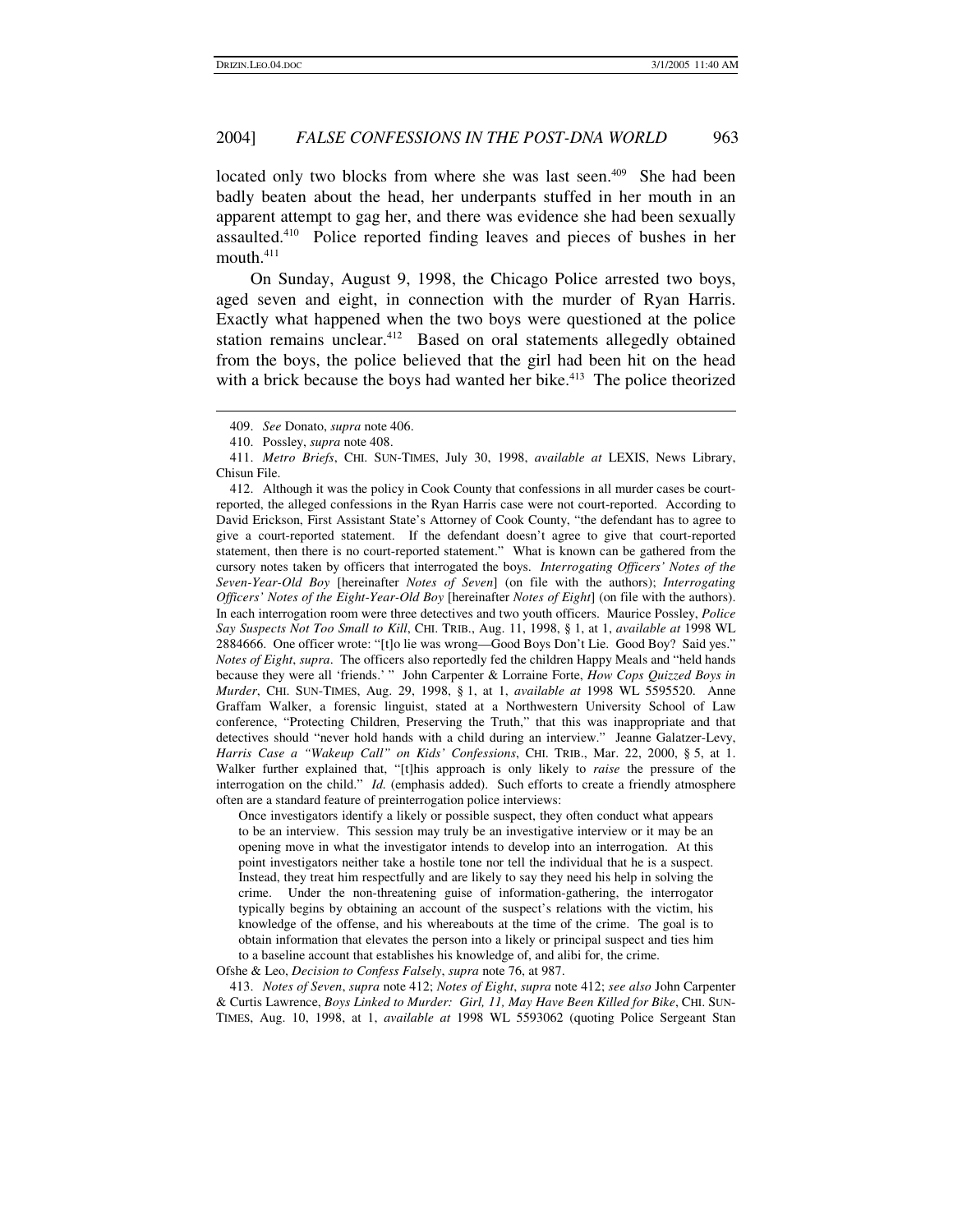located only two blocks from where she was last seen.[409] She had been badly beaten about the head, her underpants stuffed in her mouth in an apparent attempt to gag her, and there was evidence she had been sexually assaulted.[410] Police reported finding leaves and pieces of bushes in her mouth.[411]

On Sunday, August 9, 1998, the Chicago Police arrested two boys, aged seven and eight, in connection with the murder of Ryan Harris. Exactly what happened when the two boys were questioned at the police station remains unclear.[412] Based on oral statements allegedly obtained from the boys, the police believed that the girl had been hit on the head with a brick because the boys had wanted her bike.[413] The police theorized

---

409. *See* Donato, *supra* note 406.

410. Possley, *supra* note 408.

411. *Metro Briefs*, CHI. SUN-TIMES, July 30, 1998, *available at* LEXIS, News Library, Chisun File.

412. Although it was the policy in Cook County that confessions in all murder cases be court-reported, the alleged confessions in the Ryan Harris case were not court-reported. According to David Erickson, First Assistant State's Attorney of Cook County, "the defendant has to agree to give a court-reported statement. If the defendant doesn't agree to give that court-reported statement, then there is no court-reported statement." What is known can be gathered from the cursory notes taken by officers that interrogated the boys. *Interrogating Officers' Notes of the Seven-Year-Old Boy* [hereinafter *Notes of Seven*] (on file with the authors); *Interrogating Officers' Notes of the Eight-Year-Old Boy* [hereinafter *Notes of Eight*] (on file with the authors). In each interrogation room were three detectives and two youth officers. Maurice Possley, *Police Say Suspects Not Too Small to Kill*, CHI. TRIB., Aug. 11, 1998, § 1, at 1, *available at* 1998 WL 2884666. One officer wrote: "[t]o lie was wrong—Good Boys Don't Lie. Good Boy? Said yes." *Notes of Eight*, *supra*. The officers also reportedly fed the children Happy Meals and "held hands because they were all 'friends.' " John Carpenter & Lorraine Forte, *How Cops Quizzed Boys in Murder*, CHI. SUN-TIMES, Aug. 29, 1998, § 1, at 1, *available at* 1998 WL 5595520. Anne Graffam Walker, a forensic linguist, stated at a Northwestern University School of Law conference, "Protecting Children, Preserving the Truth," that this was inappropriate and that detectives should "never hold hands with a child during an interview." Jeanne Galatzer-Levy, *Harris Case a "Wakeup Call" on Kids' Confessions*, CHI. TRIB., Mar. 22, 2000, § 5, at 1. Walker further explained that, "[t]his approach is only likely to *raise* the pressure of the interrogation on the child." *Id.* (emphasis added). Such efforts to create a friendly atmosphere often are a standard feature of preinterrogation police interviews:

> Once investigators identify a likely or possible suspect, they often conduct what appears to be an interview. This session may truly be an investigative interview or it may be an opening move in what the investigator intends to develop into an interrogation. At this point investigators neither take a hostile tone nor tell the individual that he is a suspect. Instead, they treat him respectfully and are likely to say they need his help in solving the crime. Under the non-threatening guise of information-gathering, the interrogator typically begins by obtaining an account of the suspect's relations with the victim, his knowledge of the offense, and his whereabouts at the time of the crime. The goal is to obtain information that elevates the person into a likely or principal suspect and ties him to a baseline account that establishes his knowledge of, and alibi for, the crime.

Ofshe & Leo, *Decision to Confess Falsely*, *supra* note 76, at 987.

413. *Notes of Seven*, *supra* note 412; *Notes of Eight*, *supra* note 412; *see also* John Carpenter & Curtis Lawrence, *Boys Linked to Murder: Girl, 11, May Have Been Killed for Bike*, CHI. SUN-TIMES, Aug. 10, 1998, at 1, *available at* 1998 WL 5593062 (quoting Police Sergeant Stan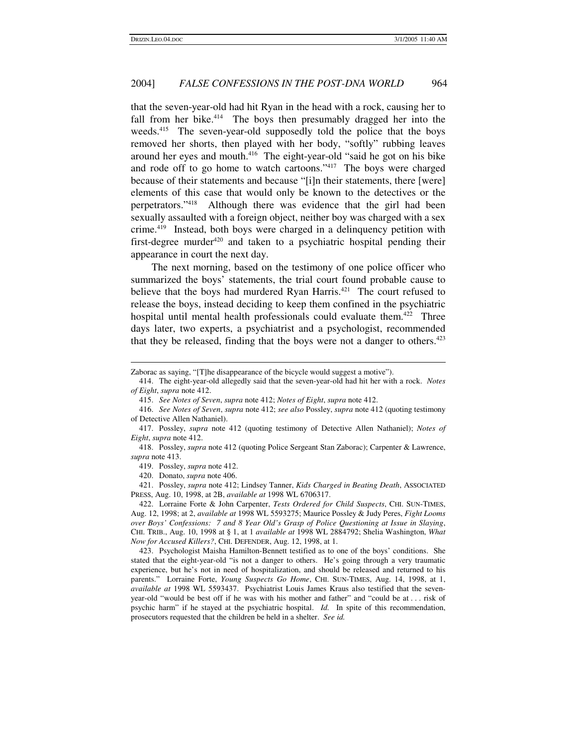that the seven-year-old had hit Ryan in the head with a rock, causing her to fall from her bike.[414] The boys then presumably dragged her into the weeds.[415] The seven-year-old supposedly told the police that the boys removed her shorts, then played with her body, "softly" rubbing leaves around her eyes and mouth.[416] The eight-year-old "said he got on his bike and rode off to go home to watch cartoons."[417] The boys were charged because of their statements and because "[i]n their statements, there [were] elements of this case that would only be known to the detectives or the perpetrators."[418] Although there was evidence that the girl had been sexually assaulted with a foreign object, neither boy was charged with a sex crime.[419] Instead, both boys were charged in a delinquency petition with first-degree murder[420] and taken to a psychiatric hospital pending their appearance in court the next day.

The next morning, based on the testimony of one police officer who summarized the boys' statements, the trial court found probable cause to believe that the boys had murdered Ryan Harris.[421] The court refused to release the boys, instead deciding to keep them confined in the psychiatric hospital until mental health professionals could evaluate them.[422] Three days later, two experts, a psychiatrist and a psychologist, recommended that they be released, finding that the boys were not a danger to others.[423]

---

Zaborac as saying, "[T]he disappearance of the bicycle would suggest a motive").

414. The eight-year-old allegedly said that the seven-year-old had hit her with a rock. *Notes of Eight*, *supra* note 412.

415. *See Notes of Seven*, *supra* note 412; *Notes of Eight*, *supra* note 412.

416. *See Notes of Seven*, *supra* note 412; *see also* Possley, *supra* note 412 (quoting testimony of Detective Allen Nathaniel).

417. Possley, *supra* note 412 (quoting testimony of Detective Allen Nathaniel); *Notes of Eight*, *supra* note 412.

418. Possley, *supra* note 412 (quoting Police Sergeant Stan Zaborac); Carpenter & Lawrence, *supra* note 413.

419. Possley, *supra* note 412.

420. Donato, *supra* note 406.

421. Possley, *supra* note 412; Lindsey Tanner, *Kids Charged in Beating Death*, ASSOCIATED PRESS, Aug. 10, 1998, at 2B, *available at* 1998 WL 6706317.

422. Lorraine Forte & John Carpenter, *Tests Ordered for Child Suspects*, CHI. SUN-TIMES, Aug. 12, 1998; at 2, *available at* 1998 WL 5593275; Maurice Possley & Judy Peres, *Fight Looms over Boys' Confessions: 7 and 8 Year Old's Grasp of Police Questioning at Issue in Slaying*, CHI. TRIB., Aug. 10, 1998 at § 1, at 1 *available at* 1998 WL 2884792; Shelia Washington, *What Now for Accused Killers?*, CHI. DEFENDER, Aug. 12, 1998, at 1.

423. Psychologist Maisha Hamilton-Bennett testified as to one of the boys' conditions. She stated that the eight-year-old "is not a danger to others. He's going through a very traumatic experience, but he's not in need of hospitalization, and should be released and returned to his parents." Lorraine Forte, *Young Suspects Go Home*, CHI. SUN-TIMES, Aug. 14, 1998, at 1, *available at* 1998 WL 5593437. Psychiatrist Louis James Kraus also testified that the seven-year-old "would be best off if he was with his mother and father" and "could be at . . . risk of psychic harm" if he stayed at the psychiatric hospital. *Id.* In spite of this recommendation, prosecutors requested that the children be held in a shelter. *See id.*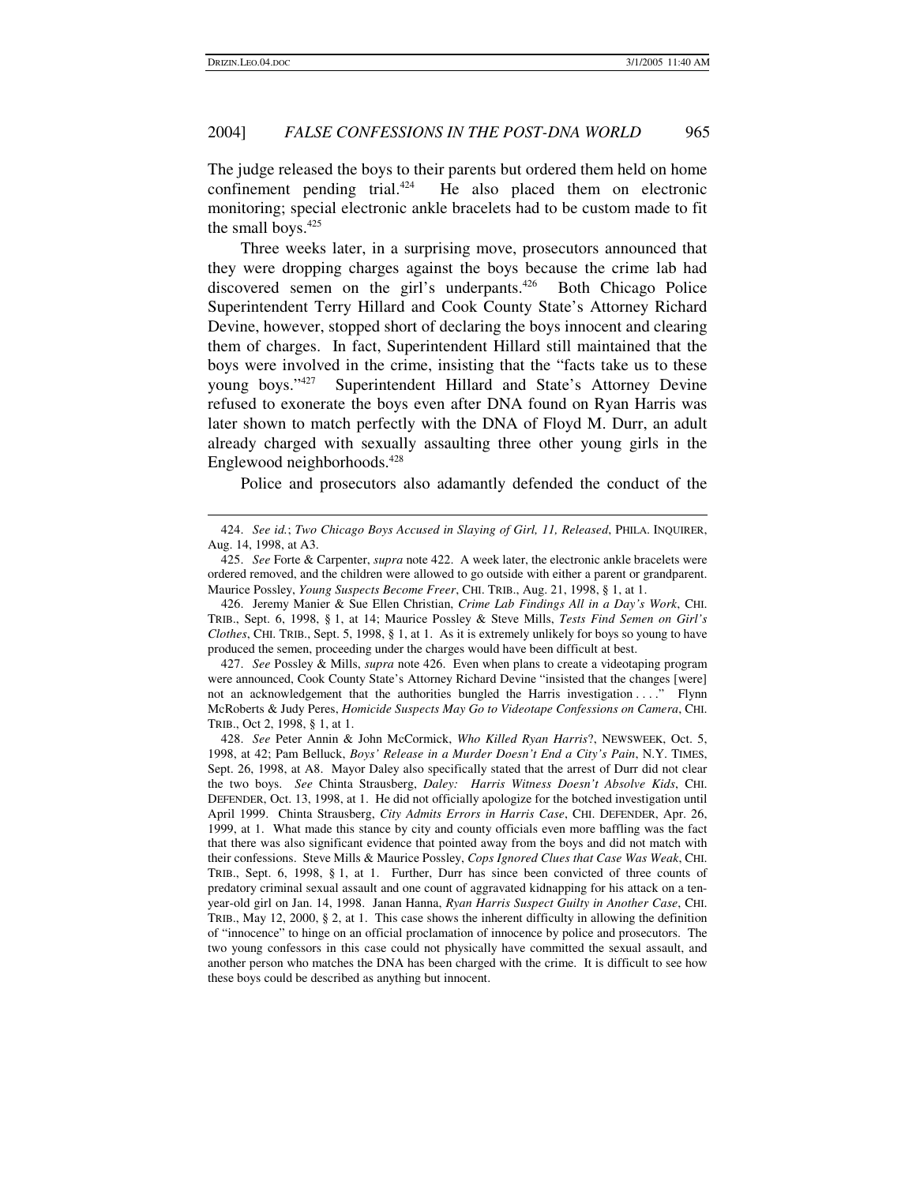The judge released the boys to their parents but ordered them held on home confinement pending trial.[424] He also placed them on electronic monitoring; special electronic ankle bracelets had to be custom made to fit the small boys.[425]

Three weeks later, in a surprising move, prosecutors announced that they were dropping charges against the boys because the crime lab had discovered semen on the girl's underpants.[426] Both Chicago Police Superintendent Terry Hillard and Cook County State's Attorney Richard Devine, however, stopped short of declaring the boys innocent and clearing them of charges. In fact, Superintendent Hillard still maintained that the boys were involved in the crime, insisting that the "facts take us to these young boys."[427] Superintendent Hillard and State's Attorney Devine refused to exonerate the boys even after DNA found on Ryan Harris was later shown to match perfectly with the DNA of Floyd M. Durr, an adult already charged with sexually assaulting three other young girls in the Englewood neighborhoods.[428]

Police and prosecutors also adamantly defended the conduct of the

---

424. *See id.*; *Two Chicago Boys Accused in Slaying of Girl, 11, Released*, PHILA. INQUIRER, Aug. 14, 1998, at A3.

425. *See* Forte & Carpenter, *supra* note 422. A week later, the electronic ankle bracelets were ordered removed, and the children were allowed to go outside with either a parent or grandparent. Maurice Possley, *Young Suspects Become Freer*, CHI. TRIB., Aug. 21, 1998, § 1, at 1.

426. Jeremy Manier & Sue Ellen Christian, *Crime Lab Findings All in a Day's Work*, CHI. TRIB., Sept. 6, 1998, § 1, at 14; Maurice Possley & Steve Mills, *Tests Find Semen on Girl's Clothes*, CHI. TRIB., Sept. 5, 1998, § 1, at 1. As it is extremely unlikely for boys so young to have produced the semen, proceeding under the charges would have been difficult at best.

427. *See* Possley & Mills, *supra* note 426. Even when plans to create a videotaping program were announced, Cook County State's Attorney Richard Devine "insisted that the changes [were] not an acknowledgement that the authorities bungled the Harris investigation . . . ." Flynn McRoberts & Judy Peres, *Homicide Suspects May Go to Videotape Confessions on Camera*, CHI. TRIB., Oct 2, 1998, § 1, at 1.

428. *See* Peter Annin & John McCormick, *Who Killed Ryan Harris*?, NEWSWEEK, Oct. 5, 1998, at 42; Pam Belluck, *Boys' Release in a Murder Doesn't End a City's Pain*, N.Y. TIMES, Sept. 26, 1998, at A8. Mayor Daley also specifically stated that the arrest of Durr did not clear the two boys. *See* Chinta Strausberg, *Daley: Harris Witness Doesn't Absolve Kids*, CHI. DEFENDER, Oct. 13, 1998, at 1. He did not officially apologize for the botched investigation until April 1999. Chinta Strausberg, *City Admits Errors in Harris Case*, CHI. DEFENDER, Apr. 26, 1999, at 1. What made this stance by city and county officials even more baffling was the fact that there was also significant evidence that pointed away from the boys and did not match with their confessions. Steve Mills & Maurice Possley, *Cops Ignored Clues that Case Was Weak*, CHI. TRIB., Sept. 6, 1998, § 1, at 1. Further, Durr has since been convicted of three counts of predatory criminal sexual assault and one count of aggravated kidnapping for his attack on a ten-year-old girl on Jan. 14, 1998. Janan Hanna, *Ryan Harris Suspect Guilty in Another Case*, CHI. TRIB., May 12, 2000, § 2, at 1. This case shows the inherent difficulty in allowing the definition of "innocence" to hinge on an official proclamation of innocence by police and prosecutors. The two young confessors in this case could not physically have committed the sexual assault, and another person who matches the DNA has been charged with the crime. It is difficult to see how these boys could be described as anything but innocent.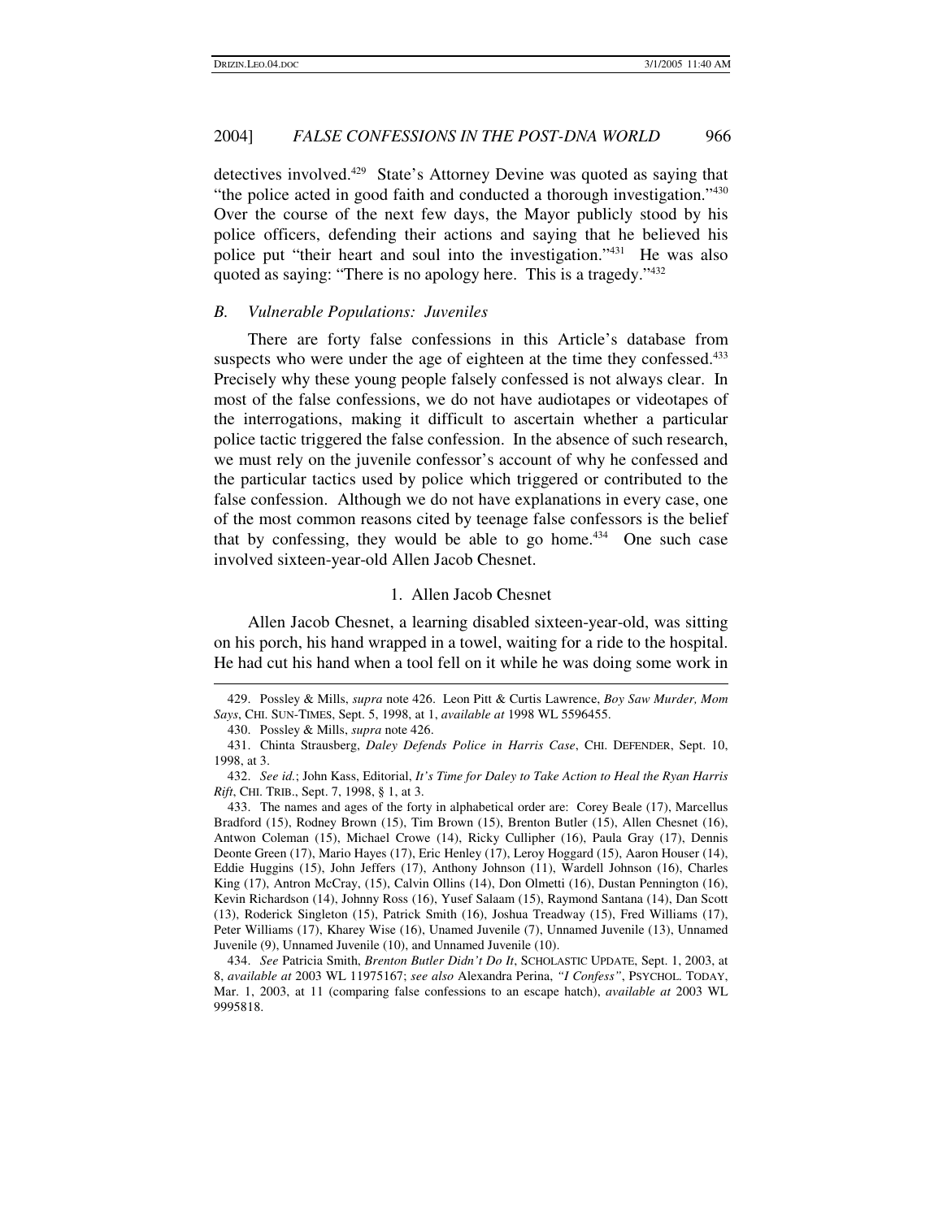detectives involved.[429] State's Attorney Devine was quoted as saying that "the police acted in good faith and conducted a thorough investigation."[430] Over the course of the next few days, the Mayor publicly stood by his police officers, defending their actions and saying that he believed his police put "their heart and soul into the investigation."[431] He was also quoted as saying: "There is no apology here. This is a tragedy."[432]

### *B. Vulnerable Populations: Juveniles*

There are forty false confessions in this Article's database from suspects who were under the age of eighteen at the time they confessed.[433] Precisely why these young people falsely confessed is not always clear. In most of the false confessions, we do not have audiotapes or videotapes of the interrogations, making it difficult to ascertain whether a particular police tactic triggered the false confession. In the absence of such research, we must rely on the juvenile confessor's account of why he confessed and the particular tactics used by police which triggered or contributed to the false confession. Although we do not have explanations in every case, one of the most common reasons cited by teenage false confessors is the belief that by confessing, they would be able to go home.[434] One such case involved sixteen-year-old Allen Jacob Chesnet.

#### 1. Allen Jacob Chesnet

Allen Jacob Chesnet, a learning disabled sixteen-year-old, was sitting on his porch, his hand wrapped in a towel, waiting for a ride to the hospital. He had cut his hand when a tool fell on it while he was doing some work in

---

429. Possley & Mills, *supra* note 426. Leon Pitt & Curtis Lawrence, *Boy Saw Murder, Mom Says*, CHI. SUN-TIMES, Sept. 5, 1998, at 1, *available at* 1998 WL 5596455.

430. Possley & Mills, *supra* note 426.

431. Chinta Strausberg, *Daley Defends Police in Harris Case*, CHI. DEFENDER, Sept. 10, 1998, at 3.

432. *See id.*; John Kass, Editorial, *It's Time for Daley to Take Action to Heal the Ryan Harris Rift*, CHI. TRIB., Sept. 7, 1998, § 1, at 3.

433. The names and ages of the forty in alphabetical order are: Corey Beale (17), Marcellus Bradford (15), Rodney Brown (15), Tim Brown (15), Brenton Butler (15), Allen Chesnet (16), Antwon Coleman (15), Michael Crowe (14), Ricky Cullipher (16), Paula Gray (17), Dennis Deonte Green (17), Mario Hayes (17), Eric Henley (17), Leroy Hoggard (15), Aaron Houser (14), Eddie Huggins (15), John Jeffers (17), Anthony Johnson (11), Wardell Johnson (16), Charles King (17), Antron McCray, (15), Calvin Ollins (14), Don Olmetti (16), Dustan Pennington (16), Kevin Richardson (14), Johnny Ross (16), Yusef Salaam (15), Raymond Santana (14), Dan Scott (13), Roderick Singleton (15), Patrick Smith (16), Joshua Treadway (15), Fred Williams (17), Peter Williams (17), Kharey Wise (16), Unamed Juvenile (7), Unnamed Juvenile (13), Unnamed Juvenile (9), Unnamed Juvenile (10), and Unnamed Juvenile (10).

434. *See* Patricia Smith, *Brenton Butler Didn't Do It*, SCHOLASTIC UPDATE, Sept. 1, 2003, at 8, *available at* 2003 WL 11975167; *see also* Alexandra Perina, *"I Confess"*, PSYCHOL. TODAY, Mar. 1, 2003, at 11 (comparing false confessions to an escape hatch), *available at* 2003 WL 9995818.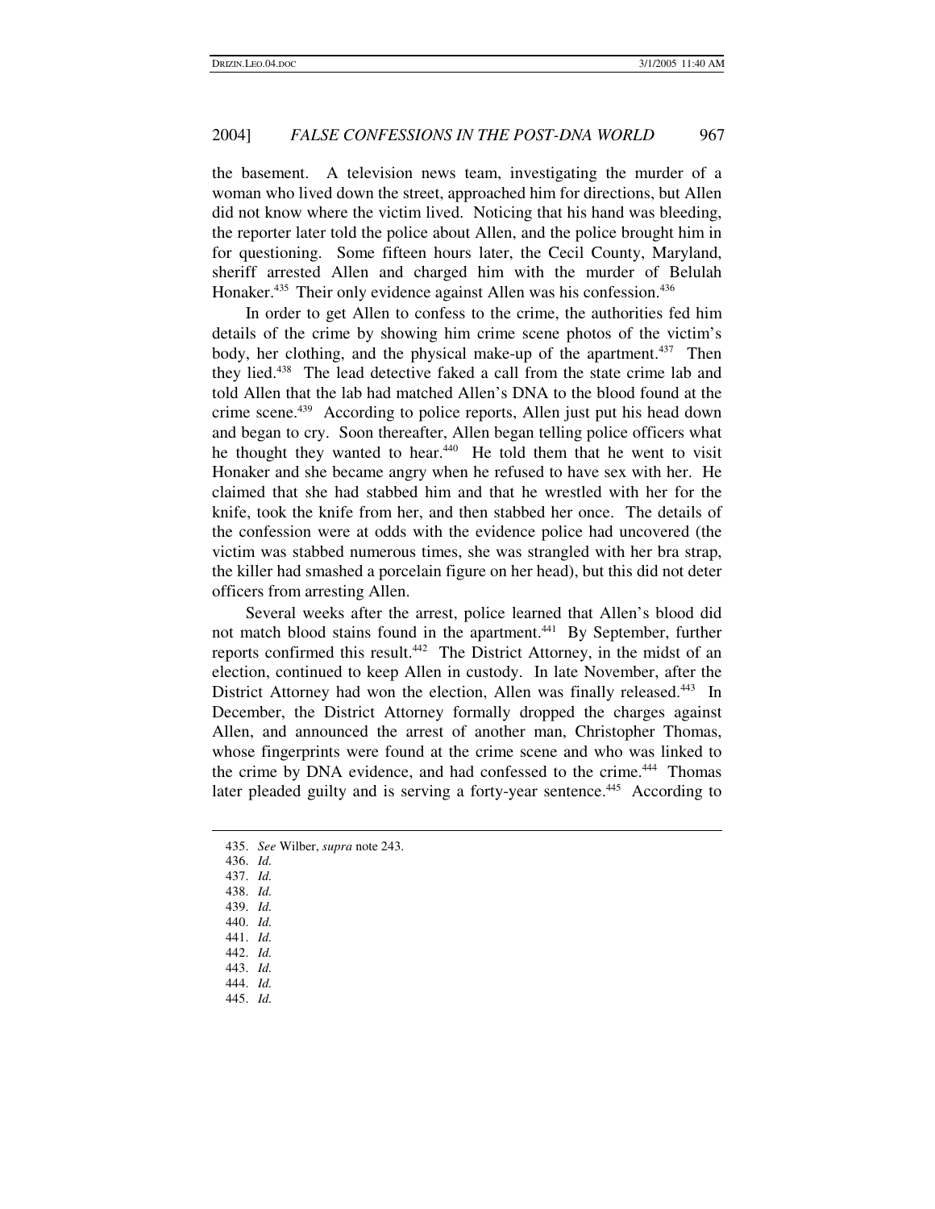the basement. A television news team, investigating the murder of a woman who lived down the street, approached him for directions, but Allen did not know where the victim lived. Noticing that his hand was bleeding, the reporter later told the police about Allen, and the police brought him in for questioning. Some fifteen hours later, the Cecil County, Maryland, sheriff arrested Allen and charged him with the murder of Belulah Honaker.[435] Their only evidence against Allen was his confession.[436]

In order to get Allen to confess to the crime, the authorities fed him details of the crime by showing him crime scene photos of the victim's body, her clothing, and the physical make-up of the apartment.[437] Then they lied.[438] The lead detective faked a call from the state crime lab and told Allen that the lab had matched Allen's DNA to the blood found at the crime scene.[439] According to police reports, Allen just put his head down and began to cry. Soon thereafter, Allen began telling police officers what he thought they wanted to hear.[440] He told them that he went to visit Honaker and she became angry when he refused to have sex with her. He claimed that she had stabbed him and that he wrestled with her for the knife, took the knife from her, and then stabbed her once. The details of the confession were at odds with the evidence police had uncovered (the victim was stabbed numerous times, she was strangled with her bra strap, the killer had smashed a porcelain figure on her head), but this did not deter officers from arresting Allen.

Several weeks after the arrest, police learned that Allen's blood did not match blood stains found in the apartment.[441] By September, further reports confirmed this result.[442] The District Attorney, in the midst of an election, continued to keep Allen in custody. In late November, after the District Attorney had won the election, Allen was finally released.[443] In December, the District Attorney formally dropped the charges against Allen, and announced the arrest of another man, Christopher Thomas, whose fingerprints were found at the crime scene and who was linked to the crime by DNA evidence, and had confessed to the crime.[444] Thomas later pleaded guilty and is serving a forty-year sentence.[445] According to

---

435. *See* Wilber, *supra* note 243.
436. *Id.*
437. *Id.*
438. *Id.*
439. *Id.*
440. *Id.*
441. *Id.*
442. *Id.*
443. *Id.*
444. *Id.*
445. *Id.*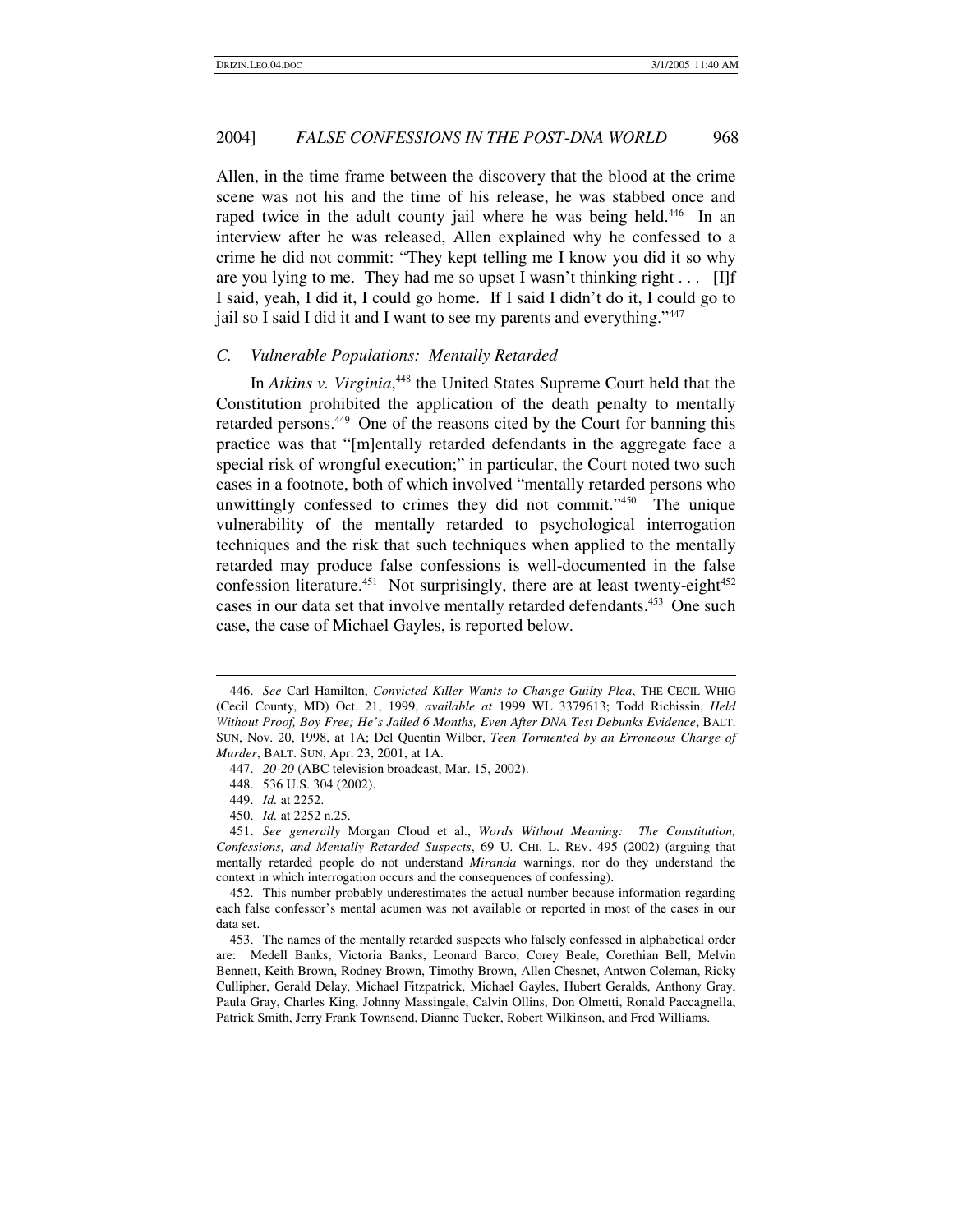Allen, in the time frame between the discovery that the blood at the crime scene was not his and the time of his release, he was stabbed once and raped twice in the adult county jail where he was being held.[446] In an interview after he was released, Allen explained why he confessed to a crime he did not commit: "They kept telling me I know you did it so why are you lying to me. They had me so upset I wasn't thinking right . . . [I]f I said, yeah, I did it, I could go home. If I said I didn't do it, I could go to jail so I said I did it and I want to see my parents and everything."[447]

### *C. Vulnerable Populations: Mentally Retarded*

In *Atkins v. Virginia*,[448] the United States Supreme Court held that the Constitution prohibited the application of the death penalty to mentally retarded persons.[449] One of the reasons cited by the Court for banning this practice was that "[m]entally retarded defendants in the aggregate face a special risk of wrongful execution;" in particular, the Court noted two such cases in a footnote, both of which involved "mentally retarded persons who unwittingly confessed to crimes they did not commit."[450] The unique vulnerability of the mentally retarded to psychological interrogation techniques and the risk that such techniques when applied to the mentally retarded may produce false confessions is well-documented in the false confession literature.[451] Not surprisingly, there are at least twenty-eight[452] cases in our data set that involve mentally retarded defendants.[453] One such case, the case of Michael Gayles, is reported below.

---

446. *See* Carl Hamilton, *Convicted Killer Wants to Change Guilty Plea*, THE CECIL WHIG (Cecil County, MD) Oct. 21, 1999, *available at* 1999 WL 3379613; Todd Richissin, *Held Without Proof, Boy Free; He's Jailed 6 Months, Even After DNA Test Debunks Evidence*, BALT. SUN, Nov. 20, 1998, at 1A; Del Quentin Wilber, *Teen Tormented by an Erroneous Charge of Murder*, BALT. SUN, Apr. 23, 2001, at 1A.

447. *20-20* (ABC television broadcast, Mar. 15, 2002).

448. 536 U.S. 304 (2002).

449. *Id.* at 2252.

450. *Id.* at 2252 n.25.

451. *See generally* Morgan Cloud et al., *Words Without Meaning: The Constitution, Confessions, and Mentally Retarded Suspects*, 69 U. CHI. L. REV. 495 (2002) (arguing that mentally retarded people do not understand *Miranda* warnings, nor do they understand the context in which interrogation occurs and the consequences of confessing).

452. This number probably underestimates the actual number because information regarding each false confessor's mental acumen was not available or reported in most of the cases in our data set.

453. The names of the mentally retarded suspects who falsely confessed in alphabetical order are: Medell Banks, Victoria Banks, Leonard Barco, Corey Beale, Corethian Bell, Melvin Bennett, Keith Brown, Rodney Brown, Timothy Brown, Allen Chesnet, Antwon Coleman, Ricky Cullipher, Gerald Delay, Michael Fitzpatrick, Michael Gayles, Hubert Geralds, Anthony Gray, Paula Gray, Charles King, Johnny Massingale, Calvin Ollins, Don Olmetti, Ronald Paccagnella, Patrick Smith, Jerry Frank Townsend, Dianne Tucker, Robert Wilkinson, and Fred Williams.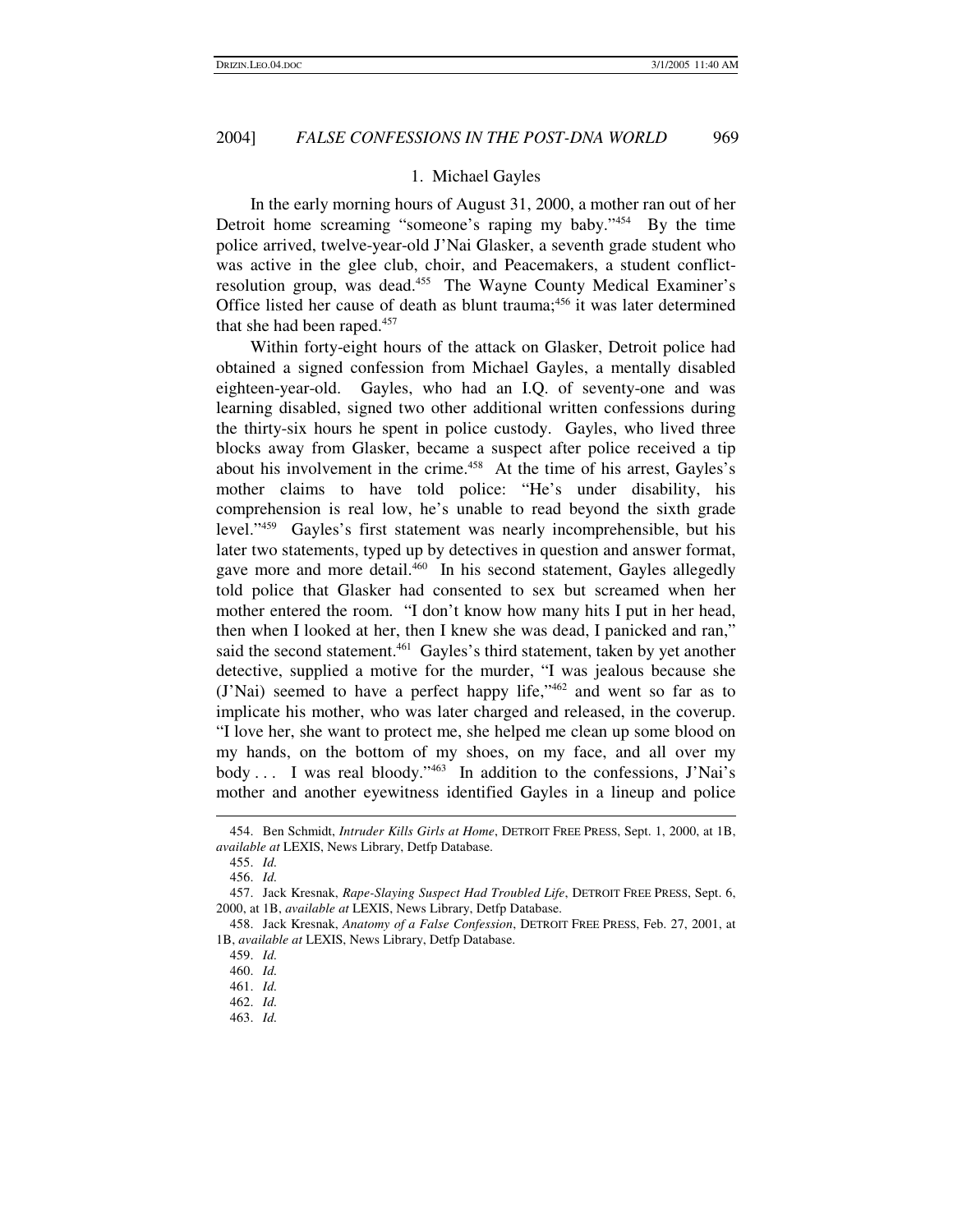### 1. Michael Gayles

In the early morning hours of August 31, 2000, a mother ran out of her Detroit home screaming "someone's raping my baby."[454] By the time police arrived, twelve-year-old J'Nai Glasker, a seventh grade student who was active in the glee club, choir, and Peacemakers, a student conflict-resolution group, was dead.[455] The Wayne County Medical Examiner's Office listed her cause of death as blunt trauma;[456] it was later determined that she had been raped.[457]

Within forty-eight hours of the attack on Glasker, Detroit police had obtained a signed confession from Michael Gayles, a mentally disabled eighteen-year-old. Gayles, who had an I.Q. of seventy-one and was learning disabled, signed two other additional written confessions during the thirty-six hours he spent in police custody. Gayles, who lived three blocks away from Glasker, became a suspect after police received a tip about his involvement in the crime.[458] At the time of his arrest, Gayles's mother claims to have told police: "He's under disability, his comprehension is real low, he's unable to read beyond the sixth grade level."[459] Gayles's first statement was nearly incomprehensible, but his later two statements, typed up by detectives in question and answer format, gave more and more detail.[460] In his second statement, Gayles allegedly told police that Glasker had consented to sex but screamed when her mother entered the room. "I don't know how many hits I put in her head, then when I looked at her, then I knew she was dead, I panicked and ran," said the second statement.[461] Gayles's third statement, taken by yet another detective, supplied a motive for the murder, "I was jealous because she (J'Nai) seemed to have a perfect happy life,"[462] and went so far as to implicate his mother, who was later charged and released, in the coverup. "I love her, she want to protect me, she helped me clean up some blood on my hands, on the bottom of my shoes, on my face, and all over my body . . . I was real bloody."[463] In addition to the confessions, J'Nai's mother and another eyewitness identified Gayles in a lineup and police

---

454. Ben Schmidt, *Intruder Kills Girls at Home*, DETROIT FREE PRESS, Sept. 1, 2000, at 1B, *available at* LEXIS, News Library, Detfp Database.

455. *Id.*

456. *Id.*

457. Jack Kresnak, *Rape-Slaying Suspect Had Troubled Life*, DETROIT FREE PRESS, Sept. 6, 2000, at 1B, *available at* LEXIS, News Library, Detfp Database.

458. Jack Kresnak, *Anatomy of a False Confession*, DETROIT FREE PRESS, Feb. 27, 2001, at 1B, *available at* LEXIS, News Library, Detfp Database.

459. *Id.*

460. *Id.*

461. *Id.*

462. *Id.*

463. *Id.*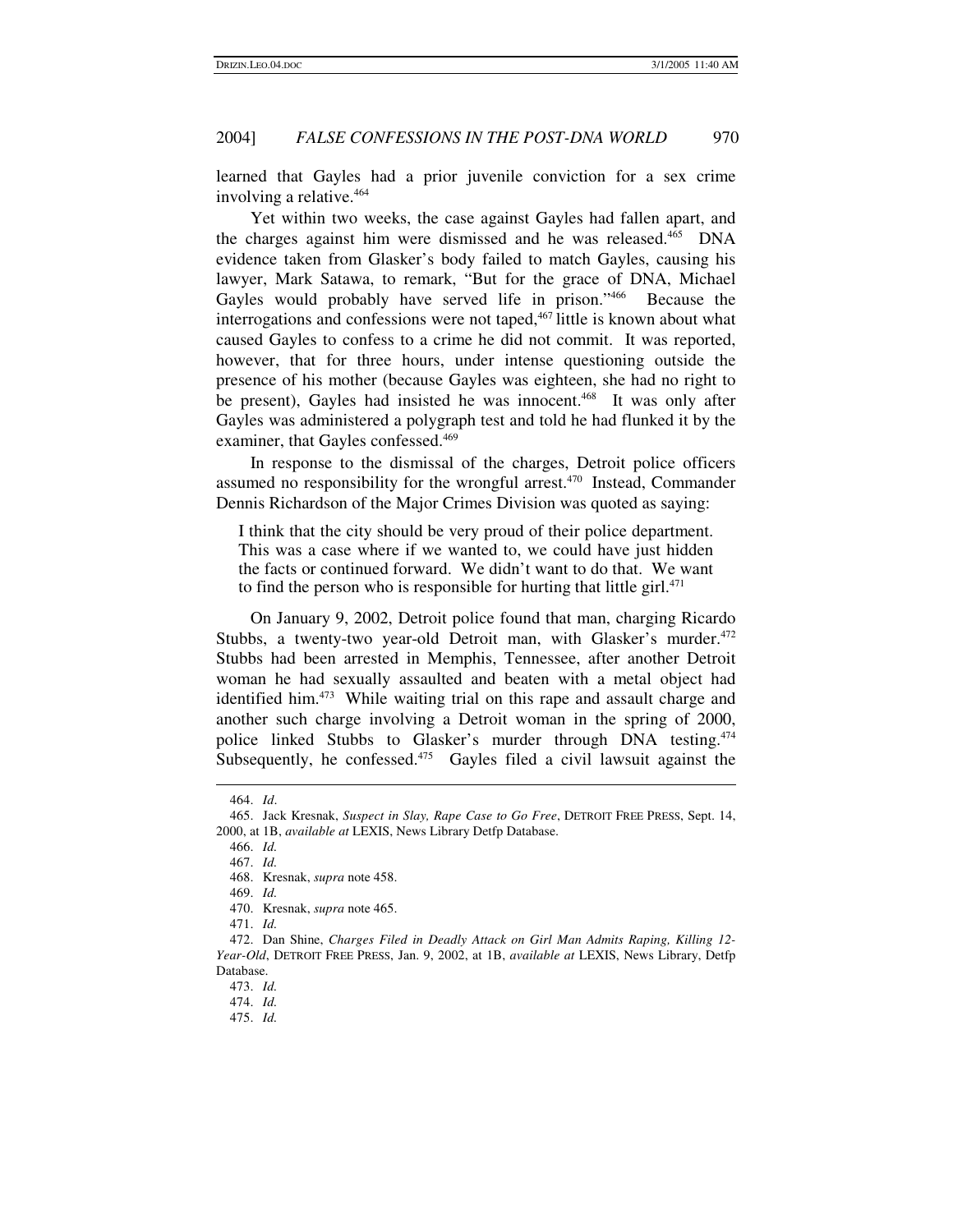learned that Gayles had a prior juvenile conviction for a sex crime involving a relative.[464]

Yet within two weeks, the case against Gayles had fallen apart, and the charges against him were dismissed and he was released.[465] DNA evidence taken from Glasker's body failed to match Gayles, causing his lawyer, Mark Satawa, to remark, "But for the grace of DNA, Michael Gayles would probably have served life in prison."[466] Because the interrogations and confessions were not taped,[467] little is known about what caused Gayles to confess to a crime he did not commit. It was reported, however, that for three hours, under intense questioning outside the presence of his mother (because Gayles was eighteen, she had no right to be present), Gayles had insisted he was innocent.[468] It was only after Gayles was administered a polygraph test and told he had flunked it by the examiner, that Gayles confessed.[469]

In response to the dismissal of the charges, Detroit police officers assumed no responsibility for the wrongful arrest.[470] Instead, Commander Dennis Richardson of the Major Crimes Division was quoted as saying:

> I think that the city should be very proud of their police department. This was a case where if we wanted to, we could have just hidden the facts or continued forward. We didn't want to do that. We want to find the person who is responsible for hurting that little girl.[471]

On January 9, 2002, Detroit police found that man, charging Ricardo Stubbs, a twenty-two year-old Detroit man, with Glasker's murder.[472] Stubbs had been arrested in Memphis, Tennessee, after another Detroit woman he had sexually assaulted and beaten with a metal object had identified him.[473] While waiting trial on this rape and assault charge and another such charge involving a Detroit woman in the spring of 2000, police linked Stubbs to Glasker's murder through DNA testing.[474] Subsequently, he confessed.[475] Gayles filed a civil lawsuit against the

---

464. *Id*.

465. Jack Kresnak, *Suspect in Slay, Rape Case to Go Free*, DETROIT FREE PRESS, Sept. 14, 2000, at 1B, *available at* LEXIS, News Library Detfp Database.

466. *Id.*

467. *Id.*

468. Kresnak, *supra* note 458.

469. *Id.*

470. Kresnak, *supra* note 465.

471. *Id.*

472. Dan Shine, *Charges Filed in Deadly Attack on Girl Man Admits Raping, Killing 12-Year-Old*, DETROIT FREE PRESS, Jan. 9, 2002, at 1B, *available at* LEXIS, News Library, Detfp Database.

473. *Id.*

474. *Id.*

475. *Id.*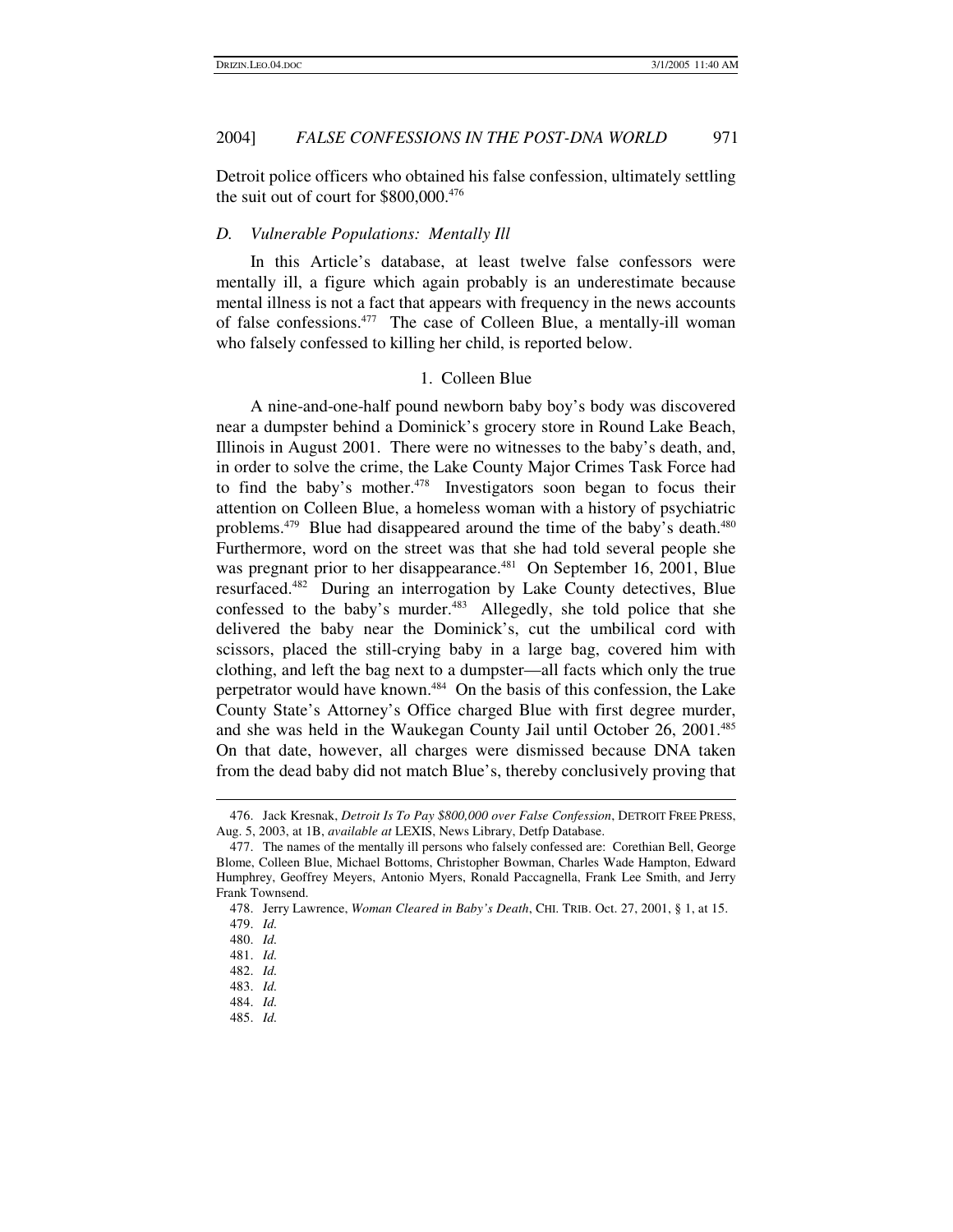Detroit police officers who obtained his false confession, ultimately settling the suit out of court for $800,000.[476]

### *D. Vulnerable Populations: Mentally Ill*

In this Article's database, at least twelve false confessors were mentally ill, a figure which again probably is an underestimate because mental illness is not a fact that appears with frequency in the news accounts of false confessions.[477] The case of Colleen Blue, a mentally-ill woman who falsely confessed to killing her child, is reported below.

#### 1. Colleen Blue

A nine-and-one-half pound newborn baby boy's body was discovered near a dumpster behind a Dominick's grocery store in Round Lake Beach, Illinois in August 2001. There were no witnesses to the baby's death, and, in order to solve the crime, the Lake County Major Crimes Task Force had to find the baby's mother.[478] Investigators soon began to focus their attention on Colleen Blue, a homeless woman with a history of psychiatric problems.[479] Blue had disappeared around the time of the baby's death.[480] Furthermore, word on the street was that she had told several people she was pregnant prior to her disappearance.[481] On September 16, 2001, Blue resurfaced.[482] During an interrogation by Lake County detectives, Blue confessed to the baby's murder.[483] Allegedly, she told police that she delivered the baby near the Dominick's, cut the umbilical cord with scissors, placed the still-crying baby in a large bag, covered him with clothing, and left the bag next to a dumpster—all facts which only the true perpetrator would have known.[484] On the basis of this confession, the Lake County State's Attorney's Office charged Blue with first degree murder, and she was held in the Waukegan County Jail until October 26, 2001.[485] On that date, however, all charges were dismissed because DNA taken from the dead baby did not match Blue's, thereby conclusively proving that

---

476. Jack Kresnak, *Detroit Is To Pay $800,000 over False Confession*, DETROIT FREE PRESS, Aug. 5, 2003, at 1B, *available at* LEXIS, News Library, Detfp Database.

477. The names of the mentally ill persons who falsely confessed are: Corethian Bell, George Blome, Colleen Blue, Michael Bottoms, Christopher Bowman, Charles Wade Hampton, Edward Humphrey, Geoffrey Meyers, Antonio Myers, Ronald Paccagnella, Frank Lee Smith, and Jerry Frank Townsend.

478. Jerry Lawrence, *Woman Cleared in Baby's Death*, CHI. TRIB. Oct. 27, 2001, § 1, at 15.

479. *Id.*

480. *Id.*

481. *Id.*

482. *Id.*

483. *Id.*

484. *Id.*

485. *Id.*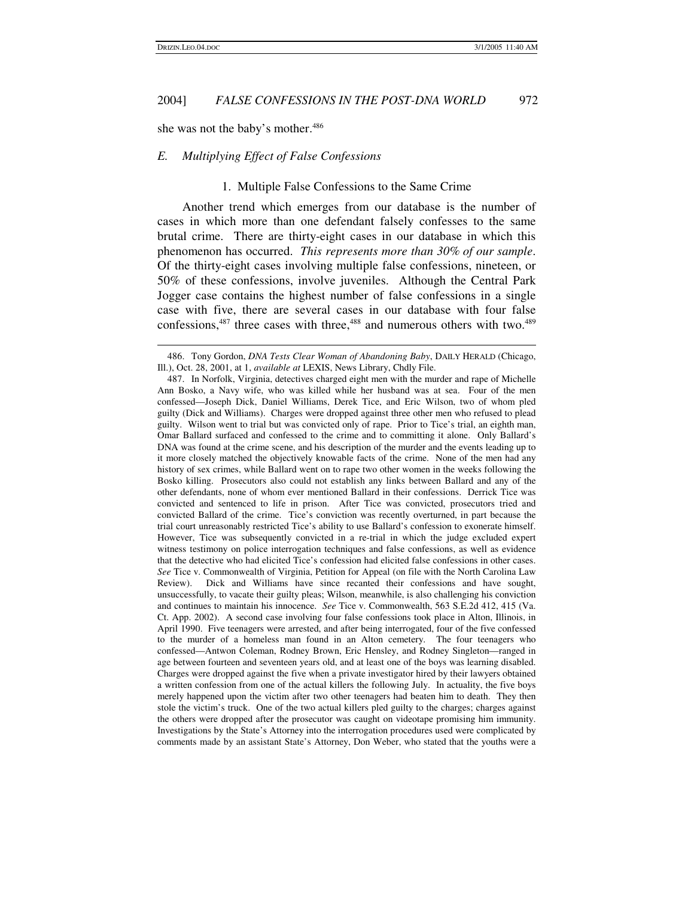she was not the baby's mother.[486]

### *E. Multiplying Effect of False Confessions*

#### 1. Multiple False Confessions to the Same Crime

Another trend which emerges from our database is the number of cases in which more than one defendant falsely confesses to the same brutal crime. There are thirty-eight cases in our database in which this phenomenon has occurred. *This represents more than 30% of our sample*. Of the thirty-eight cases involving multiple false confessions, nineteen, or 50% of these confessions, involve juveniles. Although the Central Park Jogger case contains the highest number of false confessions in a single case with five, there are several cases in our database with four false confessions,[487] three cases with three,[488] and numerous others with two.[489]

---

486. Tony Gordon, *DNA Tests Clear Woman of Abandoning Baby*, DAILY HERALD (Chicago, Ill.), Oct. 28, 2001, at 1, *available at* LEXIS, News Library, Chdly File.

487. In Norfolk, Virginia, detectives charged eight men with the murder and rape of Michelle Ann Bosko, a Navy wife, who was killed while her husband was at sea. Four of the men confessed—Joseph Dick, Daniel Williams, Derek Tice, and Eric Wilson, two of whom pled guilty (Dick and Williams). Charges were dropped against three other men who refused to plead guilty. Wilson went to trial but was convicted only of rape. Prior to Tice's trial, an eighth man, Omar Ballard surfaced and confessed to the crime and to committing it alone. Only Ballard's DNA was found at the crime scene, and his description of the murder and the events leading up to it more closely matched the objectively knowable facts of the crime. None of the men had any history of sex crimes, while Ballard went on to rape two other women in the weeks following the Bosko killing. Prosecutors also could not establish any links between Ballard and any of the other defendants, none of whom ever mentioned Ballard in their confessions. Derrick Tice was convicted and sentenced to life in prison. After Tice was convicted, prosecutors tried and convicted Ballard of the crime. Tice's conviction was recently overturned, in part because the trial court unreasonably restricted Tice's ability to use Ballard's confession to exonerate himself. However, Tice was subsequently convicted in a re-trial in which the judge excluded expert witness testimony on police interrogation techniques and false confessions, as well as evidence that the detective who had elicited Tice's confession had elicited false confessions in other cases. *See* Tice v. Commonwealth of Virginia, Petition for Appeal (on file with the North Carolina Law Review). Dick and Williams have since recanted their confessions and have sought, unsuccessfully, to vacate their guilty pleas; Wilson, meanwhile, is also challenging his conviction and continues to maintain his innocence. *See* Tice v. Commonwealth, 563 S.E.2d 412, 415 (Va. Ct. App. 2002). A second case involving four false confessions took place in Alton, Illinois, in April 1990. Five teenagers were arrested, and after being interrogated, four of the five confessed to the murder of a homeless man found in an Alton cemetery. The four teenagers who confessed—Antwon Coleman, Rodney Brown, Eric Hensley, and Rodney Singleton—ranged in age between fourteen and seventeen years old, and at least one of the boys was learning disabled. Charges were dropped against the five when a private investigator hired by their lawyers obtained a written confession from one of the actual killers the following July. In actuality, the five boys merely happened upon the victim after two other teenagers had beaten him to death. They then stole the victim's truck. One of the two actual killers pled guilty to the charges; charges against the others were dropped after the prosecutor was caught on videotape promising him immunity. Investigations by the State's Attorney into the interrogation procedures used were complicated by comments made by an assistant State's Attorney, Don Weber, who stated that the youths were a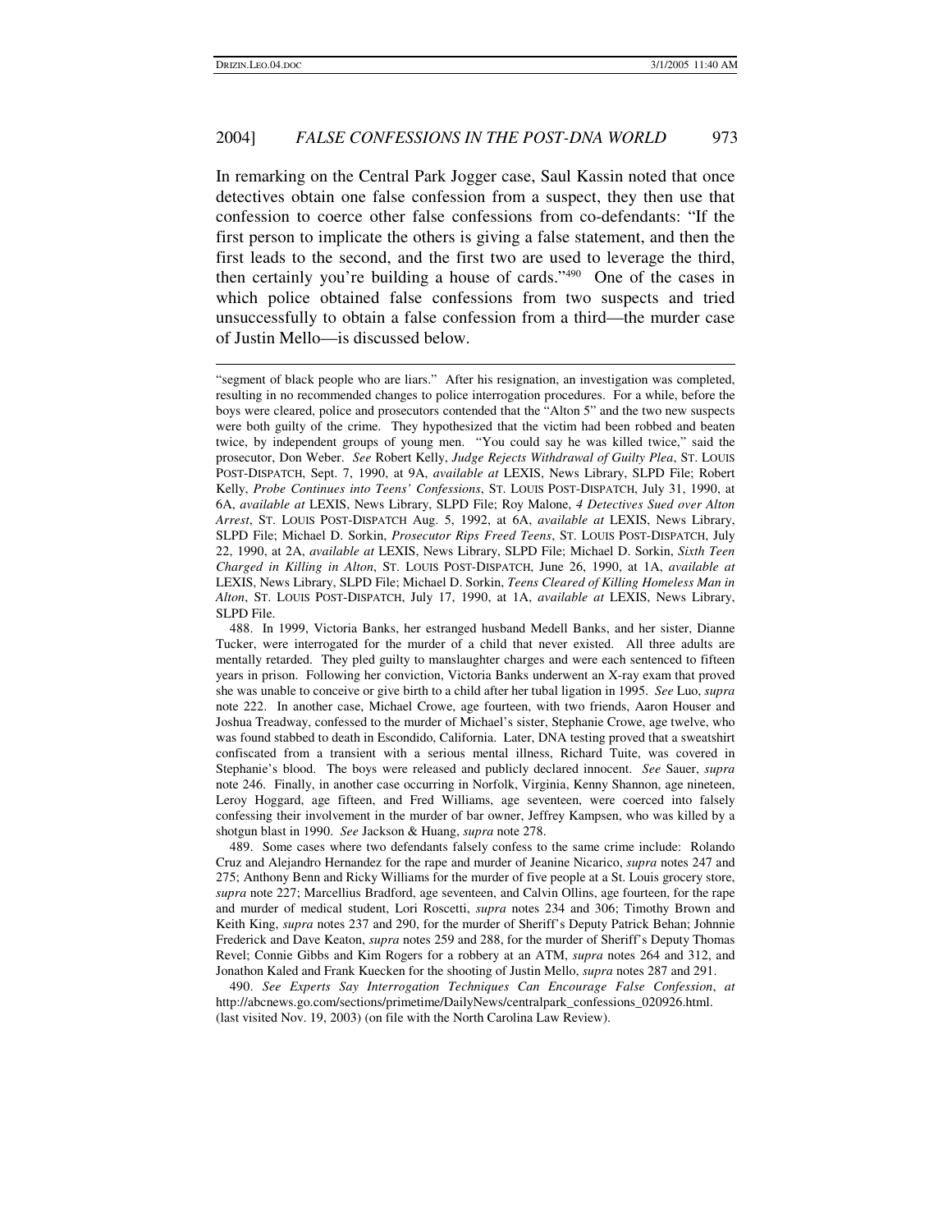In remarking on the Central Park Jogger case, Saul Kassin noted that once detectives obtain one false confession from a suspect, they then use that confession to coerce other false confessions from co-defendants: "If the first person to implicate the others is giving a false statement, and then the first leads to the second, and the first two are used to leverage the third, then certainly you're building a house of cards."[490] One of the cases in which police obtained false confessions from two suspects and tried unsuccessfully to obtain a false confession from a third—the murder case of Justin Mello—is discussed below.

---

"segment of black people who are liars." After his resignation, an investigation was completed, resulting in no recommended changes to police interrogation procedures. For a while, before the boys were cleared, police and prosecutors contended that the "Alton 5" and the two new suspects were both guilty of the crime. They hypothesized that the victim had been robbed and beaten twice, by independent groups of young men. "You could say he was killed twice," said the prosecutor, Don Weber. *See* Robert Kelly, *Judge Rejects Withdrawal of Guilty Plea*, ST. LOUIS POST-DISPATCH, Sept. 7, 1990, at 9A, *available at* LEXIS, News Library, SLPD File; Robert Kelly, *Probe Continues into Teens' Confessions*, ST. LOUIS POST-DISPATCH, July 31, 1990, at 6A, *available at* LEXIS, News Library, SLPD File; Roy Malone, *4 Detectives Sued over Alton Arrest*, ST. LOUIS POST-DISPATCH Aug. 5, 1992, at 6A, *available at* LEXIS, News Library, SLPD File; Michael D. Sorkin, *Prosecutor Rips Freed Teens*, ST. LOUIS POST-DISPATCH, July 22, 1990, at 2A, *available at* LEXIS, News Library, SLPD File; Michael D. Sorkin, *Sixth Teen Charged in Killing in Alton*, ST. LOUIS POST-DISPATCH, June 26, 1990, at 1A, *available at* LEXIS, News Library, SLPD File; Michael D. Sorkin, *Teens Cleared of Killing Homeless Man in Alton*, ST. LOUIS POST-DISPATCH, July 17, 1990, at 1A, *available at* LEXIS, News Library, SLPD File.

488. In 1999, Victoria Banks, her estranged husband Medell Banks, and her sister, Dianne Tucker, were interrogated for the murder of a child that never existed. All three adults are mentally retarded. They pled guilty to manslaughter charges and were each sentenced to fifteen years in prison. Following her conviction, Victoria Banks underwent an X-ray exam that proved she was unable to conceive or give birth to a child after her tubal ligation in 1995. *See* Luo, *supra* note 222. In another case, Michael Crowe, age fourteen, with two friends, Aaron Houser and Joshua Treadway, confessed to the murder of Michael's sister, Stephanie Crowe, age twelve, who was found stabbed to death in Escondido, California. Later, DNA testing proved that a sweatshirt confiscated from a transient with a serious mental illness, Richard Tuite, was covered in Stephanie's blood. The boys were released and publicly declared innocent. *See* Sauer, *supra* note 246. Finally, in another case occurring in Norfolk, Virginia, Kenny Shannon, age nineteen, Leroy Hoggard, age fifteen, and Fred Williams, age seventeen, were coerced into falsely confessing their involvement in the murder of bar owner, Jeffrey Kampsen, who was killed by a shotgun blast in 1990. *See* Jackson & Huang, *supra* note 278.

489. Some cases where two defendants falsely confess to the same crime include: Rolando Cruz and Alejandro Hernandez for the rape and murder of Jeanine Nicarico, *supra* notes 247 and 275; Anthony Benn and Ricky Williams for the murder of five people at a St. Louis grocery store, *supra* note 227; Marcellius Bradford, age seventeen, and Calvin Ollins, age fourteen, for the rape and murder of medical student, Lori Roscetti, *supra* notes 234 and 306; Timothy Brown and Keith King, *supra* notes 237 and 290, for the murder of Sheriff's Deputy Patrick Behan; Johnnie Frederick and Dave Keaton, *supra* notes 259 and 288, for the murder of Sheriff's Deputy Thomas Revel; Connie Gibbs and Kim Rogers for a robbery at an ATM, *supra* notes 264 and 312, and Jonathon Kaled and Frank Kuecken for the shooting of Justin Mello, *supra* notes 287 and 291.

490. *See Experts Say Interrogation Techniques Can Encourage False Confession*, *at* http://abcnews.go.com/sections/primetime/DailyNews/centralpark_confessions_020926.html. (last visited Nov. 19, 2003) (on file with the North Carolina Law Review).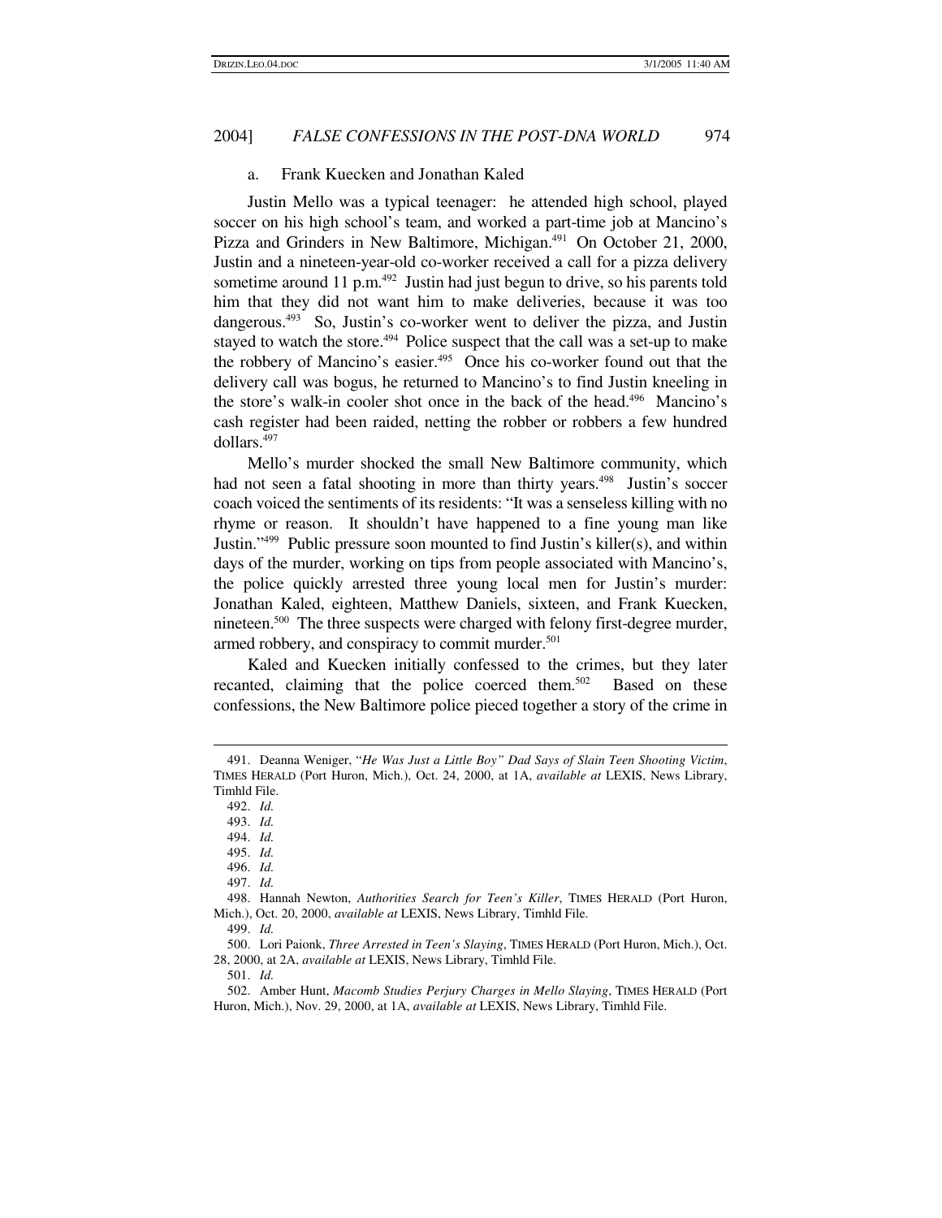### a. Frank Kuecken and Jonathan Kaled

Justin Mello was a typical teenager: he attended high school, played soccer on his high school's team, and worked a part-time job at Mancino's Pizza and Grinders in New Baltimore, Michigan.[491] On October 21, 2000, Justin and a nineteen-year-old co-worker received a call for a pizza delivery sometime around 11 p.m.[492] Justin had just begun to drive, so his parents told him that they did not want him to make deliveries, because it was too dangerous.[493] So, Justin's co-worker went to deliver the pizza, and Justin stayed to watch the store.[494] Police suspect that the call was a set-up to make the robbery of Mancino's easier.[495] Once his co-worker found out that the delivery call was bogus, he returned to Mancino's to find Justin kneeling in the store's walk-in cooler shot once in the back of the head.[496] Mancino's cash register had been raided, netting the robber or robbers a few hundred dollars.[497]

Mello's murder shocked the small New Baltimore community, which had not seen a fatal shooting in more than thirty years.[498] Justin's soccer coach voiced the sentiments of its residents: "It was a senseless killing with no rhyme or reason. It shouldn't have happened to a fine young man like Justin."[499] Public pressure soon mounted to find Justin's killer(s), and within days of the murder, working on tips from people associated with Mancino's, the police quickly arrested three young local men for Justin's murder: Jonathan Kaled, eighteen, Matthew Daniels, sixteen, and Frank Kuecken, nineteen.[500] The three suspects were charged with felony first-degree murder, armed robbery, and conspiracy to commit murder.[501]

Kaled and Kuecken initially confessed to the crimes, but they later recanted, claiming that the police coerced them.[502] Based on these confessions, the New Baltimore police pieced together a story of the crime in

---

491. Deanna Weniger, "*He Was Just a Little Boy" Dad Says of Slain Teen Shooting Victim*, TIMES HERALD (Port Huron, Mich.), Oct. 24, 2000, at 1A, *available at* LEXIS, News Library, Timhld File.

492. *Id.*

493. *Id.*

494. *Id.*

495. *Id.*

496. *Id.*

497. *Id.*

498. Hannah Newton, *Authorities Search for Teen's Killer*, TIMES HERALD (Port Huron, Mich.), Oct. 20, 2000, *available at* LEXIS, News Library, Timhld File.

499. *Id.*

500. Lori Paionk, *Three Arrested in Teen's Slaying*, TIMES HERALD (Port Huron, Mich.), Oct. 28, 2000, at 2A, *available at* LEXIS, News Library, Timhld File.

501. *Id.*

502. Amber Hunt, *Macomb Studies Perjury Charges in Mello Slaying*, TIMES HERALD (Port Huron, Mich.), Nov. 29, 2000, at 1A, *available at* LEXIS, News Library, Timhld File.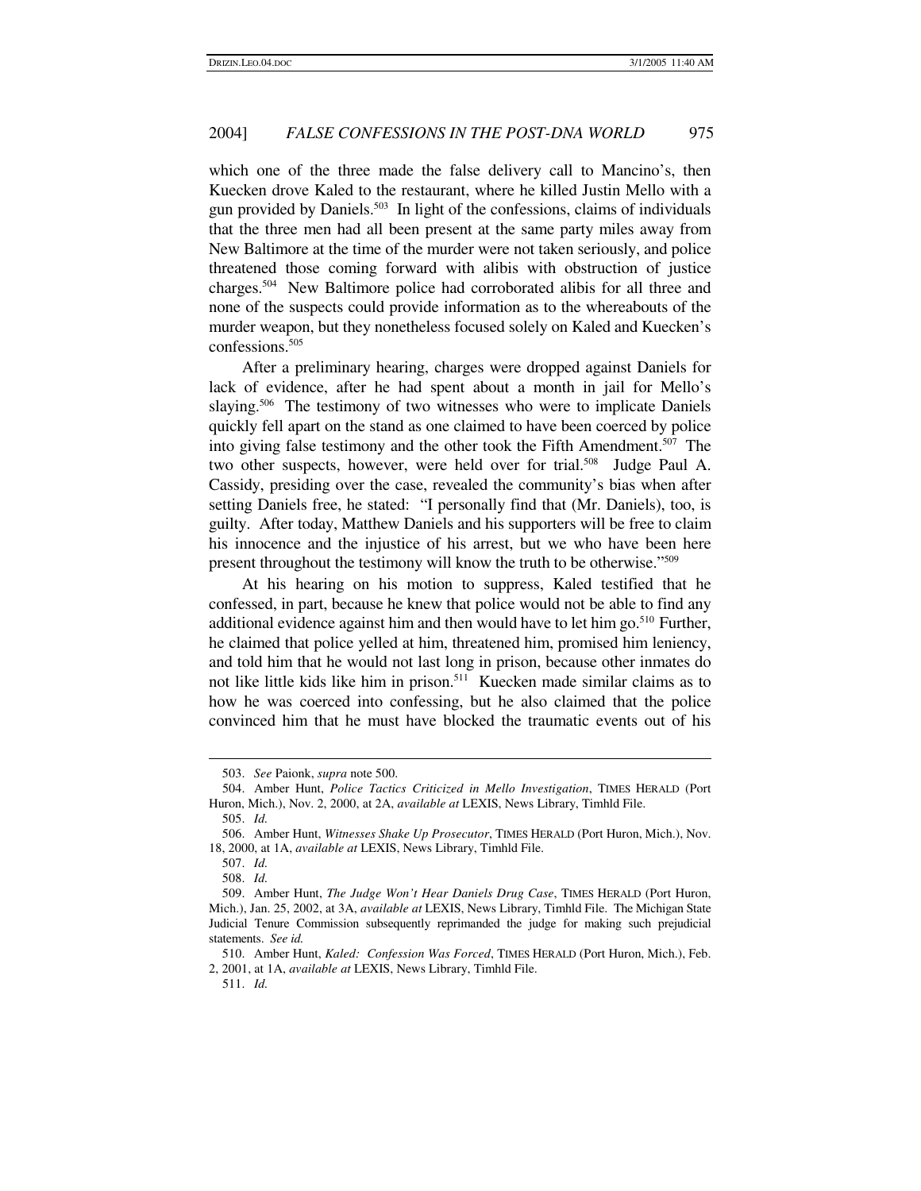which one of the three made the false delivery call to Mancino's, then Kuecken drove Kaled to the restaurant, where he killed Justin Mello with a gun provided by Daniels.[503] In light of the confessions, claims of individuals that the three men had all been present at the same party miles away from New Baltimore at the time of the murder were not taken seriously, and police threatened those coming forward with alibis with obstruction of justice charges.[504] New Baltimore police had corroborated alibis for all three and none of the suspects could provide information as to the whereabouts of the murder weapon, but they nonetheless focused solely on Kaled and Kuecken's confessions.[505]

After a preliminary hearing, charges were dropped against Daniels for lack of evidence, after he had spent about a month in jail for Mello's slaying.[506] The testimony of two witnesses who were to implicate Daniels quickly fell apart on the stand as one claimed to have been coerced by police into giving false testimony and the other took the Fifth Amendment.[507] The two other suspects, however, were held over for trial.[508] Judge Paul A. Cassidy, presiding over the case, revealed the community's bias when after setting Daniels free, he stated: "I personally find that (Mr. Daniels), too, is guilty. After today, Matthew Daniels and his supporters will be free to claim his innocence and the injustice of his arrest, but we who have been here present throughout the testimony will know the truth to be otherwise."[509]

At his hearing on his motion to suppress, Kaled testified that he confessed, in part, because he knew that police would not be able to find any additional evidence against him and then would have to let him go.[510] Further, he claimed that police yelled at him, threatened him, promised him leniency, and told him that he would not last long in prison, because other inmates do not like little kids like him in prison.[511] Kuecken made similar claims as to how he was coerced into confessing, but he also claimed that the police convinced him that he must have blocked the traumatic events out of his

---

503. *See* Paionk, *supra* note 500.

504. Amber Hunt, *Police Tactics Criticized in Mello Investigation*, TIMES HERALD (Port Huron, Mich.), Nov. 2, 2000, at 2A, *available at* LEXIS, News Library, Timhld File.

505. *Id.*

506. Amber Hunt, *Witnesses Shake Up Prosecutor*, TIMES HERALD (Port Huron, Mich.), Nov. 18, 2000, at 1A, *available at* LEXIS, News Library, Timhld File.

507. *Id.*

508. *Id.*

509. Amber Hunt, *The Judge Won't Hear Daniels Drug Case*, TIMES HERALD (Port Huron, Mich.), Jan. 25, 2002, at 3A, *available at* LEXIS, News Library, Timhld File. The Michigan State Judicial Tenure Commission subsequently reprimanded the judge for making such prejudicial statements. *See id.*

510. Amber Hunt, *Kaled: Confession Was Forced*, TIMES HERALD (Port Huron, Mich.), Feb. 2, 2001, at 1A, *available at* LEXIS, News Library, Timhld File.

511. *Id.*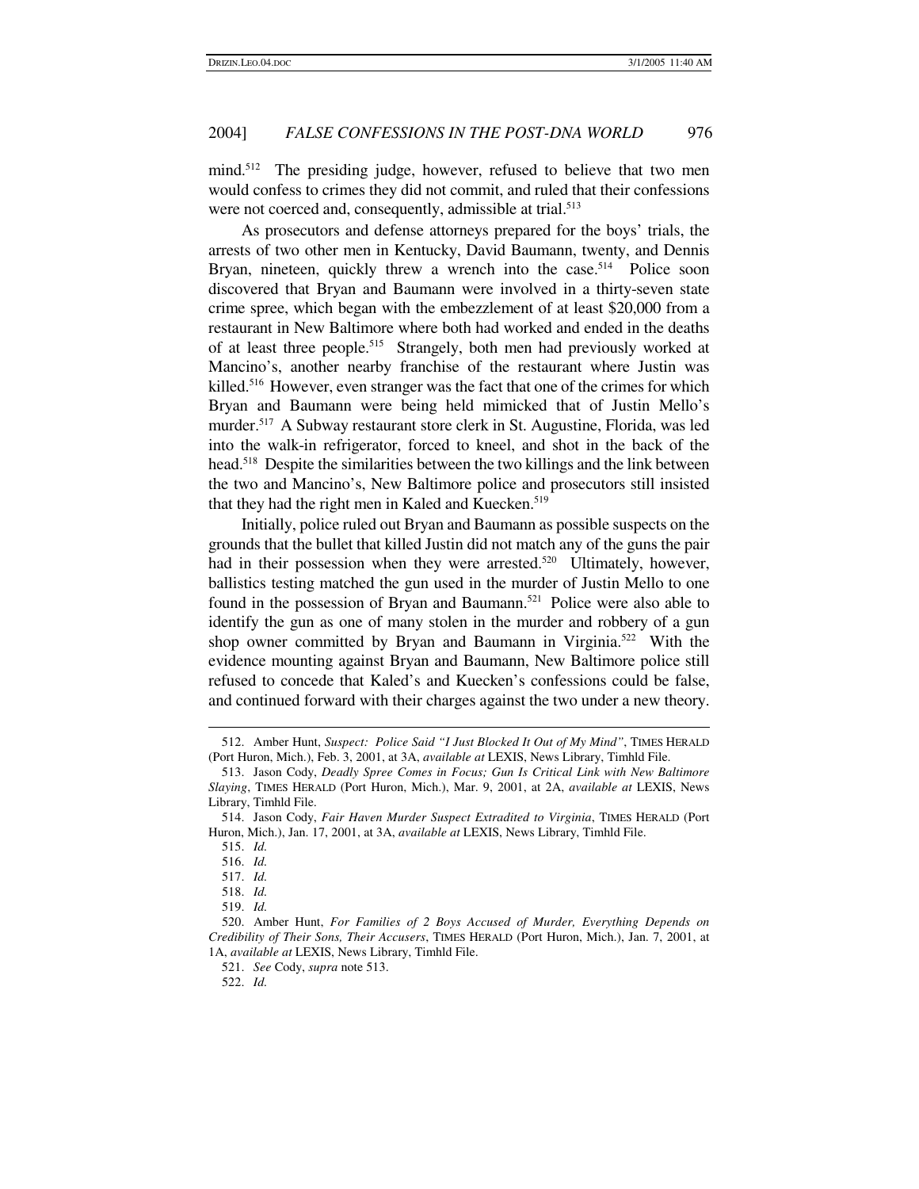mind.[512] The presiding judge, however, refused to believe that two men would confess to crimes they did not commit, and ruled that their confessions were not coerced and, consequently, admissible at trial.[513]

As prosecutors and defense attorneys prepared for the boys' trials, the arrests of two other men in Kentucky, David Baumann, twenty, and Dennis Bryan, nineteen, quickly threw a wrench into the case.[514] Police soon discovered that Bryan and Baumann were involved in a thirty-seven state crime spree, which began with the embezzlement of at least $20,000 from a restaurant in New Baltimore where both had worked and ended in the deaths of at least three people.[515] Strangely, both men had previously worked at Mancino's, another nearby franchise of the restaurant where Justin was killed.[516] However, even stranger was the fact that one of the crimes for which Bryan and Baumann were being held mimicked that of Justin Mello's murder.[517] A Subway restaurant store clerk in St. Augustine, Florida, was led into the walk-in refrigerator, forced to kneel, and shot in the back of the head.[518] Despite the similarities between the two killings and the link between the two and Mancino's, New Baltimore police and prosecutors still insisted that they had the right men in Kaled and Kuecken.[519]

Initially, police ruled out Bryan and Baumann as possible suspects on the grounds that the bullet that killed Justin did not match any of the guns the pair had in their possession when they were arrested.[520] Ultimately, however, ballistics testing matched the gun used in the murder of Justin Mello to one found in the possession of Bryan and Baumann.[521] Police were also able to identify the gun as one of many stolen in the murder and robbery of a gun shop owner committed by Bryan and Baumann in Virginia.[522] With the evidence mounting against Bryan and Baumann, New Baltimore police still refused to concede that Kaled's and Kuecken's confessions could be false, and continued forward with their charges against the two under a new theory.

---

512. Amber Hunt, *Suspect: Police Said "I Just Blocked It Out of My Mind"*, TIMES HERALD (Port Huron, Mich.), Feb. 3, 2001, at 3A, *available at* LEXIS, News Library, Timhld File.

513. Jason Cody, *Deadly Spree Comes in Focus; Gun Is Critical Link with New Baltimore Slaying*, TIMES HERALD (Port Huron, Mich.), Mar. 9, 2001, at 2A, *available at* LEXIS, News Library, Timhld File.

514. Jason Cody, *Fair Haven Murder Suspect Extradited to Virginia*, TIMES HERALD (Port Huron, Mich.), Jan. 17, 2001, at 3A, *available at* LEXIS, News Library, Timhld File.

515. *Id.*

516. *Id.*

517. *Id.*

518. *Id.*

519. *Id.*

520. Amber Hunt, *For Families of 2 Boys Accused of Murder, Everything Depends on Credibility of Their Sons, Their Accusers*, TIMES HERALD (Port Huron, Mich.), Jan. 7, 2001, at 1A, *available at* LEXIS, News Library, Timhld File.

521. *See* Cody, *supra* note 513.

522. *Id.*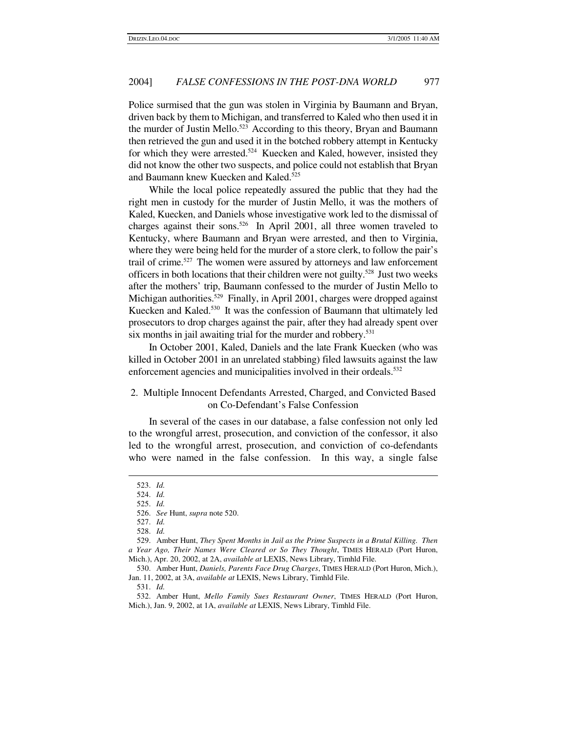Police surmised that the gun was stolen in Virginia by Baumann and Bryan, driven back by them to Michigan, and transferred to Kaled who then used it in the murder of Justin Mello.[523] According to this theory, Bryan and Baumann then retrieved the gun and used it in the botched robbery attempt in Kentucky for which they were arrested.[524] Kuecken and Kaled, however, insisted they did not know the other two suspects, and police could not establish that Bryan and Baumann knew Kuecken and Kaled.[525]

While the local police repeatedly assured the public that they had the right men in custody for the murder of Justin Mello, it was the mothers of Kaled, Kuecken, and Daniels whose investigative work led to the dismissal of charges against their sons.[526] In April 2001, all three women traveled to Kentucky, where Baumann and Bryan were arrested, and then to Virginia, where they were being held for the murder of a store clerk, to follow the pair's trail of crime.[527] The women were assured by attorneys and law enforcement officers in both locations that their children were not guilty.[528] Just two weeks after the mothers' trip, Baumann confessed to the murder of Justin Mello to Michigan authorities.[529] Finally, in April 2001, charges were dropped against Kuecken and Kaled.[530] It was the confession of Baumann that ultimately led prosecutors to drop charges against the pair, after they had already spent over six months in jail awaiting trial for the murder and robbery.[531]

In October 2001, Kaled, Daniels and the late Frank Kuecken (who was killed in October 2001 in an unrelated stabbing) filed lawsuits against the law enforcement agencies and municipalities involved in their ordeals.[532]

### 2. Multiple Innocent Defendants Arrested, Charged, and Convicted Based on Co-Defendant's False Confession

In several of the cases in our database, a false confession not only led to the wrongful arrest, prosecution, and conviction of the confessor, it also led to the wrongful arrest, prosecution, and conviction of co-defendants who were named in the false confession. In this way, a single false

---

523. *Id.*

524. *Id.*

525. *Id.*

526. *See* Hunt, *supra* note 520.

527. *Id.*

528. *Id.*

529. Amber Hunt, *They Spent Months in Jail as the Prime Suspects in a Brutal Killing. Then a Year Ago, Their Names Were Cleared or So They Thought*, TIMES HERALD (Port Huron, Mich.), Apr. 20, 2002, at 2A, *available at* LEXIS, News Library, Timhld File.

530. Amber Hunt, *Daniels, Parents Face Drug Charges*, TIMES HERALD (Port Huron, Mich.), Jan. 11, 2002, at 3A, *available at* LEXIS, News Library, Timhld File.

531. *Id.*

532. Amber Hunt, *Mello Family Sues Restaurant Owner*, TIMES HERALD (Port Huron, Mich.), Jan. 9, 2002, at 1A, *available at* LEXIS, News Library, Timhld File.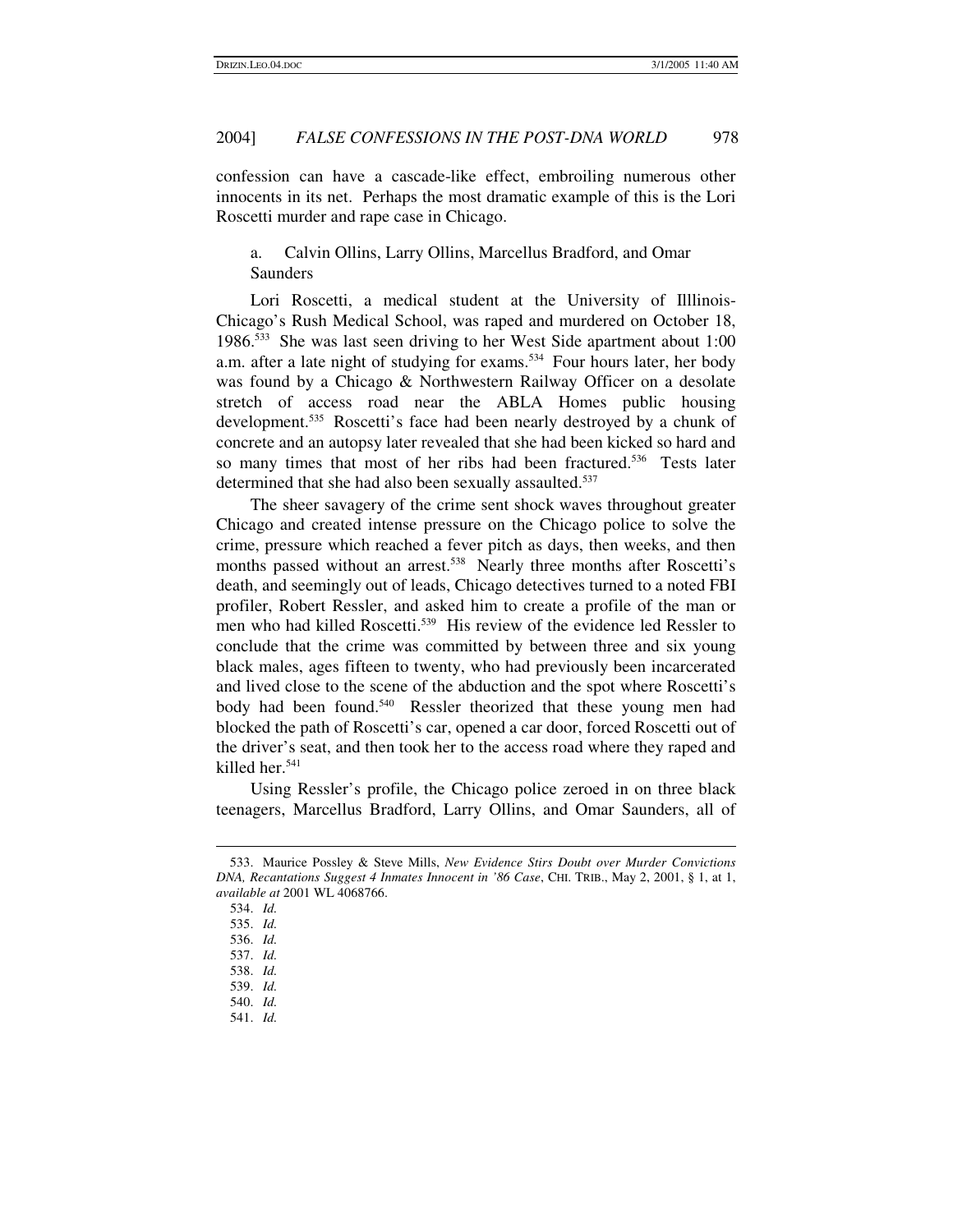confession can have a cascade-like effect, embroiling numerous other innocents in its net. Perhaps the most dramatic example of this is the Lori Roscetti murder and rape case in Chicago.

a. Calvin Ollins, Larry Ollins, Marcellus Bradford, and Omar Saunders

Lori Roscetti, a medical student at the University of Illlinois-Chicago's Rush Medical School, was raped and murdered on October 18, 1986.[533] She was last seen driving to her West Side apartment about 1:00 a.m. after a late night of studying for exams.[534] Four hours later, her body was found by a Chicago & Northwestern Railway Officer on a desolate stretch of access road near the ABLA Homes public housing development.[535] Roscetti's face had been nearly destroyed by a chunk of concrete and an autopsy later revealed that she had been kicked so hard and so many times that most of her ribs had been fractured.[536] Tests later determined that she had also been sexually assaulted.[537]

The sheer savagery of the crime sent shock waves throughout greater Chicago and created intense pressure on the Chicago police to solve the crime, pressure which reached a fever pitch as days, then weeks, and then months passed without an arrest.[538] Nearly three months after Roscetti's death, and seemingly out of leads, Chicago detectives turned to a noted FBI profiler, Robert Ressler, and asked him to create a profile of the man or men who had killed Roscetti.[539] His review of the evidence led Ressler to conclude that the crime was committed by between three and six young black males, ages fifteen to twenty, who had previously been incarcerated and lived close to the scene of the abduction and the spot where Roscetti's body had been found.[540] Ressler theorized that these young men had blocked the path of Roscetti's car, opened a car door, forced Roscetti out of the driver's seat, and then took her to the access road where they raped and killed her.[541]

Using Ressler's profile, the Chicago police zeroed in on three black teenagers, Marcellus Bradford, Larry Ollins, and Omar Saunders, all of

---

533. Maurice Possley & Steve Mills, *New Evidence Stirs Doubt over Murder Convictions DNA, Recantations Suggest 4 Inmates Innocent in '86 Case*, CHI. TRIB., May 2, 2001, § 1, at 1, *available at* 2001 WL 4068766.

534. *Id.*

535. *Id.*

536. *Id.*

537. *Id.*

538. *Id.*

539. *Id.*

540. *Id.*

541. *Id.*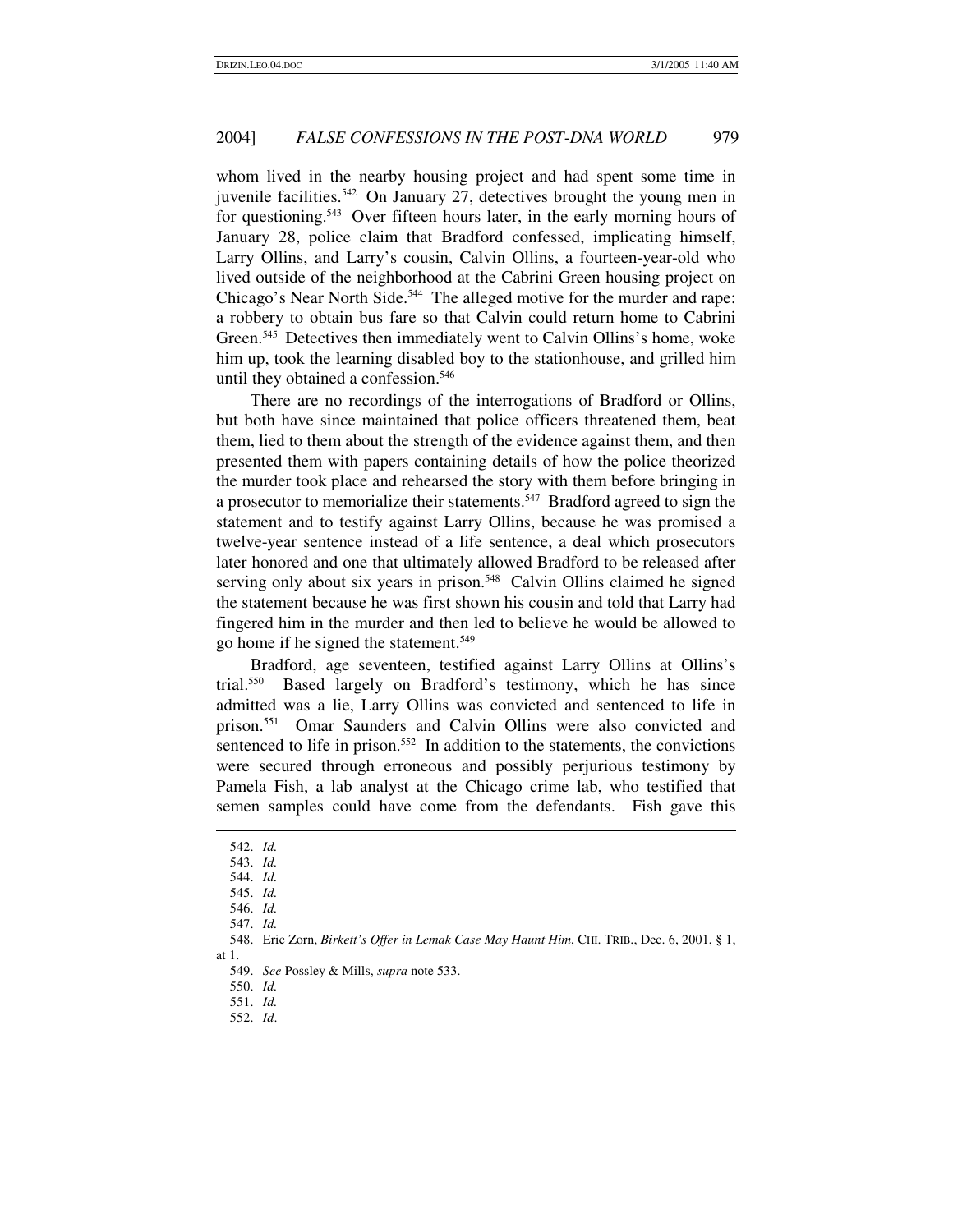whom lived in the nearby housing project and had spent some time in juvenile facilities.[542] On January 27, detectives brought the young men in for questioning.[543] Over fifteen hours later, in the early morning hours of January 28, police claim that Bradford confessed, implicating himself, Larry Ollins, and Larry's cousin, Calvin Ollins, a fourteen-year-old who lived outside of the neighborhood at the Cabrini Green housing project on Chicago's Near North Side.[544] The alleged motive for the murder and rape: a robbery to obtain bus fare so that Calvin could return home to Cabrini Green.[545] Detectives then immediately went to Calvin Ollins's home, woke him up, took the learning disabled boy to the stationhouse, and grilled him until they obtained a confession.[546]

There are no recordings of the interrogations of Bradford or Ollins, but both have since maintained that police officers threatened them, beat them, lied to them about the strength of the evidence against them, and then presented them with papers containing details of how the police theorized the murder took place and rehearsed the story with them before bringing in a prosecutor to memorialize their statements.[547] Bradford agreed to sign the statement and to testify against Larry Ollins, because he was promised a twelve-year sentence instead of a life sentence, a deal which prosecutors later honored and one that ultimately allowed Bradford to be released after serving only about six years in prison.[548] Calvin Ollins claimed he signed the statement because he was first shown his cousin and told that Larry had fingered him in the murder and then led to believe he would be allowed to go home if he signed the statement.[549]

Bradford, age seventeen, testified against Larry Ollins at Ollins's trial.[550] Based largely on Bradford's testimony, which he has since admitted was a lie, Larry Ollins was convicted and sentenced to life in prison.[551] Omar Saunders and Calvin Ollins were also convicted and sentenced to life in prison.[552] In addition to the statements, the convictions were secured through erroneous and possibly perjurious testimony by Pamela Fish, a lab analyst at the Chicago crime lab, who testified that semen samples could have come from the defendants. Fish gave this

---

542. *Id.*

543. *Id.*

544. *Id.*

545. *Id.*

546. *Id.*

547. *Id.*

548. Eric Zorn, *Birkett's Offer in Lemak Case May Haunt Him*, CHI. TRIB., Dec. 6, 2001, § 1, at 1.

549. *See* Possley & Mills, *supra* note 533.

550. *Id.*

551. *Id.*

552. *Id*.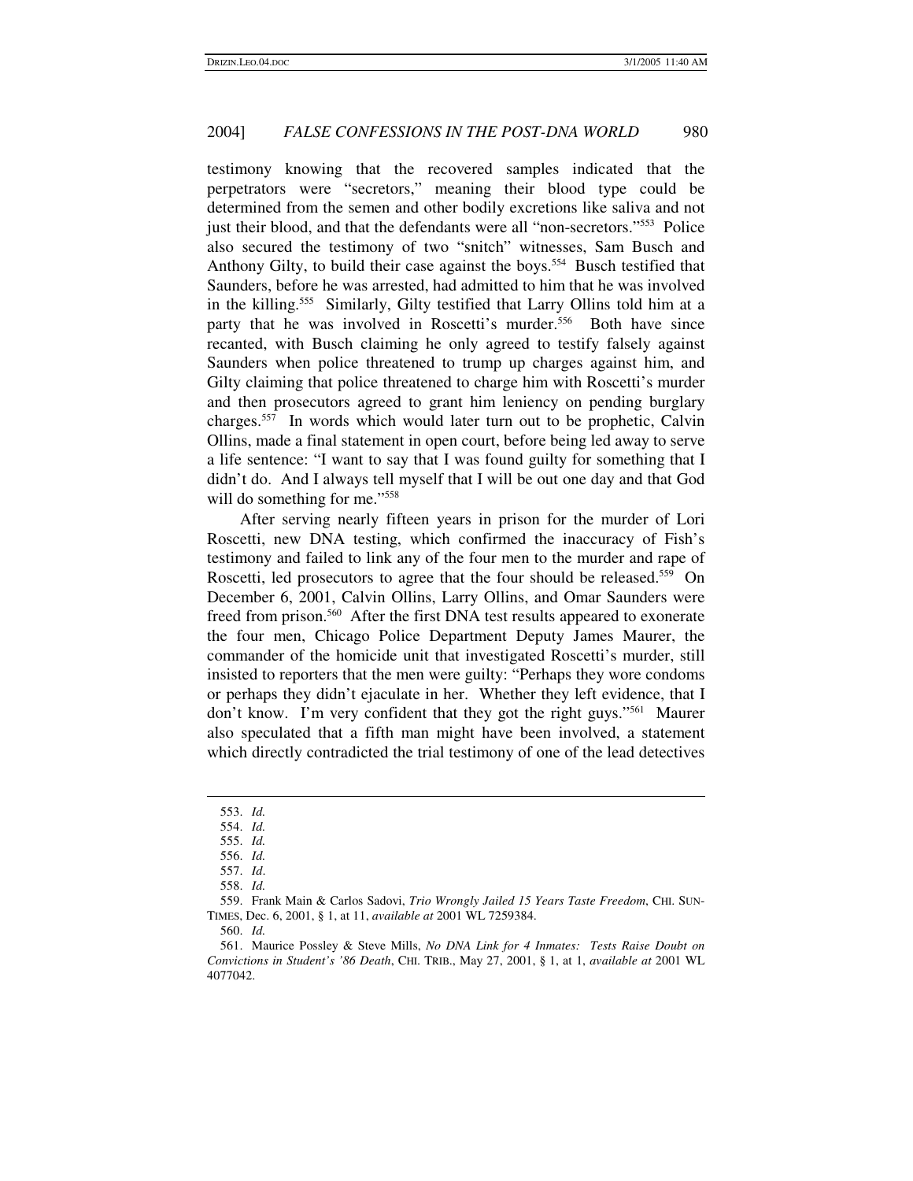testimony knowing that the recovered samples indicated that the perpetrators were "secretors," meaning their blood type could be determined from the semen and other bodily excretions like saliva and not just their blood, and that the defendants were all "non-secretors."[553] Police also secured the testimony of two "snitch" witnesses, Sam Busch and Anthony Gilty, to build their case against the boys.[554] Busch testified that Saunders, before he was arrested, had admitted to him that he was involved in the killing.[555] Similarly, Gilty testified that Larry Ollins told him at a party that he was involved in Roscetti's murder.[556] Both have since recanted, with Busch claiming he only agreed to testify falsely against Saunders when police threatened to trump up charges against him, and Gilty claiming that police threatened to charge him with Roscetti's murder and then prosecutors agreed to grant him leniency on pending burglary charges.[557] In words which would later turn out to be prophetic, Calvin Ollins, made a final statement in open court, before being led away to serve a life sentence: "I want to say that I was found guilty for something that I didn't do. And I always tell myself that I will be out one day and that God will do something for me."[558]

After serving nearly fifteen years in prison for the murder of Lori Roscetti, new DNA testing, which confirmed the inaccuracy of Fish's testimony and failed to link any of the four men to the murder and rape of Roscetti, led prosecutors to agree that the four should be released.[559] On December 6, 2001, Calvin Ollins, Larry Ollins, and Omar Saunders were freed from prison.[560] After the first DNA test results appeared to exonerate the four men, Chicago Police Department Deputy James Maurer, the commander of the homicide unit that investigated Roscetti's murder, still insisted to reporters that the men were guilty: "Perhaps they wore condoms or perhaps they didn't ejaculate in her. Whether they left evidence, that I don't know. I'm very confident that they got the right guys."[561] Maurer also speculated that a fifth man might have been involved, a statement which directly contradicted the trial testimony of one of the lead detectives

---

553. *Id.*

554. *Id.*

555. *Id.*

556. *Id.*

557. *Id*.

558. *Id.*

559. Frank Main & Carlos Sadovi, *Trio Wrongly Jailed 15 Years Taste Freedom*, CHI. SUN-TIMES, Dec. 6, 2001, § 1, at 11, *available at* 2001 WL 7259384.

560. *Id.*

561. Maurice Possley & Steve Mills, *No DNA Link for 4 Inmates: Tests Raise Doubt on Convictions in Student's '86 Death*, CHI. TRIB., May 27, 2001, § 1, at 1, *available at* 2001 WL 4077042.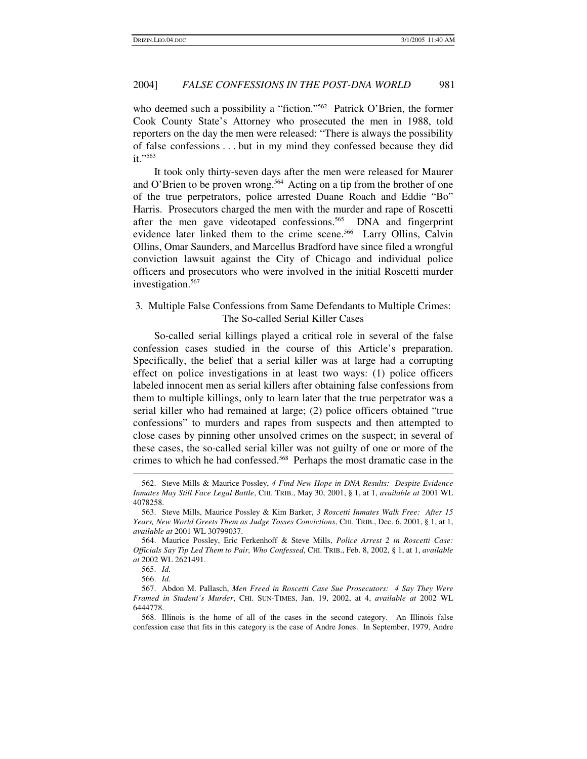who deemed such a possibility a "fiction."[562] Patrick O'Brien, the former Cook County State's Attorney who prosecuted the men in 1988, told reporters on the day the men were released: "There is always the possibility of false confessions . . . but in my mind they confessed because they did it."[563]

It took only thirty-seven days after the men were released for Maurer and O'Brien to be proven wrong.[564] Acting on a tip from the brother of one of the true perpetrators, police arrested Duane Roach and Eddie "Bo" Harris. Prosecutors charged the men with the murder and rape of Roscetti after the men gave videotaped confessions.[565] DNA and fingerprint evidence later linked them to the crime scene.[566] Larry Ollins, Calvin Ollins, Omar Saunders, and Marcellus Bradford have since filed a wrongful conviction lawsuit against the City of Chicago and individual police officers and prosecutors who were involved in the initial Roscetti murder investigation.[567]

### 3. Multiple False Confessions from Same Defendants to Multiple Crimes: The So-called Serial Killer Cases

So-called serial killings played a critical role in several of the false confession cases studied in the course of this Article's preparation. Specifically, the belief that a serial killer was at large had a corrupting effect on police investigations in at least two ways: (1) police officers labeled innocent men as serial killers after obtaining false confessions from them to multiple killings, only to learn later that the true perpetrator was a serial killer who had remained at large; (2) police officers obtained "true confessions" to murders and rapes from suspects and then attempted to close cases by pinning other unsolved crimes on the suspect; in several of these cases, the so-called serial killer was not guilty of one or more of the crimes to which he had confessed.[568] Perhaps the most dramatic case in the

---

562. Steve Mills & Maurice Possley, *4 Find New Hope in DNA Results: Despite Evidence Inmates May Still Face Legal Battle*, CHI. TRIB., May 30, 2001, § 1, at 1, *available at* 2001 WL 4078258.

563. Steve Mills, Maurice Possley & Kim Barker, *3 Roscetti Inmates Walk Free: After 15 Years, New World Greets Them as Judge Tosses Convictions*, CHI. TRIB., Dec. 6, 2001, § 1, at 1, *available at* 2001 WL 30799037.

564. Maurice Possley, Eric Ferkenhoff & Steve Mills, *Police Arrest 2 in Roscetti Case: Officials Say Tip Led Them to Pair, Who Confessed*, CHI. TRIB., Feb. 8, 2002, § 1, at 1, *available at* 2002 WL 2621491.

565. *Id.*

566. *Id.*

567. Abdon M. Pallasch, *Men Freed in Roscetti Case Sue Prosecutors: 4 Say They Were Framed in Student's Murder*, CHI. SUN-TIMES, Jan. 19, 2002, at 4, *available at* 2002 WL 6444778.

568. Illinois is the home of all of the cases in the second category. An Illinois false confession case that fits in this category is the case of Andre Jones. In September, 1979, Andre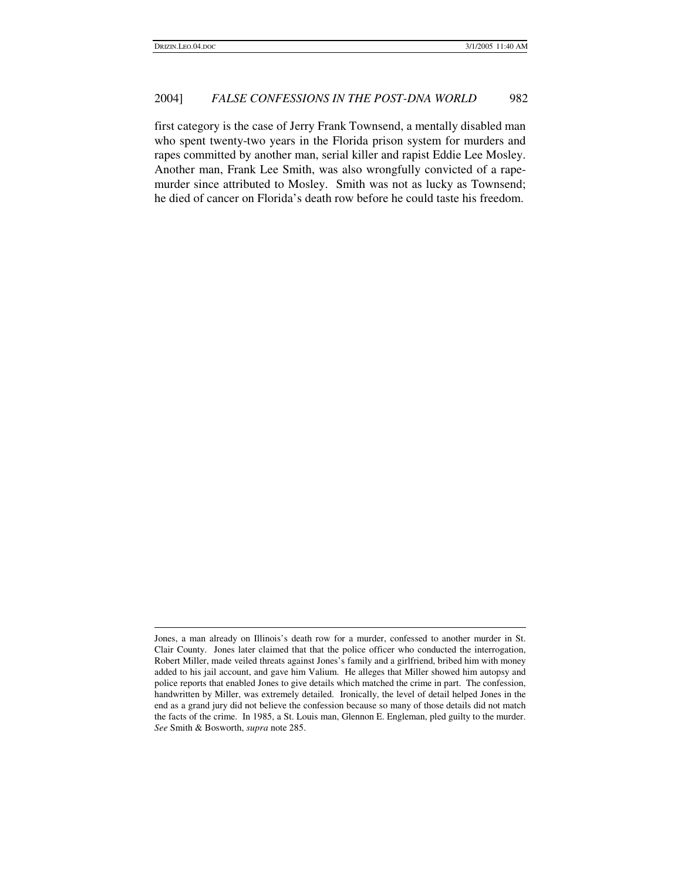first category is the case of Jerry Frank Townsend, a mentally disabled man who spent twenty-two years in the Florida prison system for murders and rapes committed by another man, serial killer and rapist Eddie Lee Mosley. Another man, Frank Lee Smith, was also wrongfully convicted of a rape-murder since attributed to Mosley. Smith was not as lucky as Townsend; he died of cancer on Florida's death row before he could taste his freedom.

---

Jones, a man already on Illinois's death row for a murder, confessed to another murder in St. Clair County. Jones later claimed that that the police officer who conducted the interrogation, Robert Miller, made veiled threats against Jones's family and a girlfriend, bribed him with money added to his jail account, and gave him Valium. He alleges that Miller showed him autopsy and police reports that enabled Jones to give details which matched the crime in part. The confession, handwritten by Miller, was extremely detailed. Ironically, the level of detail helped Jones in the end as a grand jury did not believe the confession because so many of those details did not match the facts of the crime. In 1985, a St. Louis man, Glennon E. Engleman, pled guilty to the murder. *See* Smith & Bosworth, *supra* note 285.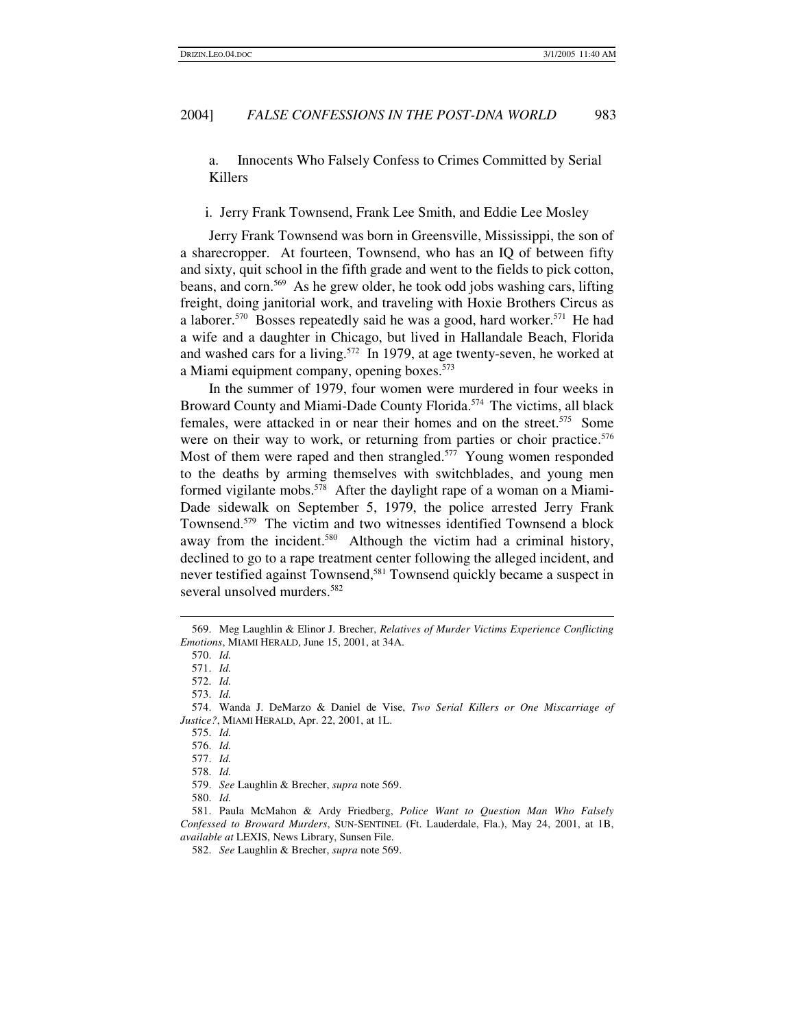a. Innocents Who Falsely Confess to Crimes Committed by Serial Killers

i. Jerry Frank Townsend, Frank Lee Smith, and Eddie Lee Mosley

Jerry Frank Townsend was born in Greensville, Mississippi, the son of a sharecropper. At fourteen, Townsend, who has an IQ of between fifty and sixty, quit school in the fifth grade and went to the fields to pick cotton, beans, and corn.[569] As he grew older, he took odd jobs washing cars, lifting freight, doing janitorial work, and traveling with Hoxie Brothers Circus as a laborer.[570] Bosses repeatedly said he was a good, hard worker.[571] He had a wife and a daughter in Chicago, but lived in Hallandale Beach, Florida and washed cars for a living.[572] In 1979, at age twenty-seven, he worked at a Miami equipment company, opening boxes.[573]

In the summer of 1979, four women were murdered in four weeks in Broward County and Miami-Dade County Florida.[574] The victims, all black females, were attacked in or near their homes and on the street.[575] Some were on their way to work, or returning from parties or choir practice.[576] Most of them were raped and then strangled.[577] Young women responded to the deaths by arming themselves with switchblades, and young men formed vigilante mobs.[578] After the daylight rape of a woman on a Miami-Dade sidewalk on September 5, 1979, the police arrested Jerry Frank Townsend.[579] The victim and two witnesses identified Townsend a block away from the incident.[580] Although the victim had a criminal history, declined to go to a rape treatment center following the alleged incident, and never testified against Townsend,[581] Townsend quickly became a suspect in several unsolved murders.[582]

---

569. Meg Laughlin & Elinor J. Brecher, *Relatives of Murder Victims Experience Conflicting Emotions*, MIAMI HERALD, June 15, 2001, at 34A.

570. *Id.*

571. *Id.*

572. *Id.*

573. *Id.*

574. Wanda J. DeMarzo & Daniel de Vise, *Two Serial Killers or One Miscarriage of Justice?*, MIAMI HERALD, Apr. 22, 2001, at 1L.

575. *Id.*

576. *Id.*

577. *Id.*

578. *Id.*

579. *See* Laughlin & Brecher, *supra* note 569.

580. *Id.*

581. Paula McMahon & Ardy Friedberg, *Police Want to Question Man Who Falsely Confessed to Broward Murders*, SUN-SENTINEL (Ft. Lauderdale, Fla.), May 24, 2001, at 1B, *available at* LEXIS, News Library, Sunsen File.

582. *See* Laughlin & Brecher, *supra* note 569.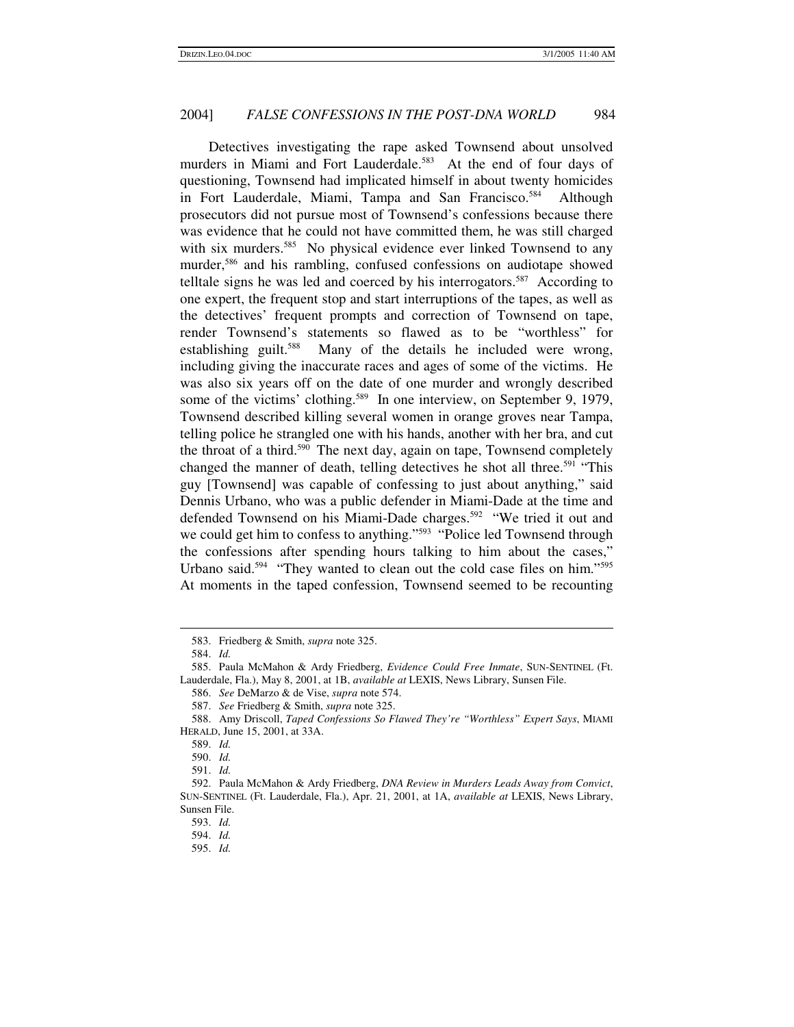Detectives investigating the rape asked Townsend about unsolved murders in Miami and Fort Lauderdale.[583] At the end of four days of questioning, Townsend had implicated himself in about twenty homicides in Fort Lauderdale, Miami, Tampa and San Francisco.[584] Although prosecutors did not pursue most of Townsend's confessions because there was evidence that he could not have committed them, he was still charged with six murders.[585] No physical evidence ever linked Townsend to any murder,[586] and his rambling, confused confessions on audiotape showed telltale signs he was led and coerced by his interrogators.[587] According to one expert, the frequent stop and start interruptions of the tapes, as well as the detectives' frequent prompts and correction of Townsend on tape, render Townsend's statements so flawed as to be "worthless" for establishing guilt.[588] Many of the details he included were wrong, including giving the inaccurate races and ages of some of the victims. He was also six years off on the date of one murder and wrongly described some of the victims' clothing.[589] In one interview, on September 9, 1979, Townsend described killing several women in orange groves near Tampa, telling police he strangled one with his hands, another with her bra, and cut the throat of a third.[590] The next day, again on tape, Townsend completely changed the manner of death, telling detectives he shot all three.[591] "This guy [Townsend] was capable of confessing to just about anything," said Dennis Urbano, who was a public defender in Miami-Dade at the time and defended Townsend on his Miami-Dade charges.[592] "We tried it out and we could get him to confess to anything."[593] "Police led Townsend through the confessions after spending hours talking to him about the cases," Urbano said.[594] "They wanted to clean out the cold case files on him."[595] At moments in the taped confession, Townsend seemed to be recounting

---

583. Friedberg & Smith, *supra* note 325.

584. *Id.*

585. Paula McMahon & Ardy Friedberg, *Evidence Could Free Inmate*, SUN-SENTINEL (Ft. Lauderdale, Fla.), May 8, 2001, at 1B, *available at* LEXIS, News Library, Sunsen File.

586. *See* DeMarzo & de Vise, *supra* note 574.

587. *See* Friedberg & Smith, *supra* note 325.

588. Amy Driscoll, *Taped Confessions So Flawed They're "Worthless" Expert Says*, MIAMI HERALD, June 15, 2001, at 33A.

589. *Id.*

590. *Id.*

591. *Id.*

592. Paula McMahon & Ardy Friedberg, *DNA Review in Murders Leads Away from Convict*, SUN-SENTINEL (Ft. Lauderdale, Fla.), Apr. 21, 2001, at 1A, *available at* LEXIS, News Library, Sunsen File.

593. *Id.*

594. *Id.*

595. *Id.*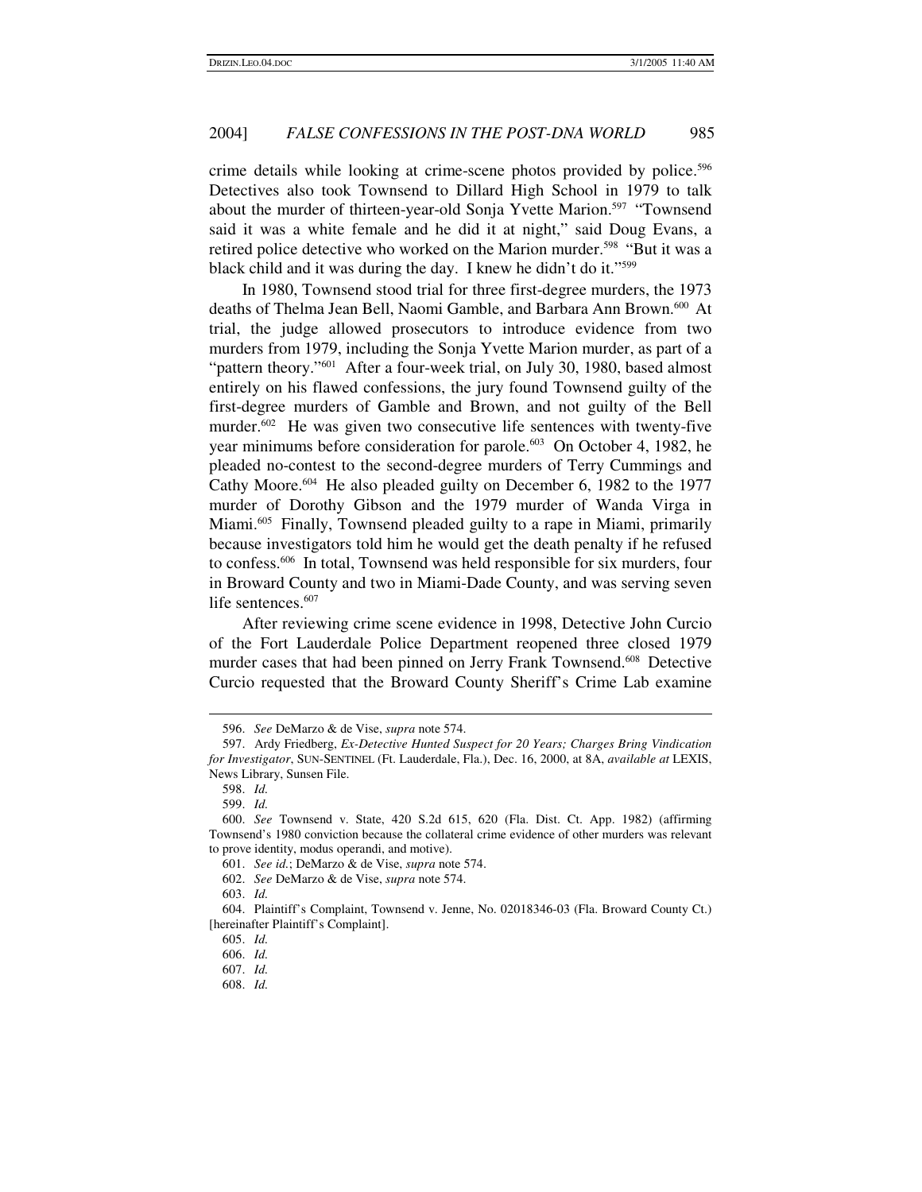crime details while looking at crime-scene photos provided by police.[596] Detectives also took Townsend to Dillard High School in 1979 to talk about the murder of thirteen-year-old Sonja Yvette Marion.[597] "Townsend said it was a white female and he did it at night," said Doug Evans, a retired police detective who worked on the Marion murder.[598] "But it was a black child and it was during the day. I knew he didn't do it."[599]

In 1980, Townsend stood trial for three first-degree murders, the 1973 deaths of Thelma Jean Bell, Naomi Gamble, and Barbara Ann Brown.[600] At trial, the judge allowed prosecutors to introduce evidence from two murders from 1979, including the Sonja Yvette Marion murder, as part of a "pattern theory."[601] After a four-week trial, on July 30, 1980, based almost entirely on his flawed confessions, the jury found Townsend guilty of the first-degree murders of Gamble and Brown, and not guilty of the Bell murder.[602] He was given two consecutive life sentences with twenty-five year minimums before consideration for parole.[603] On October 4, 1982, he pleaded no-contest to the second-degree murders of Terry Cummings and Cathy Moore.[604] He also pleaded guilty on December 6, 1982 to the 1977 murder of Dorothy Gibson and the 1979 murder of Wanda Virga in Miami.[605] Finally, Townsend pleaded guilty to a rape in Miami, primarily because investigators told him he would get the death penalty if he refused to confess.[606] In total, Townsend was held responsible for six murders, four in Broward County and two in Miami-Dade County, and was serving seven life sentences.[607]

After reviewing crime scene evidence in 1998, Detective John Curcio of the Fort Lauderdale Police Department reopened three closed 1979 murder cases that had been pinned on Jerry Frank Townsend.[608] Detective Curcio requested that the Broward County Sheriff's Crime Lab examine

---

596. *See* DeMarzo & de Vise, *supra* note 574.

597. Ardy Friedberg, *Ex-Detective Hunted Suspect for 20 Years; Charges Bring Vindication for Investigator*, SUN-SENTINEL (Ft. Lauderdale, Fla.), Dec. 16, 2000, at 8A, *available at* LEXIS, News Library, Sunsen File.

598. *Id.*

599. *Id.*

600. *See* Townsend v. State, 420 S.2d 615, 620 (Fla. Dist. Ct. App. 1982) (affirming Townsend's 1980 conviction because the collateral crime evidence of other murders was relevant to prove identity, modus operandi, and motive).

601. *See id.*; DeMarzo & de Vise, *supra* note 574.

602. *See* DeMarzo & de Vise, *supra* note 574.

603. *Id.*

604. Plaintiff's Complaint, Townsend v. Jenne, No. 02018346-03 (Fla. Broward County Ct.) [hereinafter Plaintiff's Complaint].

605. *Id.*

606. *Id.*

607. *Id.*

608. *Id.*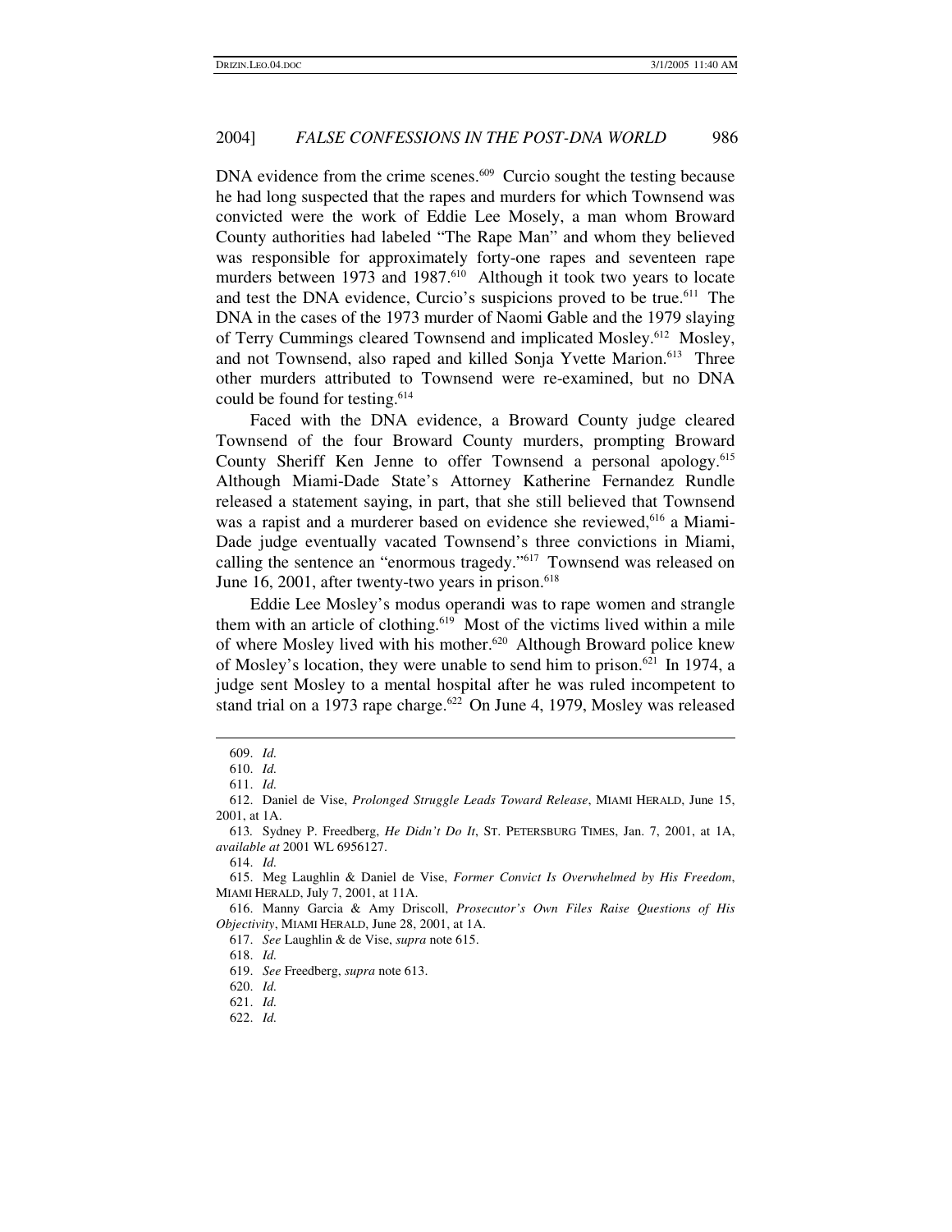DNA evidence from the crime scenes.[609] Curcio sought the testing because he had long suspected that the rapes and murders for which Townsend was convicted were the work of Eddie Lee Mosely, a man whom Broward County authorities had labeled "The Rape Man" and whom they believed was responsible for approximately forty-one rapes and seventeen rape murders between 1973 and 1987.[610] Although it took two years to locate and test the DNA evidence, Curcio's suspicions proved to be true.[611] The DNA in the cases of the 1973 murder of Naomi Gable and the 1979 slaying of Terry Cummings cleared Townsend and implicated Mosley.[612] Mosley, and not Townsend, also raped and killed Sonja Yvette Marion.[613] Three other murders attributed to Townsend were re-examined, but no DNA could be found for testing.[614]

Faced with the DNA evidence, a Broward County judge cleared Townsend of the four Broward County murders, prompting Broward County Sheriff Ken Jenne to offer Townsend a personal apology.[615] Although Miami-Dade State's Attorney Katherine Fernandez Rundle released a statement saying, in part, that she still believed that Townsend was a rapist and a murderer based on evidence she reviewed,[616] a Miami-Dade judge eventually vacated Townsend's three convictions in Miami, calling the sentence an "enormous tragedy."[617] Townsend was released on June 16, 2001, after twenty-two years in prison.[618]

Eddie Lee Mosley's modus operandi was to rape women and strangle them with an article of clothing.[619] Most of the victims lived within a mile of where Mosley lived with his mother.[620] Although Broward police knew of Mosley's location, they were unable to send him to prison.[621] In 1974, a judge sent Mosley to a mental hospital after he was ruled incompetent to stand trial on a 1973 rape charge.[622] On June 4, 1979, Mosley was released

---

609. *Id.*

610. *Id.*

611. *Id.*

612. Daniel de Vise, *Prolonged Struggle Leads Toward Release*, MIAMI HERALD, June 15, 2001, at 1A.

613. Sydney P. Freedberg, *He Didn't Do It*, ST. PETERSBURG TIMES, Jan. 7, 2001, at 1A, *available at* 2001 WL 6956127.

614. *Id.*

615. Meg Laughlin & Daniel de Vise, *Former Convict Is Overwhelmed by His Freedom*, MIAMI HERALD, July 7, 2001, at 11A.

616. Manny Garcia & Amy Driscoll, *Prosecutor's Own Files Raise Questions of His Objectivity*, MIAMI HERALD, June 28, 2001, at 1A.

617. *See* Laughlin & de Vise, *supra* note 615.

618. *Id.*

619. *See* Freedberg, *supra* note 613.

620. *Id.*

621. *Id.*

622. *Id.*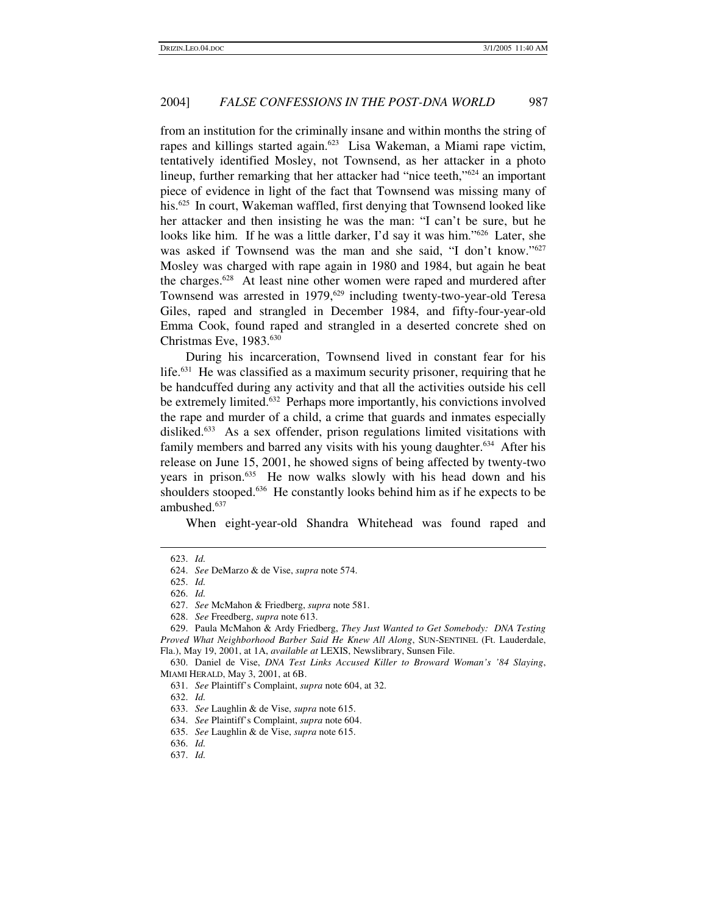from an institution for the criminally insane and within months the string of rapes and killings started again.[623] Lisa Wakeman, a Miami rape victim, tentatively identified Mosley, not Townsend, as her attacker in a photo lineup, further remarking that her attacker had "nice teeth,"[624] an important piece of evidence in light of the fact that Townsend was missing many of his.[625] In court, Wakeman waffled, first denying that Townsend looked like her attacker and then insisting he was the man: "I can't be sure, but he looks like him. If he was a little darker, I'd say it was him."[626] Later, she was asked if Townsend was the man and she said, "I don't know."[627] Mosley was charged with rape again in 1980 and 1984, but again he beat the charges.[628] At least nine other women were raped and murdered after Townsend was arrested in 1979,[629] including twenty-two-year-old Teresa Giles, raped and strangled in December 1984, and fifty-four-year-old Emma Cook, found raped and strangled in a deserted concrete shed on Christmas Eve, 1983.[630]

During his incarceration, Townsend lived in constant fear for his life.[631] He was classified as a maximum security prisoner, requiring that he be handcuffed during any activity and that all the activities outside his cell be extremely limited.[632] Perhaps more importantly, his convictions involved the rape and murder of a child, a crime that guards and inmates especially disliked.[633] As a sex offender, prison regulations limited visitations with family members and barred any visits with his young daughter.[634] After his release on June 15, 2001, he showed signs of being affected by twenty-two years in prison.[635] He now walks slowly with his head down and his shoulders stooped.[636] He constantly looks behind him as if he expects to be ambushed.[637]

When eight-year-old Shandra Whitehead was found raped and

---

623. *Id.*

624. *See* DeMarzo & de Vise, *supra* note 574.

625. *Id.*

626. *Id.*

627. *See* McMahon & Friedberg, *supra* note 581.

628. *See* Freedberg, *supra* note 613.

629. Paula McMahon & Ardy Friedberg, *They Just Wanted to Get Somebody: DNA Testing Proved What Neighborhood Barber Said He Knew All Along*, SUN-SENTINEL (Ft. Lauderdale, Fla.), May 19, 2001, at 1A, *available at* LEXIS, Newslibrary, Sunsen File.

630. Daniel de Vise, *DNA Test Links Accused Killer to Broward Woman's '84 Slaying*, MIAMI HERALD, May 3, 2001, at 6B.

631. *See* Plaintiff's Complaint, *supra* note 604, at 32.

632. *Id.*

633. *See* Laughlin & de Vise, *supra* note 615.

634. *See* Plaintiff's Complaint, *supra* note 604.

635. *See* Laughlin & de Vise, *supra* note 615.

636. *Id.*

637. *Id.*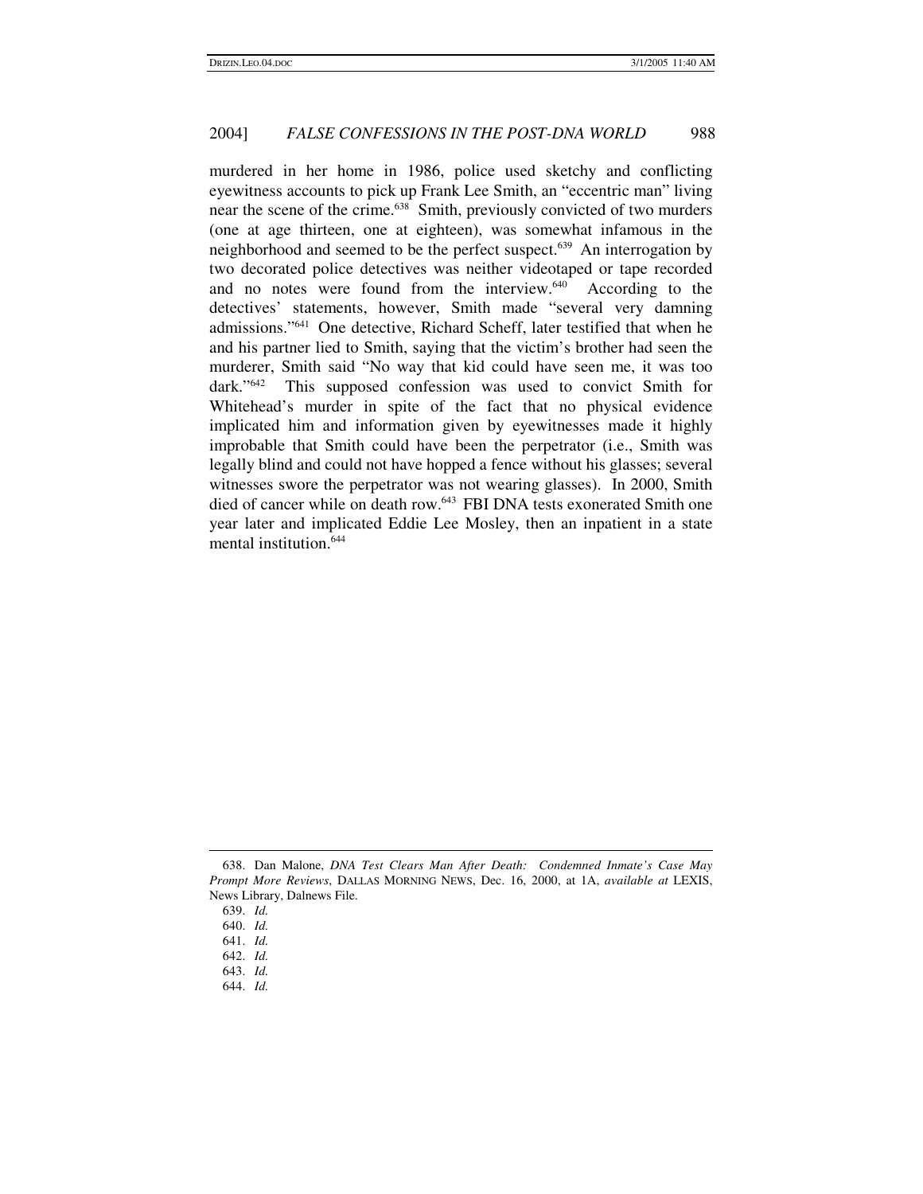murdered in her home in 1986, police used sketchy and conflicting eyewitness accounts to pick up Frank Lee Smith, an "eccentric man" living near the scene of the crime.[638] Smith, previously convicted of two murders (one at age thirteen, one at eighteen), was somewhat infamous in the neighborhood and seemed to be the perfect suspect.[639] An interrogation by two decorated police detectives was neither videotaped or tape recorded and no notes were found from the interview.[640] According to the detectives' statements, however, Smith made "several very damning admissions."[641] One detective, Richard Scheff, later testified that when he and his partner lied to Smith, saying that the victim's brother had seen the murderer, Smith said "No way that kid could have seen me, it was too dark."[642] This supposed confession was used to convict Smith for Whitehead's murder in spite of the fact that no physical evidence implicated him and information given by eyewitnesses made it highly improbable that Smith could have been the perpetrator (i.e., Smith was legally blind and could not have hopped a fence without his glasses; several witnesses swore the perpetrator was not wearing glasses). In 2000, Smith died of cancer while on death row.[643] FBI DNA tests exonerated Smith one year later and implicated Eddie Lee Mosley, then an inpatient in a state mental institution.[644]

---

638. Dan Malone, *DNA Test Clears Man After Death: Condemned Inmate's Case May Prompt More Reviews*, DALLAS MORNING NEWS, Dec. 16, 2000, at 1A, *available at* LEXIS, News Library, Dalnews File.

639. *Id.*

640. *Id.*

641. *Id.*

642. *Id.*

643. *Id.*

644. *Id.*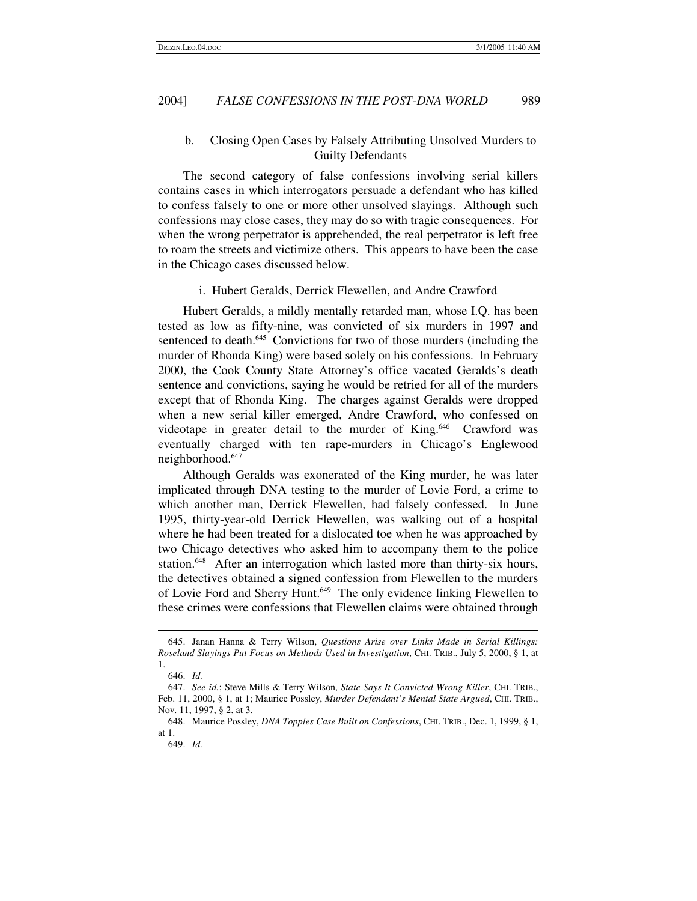#### b. Closing Open Cases by Falsely Attributing Unsolved Murders to Guilty Defendants

The second category of false confessions involving serial killers contains cases in which interrogators persuade a defendant who has killed to confess falsely to one or more other unsolved slayings. Although such confessions may close cases, they may do so with tragic consequences. For when the wrong perpetrator is apprehended, the real perpetrator is left free to roam the streets and victimize others. This appears to have been the case in the Chicago cases discussed below.

##### i. Hubert Geralds, Derrick Flewellen, and Andre Crawford

Hubert Geralds, a mildly mentally retarded man, whose I.Q. has been tested as low as fifty-nine, was convicted of six murders in 1997 and sentenced to death.[645] Convictions for two of those murders (including the murder of Rhonda King) were based solely on his confessions. In February 2000, the Cook County State Attorney's office vacated Geralds's death sentence and convictions, saying he would be retried for all of the murders except that of Rhonda King. The charges against Geralds were dropped when a new serial killer emerged, Andre Crawford, who confessed on videotape in greater detail to the murder of King.[646] Crawford was eventually charged with ten rape-murders in Chicago's Englewood neighborhood.[647]

Although Geralds was exonerated of the King murder, he was later implicated through DNA testing to the murder of Lovie Ford, a crime to which another man, Derrick Flewellen, had falsely confessed. In June 1995, thirty-year-old Derrick Flewellen, was walking out of a hospital where he had been treated for a dislocated toe when he was approached by two Chicago detectives who asked him to accompany them to the police station.[648] After an interrogation which lasted more than thirty-six hours, the detectives obtained a signed confession from Flewellen to the murders of Lovie Ford and Sherry Hunt.[649] The only evidence linking Flewellen to these crimes were confessions that Flewellen claims were obtained through

---

645. Janan Hanna & Terry Wilson, *Questions Arise over Links Made in Serial Killings: Roseland Slayings Put Focus on Methods Used in Investigation*, CHI. TRIB., July 5, 2000, § 1, at 1.

646. *Id.*

647. *See id.*; Steve Mills & Terry Wilson, *State Says It Convicted Wrong Killer*, CHI. TRIB., Feb. 11, 2000, § 1, at 1; Maurice Possley, *Murder Defendant's Mental State Argued*, CHI. TRIB., Nov. 11, 1997, § 2, at 3.

648. Maurice Possley, *DNA Topples Case Built on Confessions*, CHI. TRIB., Dec. 1, 1999, § 1, at 1.

649. *Id.*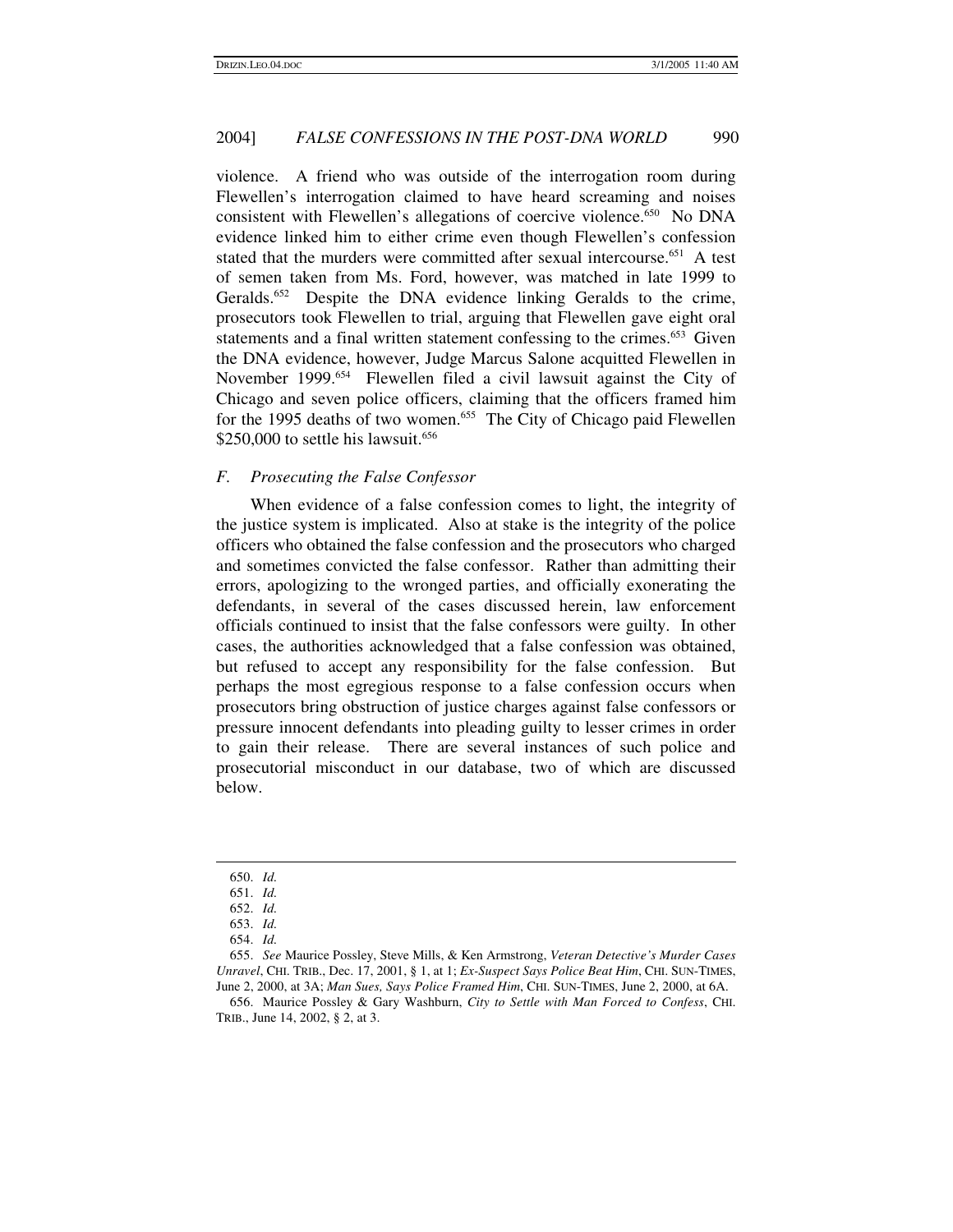violence. A friend who was outside of the interrogation room during Flewellen's interrogation claimed to have heard screaming and noises consistent with Flewellen's allegations of coercive violence.[650] No DNA evidence linked him to either crime even though Flewellen's confession stated that the murders were committed after sexual intercourse.[651] A test of semen taken from Ms. Ford, however, was matched in late 1999 to Geralds.[652] Despite the DNA evidence linking Geralds to the crime, prosecutors took Flewellen to trial, arguing that Flewellen gave eight oral statements and a final written statement confessing to the crimes.[653] Given the DNA evidence, however, Judge Marcus Salone acquitted Flewellen in November 1999.[654] Flewellen filed a civil lawsuit against the City of Chicago and seven police officers, claiming that the officers framed him for the 1995 deaths of two women.[655] The City of Chicago paid Flewellen $250,000 to settle his lawsuit.[656]

### *F. Prosecuting the False Confessor*

When evidence of a false confession comes to light, the integrity of the justice system is implicated. Also at stake is the integrity of the police officers who obtained the false confession and the prosecutors who charged and sometimes convicted the false confessor. Rather than admitting their errors, apologizing to the wronged parties, and officially exonerating the defendants, in several of the cases discussed herein, law enforcement officials continued to insist that the false confessors were guilty. In other cases, the authorities acknowledged that a false confession was obtained, but refused to accept any responsibility for the false confession. But perhaps the most egregious response to a false confession occurs when prosecutors bring obstruction of justice charges against false confessors or pressure innocent defendants into pleading guilty to lesser crimes in order to gain their release. There are several instances of such police and prosecutorial misconduct in our database, two of which are discussed below.

---

650. *Id.*

651. *Id.*

652. *Id.*

653. *Id.*

654. *Id.*

655. *See* Maurice Possley, Steve Mills, & Ken Armstrong, *Veteran Detective's Murder Cases Unravel*, CHI. TRIB., Dec. 17, 2001, § 1, at 1; *Ex-Suspect Says Police Beat Him*, CHI. SUN-TIMES, June 2, 2000, at 3A; *Man Sues, Says Police Framed Him*, CHI. SUN-TIMES, June 2, 2000, at 6A.

656. Maurice Possley & Gary Washburn, *City to Settle with Man Forced to Confess*, CHI. TRIB., June 14, 2002, § 2, at 3.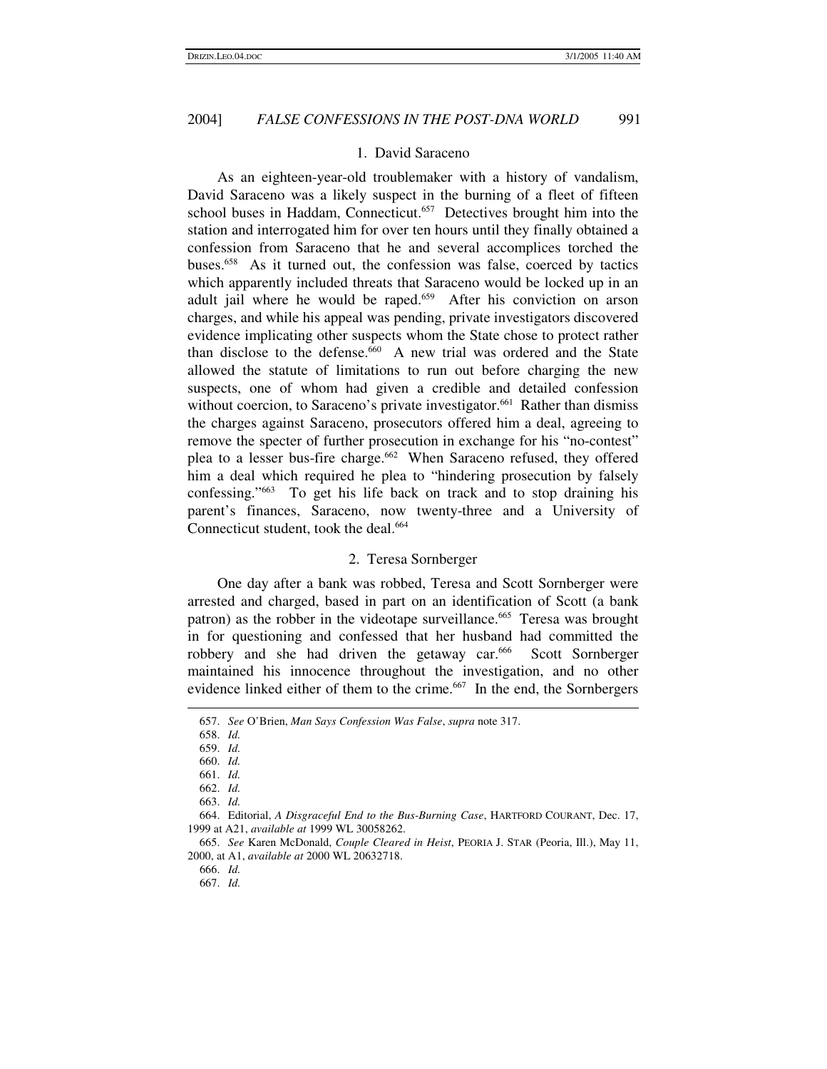### 1. David Saraceno

As an eighteen-year-old troublemaker with a history of vandalism, David Saraceno was a likely suspect in the burning of a fleet of fifteen school buses in Haddam, Connecticut.[657] Detectives brought him into the station and interrogated him for over ten hours until they finally obtained a confession from Saraceno that he and several accomplices torched the buses.[658] As it turned out, the confession was false, coerced by tactics which apparently included threats that Saraceno would be locked up in an adult jail where he would be raped.[659] After his conviction on arson charges, and while his appeal was pending, private investigators discovered evidence implicating other suspects whom the State chose to protect rather than disclose to the defense.[660] A new trial was ordered and the State allowed the statute of limitations to run out before charging the new suspects, one of whom had given a credible and detailed confession without coercion, to Saraceno's private investigator.[661] Rather than dismiss the charges against Saraceno, prosecutors offered him a deal, agreeing to remove the specter of further prosecution in exchange for his "no-contest" plea to a lesser bus-fire charge.[662] When Saraceno refused, they offered him a deal which required he plea to "hindering prosecution by falsely confessing."[663] To get his life back on track and to stop draining his parent's finances, Saraceno, now twenty-three and a University of Connecticut student, took the deal.[664]

### 2. Teresa Sornberger

One day after a bank was robbed, Teresa and Scott Sornberger were arrested and charged, based in part on an identification of Scott (a bank patron) as the robber in the videotape surveillance.[665] Teresa was brought in for questioning and confessed that her husband had committed the robbery and she had driven the getaway car.[666] Scott Sornberger maintained his innocence throughout the investigation, and no other evidence linked either of them to the crime.[667] In the end, the Sornbergers

---

657. *See* O'Brien, *Man Says Confession Was False*, *supra* note 317.

658. *Id.*

659. *Id.*

660. *Id.*

661. *Id.*

662. *Id.*

663. *Id.*

664. Editorial, *A Disgraceful End to the Bus-Burning Case*, HARTFORD COURANT, Dec. 17, 1999 at A21, *available at* 1999 WL 30058262.

665. *See* Karen McDonald, *Couple Cleared in Heist*, PEORIA J. STAR (Peoria, Ill.), May 11, 2000, at A1, *available at* 2000 WL 20632718.

666. *Id.*

667. *Id.*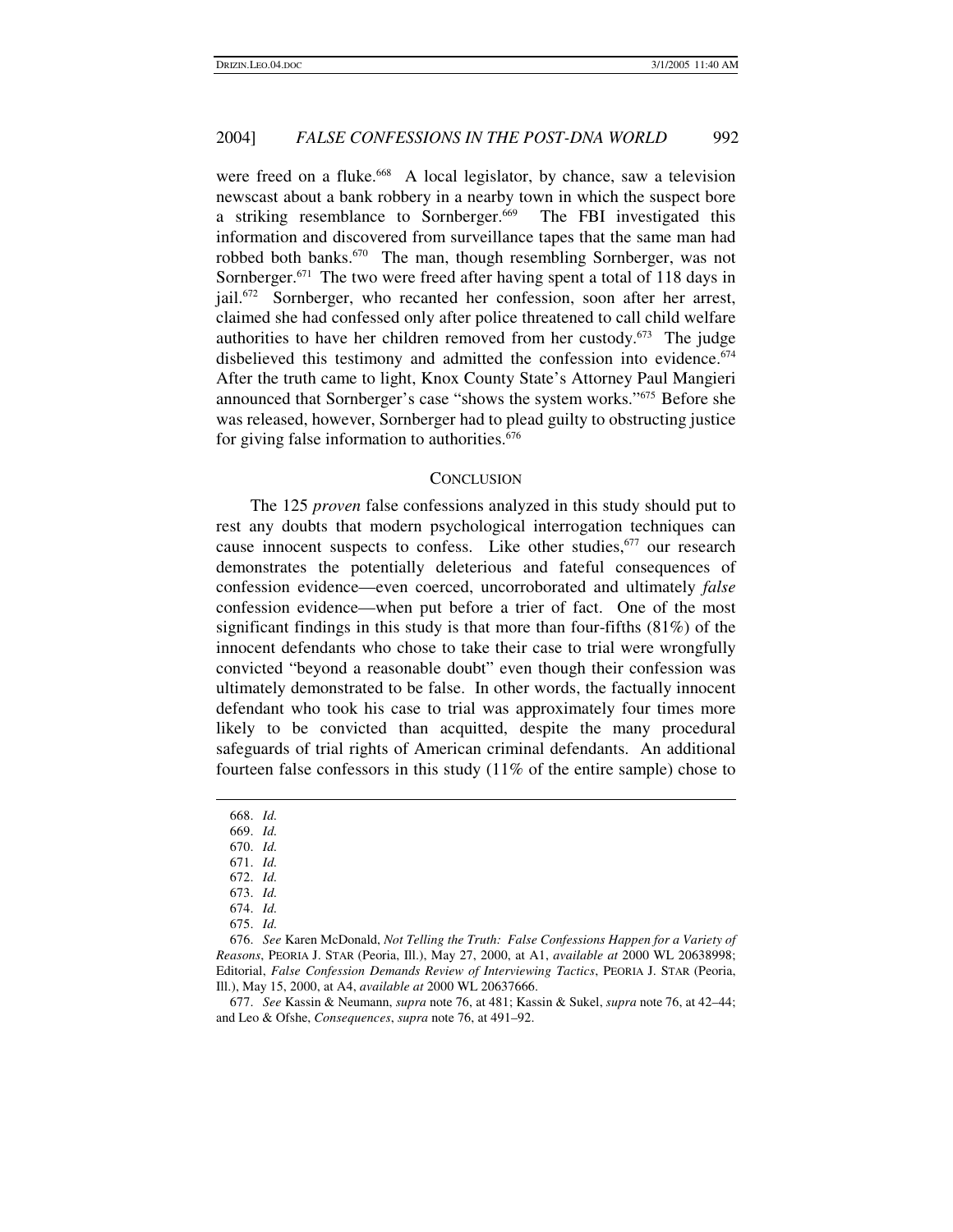were freed on a fluke.[668] A local legislator, by chance, saw a television newscast about a bank robbery in a nearby town in which the suspect bore a striking resemblance to Sornberger.[669] The FBI investigated this information and discovered from surveillance tapes that the same man had robbed both banks.[670] The man, though resembling Sornberger, was not Sornberger.[671] The two were freed after having spent a total of 118 days in jail.[672] Sornberger, who recanted her confession, soon after her arrest, claimed she had confessed only after police threatened to call child welfare authorities to have her children removed from her custody.[673] The judge disbelieved this testimony and admitted the confession into evidence.[674] After the truth came to light, Knox County State's Attorney Paul Mangieri announced that Sornberger's case "shows the system works."[675] Before she was released, however, Sornberger had to plead guilty to obstructing justice for giving false information to authorities.[676]

## CONCLUSION

The 125 *proven* false confessions analyzed in this study should put to rest any doubts that modern psychological interrogation techniques can cause innocent suspects to confess. Like other studies,[677] our research demonstrates the potentially deleterious and fateful consequences of confession evidence—even coerced, uncorroborated and ultimately *false* confession evidence—when put before a trier of fact. One of the most significant findings in this study is that more than four-fifths (81%) of the innocent defendants who chose to take their case to trial were wrongfully convicted "beyond a reasonable doubt" even though their confession was ultimately demonstrated to be false. In other words, the factually innocent defendant who took his case to trial was approximately four times more likely to be convicted than acquitted, despite the many procedural safeguards of trial rights of American criminal defendants. An additional fourteen false confessors in this study (11% of the entire sample) chose to

---

668. *Id.*

669. *Id.*

670. *Id.*

671. *Id.*

672. *Id.*

673. *Id.*

674. *Id.*

675. *Id.*

676. *See* Karen McDonald, *Not Telling the Truth: False Confessions Happen for a Variety of Reasons*, PEORIA J. STAR (Peoria, Ill.), May 27, 2000, at A1, *available at* 2000 WL 20638998; Editorial, *False Confession Demands Review of Interviewing Tactics*, PEORIA J. STAR (Peoria, Ill.), May 15, 2000, at A4, *available at* 2000 WL 20637666.

677. *See* Kassin & Neumann, *supra* note 76, at 481; Kassin & Sukel, *supra* note 76, at 42–44; and Leo & Ofshe, *Consequences*, *supra* note 76, at 491–92.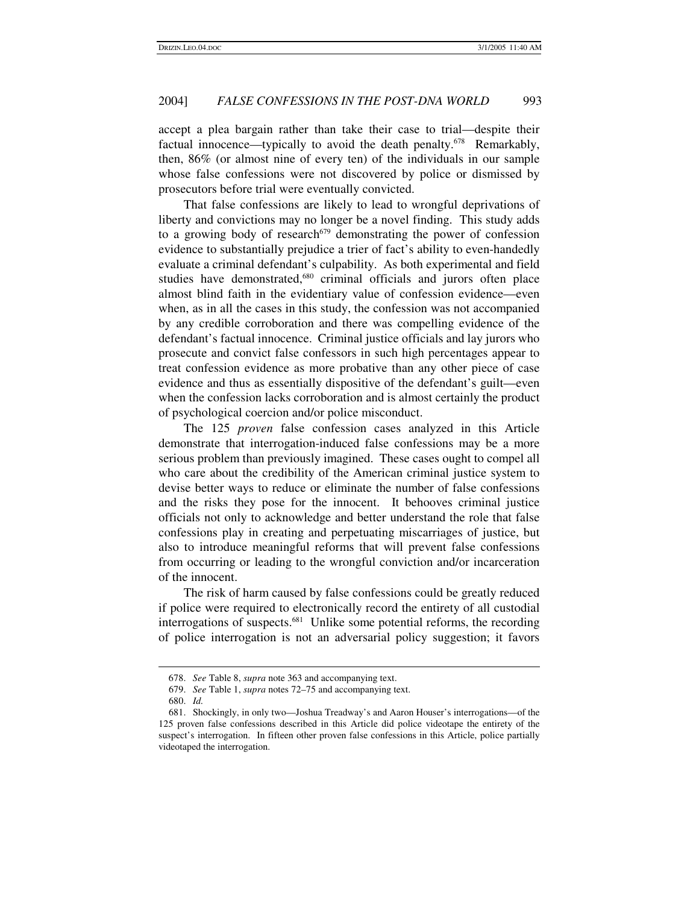accept a plea bargain rather than take their case to trial—despite their factual innocence—typically to avoid the death penalty.[678] Remarkably, then, 86% (or almost nine of every ten) of the individuals in our sample whose false confessions were not discovered by police or dismissed by prosecutors before trial were eventually convicted.

That false confessions are likely to lead to wrongful deprivations of liberty and convictions may no longer be a novel finding. This study adds to a growing body of research[679] demonstrating the power of confession evidence to substantially prejudice a trier of fact's ability to even-handedly evaluate a criminal defendant's culpability. As both experimental and field studies have demonstrated,[680] criminal officials and jurors often place almost blind faith in the evidentiary value of confession evidence—even when, as in all the cases in this study, the confession was not accompanied by any credible corroboration and there was compelling evidence of the defendant's factual innocence. Criminal justice officials and lay jurors who prosecute and convict false confessors in such high percentages appear to treat confession evidence as more probative than any other piece of case evidence and thus as essentially dispositive of the defendant's guilt—even when the confession lacks corroboration and is almost certainly the product of psychological coercion and/or police misconduct.

The 125 *proven* false confession cases analyzed in this Article demonstrate that interrogation-induced false confessions may be a more serious problem than previously imagined. These cases ought to compel all who care about the credibility of the American criminal justice system to devise better ways to reduce or eliminate the number of false confessions and the risks they pose for the innocent. It behooves criminal justice officials not only to acknowledge and better understand the role that false confessions play in creating and perpetuating miscarriages of justice, but also to introduce meaningful reforms that will prevent false confessions from occurring or leading to the wrongful conviction and/or incarceration of the innocent.

The risk of harm caused by false confessions could be greatly reduced if police were required to electronically record the entirety of all custodial interrogations of suspects.[681] Unlike some potential reforms, the recording of police interrogation is not an adversarial policy suggestion; it favors

---

678. *See* Table 8, *supra* note 363 and accompanying text.

679. *See* Table 1, *supra* notes 72–75 and accompanying text.

680. *Id.*

681. Shockingly, in only two—Joshua Treadway's and Aaron Houser's interrogations—of the 125 proven false confessions described in this Article did police videotape the entirety of the suspect's interrogation. In fifteen other proven false confessions in this Article, police partially videotaped the interrogation.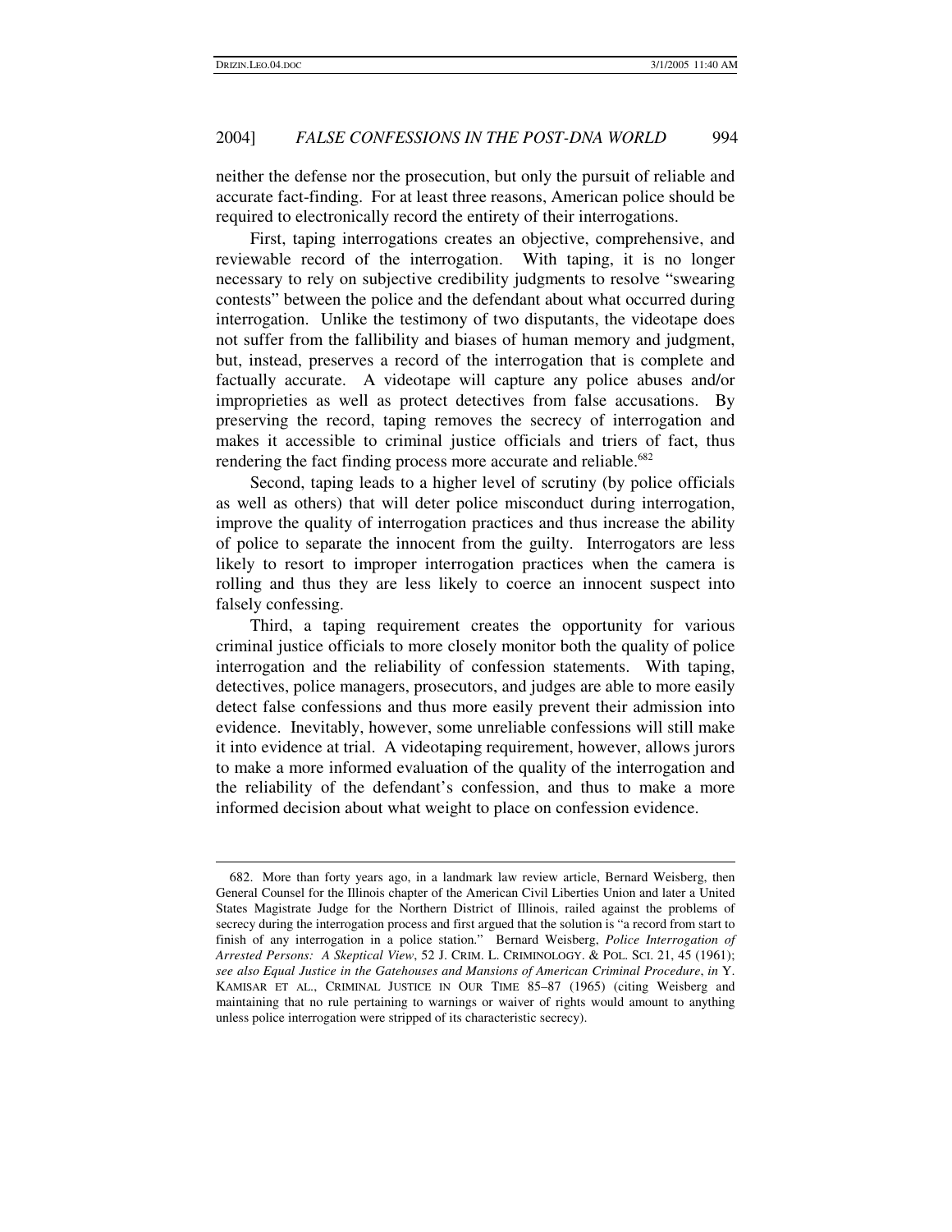neither the defense nor the prosecution, but only the pursuit of reliable and accurate fact-finding. For at least three reasons, American police should be required to electronically record the entirety of their interrogations.

First, taping interrogations creates an objective, comprehensive, and reviewable record of the interrogation. With taping, it is no longer necessary to rely on subjective credibility judgments to resolve "swearing contests" between the police and the defendant about what occurred during interrogation. Unlike the testimony of two disputants, the videotape does not suffer from the fallibility and biases of human memory and judgment, but, instead, preserves a record of the interrogation that is complete and factually accurate. A videotape will capture any police abuses and/or improprieties as well as protect detectives from false accusations. By preserving the record, taping removes the secrecy of interrogation and makes it accessible to criminal justice officials and triers of fact, thus rendering the fact finding process more accurate and reliable.[682]

Second, taping leads to a higher level of scrutiny (by police officials as well as others) that will deter police misconduct during interrogation, improve the quality of interrogation practices and thus increase the ability of police to separate the innocent from the guilty. Interrogators are less likely to resort to improper interrogation practices when the camera is rolling and thus they are less likely to coerce an innocent suspect into falsely confessing.

Third, a taping requirement creates the opportunity for various criminal justice officials to more closely monitor both the quality of police interrogation and the reliability of confession statements. With taping, detectives, police managers, prosecutors, and judges are able to more easily detect false confessions and thus more easily prevent their admission into evidence. Inevitably, however, some unreliable confessions will still make it into evidence at trial. A videotaping requirement, however, allows jurors to make a more informed evaluation of the quality of the interrogation and the reliability of the defendant's confession, and thus to make a more informed decision about what weight to place on confession evidence.

---

682. More than forty years ago, in a landmark law review article, Bernard Weisberg, then General Counsel for the Illinois chapter of the American Civil Liberties Union and later a United States Magistrate Judge for the Northern District of Illinois, railed against the problems of secrecy during the interrogation process and first argued that the solution is "a record from start to finish of any interrogation in a police station." Bernard Weisberg, *Police Interrogation of Arrested Persons: A Skeptical View*, 52 J. CRIM. L. CRIMINOLOGY. & POL. SCI. 21, 45 (1961); *see also Equal Justice in the Gatehouses and Mansions of American Criminal Procedure*, *in* Y. KAMISAR ET AL., CRIMINAL JUSTICE IN OUR TIME 85–87 (1965) (citing Weisberg and maintaining that no rule pertaining to warnings or waiver of rights would amount to anything unless police interrogation were stripped of its characteristic secrecy).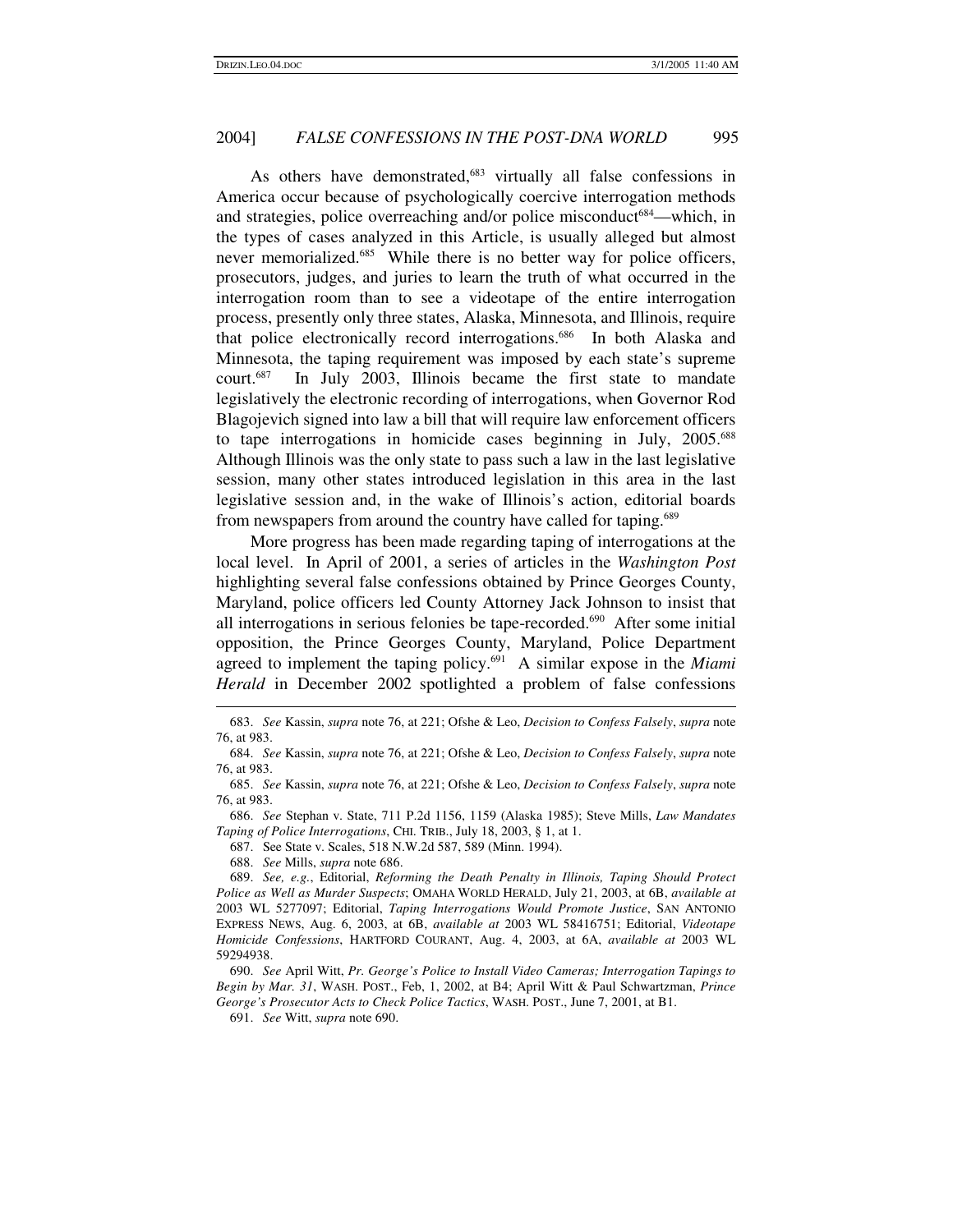As others have demonstrated,[683] virtually all false confessions in America occur because of psychologically coercive interrogation methods and strategies, police overreaching and/or police misconduct[684]—which, in the types of cases analyzed in this Article, is usually alleged but almost never memorialized.[685] While there is no better way for police officers, prosecutors, judges, and juries to learn the truth of what occurred in the interrogation room than to see a videotape of the entire interrogation process, presently only three states, Alaska, Minnesota, and Illinois, require that police electronically record interrogations.[686] In both Alaska and Minnesota, the taping requirement was imposed by each state's supreme court.[687] In July 2003, Illinois became the first state to mandate legislatively the electronic recording of interrogations, when Governor Rod Blagojevich signed into law a bill that will require law enforcement officers to tape interrogations in homicide cases beginning in July, 2005.[688] Although Illinois was the only state to pass such a law in the last legislative session, many other states introduced legislation in this area in the last legislative session and, in the wake of Illinois's action, editorial boards from newspapers from around the country have called for taping.[689]

More progress has been made regarding taping of interrogations at the local level. In April of 2001, a series of articles in the *Washington Post* highlighting several false confessions obtained by Prince Georges County, Maryland, police officers led County Attorney Jack Johnson to insist that all interrogations in serious felonies be tape-recorded.[690] After some initial opposition, the Prince Georges County, Maryland, Police Department agreed to implement the taping policy.[691] A similar expose in the *Miami Herald* in December 2002 spotlighted a problem of false confessions

---

683. *See* Kassin, *supra* note 76, at 221; Ofshe & Leo, *Decision to Confess Falsely*, *supra* note 76, at 983.

684. *See* Kassin, *supra* note 76, at 221; Ofshe & Leo, *Decision to Confess Falsely*, *supra* note 76, at 983.

685. *See* Kassin, *supra* note 76, at 221; Ofshe & Leo, *Decision to Confess Falsely*, *supra* note 76, at 983.

686. *See* Stephan v. State, 711 P.2d 1156, 1159 (Alaska 1985); Steve Mills, *Law Mandates Taping of Police Interrogations*, CHI. TRIB., July 18, 2003, § 1, at 1.

687. See State v. Scales, 518 N.W.2d 587, 589 (Minn. 1994).

688. *See* Mills, *supra* note 686.

689. *See, e.g.*, Editorial, *Reforming the Death Penalty in Illinois, Taping Should Protect Police as Well as Murder Suspects*; OMAHA WORLD HERALD, July 21, 2003, at 6B, *available at* 2003 WL 5277097; Editorial, *Taping Interrogations Would Promote Justice*, SAN ANTONIO EXPRESS NEWS, Aug. 6, 2003, at 6B, *available at* 2003 WL 58416751; Editorial, *Videotape Homicide Confessions*, HARTFORD COURANT, Aug. 4, 2003, at 6A, *available at* 2003 WL 59294938.

690. *See* April Witt, *Pr. George's Police to Install Video Cameras; Interrogation Tapings to Begin by Mar. 31*, WASH. POST., Feb, 1, 2002, at B4; April Witt & Paul Schwartzman, *Prince George's Prosecutor Acts to Check Police Tactics*, WASH. POST., June 7, 2001, at B1.

691. *See* Witt, *supra* note 690.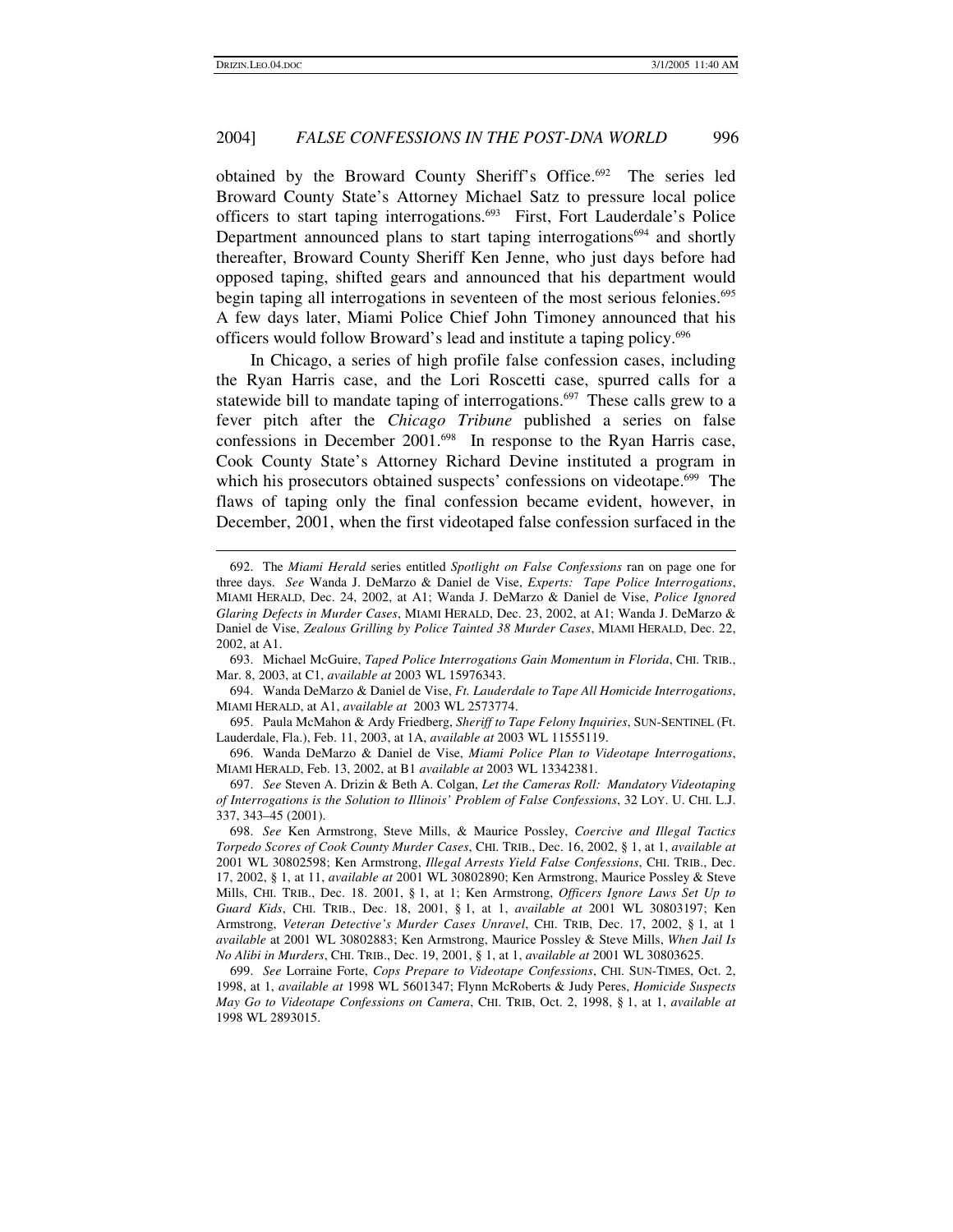obtained by the Broward County Sheriff's Office.[692] The series led Broward County State's Attorney Michael Satz to pressure local police officers to start taping interrogations.[693] First, Fort Lauderdale's Police Department announced plans to start taping interrogations[694] and shortly thereafter, Broward County Sheriff Ken Jenne, who just days before had opposed taping, shifted gears and announced that his department would begin taping all interrogations in seventeen of the most serious felonies.[695] A few days later, Miami Police Chief John Timoney announced that his officers would follow Broward's lead and institute a taping policy.[696]

In Chicago, a series of high profile false confession cases, including the Ryan Harris case, and the Lori Roscetti case, spurred calls for a statewide bill to mandate taping of interrogations.[697] These calls grew to a fever pitch after the *Chicago Tribune* published a series on false confessions in December 2001.[698] In response to the Ryan Harris case, Cook County State's Attorney Richard Devine instituted a program in which his prosecutors obtained suspects' confessions on videotape.[699] The flaws of taping only the final confession became evident, however, in December, 2001, when the first videotaped false confession surfaced in the

---

692. The *Miami Herald* series entitled *Spotlight on False Confessions* ran on page one for three days. *See* Wanda J. DeMarzo & Daniel de Vise, *Experts: Tape Police Interrogations*, MIAMI HERALD, Dec. 24, 2002, at A1; Wanda J. DeMarzo & Daniel de Vise, *Police Ignored Glaring Defects in Murder Cases*, MIAMI HERALD, Dec. 23, 2002, at A1; Wanda J. DeMarzo & Daniel de Vise, *Zealous Grilling by Police Tainted 38 Murder Cases*, MIAMI HERALD, Dec. 22, 2002, at A1.

693. Michael McGuire, *Taped Police Interrogations Gain Momentum in Florida*, CHI. TRIB., Mar. 8, 2003, at C1, *available at* 2003 WL 15976343.

694. Wanda DeMarzo & Daniel de Vise, *Ft. Lauderdale to Tape All Homicide Interrogations*, MIAMI HERALD, at A1, *available at* 2003 WL 2573774.

695. Paula McMahon & Ardy Friedberg, *Sheriff to Tape Felony Inquiries*, SUN-SENTINEL (Ft. Lauderdale, Fla.), Feb. 11, 2003, at 1A, *available at* 2003 WL 11555119.

696. Wanda DeMarzo & Daniel de Vise, *Miami Police Plan to Videotape Interrogations*, MIAMI HERALD, Feb. 13, 2002, at B1 *available at* 2003 WL 13342381.

697. *See* Steven A. Drizin & Beth A. Colgan, *Let the Cameras Roll: Mandatory Videotaping of Interrogations is the Solution to Illinois' Problem of False Confessions*, 32 LOY. U. CHI. L.J. 337, 343–45 (2001).

698. *See* Ken Armstrong, Steve Mills, & Maurice Possley, *Coercive and Illegal Tactics Torpedo Scores of Cook County Murder Cases*, CHI. TRIB., Dec. 16, 2002, § 1, at 1, *available at* 2001 WL 30802598; Ken Armstrong, *Illegal Arrests Yield False Confessions*, CHI. TRIB., Dec. 17, 2002, § 1, at 11, *available at* 2001 WL 30802890; Ken Armstrong, Maurice Possley & Steve Mills, CHI. TRIB., Dec. 18. 2001, § 1, at 1; Ken Armstrong, *Officers Ignore Laws Set Up to Guard Kids*, CHI. TRIB., Dec. 18, 2001, § 1, at 1, *available at* 2001 WL 30803197; Ken Armstrong, *Veteran Detective's Murder Cases Unravel*, CHI. TRIB, Dec. 17, 2002, § 1, at 1 *available* at 2001 WL 30802883; Ken Armstrong, Maurice Possley & Steve Mills, *When Jail Is No Alibi in Murders*, CHI. TRIB., Dec. 19, 2001, § 1, at 1, *available at* 2001 WL 30803625.

699. *See* Lorraine Forte, *Cops Prepare to Videotape Confessions*, CHI. SUN-TIMES, Oct. 2, 1998, at 1, *available at* 1998 WL 5601347; Flynn McRoberts & Judy Peres, *Homicide Suspects May Go to Videotape Confessions on Camera*, CHI. TRIB, Oct. 2, 1998, § 1, at 1, *available at* 1998 WL 2893015.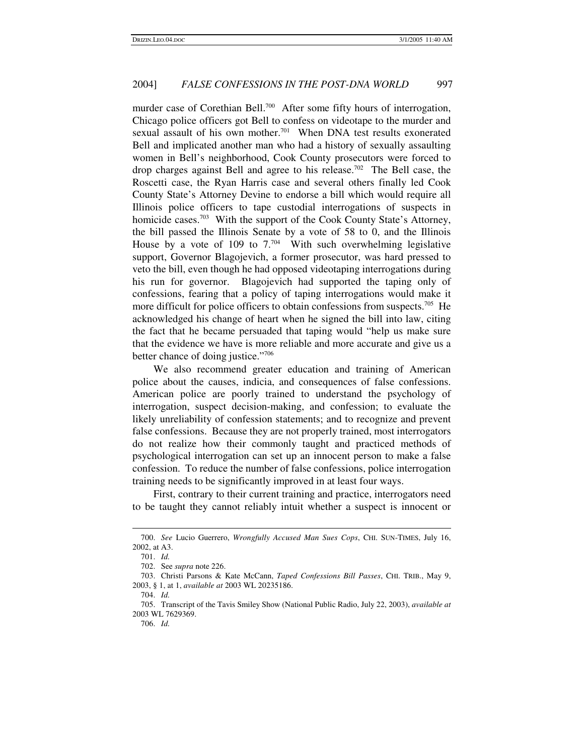murder case of Corethian Bell.[700] After some fifty hours of interrogation, Chicago police officers got Bell to confess on videotape to the murder and sexual assault of his own mother.[701] When DNA test results exonerated Bell and implicated another man who had a history of sexually assaulting women in Bell's neighborhood, Cook County prosecutors were forced to drop charges against Bell and agree to his release.[702] The Bell case, the Roscetti case, the Ryan Harris case and several others finally led Cook County State's Attorney Devine to endorse a bill which would require all Illinois police officers to tape custodial interrogations of suspects in homicide cases.[703] With the support of the Cook County State's Attorney, the bill passed the Illinois Senate by a vote of 58 to 0, and the Illinois House by a vote of 109 to 7.[704] With such overwhelming legislative support, Governor Blagojevich, a former prosecutor, was hard pressed to veto the bill, even though he had opposed videotaping interrogations during his run for governor. Blagojevich had supported the taping only of confessions, fearing that a policy of taping interrogations would make it more difficult for police officers to obtain confessions from suspects.[705] He acknowledged his change of heart when he signed the bill into law, citing the fact that he became persuaded that taping would "help us make sure that the evidence we have is more reliable and more accurate and give us a better chance of doing justice."[706]

We also recommend greater education and training of American police about the causes, indicia, and consequences of false confessions. American police are poorly trained to understand the psychology of interrogation, suspect decision-making, and confession; to evaluate the likely unreliability of confession statements; and to recognize and prevent false confessions. Because they are not properly trained, most interrogators do not realize how their commonly taught and practiced methods of psychological interrogation can set up an innocent person to make a false confession. To reduce the number of false confessions, police interrogation training needs to be significantly improved in at least four ways.

First, contrary to their current training and practice, interrogators need to be taught they cannot reliably intuit whether a suspect is innocent or

---

700. *See* Lucio Guerrero, *Wrongfully Accused Man Sues Cops*, CHI. SUN-TIMES, July 16, 2002, at A3.

701. *Id.*

702. See *supra* note 226.

703. Christi Parsons & Kate McCann, *Taped Confessions Bill Passes*, CHI. TRIB., May 9, 2003, § 1, at 1, *available at* 2003 WL 20235186.

704. *Id.*

705. Transcript of the Tavis Smiley Show (National Public Radio, July 22, 2003), *available at* 2003 WL 7629369.

706. *Id.*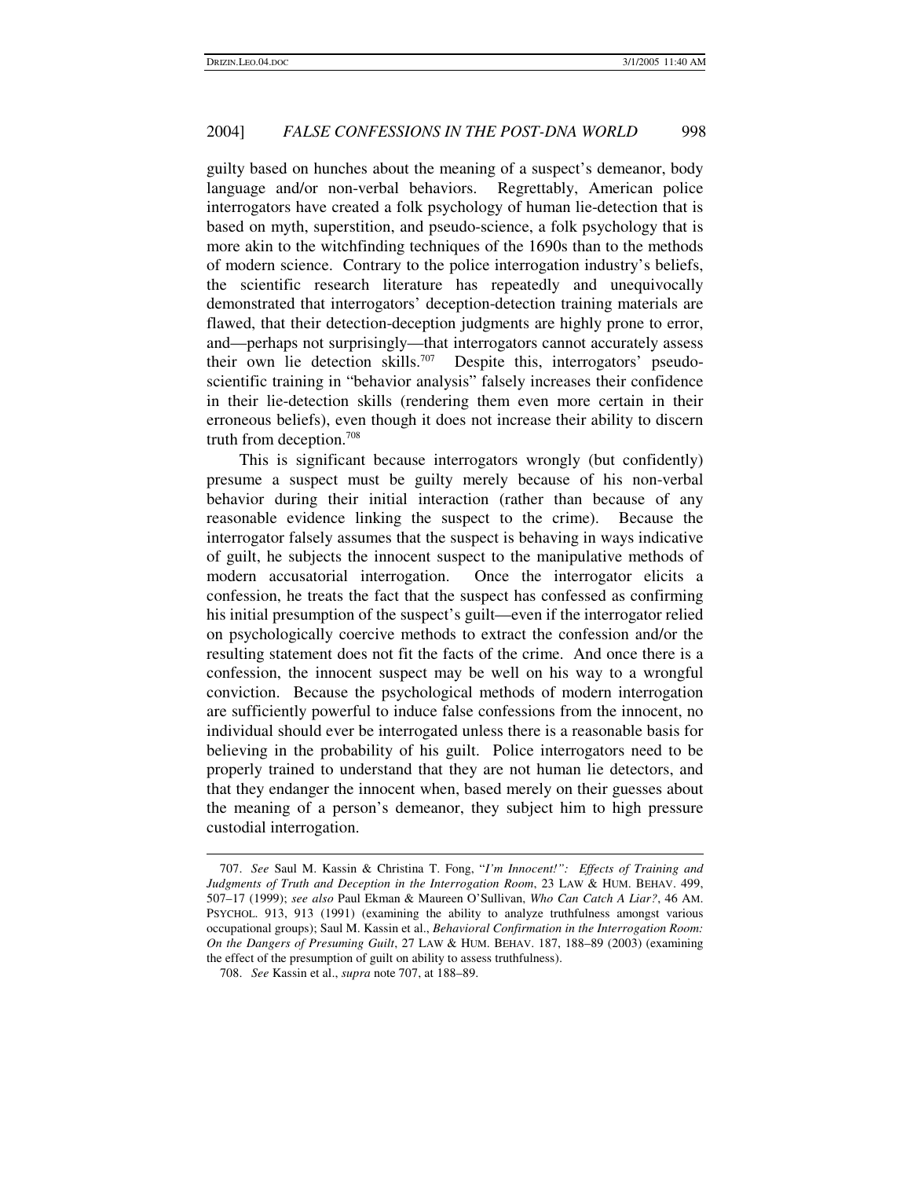guilty based on hunches about the meaning of a suspect's demeanor, body language and/or non-verbal behaviors. Regrettably, American police interrogators have created a folk psychology of human lie-detection that is based on myth, superstition, and pseudo-science, a folk psychology that is more akin to the witchfinding techniques of the 1690s than to the methods of modern science. Contrary to the police interrogation industry's beliefs, the scientific research literature has repeatedly and unequivocally demonstrated that interrogators' deception-detection training materials are flawed, that their detection-deception judgments are highly prone to error, and—perhaps not surprisingly—that interrogators cannot accurately assess their own lie detection skills.[707] Despite this, interrogators' pseudo-scientific training in "behavior analysis" falsely increases their confidence in their lie-detection skills (rendering them even more certain in their erroneous beliefs), even though it does not increase their ability to discern truth from deception.[708]

This is significant because interrogators wrongly (but confidently) presume a suspect must be guilty merely because of his non-verbal behavior during their initial interaction (rather than because of any reasonable evidence linking the suspect to the crime). Because the interrogator falsely assumes that the suspect is behaving in ways indicative of guilt, he subjects the innocent suspect to the manipulative methods of modern accusatorial interrogation. Once the interrogator elicits a confession, he treats the fact that the suspect has confessed as confirming his initial presumption of the suspect's guilt—even if the interrogator relied on psychologically coercive methods to extract the confession and/or the resulting statement does not fit the facts of the crime. And once there is a confession, the innocent suspect may be well on his way to a wrongful conviction. Because the psychological methods of modern interrogation are sufficiently powerful to induce false confessions from the innocent, no individual should ever be interrogated unless there is a reasonable basis for believing in the probability of his guilt. Police interrogators need to be properly trained to understand that they are not human lie detectors, and that they endanger the innocent when, based merely on their guesses about the meaning of a person's demeanor, they subject him to high pressure custodial interrogation.

---

707. *See* Saul M. Kassin & Christina T. Fong, "*I'm Innocent!": Effects of Training and Judgments of Truth and Deception in the Interrogation Room*, 23 LAW & HUM. BEHAV. 499, 507–17 (1999); *see also* Paul Ekman & Maureen O'Sullivan, *Who Can Catch A Liar?*, 46 AM. PSYCHOL. 913, 913 (1991) (examining the ability to analyze truthfulness amongst various occupational groups); Saul M. Kassin et al., *Behavioral Confirmation in the Interrogation Room: On the Dangers of Presuming Guilt*, 27 LAW & HUM. BEHAV. 187, 188–89 (2003) (examining the effect of the presumption of guilt on ability to assess truthfulness).

708. *See* Kassin et al., *supra* note 707, at 188–89.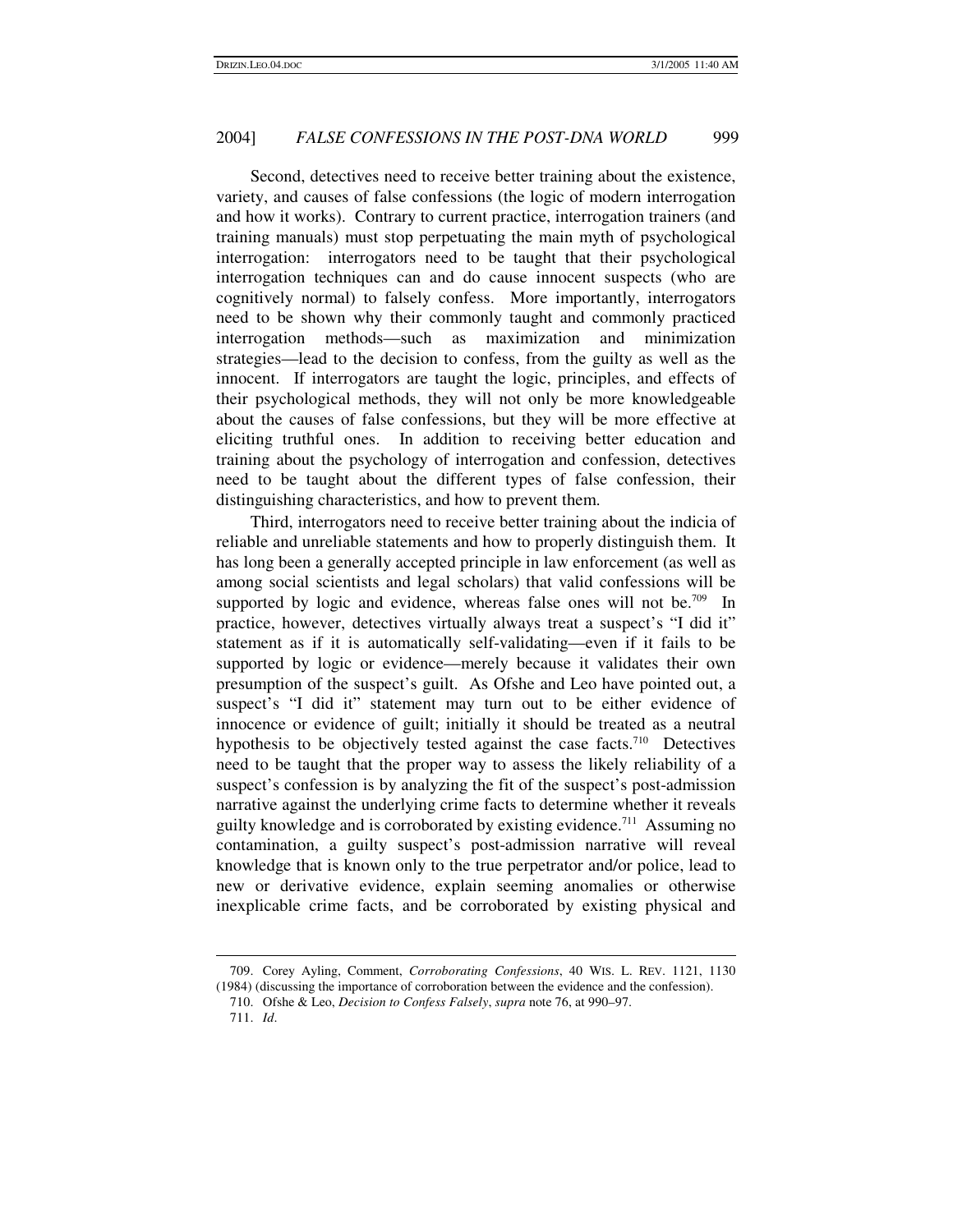Second, detectives need to receive better training about the existence, variety, and causes of false confessions (the logic of modern interrogation and how it works). Contrary to current practice, interrogation trainers (and training manuals) must stop perpetuating the main myth of psychological interrogation: interrogators need to be taught that their psychological interrogation techniques can and do cause innocent suspects (who are cognitively normal) to falsely confess. More importantly, interrogators need to be shown why their commonly taught and commonly practiced interrogation methods—such as maximization and minimization strategies—lead to the decision to confess, from the guilty as well as the innocent. If interrogators are taught the logic, principles, and effects of their psychological methods, they will not only be more knowledgeable about the causes of false confessions, but they will be more effective at eliciting truthful ones. In addition to receiving better education and training about the psychology of interrogation and confession, detectives need to be taught about the different types of false confession, their distinguishing characteristics, and how to prevent them.

Third, interrogators need to receive better training about the indicia of reliable and unreliable statements and how to properly distinguish them. It has long been a generally accepted principle in law enforcement (as well as among social scientists and legal scholars) that valid confessions will be supported by logic and evidence, whereas false ones will not be.[709] In practice, however, detectives virtually always treat a suspect's "I did it" statement as if it is automatically self-validating—even if it fails to be supported by logic or evidence—merely because it validates their own presumption of the suspect's guilt. As Ofshe and Leo have pointed out, a suspect's "I did it" statement may turn out to be either evidence of innocence or evidence of guilt; initially it should be treated as a neutral hypothesis to be objectively tested against the case facts.[710] Detectives need to be taught that the proper way to assess the likely reliability of a suspect's confession is by analyzing the fit of the suspect's post-admission narrative against the underlying crime facts to determine whether it reveals guilty knowledge and is corroborated by existing evidence.[711] Assuming no contamination, a guilty suspect's post-admission narrative will reveal knowledge that is known only to the true perpetrator and/or police, lead to new or derivative evidence, explain seeming anomalies or otherwise inexplicable crime facts, and be corroborated by existing physical and

---

709. Corey Ayling, Comment, *Corroborating Confessions*, 40 WIS. L. REV. 1121, 1130 (1984) (discussing the importance of corroboration between the evidence and the confession).

710. Ofshe & Leo, *Decision to Confess Falsely*, *supra* note 76, at 990–97.

711. *Id*.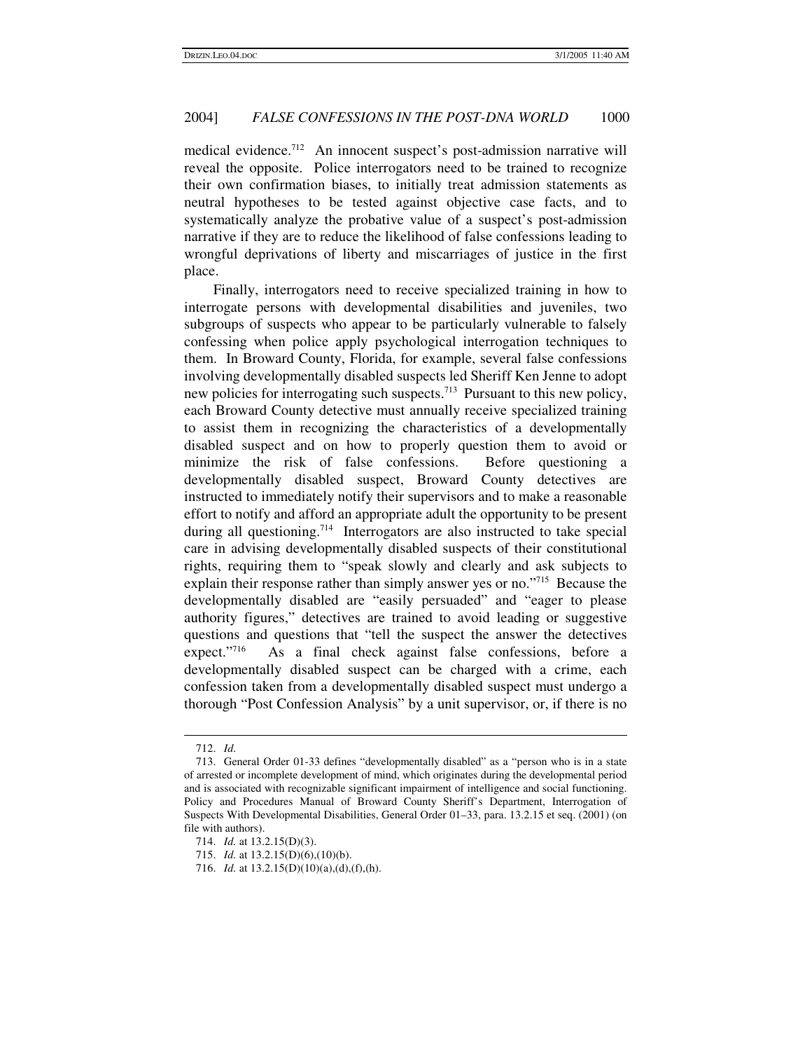medical evidence.[712] An innocent suspect's post-admission narrative will reveal the opposite. Police interrogators need to be trained to recognize their own confirmation biases, to initially treat admission statements as neutral hypotheses to be tested against objective case facts, and to systematically analyze the probative value of a suspect's post-admission narrative if they are to reduce the likelihood of false confessions leading to wrongful deprivations of liberty and miscarriages of justice in the first place.

Finally, interrogators need to receive specialized training in how to interrogate persons with developmental disabilities and juveniles, two subgroups of suspects who appear to be particularly vulnerable to falsely confessing when police apply psychological interrogation techniques to them. In Broward County, Florida, for example, several false confessions involving developmentally disabled suspects led Sheriff Ken Jenne to adopt new policies for interrogating such suspects.[713] Pursuant to this new policy, each Broward County detective must annually receive specialized training to assist them in recognizing the characteristics of a developmentally disabled suspect and on how to properly question them to avoid or minimize the risk of false confessions. Before questioning a developmentally disabled suspect, Broward County detectives are instructed to immediately notify their supervisors and to make a reasonable effort to notify and afford an appropriate adult the opportunity to be present during all questioning.[714] Interrogators are also instructed to take special care in advising developmentally disabled suspects of their constitutional rights, requiring them to "speak slowly and clearly and ask subjects to explain their response rather than simply answer yes or no."[715] Because the developmentally disabled are "easily persuaded" and "eager to please authority figures," detectives are trained to avoid leading or suggestive questions and questions that "tell the suspect the answer the detectives expect."[716] As a final check against false confessions, before a developmentally disabled suspect can be charged with a crime, each confession taken from a developmentally disabled suspect must undergo a thorough "Post Confession Analysis" by a unit supervisor, or, if there is no

---

712. *Id.*

713. General Order 01-33 defines "developmentally disabled" as a "person who is in a state of arrested or incomplete development of mind, which originates during the developmental period and is associated with recognizable significant impairment of intelligence and social functioning. Policy and Procedures Manual of Broward County Sheriff's Department, Interrogation of Suspects With Developmental Disabilities, General Order 01–33, para. 13.2.15 et seq. (2001) (on file with authors).

714. *Id.* at 13.2.15(D)(3).

715. *Id.* at 13.2.15(D)(6),(10)(b).

716. *Id.* at 13.2.15(D)(10)(a),(d),(f),(h).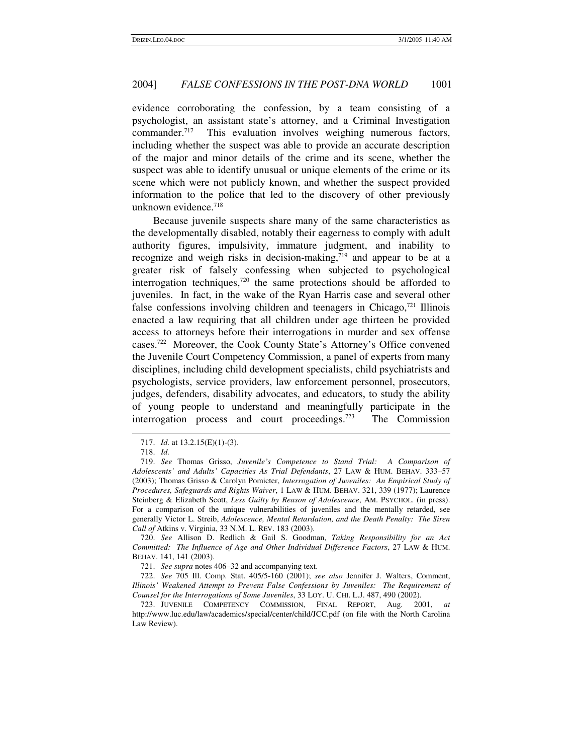evidence corroborating the confession, by a team consisting of a psychologist, an assistant state's attorney, and a Criminal Investigation commander.[717] This evaluation involves weighing numerous factors, including whether the suspect was able to provide an accurate description of the major and minor details of the crime and its scene, whether the suspect was able to identify unusual or unique elements of the crime or its scene which were not publicly known, and whether the suspect provided information to the police that led to the discovery of other previously unknown evidence.[718]

Because juvenile suspects share many of the same characteristics as the developmentally disabled, notably their eagerness to comply with adult authority figures, impulsivity, immature judgment, and inability to recognize and weigh risks in decision-making,[719] and appear to be at a greater risk of falsely confessing when subjected to psychological interrogation techniques,[720] the same protections should be afforded to juveniles. In fact, in the wake of the Ryan Harris case and several other false confessions involving children and teenagers in Chicago,[721] Illinois enacted a law requiring that all children under age thirteen be provided access to attorneys before their interrogations in murder and sex offense cases.[722] Moreover, the Cook County State's Attorney's Office convened the Juvenile Court Competency Commission, a panel of experts from many disciplines, including child development specialists, child psychiatrists and psychologists, service providers, law enforcement personnel, prosecutors, judges, defenders, disability advocates, and educators, to study the ability of young people to understand and meaningfully participate in the interrogation process and court proceedings.[723] The Commission

---

717. *Id.* at 13.2.15(E)(1)-(3).

718. *Id.*

719. *See* Thomas Grisso, *Juvenile's Competence to Stand Trial: A Comparison of Adolescents' and Adults' Capacities As Trial Defendants*, 27 LAW & HUM. BEHAV. 333–57 (2003); Thomas Grisso & Carolyn Pomicter, *Interrogation of Juveniles: An Empirical Study of Procedures, Safeguards and Rights Waiver*, 1 LAW & HUM. BEHAV. 321, 339 (1977); Laurence Steinberg & Elizabeth Scott, *Less Guilty by Reason of Adolescence*, AM. PSYCHOL. (in press). For a comparison of the unique vulnerabilities of juveniles and the mentally retarded, see generally Victor L. Streib, *Adolescence, Mental Retardation, and the Death Penalty: The Siren Call of* Atkins v. Virginia, 33 N.M. L. REV. 183 (2003).

720. *See* Allison D. Redlich & Gail S. Goodman, *Taking Responsibility for an Act Committed: The Influence of Age and Other Individual Difference Factors*, 27 LAW & HUM. BEHAV. 141, 141 (2003).

721. *See supra* notes 406–32 and accompanying text.

722. *See* 705 Ill. Comp. Stat. 405/5-160 (2001); *see also* Jennifer J. Walters, Comment, *Illinois' Weakened Attempt to Prevent False Confessions by Juveniles: The Requirement of Counsel for the Interrogations of Some Juveniles*, 33 LOY. U. CHI. L.J. 487, 490 (2002).

723. JUVENILE COMPETENCY COMMISSION, FINAL REPORT, Aug. 2001, *at* http://www.luc.edu/law/academics/special/center/child/JCC.pdf (on file with the North Carolina Law Review).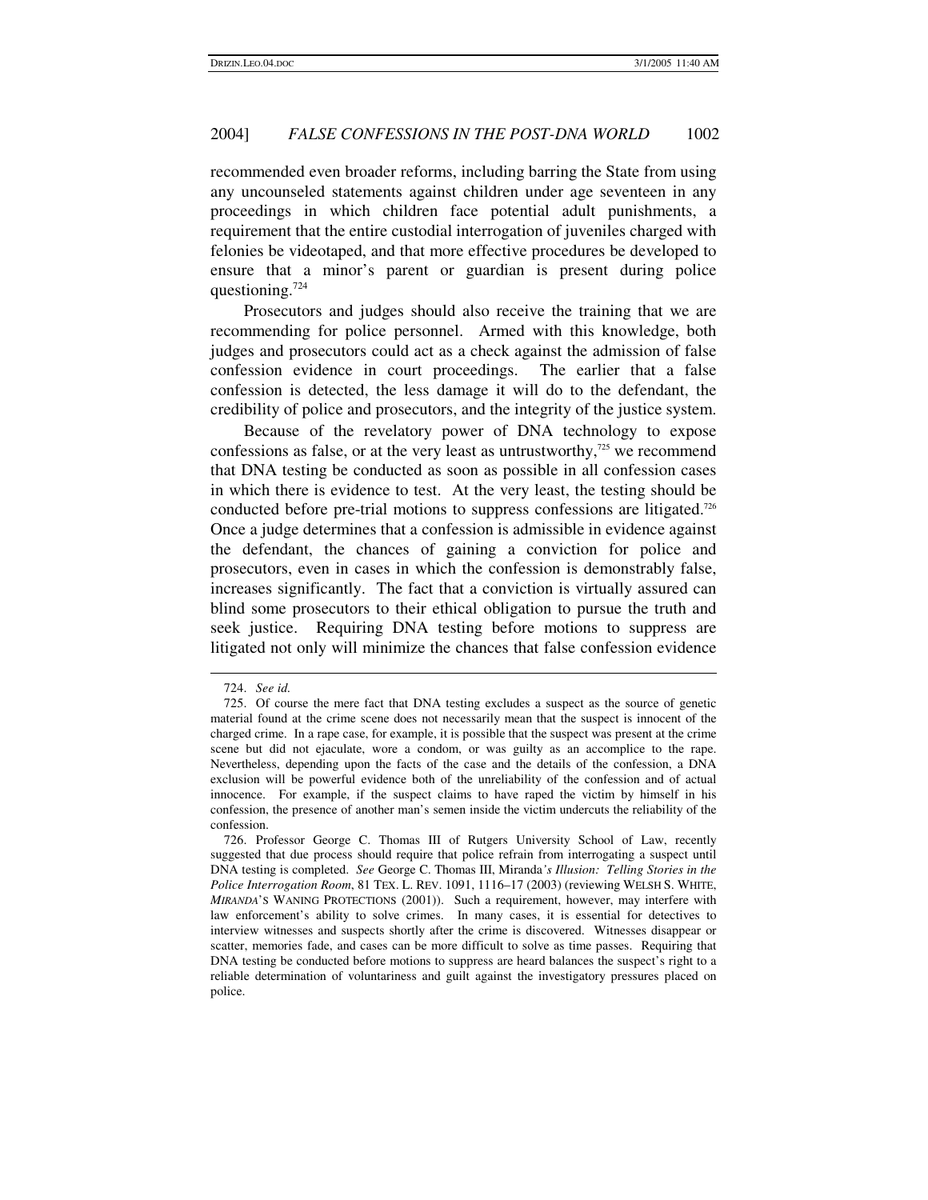recommended even broader reforms, including barring the State from using any uncounseled statements against children under age seventeen in any proceedings in which children face potential adult punishments, a requirement that the entire custodial interrogation of juveniles charged with felonies be videotaped, and that more effective procedures be developed to ensure that a minor's parent or guardian is present during police questioning.[724]

Prosecutors and judges should also receive the training that we are recommending for police personnel. Armed with this knowledge, both judges and prosecutors could act as a check against the admission of false confession evidence in court proceedings. The earlier that a false confession is detected, the less damage it will do to the defendant, the credibility of police and prosecutors, and the integrity of the justice system.

Because of the revelatory power of DNA technology to expose confessions as false, or at the very least as untrustworthy,[725] we recommend that DNA testing be conducted as soon as possible in all confession cases in which there is evidence to test. At the very least, the testing should be conducted before pre-trial motions to suppress confessions are litigated.[726] Once a judge determines that a confession is admissible in evidence against the defendant, the chances of gaining a conviction for police and prosecutors, even in cases in which the confession is demonstrably false, increases significantly. The fact that a conviction is virtually assured can blind some prosecutors to their ethical obligation to pursue the truth and seek justice. Requiring DNA testing before motions to suppress are litigated not only will minimize the chances that false confession evidence

---

724. *See id.*

725. Of course the mere fact that DNA testing excludes a suspect as the source of genetic material found at the crime scene does not necessarily mean that the suspect is innocent of the charged crime. In a rape case, for example, it is possible that the suspect was present at the crime scene but did not ejaculate, wore a condom, or was guilty as an accomplice to the rape. Nevertheless, depending upon the facts of the case and the details of the confession, a DNA exclusion will be powerful evidence both of the unreliability of the confession and of actual innocence. For example, if the suspect claims to have raped the victim by himself in his confession, the presence of another man's semen inside the victim undercuts the reliability of the confession.

726. Professor George C. Thomas III of Rutgers University School of Law, recently suggested that due process should require that police refrain from interrogating a suspect until DNA testing is completed. *See* George C. Thomas III, *Miranda's Illusion: Telling Stories in the Police Interrogation Room*, 81 TEX. L. REV. 1091, 1116–17 (2003) (reviewing WELSH S. WHITE, *MIRANDA*'S WANING PROTECTIONS (2001)). Such a requirement, however, may interfere with law enforcement's ability to solve crimes. In many cases, it is essential for detectives to interview witnesses and suspects shortly after the crime is discovered. Witnesses disappear or scatter, memories fade, and cases can be more difficult to solve as time passes. Requiring that DNA testing be conducted before motions to suppress are heard balances the suspect's right to a reliable determination of voluntariness and guilt against the investigatory pressures placed on police.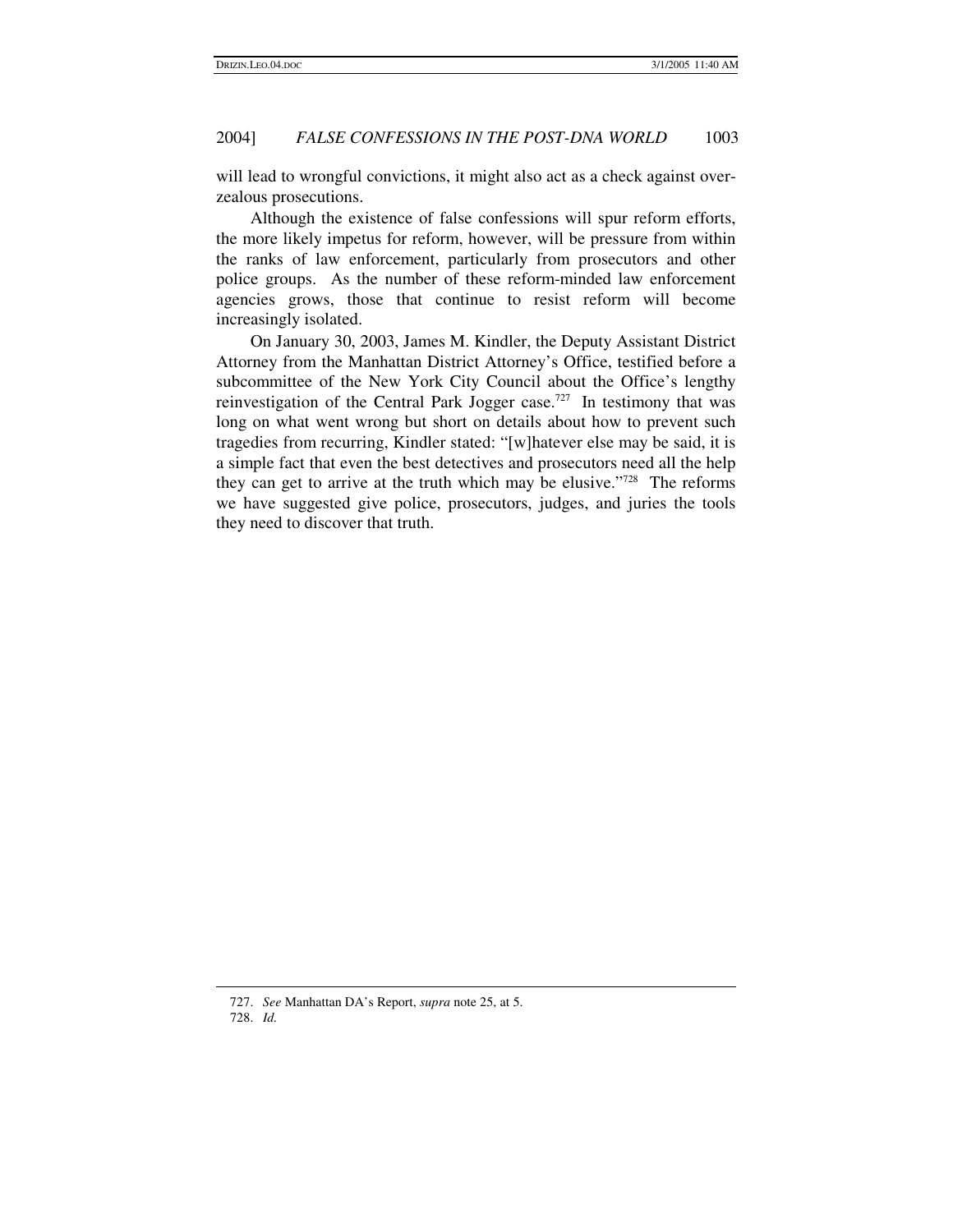will lead to wrongful convictions, it might also act as a check against over-zealous prosecutions.

Although the existence of false confessions will spur reform efforts, the more likely impetus for reform, however, will be pressure from within the ranks of law enforcement, particularly from prosecutors and other police groups. As the number of these reform-minded law enforcement agencies grows, those that continue to resist reform will become increasingly isolated.

On January 30, 2003, James M. Kindler, the Deputy Assistant District Attorney from the Manhattan District Attorney's Office, testified before a subcommittee of the New York City Council about the Office's lengthy reinvestigation of the Central Park Jogger case.[727] In testimony that was long on what went wrong but short on details about how to prevent such tragedies from recurring, Kindler stated: "[w]hatever else may be said, it is a simple fact that even the best detectives and prosecutors need all the help they can get to arrive at the truth which may be elusive."[728] The reforms we have suggested give police, prosecutors, judges, and juries the tools they need to discover that truth.

---

727. *See* Manhattan DA's Report, *supra* note 25, at 5.

728. *Id.*